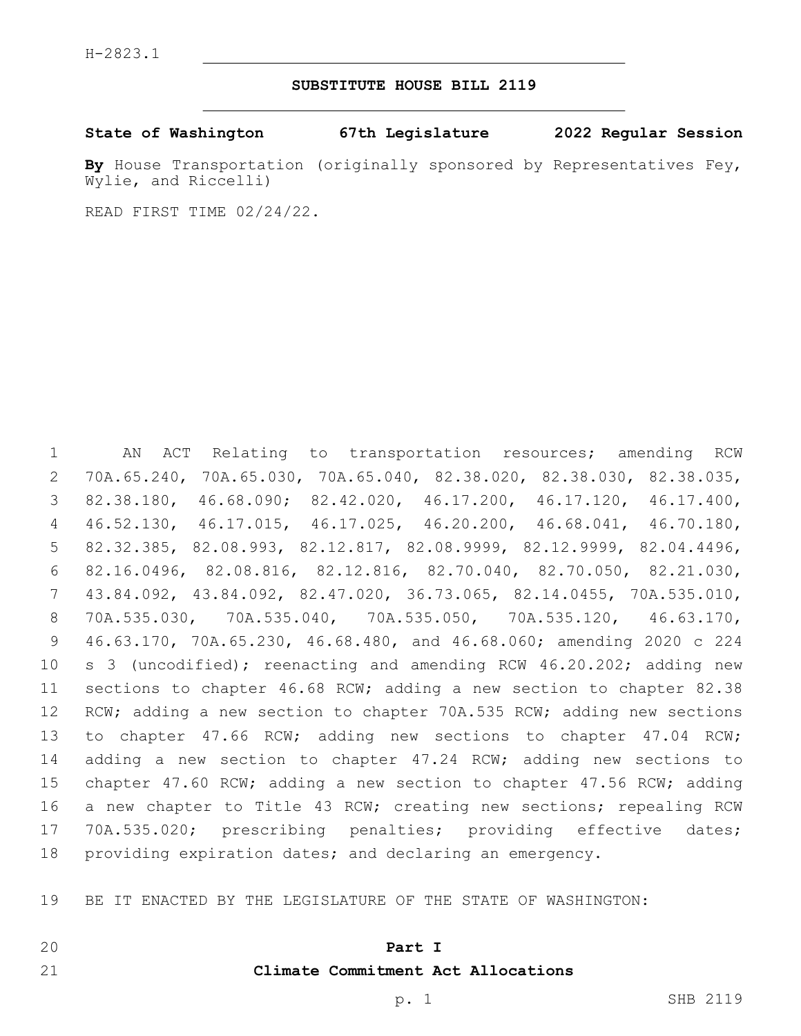H-2823.1

# SUBSTITUTE HOUSE BILL 2119

**State of Washington 67th Legislature 2022 Regular Session**

**By** House Transportation (originally sponsored by Representatives Fey, Wylie, and Riccelli)

READ FIRST TIME 02/24/22.

AN ACT Relating to transportation resources; amending RCW 70A.65.240, 70A.65.030, 70A.65.040, 82.38.020, 82.38.030, 82.38.035, 82.38.180, 46.68.090; 82.42.020, 46.17.200, 46.17.120, 46.17.400, 46.52.130, 46.17.015, 46.17.025, 46.20.200, 46.68.041, 46.70.180, 82.32.385, 82.08.993, 82.12.817, 82.08.9999, 82.12.9999, 82.04.4496, 82.16.0496, 82.08.816, 82.12.816, 82.70.040, 82.70.050, 82.21.030, 43.84.092, 43.84.092, 82.47.020, 36.73.065, 82.14.0455, 70A.535.010, 70A.535.030, 70A.535.040, 70A.535.050, 70A.535.120, 46.63.170, 46.63.170, 70A.65.230, 46.68.480, and 46.68.060; amending 2020 c 224 s 3 (uncodified); reenacting and amending RCW 46.20.202; adding new sections to chapter 46.68 RCW; adding a new section to chapter 82.38 RCW; adding a new section to chapter 70A.535 RCW; adding new sections to chapter 47.66 RCW; adding new sections to chapter 47.04 RCW; adding a new section to chapter 47.24 RCW; adding new sections to chapter 47.60 RCW; adding a new section to chapter 47.56 RCW; adding a new chapter to Title 43 RCW; creating new sections; repealing RCW 70A.535.020; prescribing penalties; providing effective dates; providing expiration dates; and declaring an emergency.

BE IT ENACTED BY THE LEGISLATURE OF THE STATE OF WASHINGTON:

## Part I
## Climate Commitment Act Allocations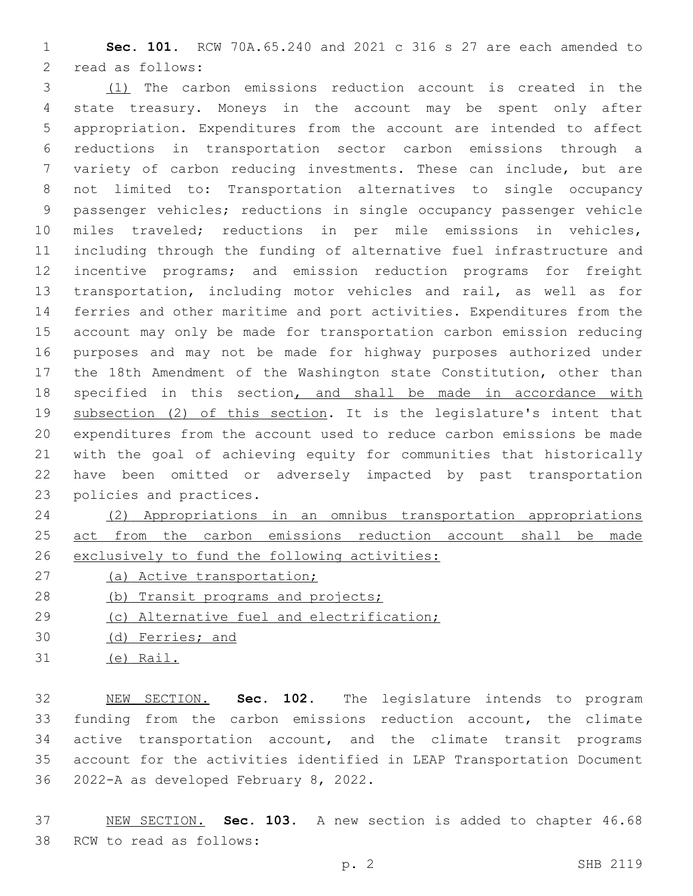**Sec. 101.** RCW 70A.65.240 and 2021 c 316 s 27 are each amended to read as follows:

(1) The carbon emissions reduction account is created in the state treasury. Moneys in the account may be spent only after appropriation. Expenditures from the account are intended to affect reductions in transportation sector carbon emissions through a variety of carbon reducing investments. These can include, but are not limited to: Transportation alternatives to single occupancy passenger vehicles; reductions in single occupancy passenger vehicle miles traveled; reductions in per mile emissions in vehicles, including through the funding of alternative fuel infrastructure and incentive programs; and emission reduction programs for freight transportation, including motor vehicles and rail, as well as for ferries and other maritime and port activities. Expenditures from the account may only be made for transportation carbon emission reducing purposes and may not be made for highway purposes authorized under the 18th Amendment of the Washington state Constitution, other than specified in this section, and shall be made in accordance with subsection (2) of this section. It is the legislature's intent that expenditures from the account used to reduce carbon emissions be made with the goal of achieving equity for communities that historically have been omitted or adversely impacted by past transportation policies and practices.

(2) Appropriations in an omnibus transportation appropriations act from the carbon emissions reduction account shall be made exclusively to fund the following activities:

(a) Active transportation;

(b) Transit programs and projects;

(c) Alternative fuel and electrification;

(d) Ferries; and

(e) Rail.

NEW SECTION. **Sec. 102.** The legislature intends to program funding from the carbon emissions reduction account, the climate active transportation account, and the climate transit programs account for the activities identified in LEAP Transportation Document 2022-A as developed February 8, 2022.

NEW SECTION. **Sec. 103.** A new section is added to chapter 46.68 RCW to read as follows: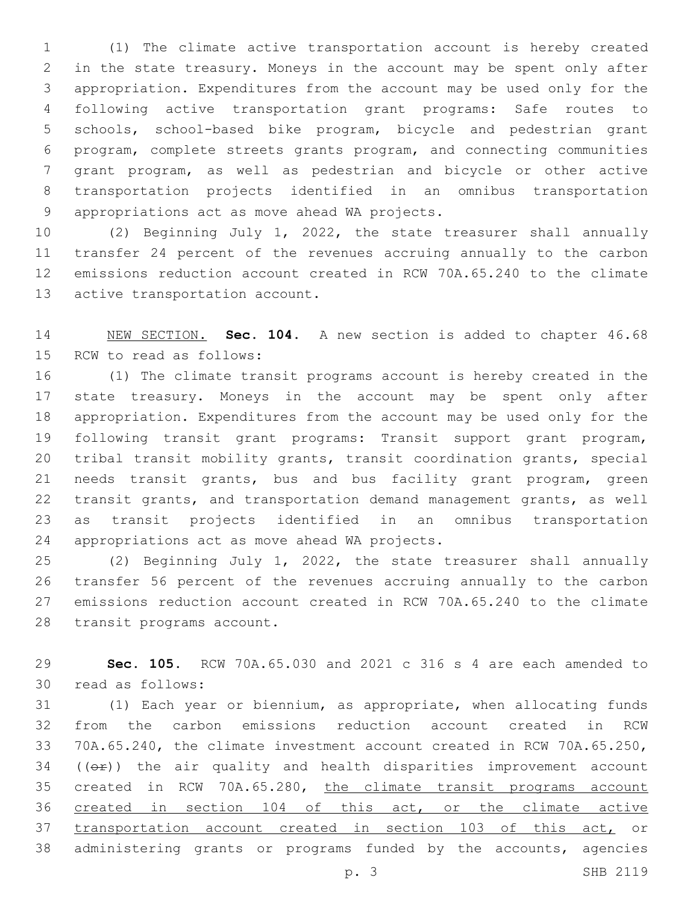(1) The climate active transportation account is hereby created in the state treasury. Moneys in the account may be spent only after appropriation. Expenditures from the account may be used only for the following active transportation grant programs: Safe routes to schools, school-based bike program, bicycle and pedestrian grant program, complete streets grants program, and connecting communities grant program, as well as pedestrian and bicycle or other active transportation projects identified in an omnibus transportation appropriations act as move ahead WA projects.

(2) Beginning July 1, 2022, the state treasurer shall annually transfer 24 percent of the revenues accruing annually to the carbon emissions reduction account created in RCW 70A.65.240 to the climate active transportation account.

NEW SECTION. **Sec. 104.** A new section is added to chapter 46.68 RCW to read as follows:

(1) The climate transit programs account is hereby created in the state treasury. Moneys in the account may be spent only after appropriation. Expenditures from the account may be used only for the following transit grant programs: Transit support grant program, tribal transit mobility grants, transit coordination grants, special needs transit grants, bus and bus facility grant program, green transit grants, and transportation demand management grants, as well as transit projects identified in an omnibus transportation appropriations act as move ahead WA projects.

(2) Beginning July 1, 2022, the state treasurer shall annually transfer 56 percent of the revenues accruing annually to the carbon emissions reduction account created in RCW 70A.65.240 to the climate transit programs account.

**Sec. 105.** RCW 70A.65.030 and 2021 c 316 s 4 are each amended to read as follows:

(1) Each year or biennium, as appropriate, when allocating funds from the carbon emissions reduction account created in RCW 70A.65.240, the climate investment account created in RCW 70A.65.250, ((~~or~~)) the air quality and health disparities improvement account created in RCW 70A.65.280, the climate transit programs account created in section 104 of this act, or the climate active transportation account created in section 103 of this act, or administering grants or programs funded by the accounts, agencies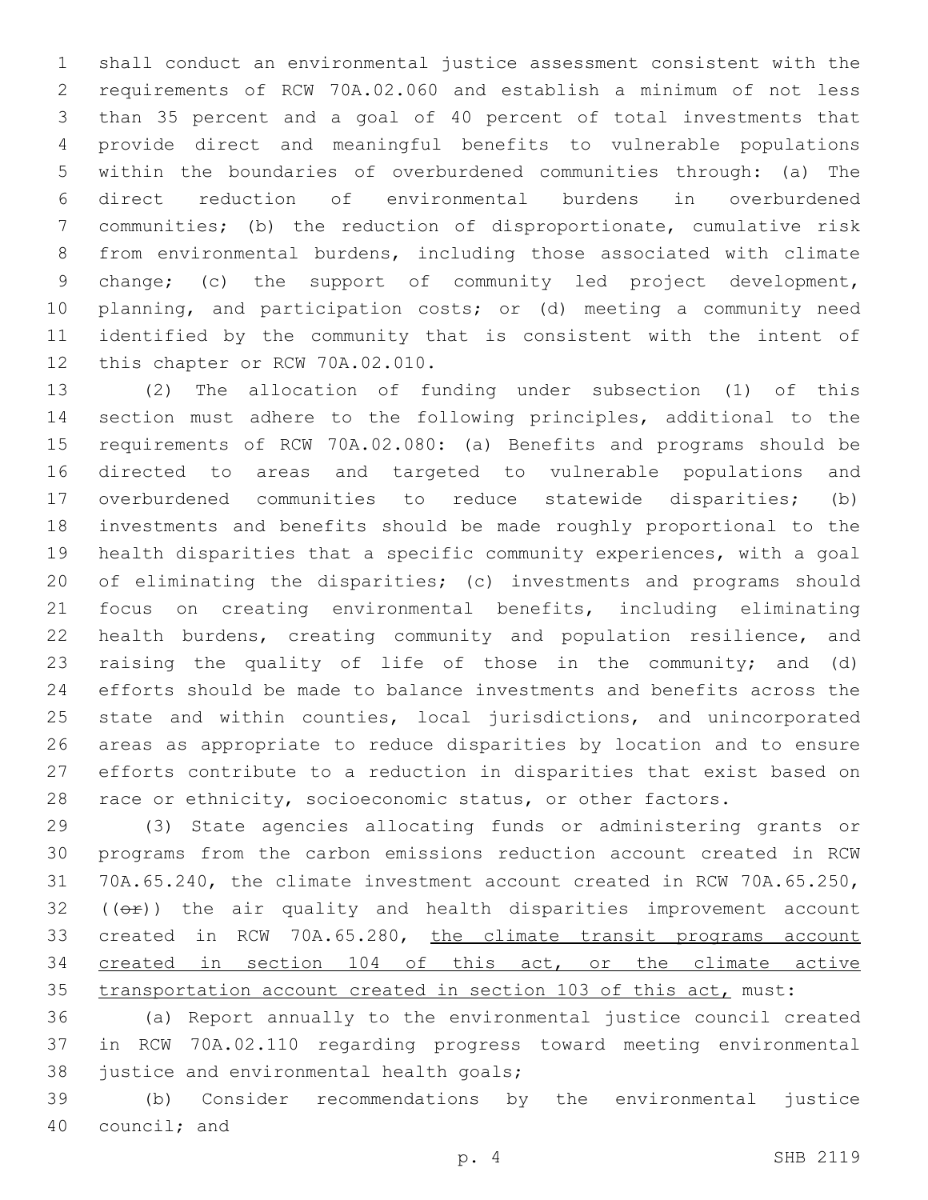shall conduct an environmental justice assessment consistent with the requirements of RCW 70A.02.060 and establish a minimum of not less than 35 percent and a goal of 40 percent of total investments that provide direct and meaningful benefits to vulnerable populations within the boundaries of overburdened communities through: (a) The direct reduction of environmental burdens in overburdened communities; (b) the reduction of disproportionate, cumulative risk from environmental burdens, including those associated with climate change; (c) the support of community led project development, planning, and participation costs; or (d) meeting a community need identified by the community that is consistent with the intent of this chapter or RCW 70A.02.010.

(2) The allocation of funding under subsection (1) of this section must adhere to the following principles, additional to the requirements of RCW 70A.02.080: (a) Benefits and programs should be directed to areas and targeted to vulnerable populations and overburdened communities to reduce statewide disparities; (b) investments and benefits should be made roughly proportional to the health disparities that a specific community experiences, with a goal of eliminating the disparities; (c) investments and programs should focus on creating environmental benefits, including eliminating health burdens, creating community and population resilience, and raising the quality of life of those in the community; and (d) efforts should be made to balance investments and benefits across the state and within counties, local jurisdictions, and unincorporated areas as appropriate to reduce disparities by location and to ensure efforts contribute to a reduction in disparities that exist based on race or ethnicity, socioeconomic status, or other factors.

(3) State agencies allocating funds or administering grants or programs from the carbon emissions reduction account created in RCW 70A.65.240, the climate investment account created in RCW 70A.65.250, ((~~or~~)) the air quality and health disparities improvement account created in RCW 70A.65.280, <u>the climate transit programs account created in section 104 of this act, or the climate active transportation account created in section 103 of this act,</u> must:

(a) Report annually to the environmental justice council created in RCW 70A.02.110 regarding progress toward meeting environmental justice and environmental health goals;

(b) Consider recommendations by the environmental justice council; and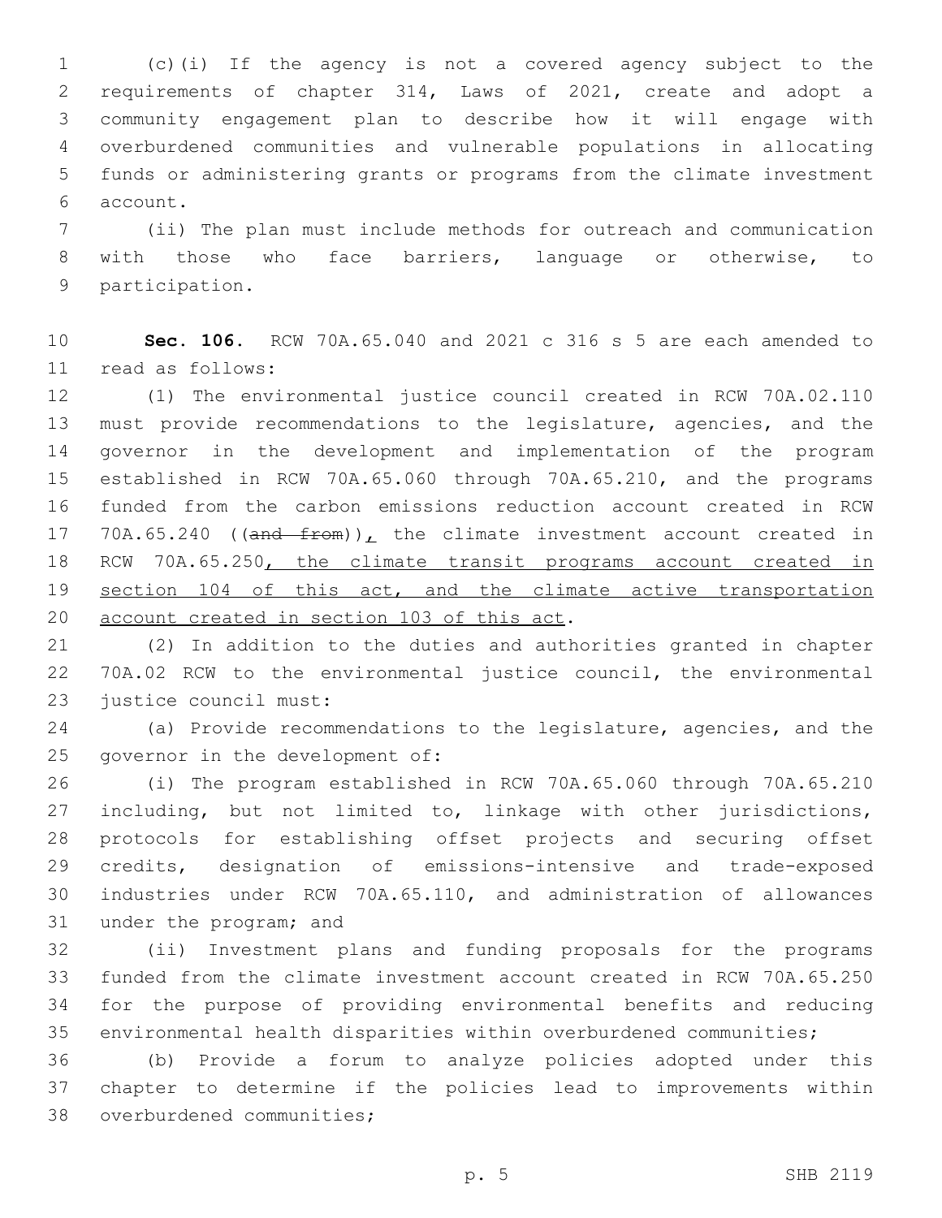(c)(i) If the agency is not a covered agency subject to the requirements of chapter 314, Laws of 2021, create and adopt a community engagement plan to describe how it will engage with overburdened communities and vulnerable populations in allocating funds or administering grants or programs from the climate investment account.

(ii) The plan must include methods for outreach and communication with those who face barriers, language or otherwise, to participation.

**Sec. 106.** RCW 70A.65.040 and 2021 c 316 s 5 are each amended to read as follows:

(1) The environmental justice council created in RCW 70A.02.110 must provide recommendations to the legislature, agencies, and the governor in the development and implementation of the program established in RCW 70A.65.060 through 70A.65.210, and the programs funded from the carbon emissions reduction account created in RCW 70A.65.240 ((~~and from~~))<u>,</u> the climate investment account created in RCW 70A.65.250<u>, the climate transit programs account created in section 104 of this act, and the climate active transportation account created in section 103 of this act</u>.

(2) In addition to the duties and authorities granted in chapter 70A.02 RCW to the environmental justice council, the environmental justice council must:

(a) Provide recommendations to the legislature, agencies, and the governor in the development of:

(i) The program established in RCW 70A.65.060 through 70A.65.210 including, but not limited to, linkage with other jurisdictions, protocols for establishing offset projects and securing offset credits, designation of emissions-intensive and trade-exposed industries under RCW 70A.65.110, and administration of allowances under the program; and

(ii) Investment plans and funding proposals for the programs funded from the climate investment account created in RCW 70A.65.250 for the purpose of providing environmental benefits and reducing environmental health disparities within overburdened communities;

(b) Provide a forum to analyze policies adopted under this chapter to determine if the policies lead to improvements within overburdened communities;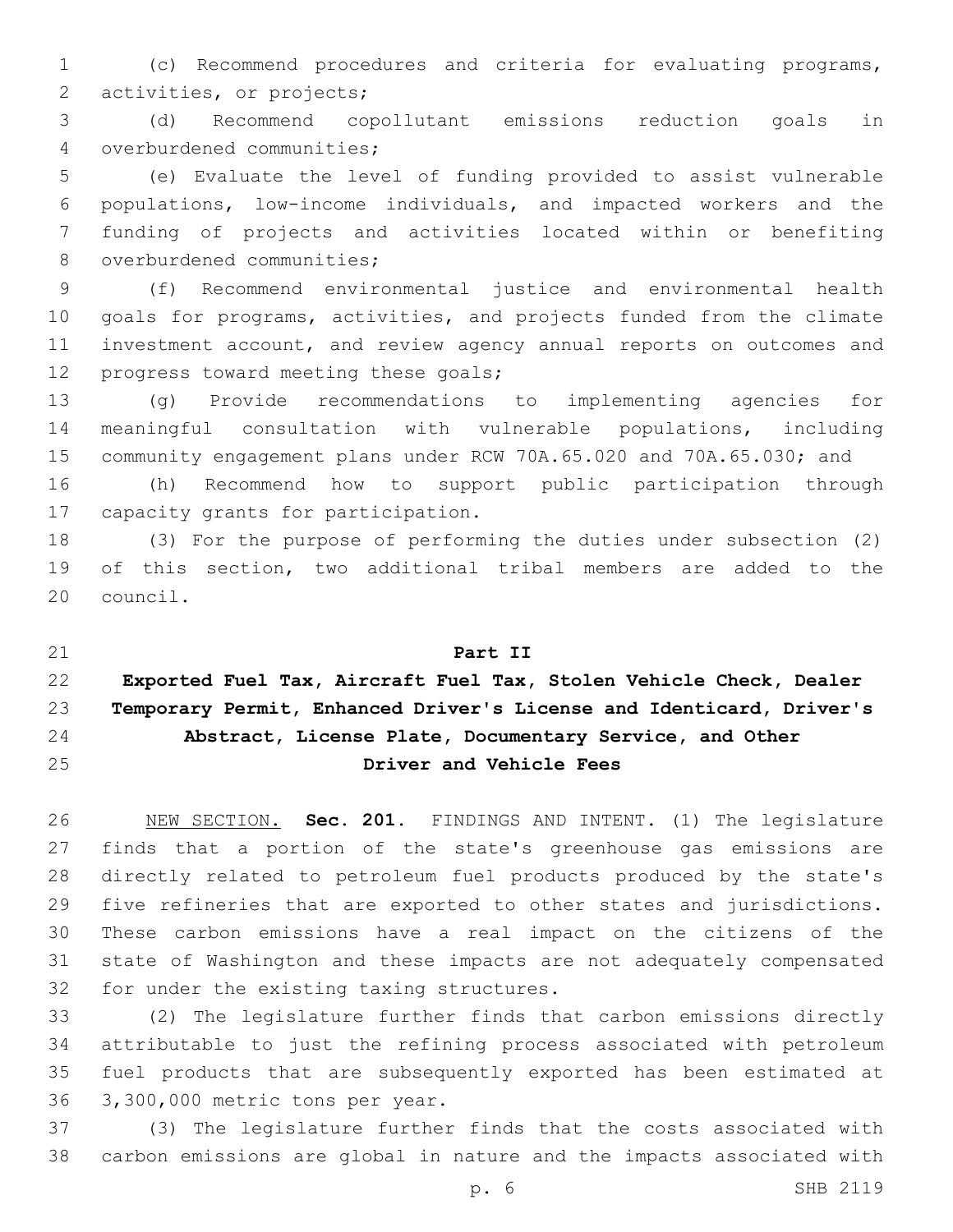(c) Recommend procedures and criteria for evaluating programs, activities, or projects;

(d) Recommend copollutant emissions reduction goals in overburdened communities;

(e) Evaluate the level of funding provided to assist vulnerable populations, low-income individuals, and impacted workers and the funding of projects and activities located within or benefiting overburdened communities;

(f) Recommend environmental justice and environmental health goals for programs, activities, and projects funded from the climate investment account, and review agency annual reports on outcomes and progress toward meeting these goals;

(g) Provide recommendations to implementing agencies for meaningful consultation with vulnerable populations, including community engagement plans under RCW 70A.65.020 and 70A.65.030; and

(h) Recommend how to support public participation through capacity grants for participation.

(3) For the purpose of performing the duties under subsection (2) of this section, two additional tribal members are added to the council.

## Part II
## Exported Fuel Tax, Aircraft Fuel Tax, Stolen Vehicle Check, Dealer Temporary Permit, Enhanced Driver's License and Identicard, Driver's Abstract, License Plate, Documentary Service, and Other Driver and Vehicle Fees

NEW SECTION. **Sec. 201.** FINDINGS AND INTENT. (1) The legislature finds that a portion of the state's greenhouse gas emissions are directly related to petroleum fuel products produced by the state's five refineries that are exported to other states and jurisdictions. These carbon emissions have a real impact on the citizens of the state of Washington and these impacts are not adequately compensated for under the existing taxing structures.

(2) The legislature further finds that carbon emissions directly attributable to just the refining process associated with petroleum fuel products that are subsequently exported has been estimated at 3,300,000 metric tons per year.

(3) The legislature further finds that the costs associated with carbon emissions are global in nature and the impacts associated with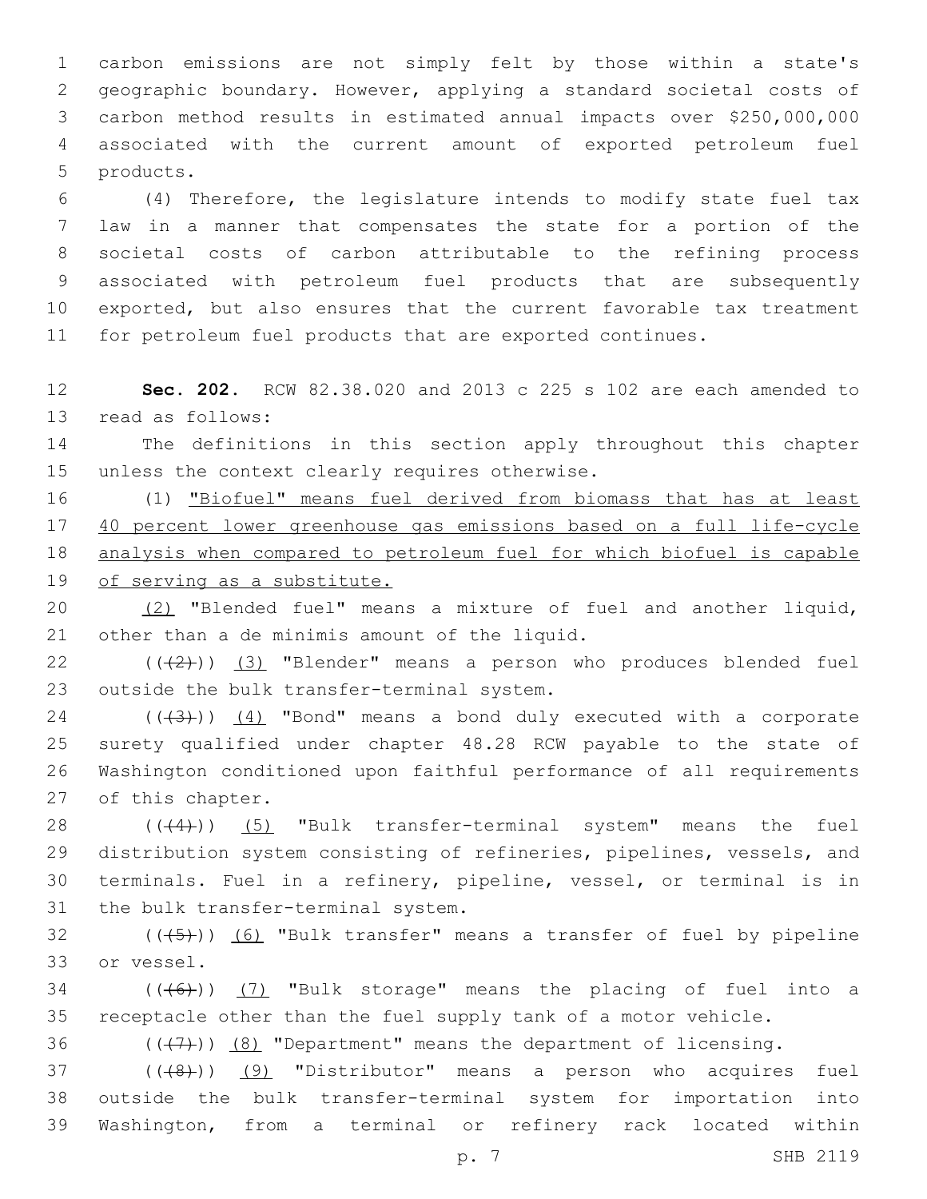carbon emissions are not simply felt by those within a state's geographic boundary. However, applying a standard societal costs of carbon method results in estimated annual impacts over $250,000,000 associated with the current amount of exported petroleum fuel products.

(4) Therefore, the legislature intends to modify state fuel tax law in a manner that compensates the state for a portion of the societal costs of carbon attributable to the refining process associated with petroleum fuel products that are subsequently exported, but also ensures that the current favorable tax treatment for petroleum fuel products that are exported continues.

**Sec. 202.** RCW 82.38.020 and 2013 c 225 s 102 are each amended to read as follows:

The definitions in this section apply throughout this chapter unless the context clearly requires otherwise.

(1) <u>"Biofuel" means fuel derived from biomass that has at least 40 percent lower greenhouse gas emissions based on a full life-cycle analysis when compared to petroleum fuel for which biofuel is capable of serving as a substitute.</u>

<u>(2)</u> "Blended fuel" means a mixture of fuel and another liquid, other than a de minimis amount of the liquid.

~~((2))~~ <u>(3)</u> "Blender" means a person who produces blended fuel outside the bulk transfer-terminal system.

~~((3))~~ <u>(4)</u> "Bond" means a bond duly executed with a corporate surety qualified under chapter 48.28 RCW payable to the state of Washington conditioned upon faithful performance of all requirements of this chapter.

~~((4))~~ <u>(5)</u> "Bulk transfer-terminal system" means the fuel distribution system consisting of refineries, pipelines, vessels, and terminals. Fuel in a refinery, pipeline, vessel, or terminal is in the bulk transfer-terminal system.

~~((5))~~ <u>(6)</u> "Bulk transfer" means a transfer of fuel by pipeline or vessel.

~~((6))~~ <u>(7)</u> "Bulk storage" means the placing of fuel into a receptacle other than the fuel supply tank of a motor vehicle.

~~((7))~~ <u>(8)</u> "Department" means the department of licensing.

~~((8))~~ <u>(9)</u> "Distributor" means a person who acquires fuel outside the bulk transfer-terminal system for importation into Washington, from a terminal or refinery rack located within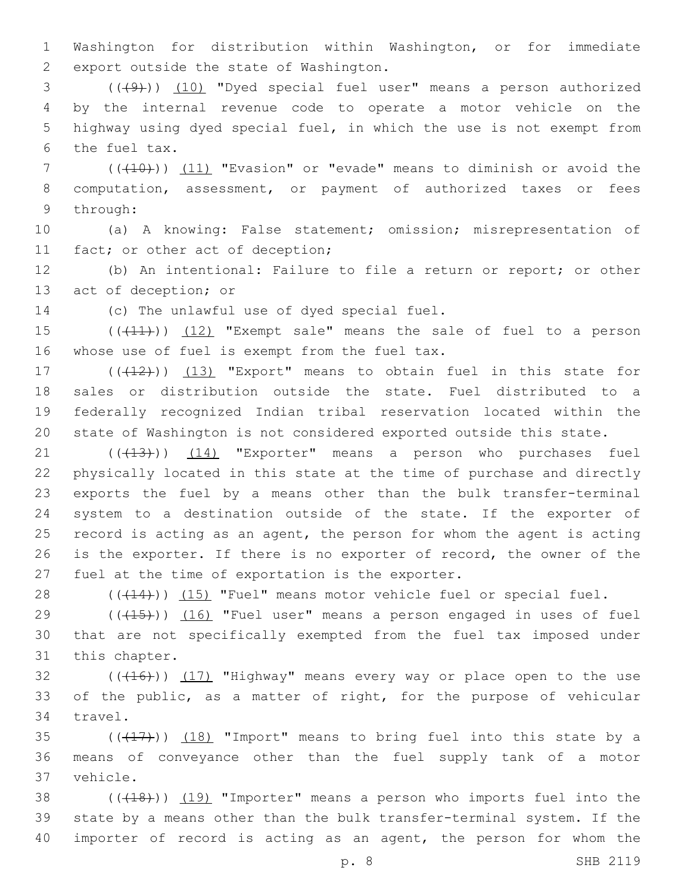Washington for distribution within Washington, or for immediate export outside the state of Washington.

(((9))) (10) "Dyed special fuel user" means a person authorized by the internal revenue code to operate a motor vehicle on the highway using dyed special fuel, in which the use is not exempt from the fuel tax.

(((10))) (11) "Evasion" or "evade" means to diminish or avoid the computation, assessment, or payment of authorized taxes or fees through:

(a) A knowing: False statement; omission; misrepresentation of fact; or other act of deception;

(b) An intentional: Failure to file a return or report; or other act of deception; or

(c) The unlawful use of dyed special fuel.

(((11))) (12) "Exempt sale" means the sale of fuel to a person whose use of fuel is exempt from the fuel tax.

(((12))) (13) "Export" means to obtain fuel in this state for sales or distribution outside the state. Fuel distributed to a federally recognized Indian tribal reservation located within the state of Washington is not considered exported outside this state.

(((13))) (14) "Exporter" means a person who purchases fuel physically located in this state at the time of purchase and directly exports the fuel by a means other than the bulk transfer-terminal system to a destination outside of the state. If the exporter of record is acting as an agent, the person for whom the agent is acting is the exporter. If there is no exporter of record, the owner of the fuel at the time of exportation is the exporter.

(((14))) (15) "Fuel" means motor vehicle fuel or special fuel.

(((15))) (16) "Fuel user" means a person engaged in uses of fuel that are not specifically exempted from the fuel tax imposed under this chapter.

(((16))) (17) "Highway" means every way or place open to the use of the public, as a matter of right, for the purpose of vehicular travel.

(((17))) (18) "Import" means to bring fuel into this state by a means of conveyance other than the fuel supply tank of a motor vehicle.

(((18))) (19) "Importer" means a person who imports fuel into the state by a means other than the bulk transfer-terminal system. If the importer of record is acting as an agent, the person for whom the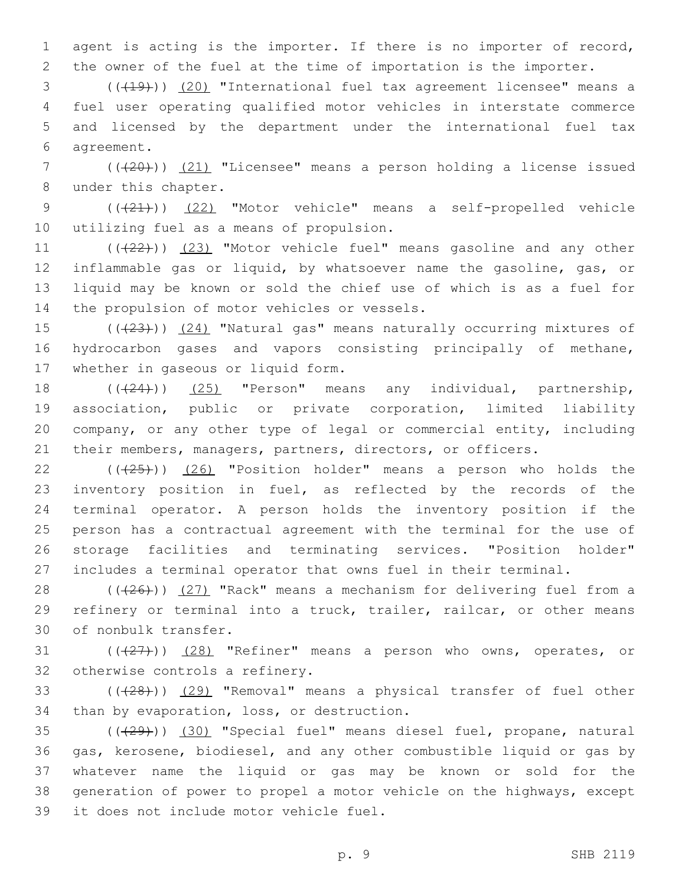agent is acting is the importer. If there is no importer of record, the owner of the fuel at the time of importation is the importer.

((~~(19)~~)) (20) "International fuel tax agreement licensee" means a fuel user operating qualified motor vehicles in interstate commerce and licensed by the department under the international fuel tax agreement.

((~~(20)~~)) (21) "Licensee" means a person holding a license issued under this chapter.

((~~(21)~~)) (22) "Motor vehicle" means a self-propelled vehicle utilizing fuel as a means of propulsion.

((~~(22)~~)) (23) "Motor vehicle fuel" means gasoline and any other inflammable gas or liquid, by whatsoever name the gasoline, gas, or liquid may be known or sold the chief use of which is as a fuel for the propulsion of motor vehicles or vessels.

((~~(23)~~)) (24) "Natural gas" means naturally occurring mixtures of hydrocarbon gases and vapors consisting principally of methane, whether in gaseous or liquid form.

((~~(24)~~)) (25) "Person" means any individual, partnership, association, public or private corporation, limited liability company, or any other type of legal or commercial entity, including their members, managers, partners, directors, or officers.

((~~(25)~~)) (26) "Position holder" means a person who holds the inventory position in fuel, as reflected by the records of the terminal operator. A person holds the inventory position if the person has a contractual agreement with the terminal for the use of storage facilities and terminating services. "Position holder" includes a terminal operator that owns fuel in their terminal.

((~~(26)~~)) (27) "Rack" means a mechanism for delivering fuel from a refinery or terminal into a truck, trailer, railcar, or other means of nonbulk transfer.

((~~(27)~~)) (28) "Refiner" means a person who owns, operates, or otherwise controls a refinery.

((~~(28)~~)) (29) "Removal" means a physical transfer of fuel other than by evaporation, loss, or destruction.

((~~(29)~~)) (30) "Special fuel" means diesel fuel, propane, natural gas, kerosene, biodiesel, and any other combustible liquid or gas by whatever name the liquid or gas may be known or sold for the generation of power to propel a motor vehicle on the highways, except it does not include motor vehicle fuel.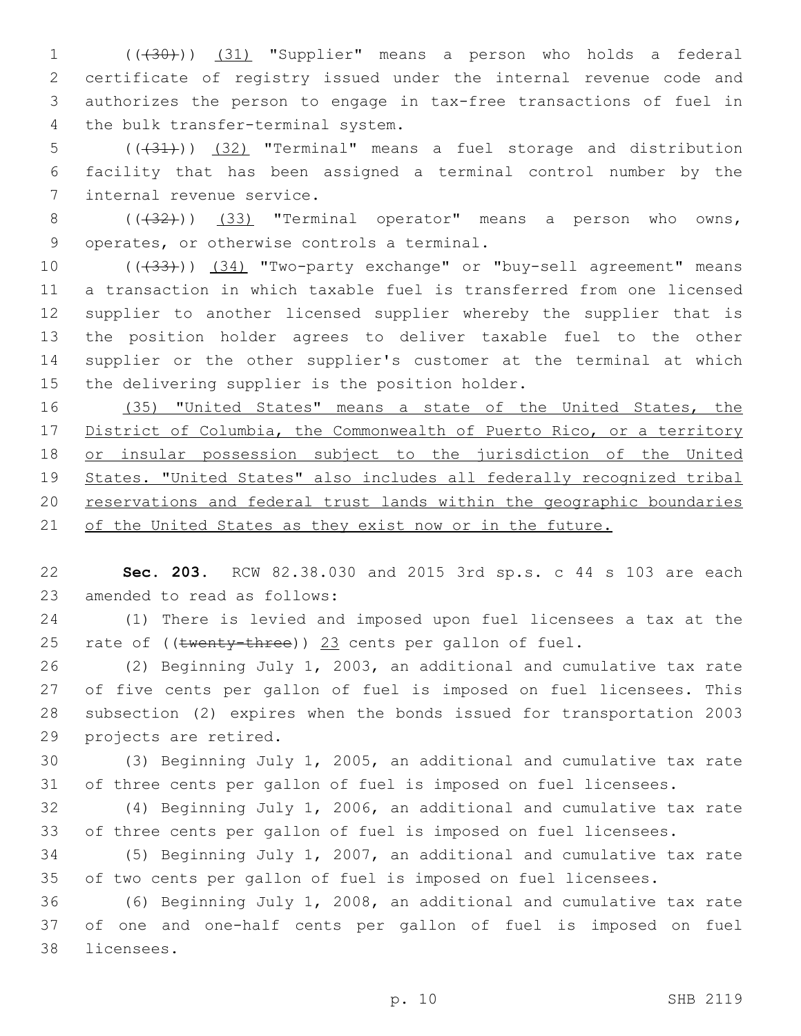(((30))) (31) "Supplier" means a person who holds a federal certificate of registry issued under the internal revenue code and authorizes the person to engage in tax-free transactions of fuel in the bulk transfer-terminal system.

(((31))) (32) "Terminal" means a fuel storage and distribution facility that has been assigned a terminal control number by the internal revenue service.

(((32))) (33) "Terminal operator" means a person who owns, operates, or otherwise controls a terminal.

(((33))) (34) "Two-party exchange" or "buy-sell agreement" means a transaction in which taxable fuel is transferred from one licensed supplier to another licensed supplier whereby the supplier that is the position holder agrees to deliver taxable fuel to the other supplier or the other supplier's customer at the terminal at which the delivering supplier is the position holder.

(35) "United States" means a state of the United States, the District of Columbia, the Commonwealth of Puerto Rico, or a territory or insular possession subject to the jurisdiction of the United States. "United States" also includes all federally recognized tribal reservations and federal trust lands within the geographic boundaries of the United States as they exist now or in the future.

**Sec. 203.** RCW 82.38.030 and 2015 3rd sp.s. c 44 s 103 are each amended to read as follows:

(1) There is levied and imposed upon fuel licensees a tax at the rate of ((~~twenty-three~~)) 23 cents per gallon of fuel.

(2) Beginning July 1, 2003, an additional and cumulative tax rate of five cents per gallon of fuel is imposed on fuel licensees. This subsection (2) expires when the bonds issued for transportation 2003 projects are retired.

(3) Beginning July 1, 2005, an additional and cumulative tax rate of three cents per gallon of fuel is imposed on fuel licensees.

(4) Beginning July 1, 2006, an additional and cumulative tax rate of three cents per gallon of fuel is imposed on fuel licensees.

(5) Beginning July 1, 2007, an additional and cumulative tax rate of two cents per gallon of fuel is imposed on fuel licensees.

(6) Beginning July 1, 2008, an additional and cumulative tax rate of one and one-half cents per gallon of fuel is imposed on fuel licensees.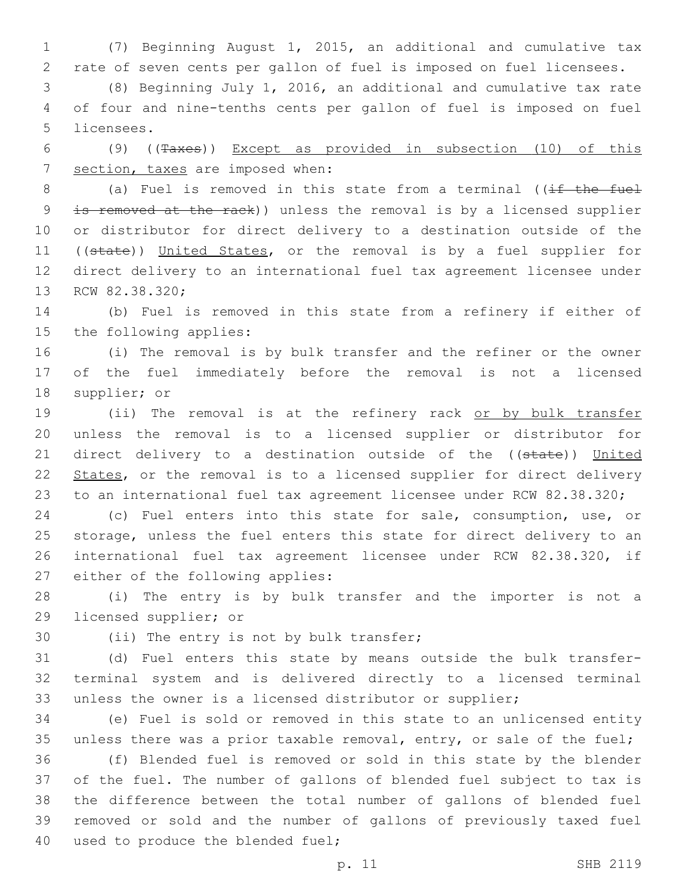(7) Beginning August 1, 2015, an additional and cumulative tax rate of seven cents per gallon of fuel is imposed on fuel licensees.

(8) Beginning July 1, 2016, an additional and cumulative tax rate of four and nine-tenths cents per gallon of fuel is imposed on fuel licensees.

(9) ((~~Taxes~~)) Except as provided in subsection (10) of this section, taxes are imposed when:

(a) Fuel is removed in this state from a terminal ((~~if the fuel is removed at the rack~~)) unless the removal is by a licensed supplier or distributor for direct delivery to a destination outside of the ((~~state~~)) United States, or the removal is by a fuel supplier for direct delivery to an international fuel tax agreement licensee under RCW 82.38.320;

(b) Fuel is removed in this state from a refinery if either of the following applies:

(i) The removal is by bulk transfer and the refiner or the owner of the fuel immediately before the removal is not a licensed supplier; or

(ii) The removal is at the refinery rack or by bulk transfer unless the removal is to a licensed supplier or distributor for direct delivery to a destination outside of the ((~~state~~)) United States, or the removal is to a licensed supplier for direct delivery to an international fuel tax agreement licensee under RCW 82.38.320;

(c) Fuel enters into this state for sale, consumption, use, or storage, unless the fuel enters this state for direct delivery to an international fuel tax agreement licensee under RCW 82.38.320, if either of the following applies:

(i) The entry is by bulk transfer and the importer is not a licensed supplier; or

(ii) The entry is not by bulk transfer;

(d) Fuel enters this state by means outside the bulk transfer-terminal system and is delivered directly to a licensed terminal unless the owner is a licensed distributor or supplier;

(e) Fuel is sold or removed in this state to an unlicensed entity unless there was a prior taxable removal, entry, or sale of the fuel;

(f) Blended fuel is removed or sold in this state by the blender of the fuel. The number of gallons of blended fuel subject to tax is the difference between the total number of gallons of blended fuel removed or sold and the number of gallons of previously taxed fuel used to produce the blended fuel;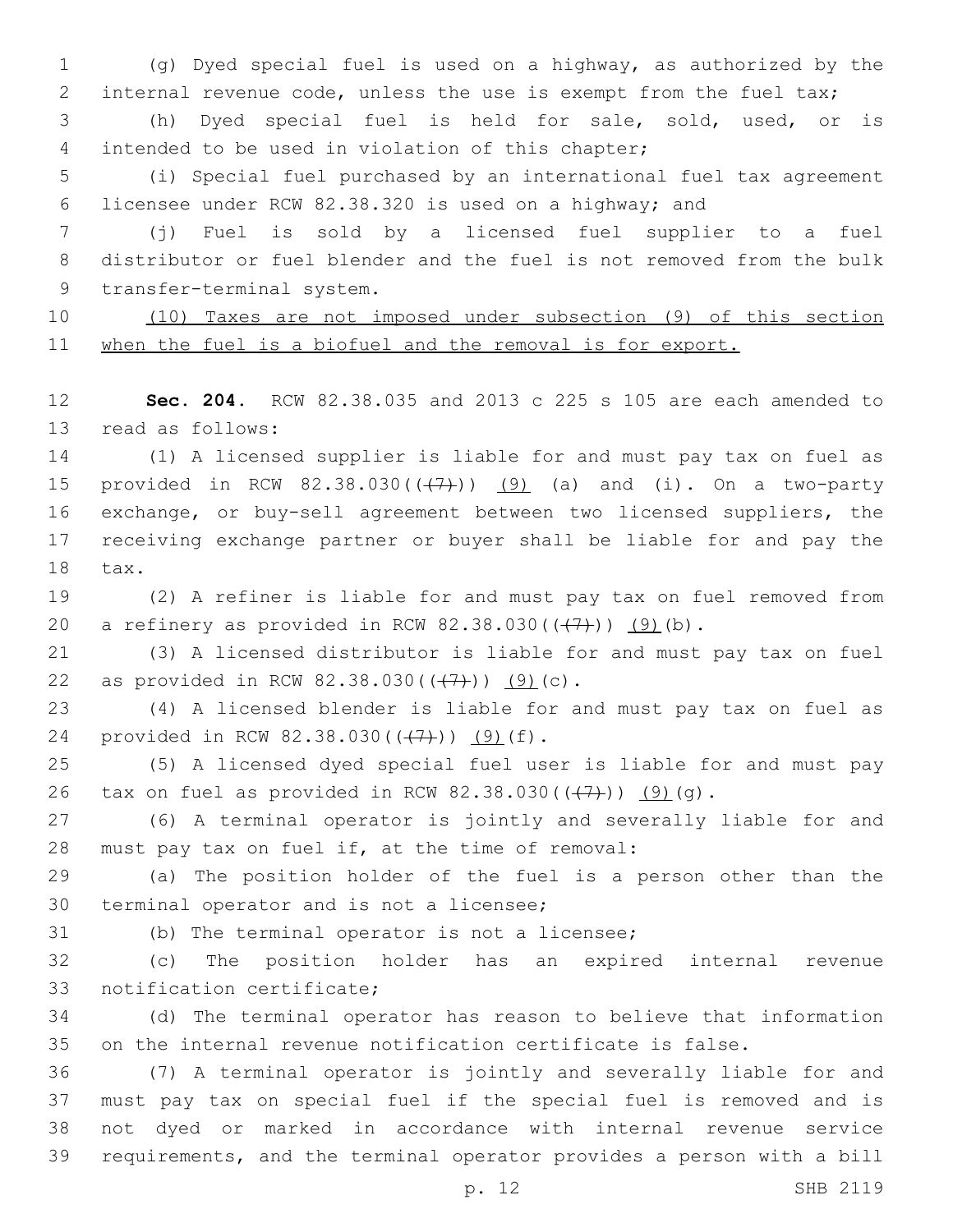(g) Dyed special fuel is used on a highway, as authorized by the internal revenue code, unless the use is exempt from the fuel tax;

(h) Dyed special fuel is held for sale, sold, used, or is intended to be used in violation of this chapter;

(i) Special fuel purchased by an international fuel tax agreement licensee under RCW 82.38.320 is used on a highway; and

(j) Fuel is sold by a licensed fuel supplier to a fuel distributor or fuel blender and the fuel is not removed from the bulk transfer-terminal system.

<u>(10) Taxes are not imposed under subsection (9) of this section when the fuel is a biofuel and the removal is for export.</u>

**Sec. 204.** RCW 82.38.035 and 2013 c 225 s 105 are each amended to read as follows:

(1) A licensed supplier is liable for and must pay tax on fuel as provided in RCW 82.38.030(( ~~(7)~~ )) <u>(9)</u> (a) and (i). On a two-party exchange, or buy-sell agreement between two licensed suppliers, the receiving exchange partner or buyer shall be liable for and pay the tax.

(2) A refiner is liable for and must pay tax on fuel removed from a refinery as provided in RCW 82.38.030(( ~~(7)~~ )) <u>(9)</u>(b).

(3) A licensed distributor is liable for and must pay tax on fuel as provided in RCW 82.38.030(( ~~(7)~~ )) <u>(9)</u>(c).

(4) A licensed blender is liable for and must pay tax on fuel as provided in RCW 82.38.030(( ~~(7)~~ )) <u>(9)</u>(f).

(5) A licensed dyed special fuel user is liable for and must pay tax on fuel as provided in RCW 82.38.030(( ~~(7)~~ )) <u>(9)</u>(g).

(6) A terminal operator is jointly and severally liable for and must pay tax on fuel if, at the time of removal:

(a) The position holder of the fuel is a person other than the terminal operator and is not a licensee;

(b) The terminal operator is not a licensee;

(c) The position holder has an expired internal revenue notification certificate;

(d) The terminal operator has reason to believe that information on the internal revenue notification certificate is false.

(7) A terminal operator is jointly and severally liable for and must pay tax on special fuel if the special fuel is removed and is not dyed or marked in accordance with internal revenue service requirements, and the terminal operator provides a person with a bill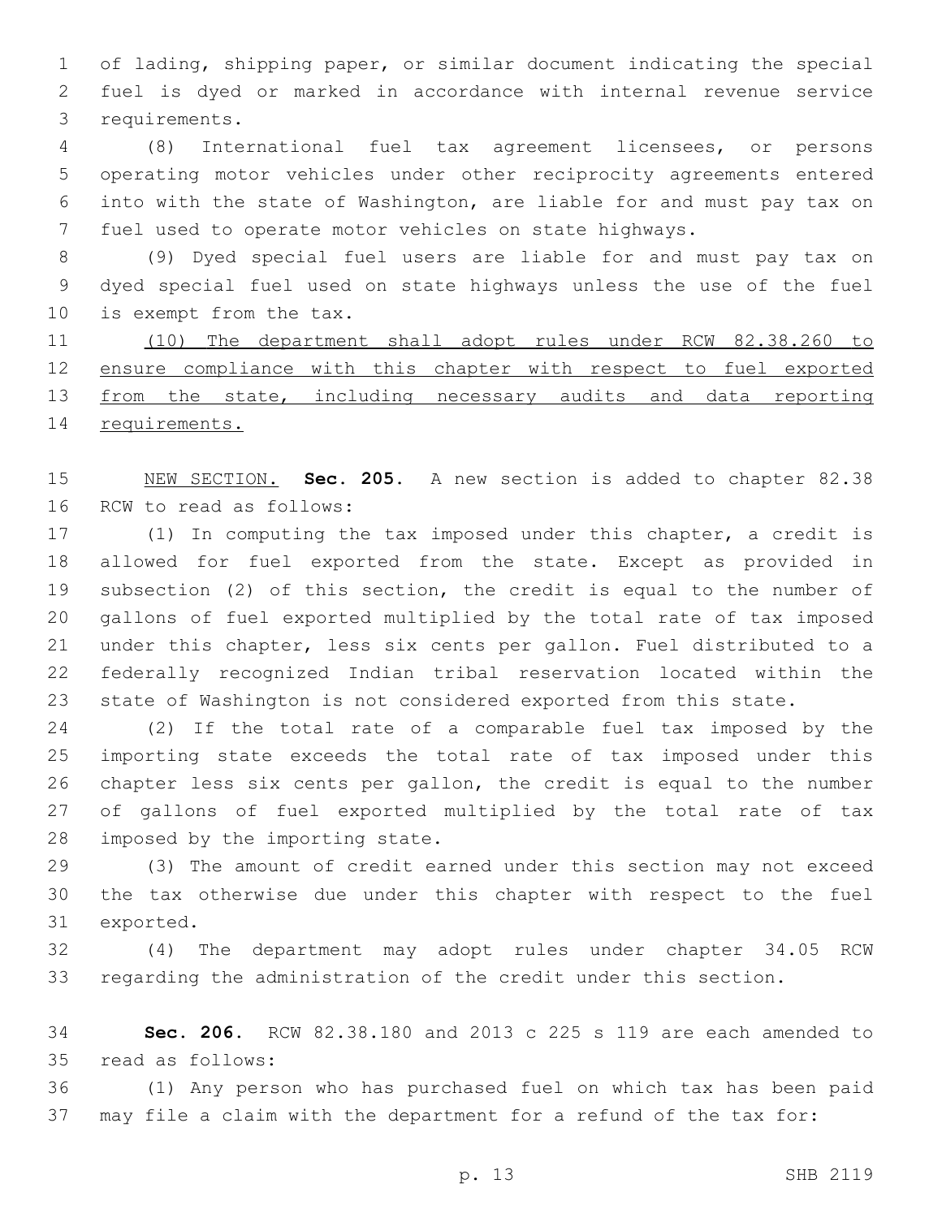of lading, shipping paper, or similar document indicating the special fuel is dyed or marked in accordance with internal revenue service requirements.

(8) International fuel tax agreement licensees, or persons operating motor vehicles under other reciprocity agreements entered into with the state of Washington, are liable for and must pay tax on fuel used to operate motor vehicles on state highways.

(9) Dyed special fuel users are liable for and must pay tax on dyed special fuel used on state highways unless the use of the fuel is exempt from the tax.

(10) The department shall adopt rules under RCW 82.38.260 to ensure compliance with this chapter with respect to fuel exported from the state, including necessary audits and data reporting requirements.

NEW SECTION. **Sec. 205.** A new section is added to chapter 82.38 RCW to read as follows:

(1) In computing the tax imposed under this chapter, a credit is allowed for fuel exported from the state. Except as provided in subsection (2) of this section, the credit is equal to the number of gallons of fuel exported multiplied by the total rate of tax imposed under this chapter, less six cents per gallon. Fuel distributed to a federally recognized Indian tribal reservation located within the state of Washington is not considered exported from this state.

(2) If the total rate of a comparable fuel tax imposed by the importing state exceeds the total rate of tax imposed under this chapter less six cents per gallon, the credit is equal to the number of gallons of fuel exported multiplied by the total rate of tax imposed by the importing state.

(3) The amount of credit earned under this section may not exceed the tax otherwise due under this chapter with respect to the fuel exported.

(4) The department may adopt rules under chapter 34.05 RCW regarding the administration of the credit under this section.

**Sec. 206.** RCW 82.38.180 and 2013 c 225 s 119 are each amended to read as follows:

(1) Any person who has purchased fuel on which tax has been paid may file a claim with the department for a refund of the tax for: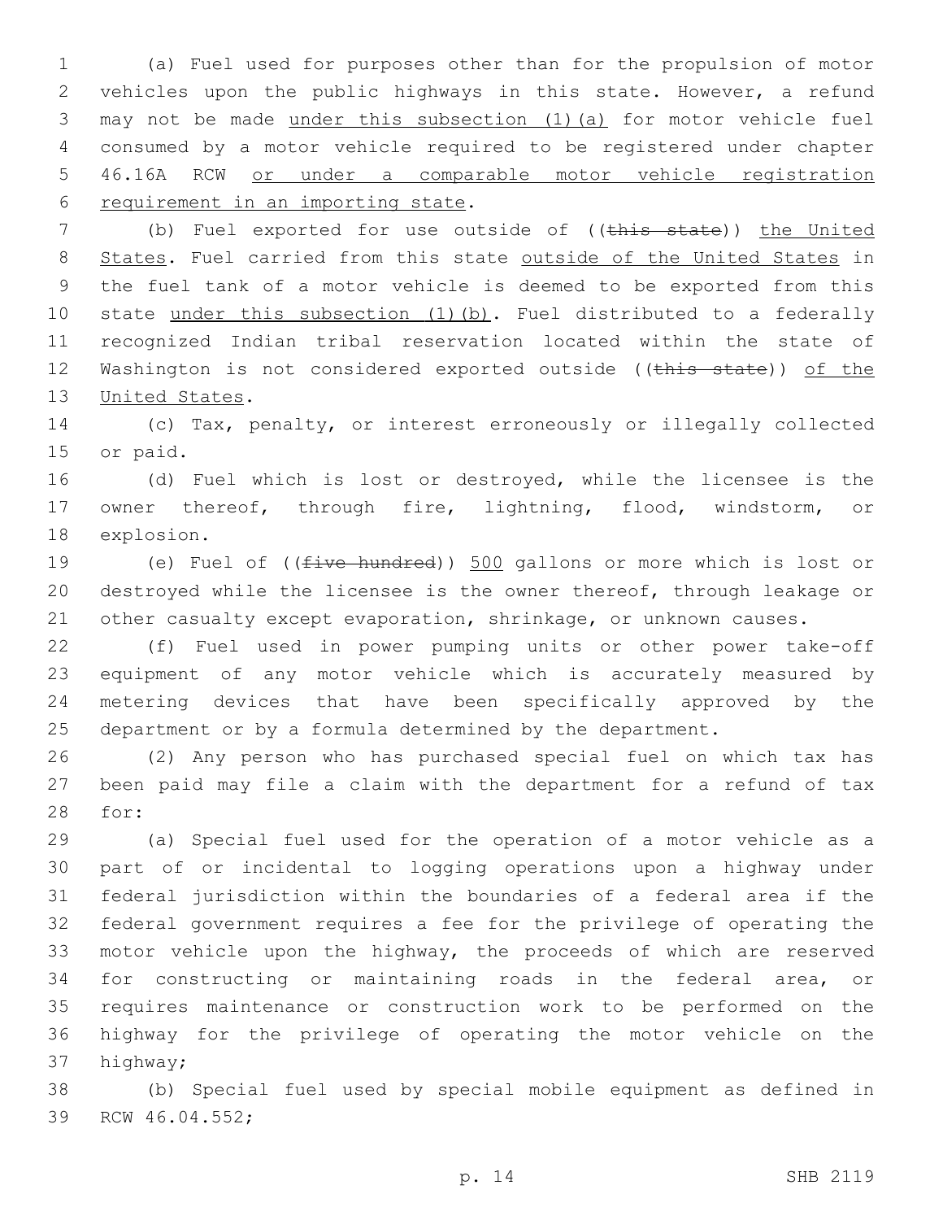(a) Fuel used for purposes other than for the propulsion of motor vehicles upon the public highways in this state. However, a refund may not be made under this subsection (1)(a) for motor vehicle fuel consumed by a motor vehicle required to be registered under chapter 46.16A RCW or under a comparable motor vehicle registration requirement in an importing state.

(b) Fuel exported for use outside of ((~~this state~~)) the United States. Fuel carried from this state outside of the United States in the fuel tank of a motor vehicle is deemed to be exported from this state under this subsection (1)(b). Fuel distributed to a federally recognized Indian tribal reservation located within the state of Washington is not considered exported outside ((~~this state~~)) of the United States.

(c) Tax, penalty, or interest erroneously or illegally collected or paid.

(d) Fuel which is lost or destroyed, while the licensee is the owner thereof, through fire, lightning, flood, windstorm, or explosion.

(e) Fuel of ((~~five hundred~~)) 500 gallons or more which is lost or destroyed while the licensee is the owner thereof, through leakage or other casualty except evaporation, shrinkage, or unknown causes.

(f) Fuel used in power pumping units or other power take-off equipment of any motor vehicle which is accurately measured by metering devices that have been specifically approved by the department or by a formula determined by the department.

(2) Any person who has purchased special fuel on which tax has been paid may file a claim with the department for a refund of tax for:

(a) Special fuel used for the operation of a motor vehicle as a part of or incidental to logging operations upon a highway under federal jurisdiction within the boundaries of a federal area if the federal government requires a fee for the privilege of operating the motor vehicle upon the highway, the proceeds of which are reserved for constructing or maintaining roads in the federal area, or requires maintenance or construction work to be performed on the highway for the privilege of operating the motor vehicle on the highway;

(b) Special fuel used by special mobile equipment as defined in RCW 46.04.552;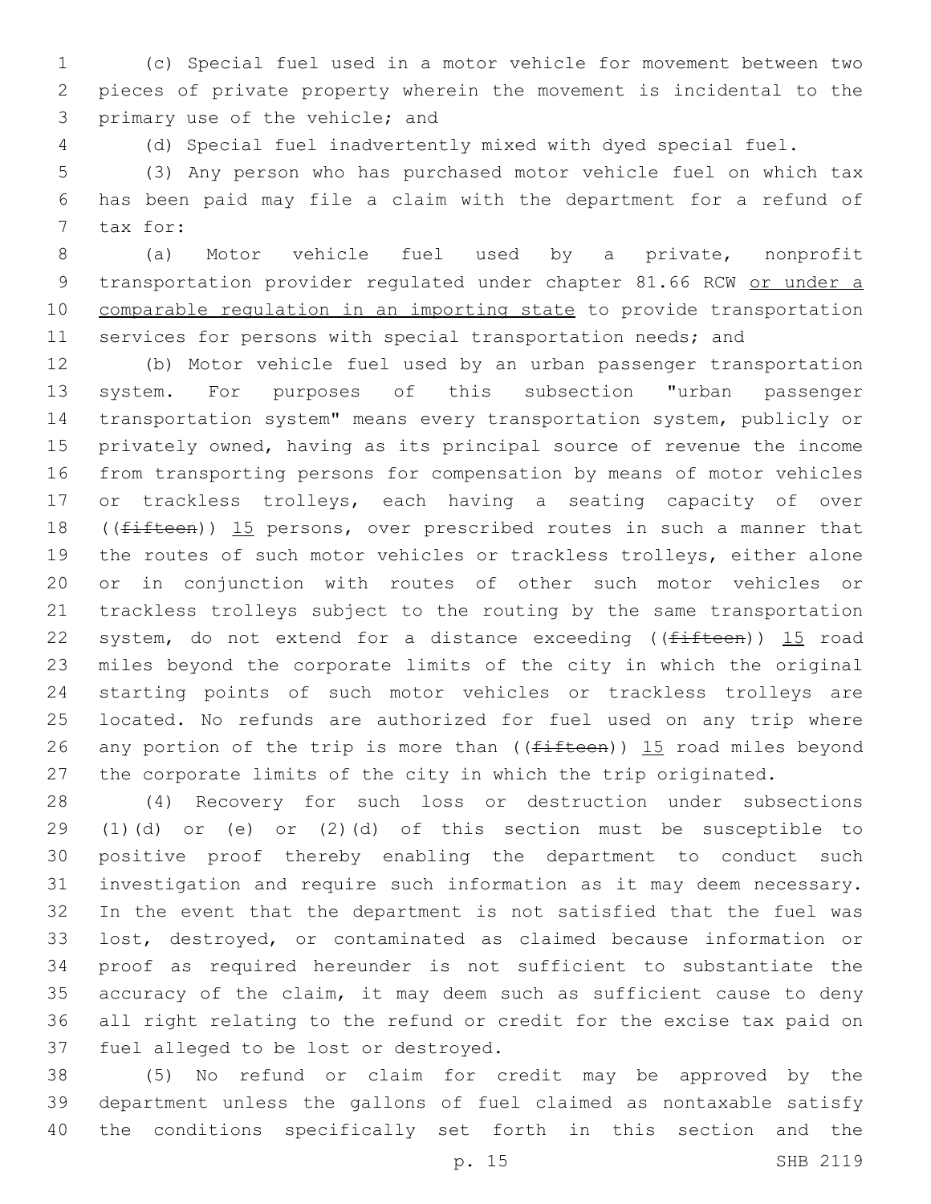(c) Special fuel used in a motor vehicle for movement between two pieces of private property wherein the movement is incidental to the primary use of the vehicle; and

(d) Special fuel inadvertently mixed with dyed special fuel.

(3) Any person who has purchased motor vehicle fuel on which tax has been paid may file a claim with the department for a refund of tax for:

(a) Motor vehicle fuel used by a private, nonprofit transportation provider regulated under chapter 81.66 RCW or under a comparable regulation in an importing state to provide transportation services for persons with special transportation needs; and

(b) Motor vehicle fuel used by an urban passenger transportation system. For purposes of this subsection "urban passenger transportation system" means every transportation system, publicly or privately owned, having as its principal source of revenue the income from transporting persons for compensation by means of motor vehicles or trackless trolleys, each having a seating capacity of over ((~~fifteen~~)) 15 persons, over prescribed routes in such a manner that the routes of such motor vehicles or trackless trolleys, either alone or in conjunction with routes of other such motor vehicles or trackless trolleys subject to the routing by the same transportation system, do not extend for a distance exceeding ((~~fifteen~~)) 15 road miles beyond the corporate limits of the city in which the original starting points of such motor vehicles or trackless trolleys are located. No refunds are authorized for fuel used on any trip where any portion of the trip is more than ((~~fifteen~~)) 15 road miles beyond the corporate limits of the city in which the trip originated.

(4) Recovery for such loss or destruction under subsections (1)(d) or (e) or (2)(d) of this section must be susceptible to positive proof thereby enabling the department to conduct such investigation and require such information as it may deem necessary. In the event that the department is not satisfied that the fuel was lost, destroyed, or contaminated as claimed because information or proof as required hereunder is not sufficient to substantiate the accuracy of the claim, it may deem such as sufficient cause to deny all right relating to the refund or credit for the excise tax paid on fuel alleged to be lost or destroyed.

(5) No refund or claim for credit may be approved by the department unless the gallons of fuel claimed as nontaxable satisfy the conditions specifically set forth in this section and the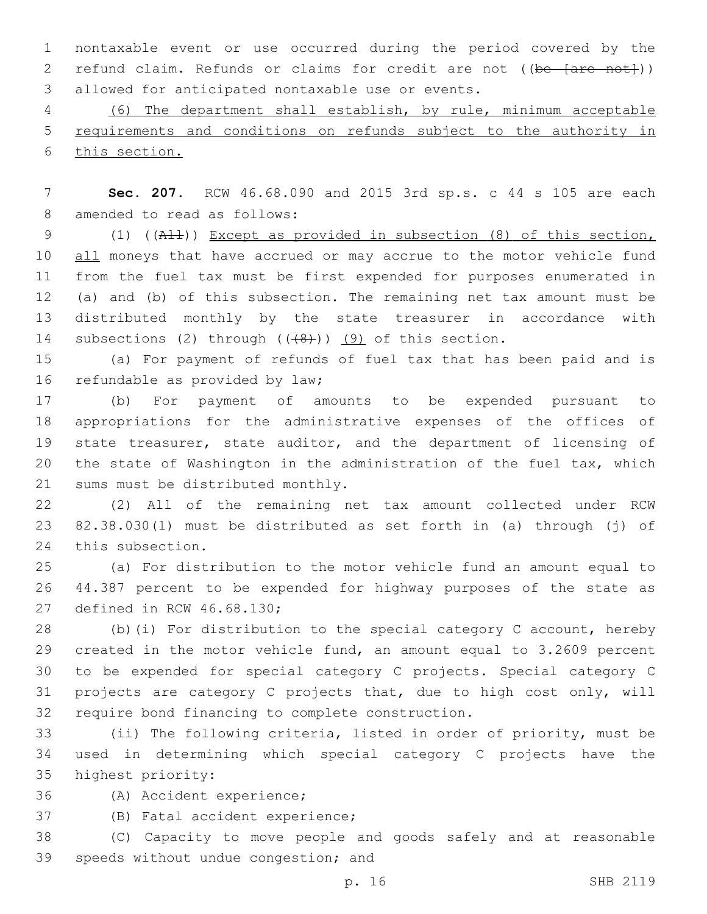nontaxable event or use occurred during the period covered by the refund claim. Refunds or claims for credit are not ((~~be [are not]~~)) allowed for anticipated nontaxable use or events.

(6) The department shall establish, by rule, minimum acceptable requirements and conditions on refunds subject to the authority in this section.

**Sec. 207.** RCW 46.68.090 and 2015 3rd sp.s. c 44 s 105 are each amended to read as follows:

(1) ((~~All~~)) Except as provided in subsection (8) of this section, all moneys that have accrued or may accrue to the motor vehicle fund from the fuel tax must be first expended for purposes enumerated in (a) and (b) of this subsection. The remaining net tax amount must be distributed monthly by the state treasurer in accordance with subsections (2) through ((~~(8)~~)) (9) of this section.

(a) For payment of refunds of fuel tax that has been paid and is refundable as provided by law;

(b) For payment of amounts to be expended pursuant to appropriations for the administrative expenses of the offices of state treasurer, state auditor, and the department of licensing of the state of Washington in the administration of the fuel tax, which sums must be distributed monthly.

(2) All of the remaining net tax amount collected under RCW 82.38.030(1) must be distributed as set forth in (a) through (j) of this subsection.

(a) For distribution to the motor vehicle fund an amount equal to 44.387 percent to be expended for highway purposes of the state as defined in RCW 46.68.130;

(b)(i) For distribution to the special category C account, hereby created in the motor vehicle fund, an amount equal to 3.2609 percent to be expended for special category C projects. Special category C projects are category C projects that, due to high cost only, will require bond financing to complete construction.

(ii) The following criteria, listed in order of priority, must be used in determining which special category C projects have the highest priority:

(A) Accident experience;

(B) Fatal accident experience;

(C) Capacity to move people and goods safely and at reasonable speeds without undue congestion; and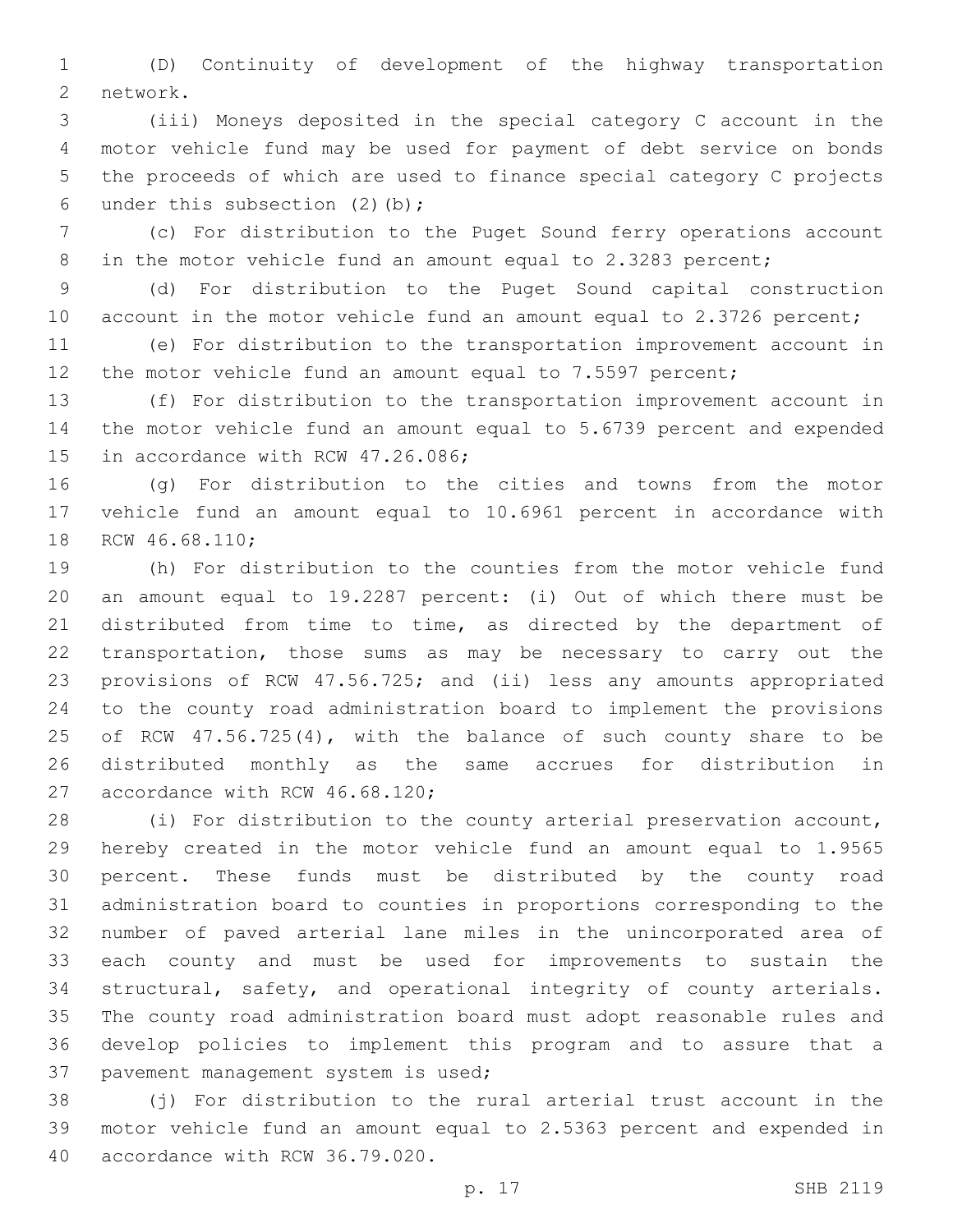(D) Continuity of development of the highway transportation network.

(iii) Moneys deposited in the special category C account in the motor vehicle fund may be used for payment of debt service on bonds the proceeds of which are used to finance special category C projects under this subsection (2)(b);

(c) For distribution to the Puget Sound ferry operations account in the motor vehicle fund an amount equal to 2.3283 percent;

(d) For distribution to the Puget Sound capital construction account in the motor vehicle fund an amount equal to 2.3726 percent;

(e) For distribution to the transportation improvement account in the motor vehicle fund an amount equal to 7.5597 percent;

(f) For distribution to the transportation improvement account in the motor vehicle fund an amount equal to 5.6739 percent and expended in accordance with RCW 47.26.086;

(g) For distribution to the cities and towns from the motor vehicle fund an amount equal to 10.6961 percent in accordance with RCW 46.68.110;

(h) For distribution to the counties from the motor vehicle fund an amount equal to 19.2287 percent: (i) Out of which there must be distributed from time to time, as directed by the department of transportation, those sums as may be necessary to carry out the provisions of RCW 47.56.725; and (ii) less any amounts appropriated to the county road administration board to implement the provisions of RCW 47.56.725(4), with the balance of such county share to be distributed monthly as the same accrues for distribution in accordance with RCW 46.68.120;

(i) For distribution to the county arterial preservation account, hereby created in the motor vehicle fund an amount equal to 1.9565 percent. These funds must be distributed by the county road administration board to counties in proportions corresponding to the number of paved arterial lane miles in the unincorporated area of each county and must be used for improvements to sustain the structural, safety, and operational integrity of county arterials. The county road administration board must adopt reasonable rules and develop policies to implement this program and to assure that a pavement management system is used;

(j) For distribution to the rural arterial trust account in the motor vehicle fund an amount equal to 2.5363 percent and expended in accordance with RCW 36.79.020.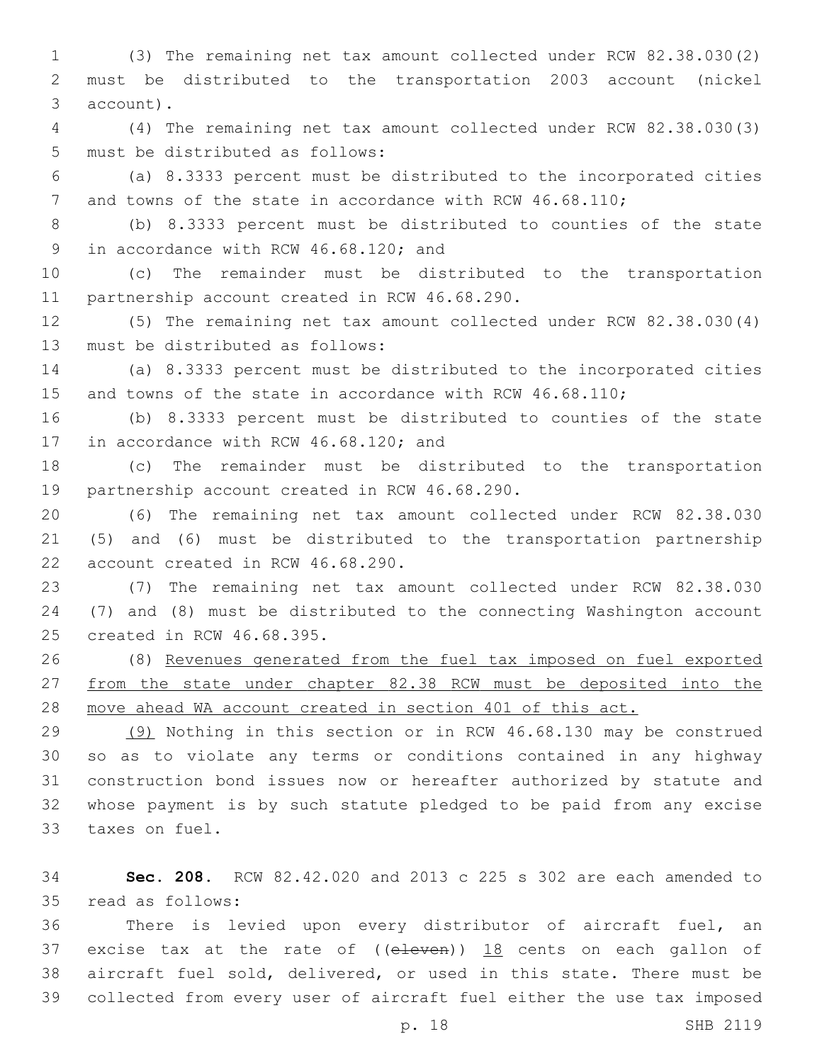(3) The remaining net tax amount collected under RCW 82.38.030(2) must be distributed to the transportation 2003 account (nickel account).

(4) The remaining net tax amount collected under RCW 82.38.030(3) must be distributed as follows:

(a) 8.3333 percent must be distributed to the incorporated cities and towns of the state in accordance with RCW 46.68.110;

(b) 8.3333 percent must be distributed to counties of the state in accordance with RCW 46.68.120; and

(c) The remainder must be distributed to the transportation partnership account created in RCW 46.68.290.

(5) The remaining net tax amount collected under RCW 82.38.030(4) must be distributed as follows:

(a) 8.3333 percent must be distributed to the incorporated cities and towns of the state in accordance with RCW 46.68.110;

(b) 8.3333 percent must be distributed to counties of the state in accordance with RCW 46.68.120; and

(c) The remainder must be distributed to the transportation partnership account created in RCW 46.68.290.

(6) The remaining net tax amount collected under RCW 82.38.030 (5) and (6) must be distributed to the transportation partnership account created in RCW 46.68.290.

(7) The remaining net tax amount collected under RCW 82.38.030 (7) and (8) must be distributed to the connecting Washington account created in RCW 46.68.395.

(8) Revenues generated from the fuel tax imposed on fuel exported from the state under chapter 82.38 RCW must be deposited into the move ahead WA account created in section 401 of this act.

(9) Nothing in this section or in RCW 46.68.130 may be construed so as to violate any terms or conditions contained in any highway construction bond issues now or hereafter authorized by statute and whose payment is by such statute pledged to be paid from any excise taxes on fuel.

**Sec. 208.** RCW 82.42.020 and 2013 c 225 s 302 are each amended to read as follows:

There is levied upon every distributor of aircraft fuel, an excise tax at the rate of ((~~eleven~~)) 18 cents on each gallon of aircraft fuel sold, delivered, or used in this state. There must be collected from every user of aircraft fuel either the use tax imposed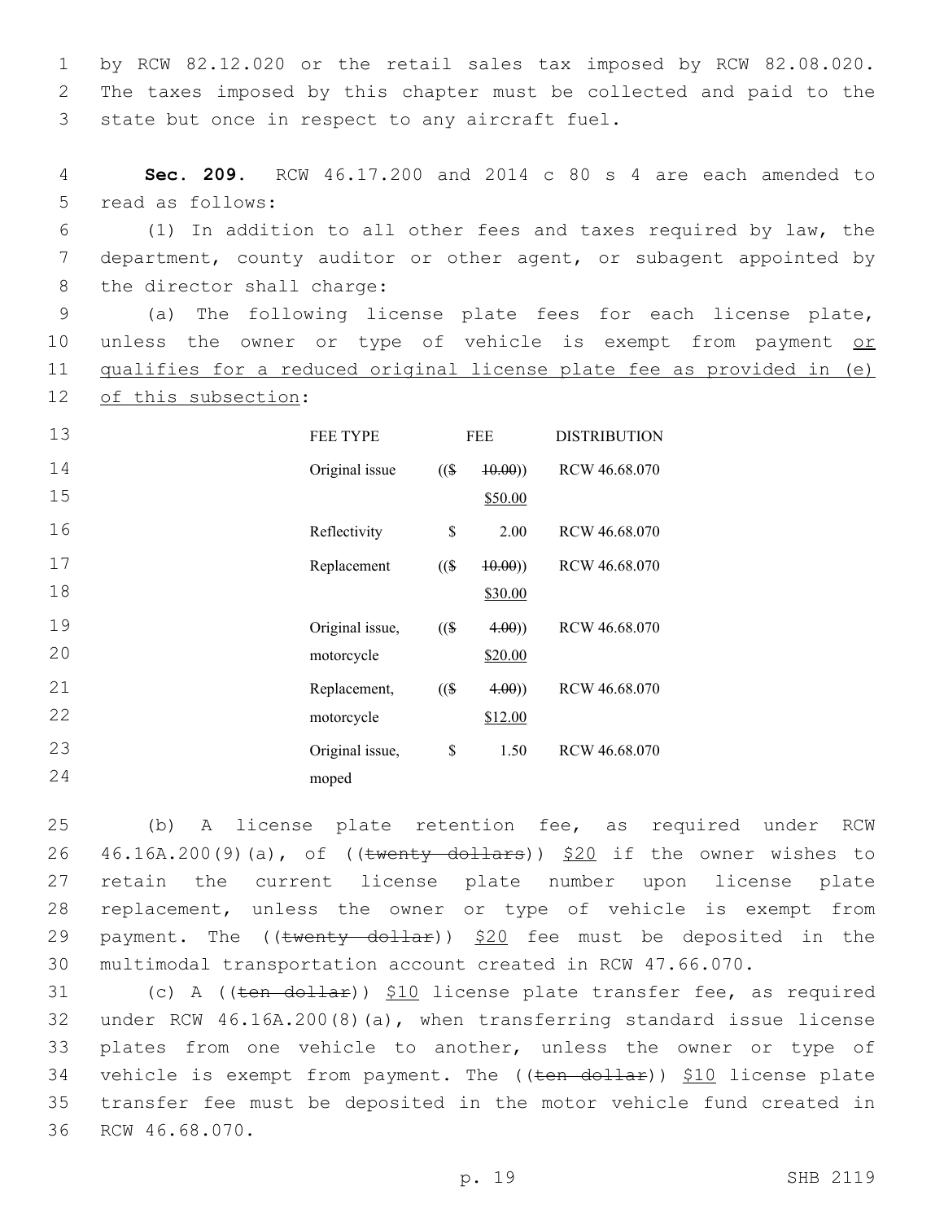by RCW 82.12.020 or the retail sales tax imposed by RCW 82.08.020. The taxes imposed by this chapter must be collected and paid to the state but once in respect to any aircraft fuel.

**Sec. 209.** RCW 46.17.200 and 2014 c 80 s 4 are each amended to read as follows:

(1) In addition to all other fees and taxes required by law, the department, county auditor or other agent, or subagent appointed by the director shall charge:

(a) The following license plate fees for each license plate, unless the owner or type of vehicle is exempt from payment or qualifies for a reduced original license plate fee as provided in (e) of this subsection:

| FEE TYPE | FEE | DISTRIBUTION |
|---|---|---|
| Original issue | (($ ~~10.00~~)) $50.00 | RCW 46.68.070 |
| Reflectivity | $ 2.00 | RCW 46.68.070 |
| Replacement | (($ ~~10.00~~)) $30.00 | RCW 46.68.070 |
| Original issue, motorcycle | (($ ~~4.00~~)) $20.00 | RCW 46.68.070 |
| Replacement, motorcycle | (($ ~~4.00~~)) $12.00 | RCW 46.68.070 |
| Original issue, moped | $ 1.50 | RCW 46.68.070 |

(b) A license plate retention fee, as required under RCW 46.16A.200(9)(a), of ((~~twenty dollars~~)) $20 if the owner wishes to retain the current license plate number upon license plate replacement, unless the owner or type of vehicle is exempt from payment. The ((~~twenty dollar~~)) $20 fee must be deposited in the multimodal transportation account created in RCW 47.66.070.

(c) A ((~~ten dollar~~)) $10 license plate transfer fee, as required under RCW 46.16A.200(8)(a), when transferring standard issue license plates from one vehicle to another, unless the owner or type of vehicle is exempt from payment. The ((~~ten dollar~~)) $10 license plate transfer fee must be deposited in the motor vehicle fund created in RCW 46.68.070.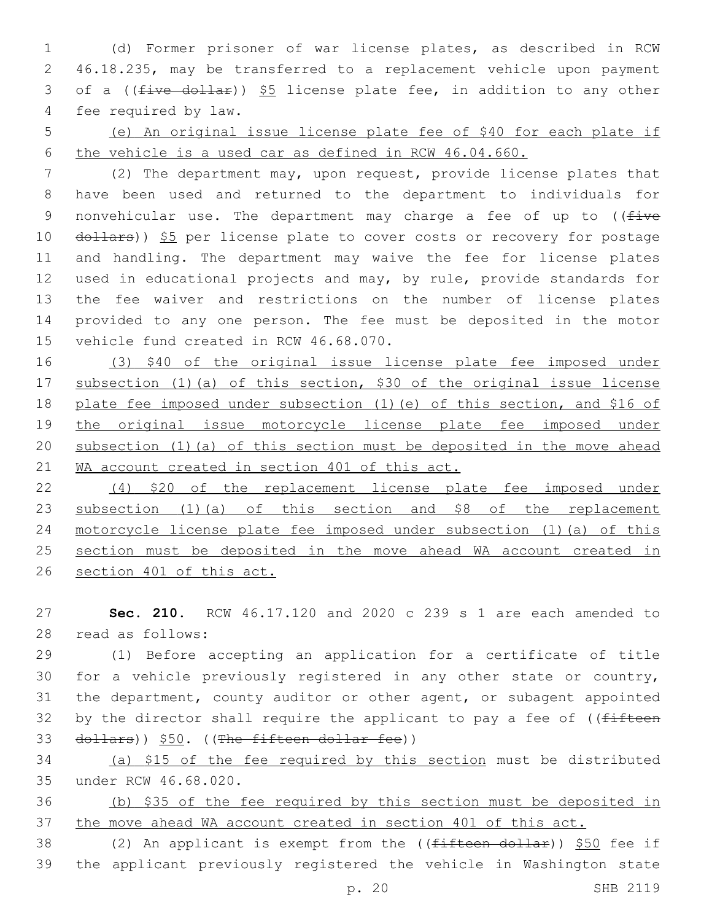(d) Former prisoner of war license plates, as described in RCW 46.18.235, may be transferred to a replacement vehicle upon payment of a ((~~five dollar~~)) <u>$5</u> license plate fee, in addition to any other fee required by law.

<u>(e) An original issue license plate fee of $40 for each plate if the vehicle is a used car as defined in RCW 46.04.660.</u>

(2) The department may, upon request, provide license plates that have been used and returned to the department to individuals for nonvehicular use. The department may charge a fee of up to ((~~five dollars~~)) <u>$5</u> per license plate to cover costs or recovery for postage and handling. The department may waive the fee for license plates used in educational projects and may, by rule, provide standards for the fee waiver and restrictions on the number of license plates provided to any one person. The fee must be deposited in the motor vehicle fund created in RCW 46.68.070.

<u>(3) $40 of the original issue license plate fee imposed under subsection (1)(a) of this section, $30 of the original issue license plate fee imposed under subsection (1)(e) of this section, and $16 of the original issue motorcycle license plate fee imposed under subsection (1)(a) of this section must be deposited in the move ahead WA account created in section 401 of this act.</u>

<u>(4) $20 of the replacement license plate fee imposed under subsection (1)(a) of this section and $8 of the replacement motorcycle license plate fee imposed under subsection (1)(a) of this section must be deposited in the move ahead WA account created in section 401 of this act.</u>

**Sec. 210.** RCW 46.17.120 and 2020 c 239 s 1 are each amended to read as follows:

(1) Before accepting an application for a certificate of title for a vehicle previously registered in any other state or country, the department, county auditor or other agent, or subagent appointed by the director shall require the applicant to pay a fee of ((~~fifteen dollars~~)) <u>$50</u>. ((~~The fifteen dollar fee~~))

<u>(a) $15 of the fee required by this section</u> must be distributed under RCW 46.68.020.

<u>(b) $35 of the fee required by this section must be deposited in the move ahead WA account created in section 401 of this act.</u>

(2) An applicant is exempt from the ((~~fifteen dollar~~)) <u>$50</u> fee if the applicant previously registered the vehicle in Washington state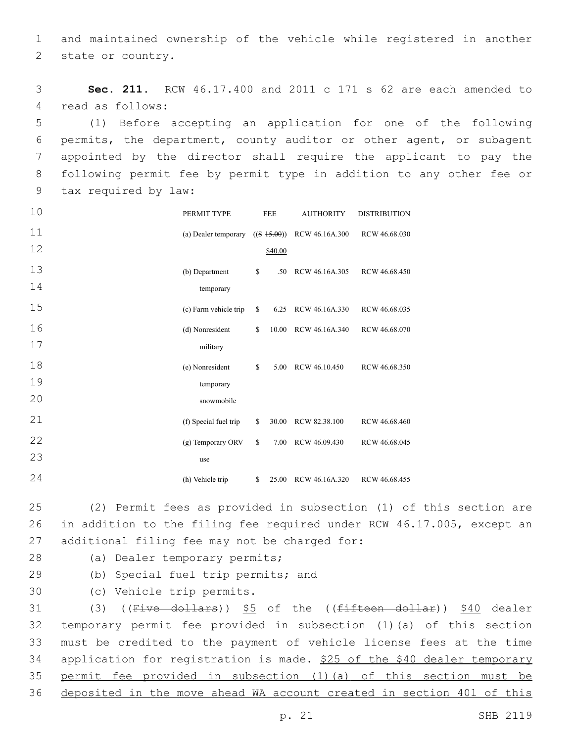and maintained ownership of the vehicle while registered in another state or country.

**Sec. 211.** RCW 46.17.400 and 2011 c 171 s 62 are each amended to read as follows:

(1) Before accepting an application for one of the following permits, the department, county auditor or other agent, or subagent appointed by the director shall require the applicant to pay the following permit fee by permit type in addition to any other fee or tax required by law:

| PERMIT TYPE | FEE | AUTHORITY | DISTRIBUTION |
|---|---|---|---|
| (a) Dealer temporary | (($ ~~15.00~~)) <u>$40.00</u> | RCW 46.16A.300 | RCW 46.68.030 |
| (b) Department temporary | $ .50 | RCW 46.16A.305 | RCW 46.68.450 |
| (c) Farm vehicle trip | $ 6.25 | RCW 46.16A.330 | RCW 46.68.035 |
| (d) Nonresident military | $ 10.00 | RCW 46.16A.340 | RCW 46.68.070 |
| (e) Nonresident temporary snowmobile | $ 5.00 | RCW 46.10.450 | RCW 46.68.350 |
| (f) Special fuel trip | $ 30.00 | RCW 82.38.100 | RCW 46.68.460 |
| (g) Temporary ORV use | $ 7.00 | RCW 46.09.430 | RCW 46.68.045 |
| (h) Vehicle trip | $ 25.00 | RCW 46.16A.320 | RCW 46.68.455 |

(2) Permit fees as provided in subsection (1) of this section are in addition to the filing fee required under RCW 46.17.005, except an additional filing fee may not be charged for:

(a) Dealer temporary permits;

(b) Special fuel trip permits; and

(c) Vehicle trip permits.

(3) ((~~Five dollars~~)) <u>$5</u> of the ((~~fifteen dollar~~)) <u>$40</u> dealer temporary permit fee provided in subsection (1)(a) of this section must be credited to the payment of vehicle license fees at the time application for registration is made. <u>$25 of the $40 dealer temporary permit fee provided in subsection (1)(a) of this section must be deposited in the move ahead WA account created in section 401 of this</u>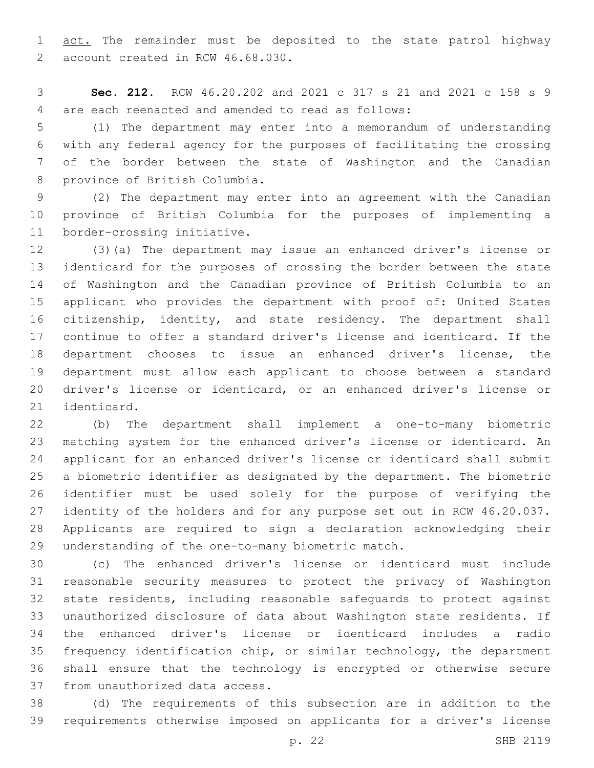act. The remainder must be deposited to the state patrol highway account created in RCW 46.68.030.

**Sec. 212.** RCW 46.20.202 and 2021 c 317 s 21 and 2021 c 158 s 9 are each reenacted and amended to read as follows:

(1) The department may enter into a memorandum of understanding with any federal agency for the purposes of facilitating the crossing of the border between the state of Washington and the Canadian province of British Columbia.

(2) The department may enter into an agreement with the Canadian province of British Columbia for the purposes of implementing a border-crossing initiative.

(3)(a) The department may issue an enhanced driver's license or identicard for the purposes of crossing the border between the state of Washington and the Canadian province of British Columbia to an applicant who provides the department with proof of: United States citizenship, identity, and state residency. The department shall continue to offer a standard driver's license and identicard. If the department chooses to issue an enhanced driver's license, the department must allow each applicant to choose between a standard driver's license or identicard, or an enhanced driver's license or identicard.

(b) The department shall implement a one-to-many biometric matching system for the enhanced driver's license or identicard. An applicant for an enhanced driver's license or identicard shall submit a biometric identifier as designated by the department. The biometric identifier must be used solely for the purpose of verifying the identity of the holders and for any purpose set out in RCW 46.20.037. Applicants are required to sign a declaration acknowledging their understanding of the one-to-many biometric match.

(c) The enhanced driver's license or identicard must include reasonable security measures to protect the privacy of Washington state residents, including reasonable safeguards to protect against unauthorized disclosure of data about Washington state residents. If the enhanced driver's license or identicard includes a radio frequency identification chip, or similar technology, the department shall ensure that the technology is encrypted or otherwise secure from unauthorized data access.

(d) The requirements of this subsection are in addition to the requirements otherwise imposed on applicants for a driver's license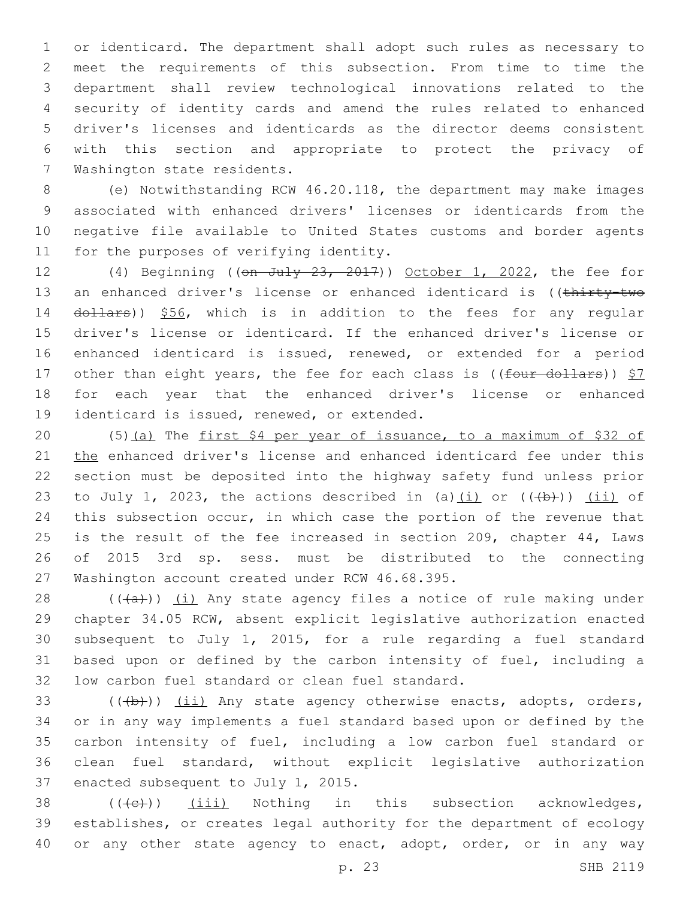or identicard. The department shall adopt such rules as necessary to meet the requirements of this subsection. From time to time the department shall review technological innovations related to the security of identity cards and amend the rules related to enhanced driver's licenses and identicards as the director deems consistent with this section and appropriate to protect the privacy of Washington state residents.

(e) Notwithstanding RCW 46.20.118, the department may make images associated with enhanced drivers' licenses or identicards from the negative file available to United States customs and border agents for the purposes of verifying identity.

(4) Beginning ((~~on July 23, 2017~~)) October 1, 2022, the fee for an enhanced driver's license or enhanced identicard is ((~~thirty-two dollars~~)) $56, which is in addition to the fees for any regular driver's license or identicard. If the enhanced driver's license or enhanced identicard is issued, renewed, or extended for a period other than eight years, the fee for each class is ((~~four dollars~~)) $7 for each year that the enhanced driver's license or enhanced identicard is issued, renewed, or extended.

(5)(a) The first $4 per year of issuance, to a maximum of $32 of the enhanced driver's license and enhanced identicard fee under this section must be deposited into the highway safety fund unless prior to July 1, 2023, the actions described in (a)(i) or ((~~(b)~~)) (ii) of this subsection occur, in which case the portion of the revenue that is the result of the fee increased in section 209, chapter 44, Laws of 2015 3rd sp. sess. must be distributed to the connecting Washington account created under RCW 46.68.395.

((~~(a)~~)) (i) Any state agency files a notice of rule making under chapter 34.05 RCW, absent explicit legislative authorization enacted subsequent to July 1, 2015, for a rule regarding a fuel standard based upon or defined by the carbon intensity of fuel, including a low carbon fuel standard or clean fuel standard.

((~~(b)~~)) (ii) Any state agency otherwise enacts, adopts, orders, or in any way implements a fuel standard based upon or defined by the carbon intensity of fuel, including a low carbon fuel standard or clean fuel standard, without explicit legislative authorization enacted subsequent to July 1, 2015.

((~~(c)~~)) (iii) Nothing in this subsection acknowledges, establishes, or creates legal authority for the department of ecology or any other state agency to enact, adopt, order, or in any way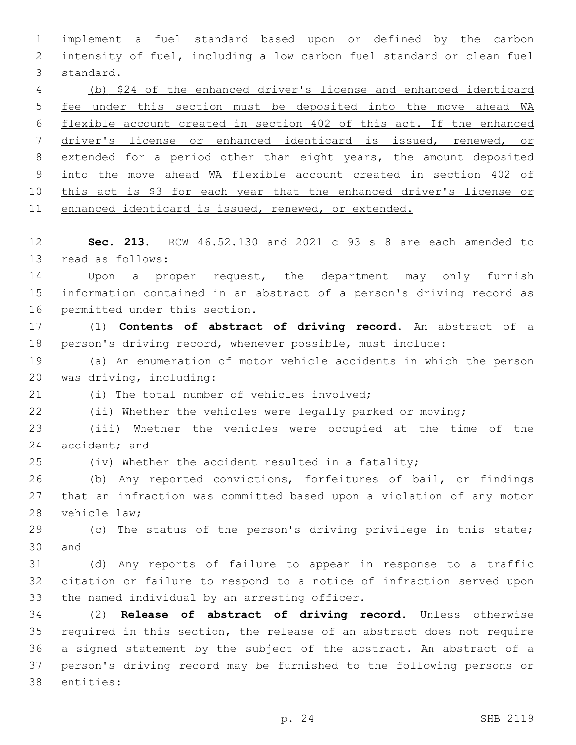implement a fuel standard based upon or defined by the carbon intensity of fuel, including a low carbon fuel standard or clean fuel standard.

(b) $24 of the enhanced driver's license and enhanced identicard fee under this section must be deposited into the move ahead WA flexible account created in section 402 of this act. If the enhanced driver's license or enhanced identicard is issued, renewed, or extended for a period other than eight years, the amount deposited into the move ahead WA flexible account created in section 402 of this act is $3 for each year that the enhanced driver's license or enhanced identicard is issued, renewed, or extended.

**Sec. 213.** RCW 46.52.130 and 2021 c 93 s 8 are each amended to read as follows:

Upon a proper request, the department may only furnish information contained in an abstract of a person's driving record as permitted under this section.

(1) **Contents of abstract of driving record.** An abstract of a person's driving record, whenever possible, must include:

(a) An enumeration of motor vehicle accidents in which the person was driving, including:

(i) The total number of vehicles involved;

(ii) Whether the vehicles were legally parked or moving;

(iii) Whether the vehicles were occupied at the time of the accident; and

(iv) Whether the accident resulted in a fatality;

(b) Any reported convictions, forfeitures of bail, or findings that an infraction was committed based upon a violation of any motor vehicle law;

(c) The status of the person's driving privilege in this state; and

(d) Any reports of failure to appear in response to a traffic citation or failure to respond to a notice of infraction served upon the named individual by an arresting officer.

(2) **Release of abstract of driving record.** Unless otherwise required in this section, the release of an abstract does not require a signed statement by the subject of the abstract. An abstract of a person's driving record may be furnished to the following persons or entities: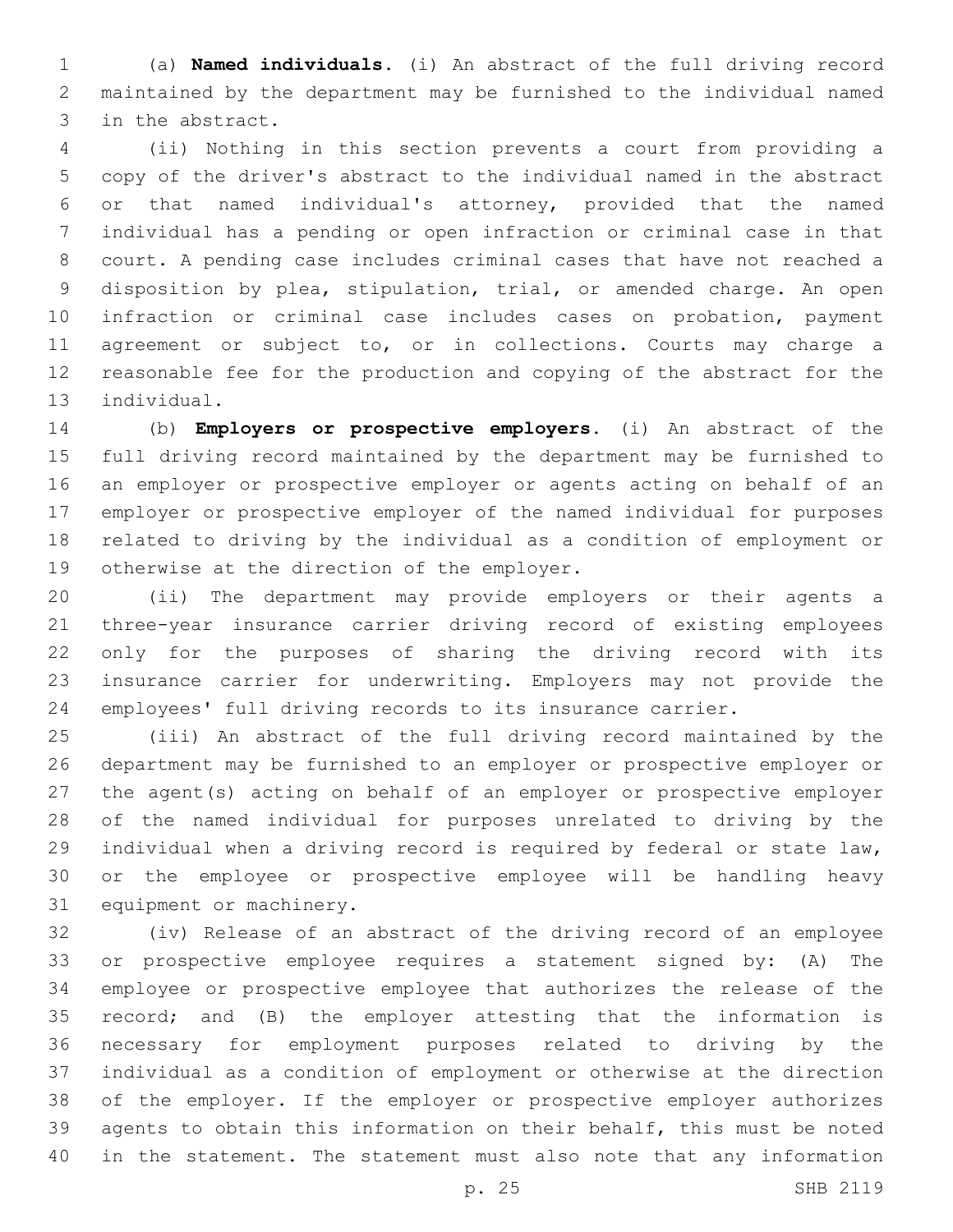(a) **Named individuals.** (i) An abstract of the full driving record maintained by the department may be furnished to the individual named in the abstract.

(ii) Nothing in this section prevents a court from providing a copy of the driver's abstract to the individual named in the abstract or that named individual's attorney, provided that the named individual has a pending or open infraction or criminal case in that court. A pending case includes criminal cases that have not reached a disposition by plea, stipulation, trial, or amended charge. An open infraction or criminal case includes cases on probation, payment agreement or subject to, or in collections. Courts may charge a reasonable fee for the production and copying of the abstract for the individual.

(b) **Employers or prospective employers.** (i) An abstract of the full driving record maintained by the department may be furnished to an employer or prospective employer or agents acting on behalf of an employer or prospective employer of the named individual for purposes related to driving by the individual as a condition of employment or otherwise at the direction of the employer.

(ii) The department may provide employers or their agents a three-year insurance carrier driving record of existing employees only for the purposes of sharing the driving record with its insurance carrier for underwriting. Employers may not provide the employees' full driving records to its insurance carrier.

(iii) An abstract of the full driving record maintained by the department may be furnished to an employer or prospective employer or the agent(s) acting on behalf of an employer or prospective employer of the named individual for purposes unrelated to driving by the individual when a driving record is required by federal or state law, or the employee or prospective employee will be handling heavy equipment or machinery.

(iv) Release of an abstract of the driving record of an employee or prospective employee requires a statement signed by: (A) The employee or prospective employee that authorizes the release of the record; and (B) the employer attesting that the information is necessary for employment purposes related to driving by the individual as a condition of employment or otherwise at the direction of the employer. If the employer or prospective employer authorizes agents to obtain this information on their behalf, this must be noted in the statement. The statement must also note that any information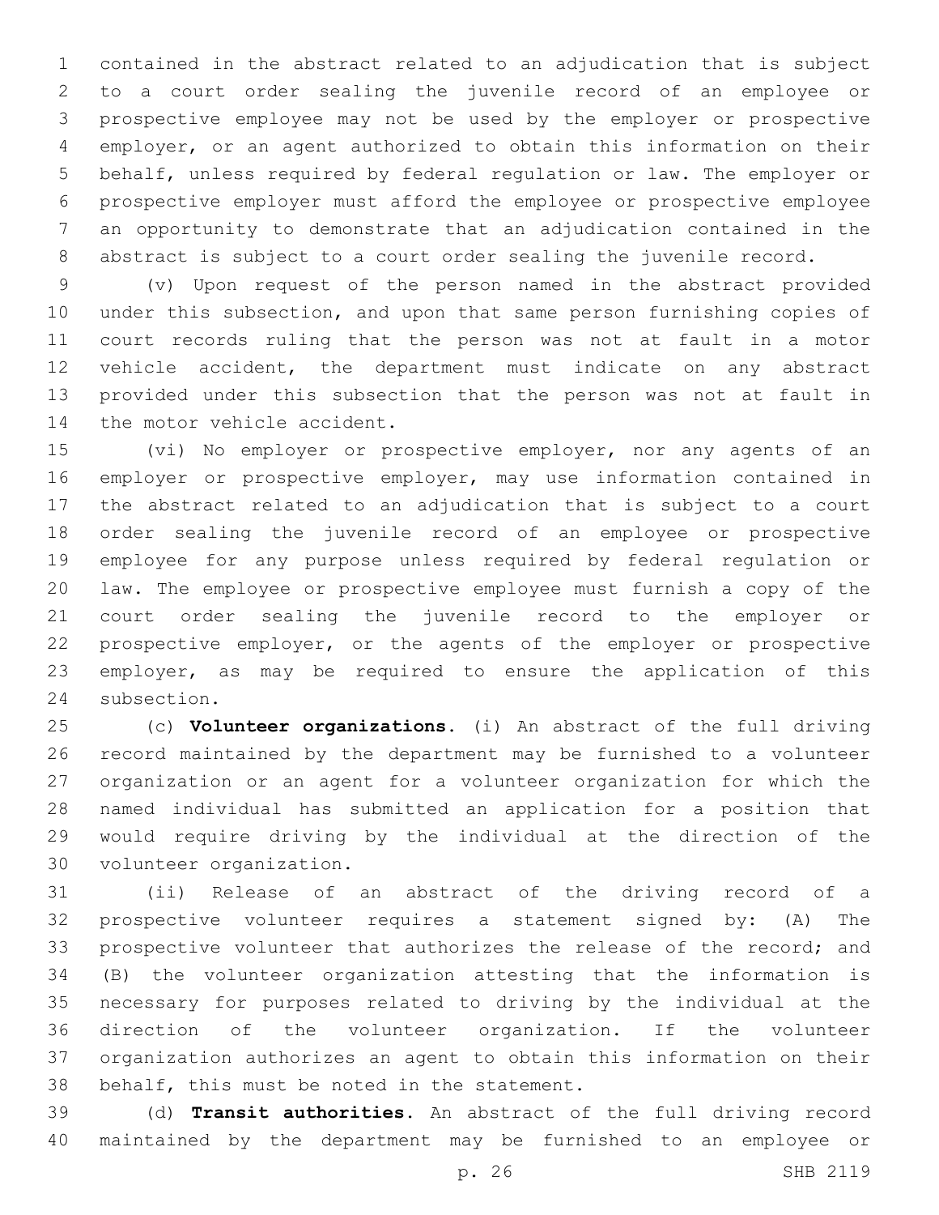contained in the abstract related to an adjudication that is subject to a court order sealing the juvenile record of an employee or prospective employee may not be used by the employer or prospective employer, or an agent authorized to obtain this information on their behalf, unless required by federal regulation or law. The employer or prospective employer must afford the employee or prospective employee an opportunity to demonstrate that an adjudication contained in the abstract is subject to a court order sealing the juvenile record.

(v) Upon request of the person named in the abstract provided under this subsection, and upon that same person furnishing copies of court records ruling that the person was not at fault in a motor vehicle accident, the department must indicate on any abstract provided under this subsection that the person was not at fault in the motor vehicle accident.

(vi) No employer or prospective employer, nor any agents of an employer or prospective employer, may use information contained in the abstract related to an adjudication that is subject to a court order sealing the juvenile record of an employee or prospective employee for any purpose unless required by federal regulation or law. The employee or prospective employee must furnish a copy of the court order sealing the juvenile record to the employer or prospective employer, or the agents of the employer or prospective employer, as may be required to ensure the application of this subsection.

(c) **Volunteer organizations.** (i) An abstract of the full driving record maintained by the department may be furnished to a volunteer organization or an agent for a volunteer organization for which the named individual has submitted an application for a position that would require driving by the individual at the direction of the volunteer organization.

(ii) Release of an abstract of the driving record of a prospective volunteer requires a statement signed by: (A) The prospective volunteer that authorizes the release of the record; and (B) the volunteer organization attesting that the information is necessary for purposes related to driving by the individual at the direction of the volunteer organization. If the volunteer organization authorizes an agent to obtain this information on their behalf, this must be noted in the statement.

(d) **Transit authorities.** An abstract of the full driving record maintained by the department may be furnished to an employee or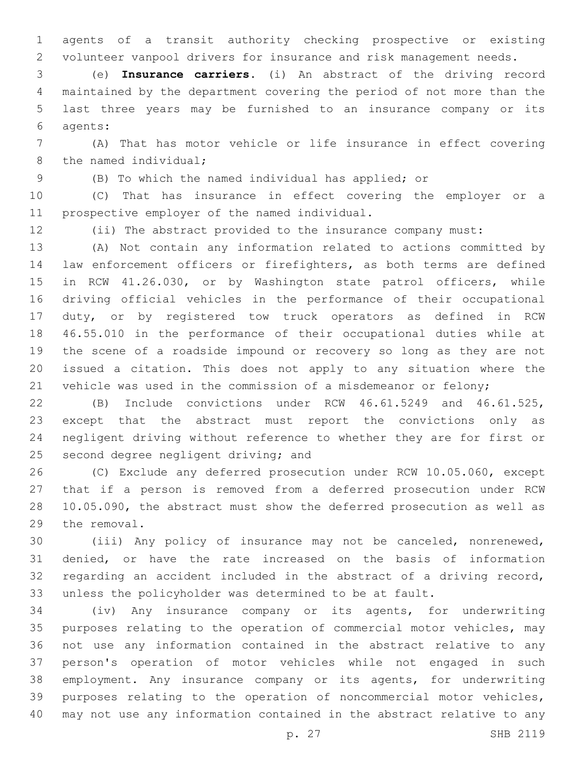agents of a transit authority checking prospective or existing volunteer vanpool drivers for insurance and risk management needs.

(e) **Insurance carriers.** (i) An abstract of the driving record maintained by the department covering the period of not more than the last three years may be furnished to an insurance company or its agents:

(A) That has motor vehicle or life insurance in effect covering the named individual;

(B) To which the named individual has applied; or

(C) That has insurance in effect covering the employer or a prospective employer of the named individual.

(ii) The abstract provided to the insurance company must:

(A) Not contain any information related to actions committed by law enforcement officers or firefighters, as both terms are defined in RCW 41.26.030, or by Washington state patrol officers, while driving official vehicles in the performance of their occupational duty, or by registered tow truck operators as defined in RCW 46.55.010 in the performance of their occupational duties while at the scene of a roadside impound or recovery so long as they are not issued a citation. This does not apply to any situation where the vehicle was used in the commission of a misdemeanor or felony;

(B) Include convictions under RCW 46.61.5249 and 46.61.525, except that the abstract must report the convictions only as negligent driving without reference to whether they are for first or second degree negligent driving; and

(C) Exclude any deferred prosecution under RCW 10.05.060, except that if a person is removed from a deferred prosecution under RCW 10.05.090, the abstract must show the deferred prosecution as well as the removal.

(iii) Any policy of insurance may not be canceled, nonrenewed, denied, or have the rate increased on the basis of information regarding an accident included in the abstract of a driving record, unless the policyholder was determined to be at fault.

(iv) Any insurance company or its agents, for underwriting purposes relating to the operation of commercial motor vehicles, may not use any information contained in the abstract relative to any person's operation of motor vehicles while not engaged in such employment. Any insurance company or its agents, for underwriting purposes relating to the operation of noncommercial motor vehicles, may not use any information contained in the abstract relative to any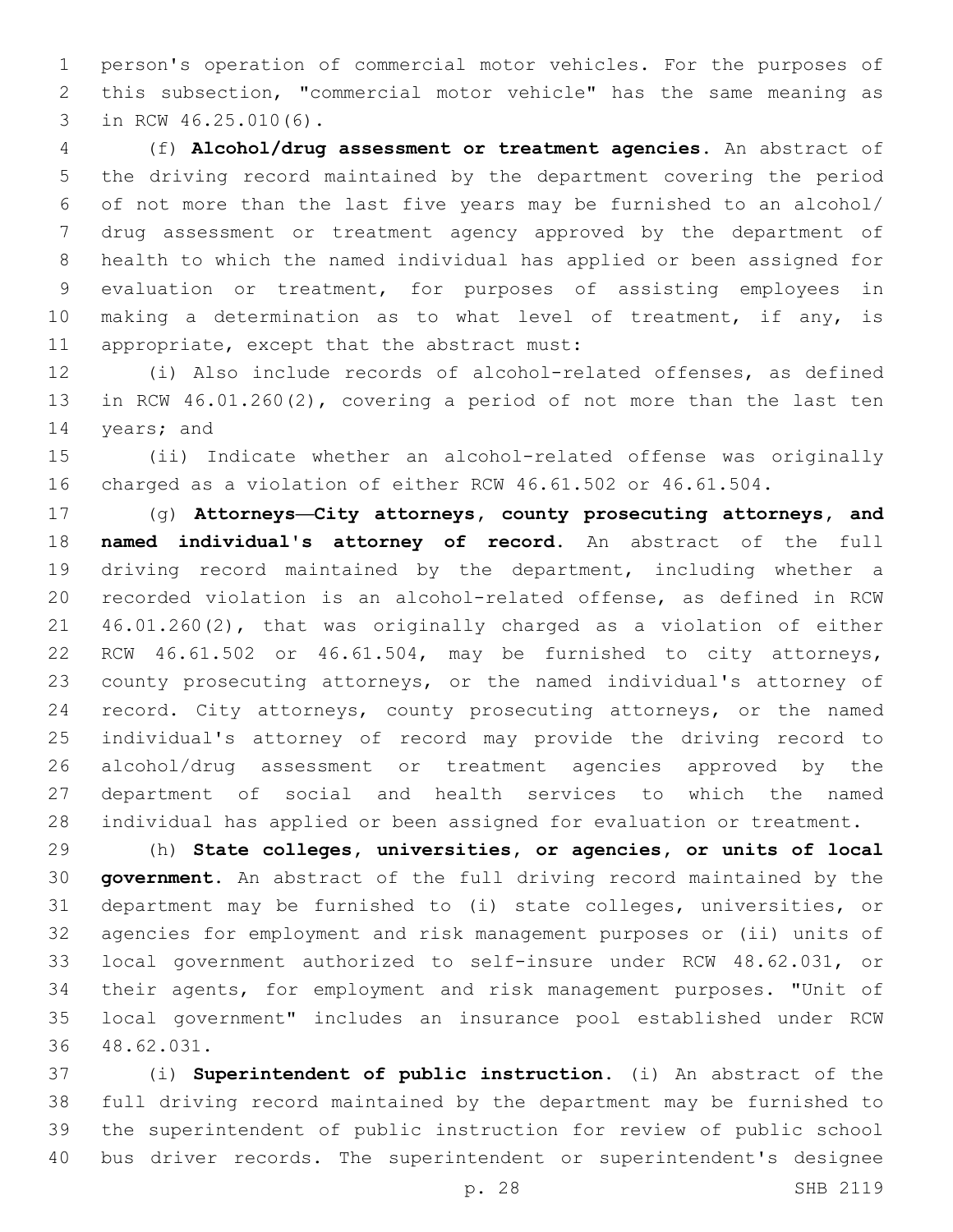person's operation of commercial motor vehicles. For the purposes of this subsection, "commercial motor vehicle" has the same meaning as in RCW 46.25.010(6).

(f) **Alcohol/drug assessment or treatment agencies.** An abstract of the driving record maintained by the department covering the period of not more than the last five years may be furnished to an alcohol/drug assessment or treatment agency approved by the department of health to which the named individual has applied or been assigned for evaluation or treatment, for purposes of assisting employees in making a determination as to what level of treatment, if any, is appropriate, except that the abstract must:

(i) Also include records of alcohol-related offenses, as defined in RCW 46.01.260(2), covering a period of not more than the last ten years; and

(ii) Indicate whether an alcohol-related offense was originally charged as a violation of either RCW 46.61.502 or 46.61.504.

(g) **Attorneys—City attorneys, county prosecuting attorneys, and named individual's attorney of record.** An abstract of the full driving record maintained by the department, including whether a recorded violation is an alcohol-related offense, as defined in RCW 46.01.260(2), that was originally charged as a violation of either RCW 46.61.502 or 46.61.504, may be furnished to city attorneys, county prosecuting attorneys, or the named individual's attorney of record. City attorneys, county prosecuting attorneys, or the named individual's attorney of record may provide the driving record to alcohol/drug assessment or treatment agencies approved by the department of social and health services to which the named individual has applied or been assigned for evaluation or treatment.

(h) **State colleges, universities, or agencies, or units of local government.** An abstract of the full driving record maintained by the department may be furnished to (i) state colleges, universities, or agencies for employment and risk management purposes or (ii) units of local government authorized to self-insure under RCW 48.62.031, or their agents, for employment and risk management purposes. "Unit of local government" includes an insurance pool established under RCW 48.62.031.

(i) **Superintendent of public instruction.** (i) An abstract of the full driving record maintained by the department may be furnished to the superintendent of public instruction for review of public school bus driver records. The superintendent or superintendent's designee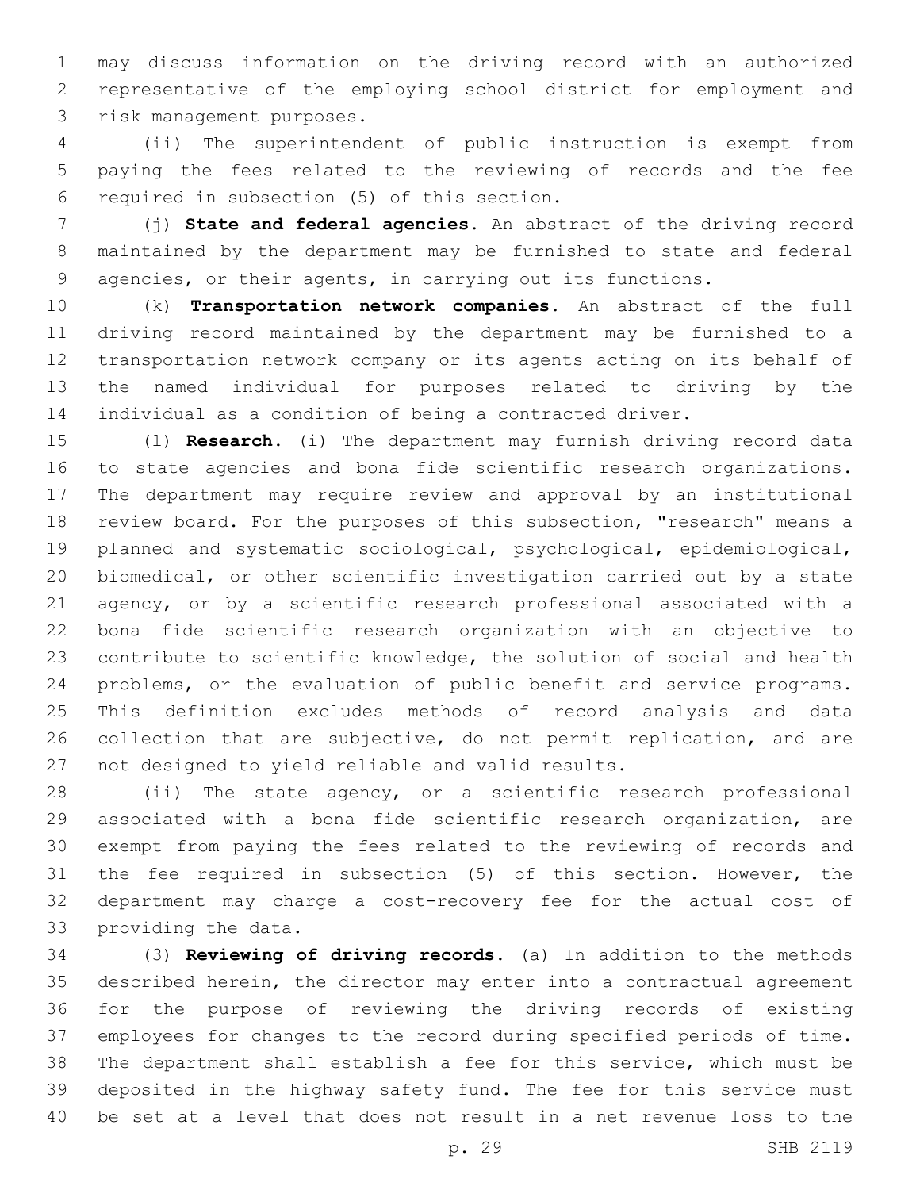may discuss information on the driving record with an authorized representative of the employing school district for employment and risk management purposes.

(ii) The superintendent of public instruction is exempt from paying the fees related to the reviewing of records and the fee required in subsection (5) of this section.

(j) **State and federal agencies.** An abstract of the driving record maintained by the department may be furnished to state and federal agencies, or their agents, in carrying out its functions.

(k) **Transportation network companies.** An abstract of the full driving record maintained by the department may be furnished to a transportation network company or its agents acting on its behalf of the named individual for purposes related to driving by the individual as a condition of being a contracted driver.

(l) **Research.** (i) The department may furnish driving record data to state agencies and bona fide scientific research organizations. The department may require review and approval by an institutional review board. For the purposes of this subsection, "research" means a planned and systematic sociological, psychological, epidemiological, biomedical, or other scientific investigation carried out by a state agency, or by a scientific research professional associated with a bona fide scientific research organization with an objective to contribute to scientific knowledge, the solution of social and health problems, or the evaluation of public benefit and service programs. This definition excludes methods of record analysis and data collection that are subjective, do not permit replication, and are not designed to yield reliable and valid results.

(ii) The state agency, or a scientific research professional associated with a bona fide scientific research organization, are exempt from paying the fees related to the reviewing of records and the fee required in subsection (5) of this section. However, the department may charge a cost-recovery fee for the actual cost of providing the data.

(3) **Reviewing of driving records.** (a) In addition to the methods described herein, the director may enter into a contractual agreement for the purpose of reviewing the driving records of existing employees for changes to the record during specified periods of time. The department shall establish a fee for this service, which must be deposited in the highway safety fund. The fee for this service must be set at a level that does not result in a net revenue loss to the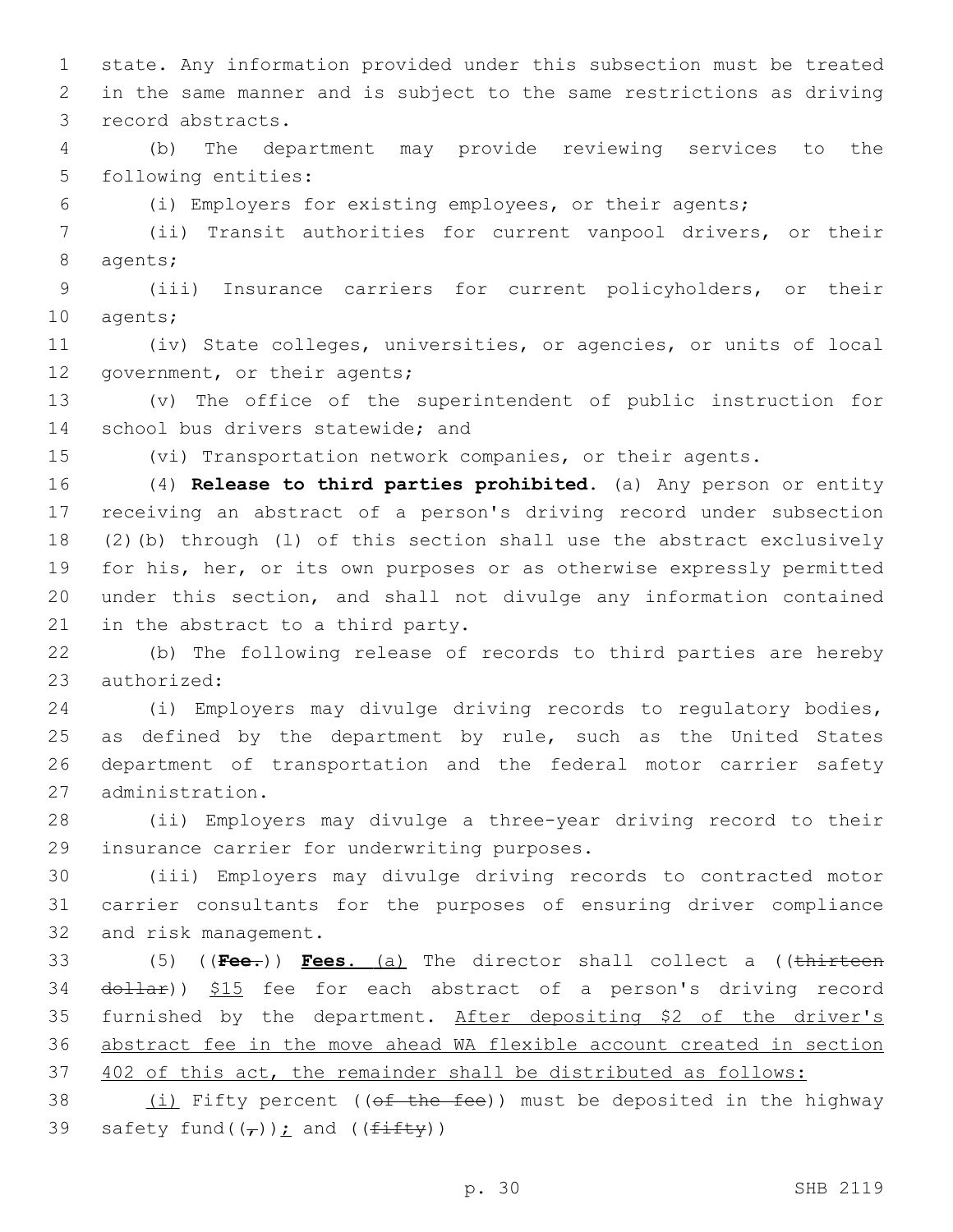state. Any information provided under this subsection must be treated in the same manner and is subject to the same restrictions as driving record abstracts.

(b) The department may provide reviewing services to the following entities:

(i) Employers for existing employees, or their agents;

(ii) Transit authorities for current vanpool drivers, or their agents;

(iii) Insurance carriers for current policyholders, or their agents;

(iv) State colleges, universities, or agencies, or units of local government, or their agents;

(v) The office of the superintendent of public instruction for school bus drivers statewide; and

(vi) Transportation network companies, or their agents.

(4) **Release to third parties prohibited.** (a) Any person or entity receiving an abstract of a person's driving record under subsection (2)(b) through (l) of this section shall use the abstract exclusively for his, her, or its own purposes or as otherwise expressly permitted under this section, and shall not divulge any information contained in the abstract to a third party.

(b) The following release of records to third parties are hereby authorized:

(i) Employers may divulge driving records to regulatory bodies, as defined by the department by rule, such as the United States department of transportation and the federal motor carrier safety administration.

(ii) Employers may divulge a three-year driving record to their insurance carrier for underwriting purposes.

(iii) Employers may divulge driving records to contracted motor carrier consultants for the purposes of ensuring driver compliance and risk management.

(5) ((**~~Fee.~~**)) **<u>Fees.</u>** <u>(a)</u> The director shall collect a ((~~thirteen dollar~~)) <u>$15</u> fee for each abstract of a person's driving record furnished by the department. <u>After depositing $2 of the driver's abstract fee in the move ahead WA flexible account created in section 402 of this act, the remainder shall be distributed as follows:</u>

<u>(i)</u> Fifty percent ((~~of the fee~~)) must be deposited in the highway safety fund((~~,~~))<u>;</u> and ((~~fifty~~))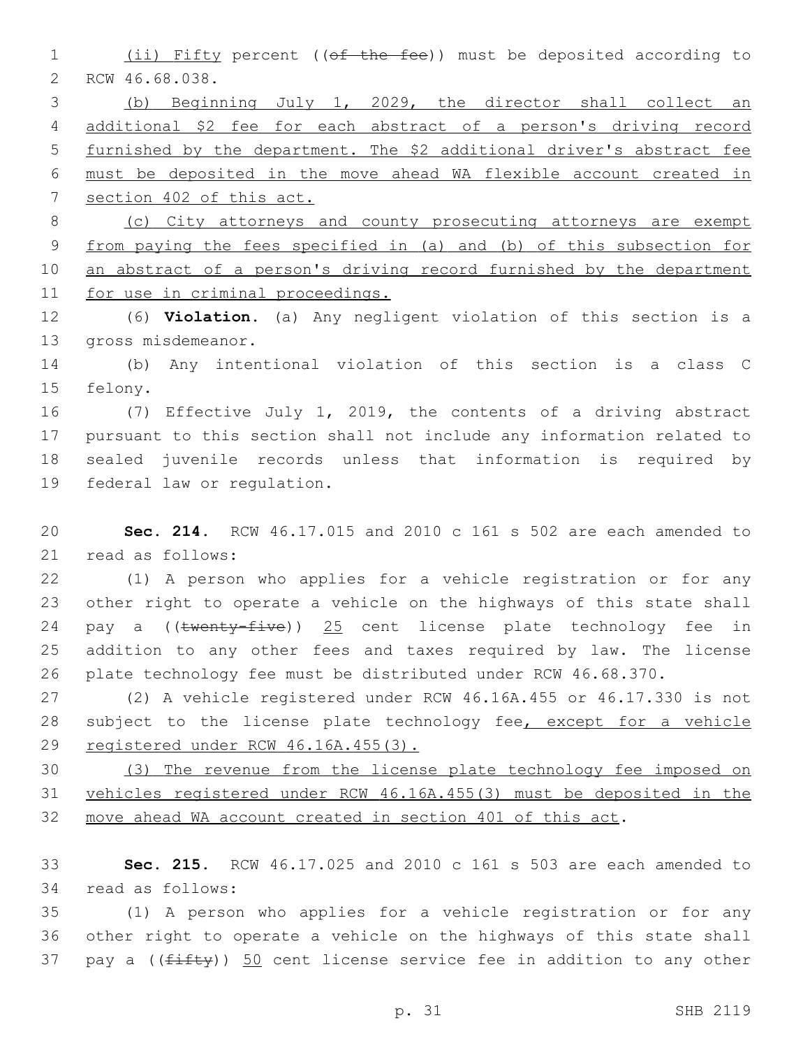(ii) Fifty percent ((~~of the fee~~)) must be deposited according to RCW 46.68.038.

<u>(b) Beginning July 1, 2029, the director shall collect an additional $2 fee for each abstract of a person's driving record furnished by the department. The $2 additional driver's abstract fee must be deposited in the move ahead WA flexible account created in section 402 of this act.</u>

<u>(c) City attorneys and county prosecuting attorneys are exempt from paying the fees specified in (a) and (b) of this subsection for an abstract of a person's driving record furnished by the department for use in criminal proceedings.</u>

(6) **Violation.** (a) Any negligent violation of this section is a gross misdemeanor.

(b) Any intentional violation of this section is a class C felony.

(7) Effective July 1, 2019, the contents of a driving abstract pursuant to this section shall not include any information related to sealed juvenile records unless that information is required by federal law or regulation.

**Sec. 214.** RCW 46.17.015 and 2010 c 161 s 502 are each amended to read as follows:

(1) A person who applies for a vehicle registration or for any other right to operate a vehicle on the highways of this state shall pay a ((~~twenty-five~~)) <u>25</u> cent license plate technology fee in addition to any other fees and taxes required by law. The license plate technology fee must be distributed under RCW 46.68.370.

(2) A vehicle registered under RCW 46.16A.455 or 46.17.330 is not subject to the license plate technology fee<u>, except for a vehicle registered under RCW 46.16A.455(3).</u>

<u>(3) The revenue from the license plate technology fee imposed on vehicles registered under RCW 46.16A.455(3) must be deposited in the move ahead WA account created in section 401 of this act</u>.

**Sec. 215.** RCW 46.17.025 and 2010 c 161 s 503 are each amended to read as follows:

(1) A person who applies for a vehicle registration or for any other right to operate a vehicle on the highways of this state shall pay a ((~~fifty~~)) <u>50</u> cent license service fee in addition to any other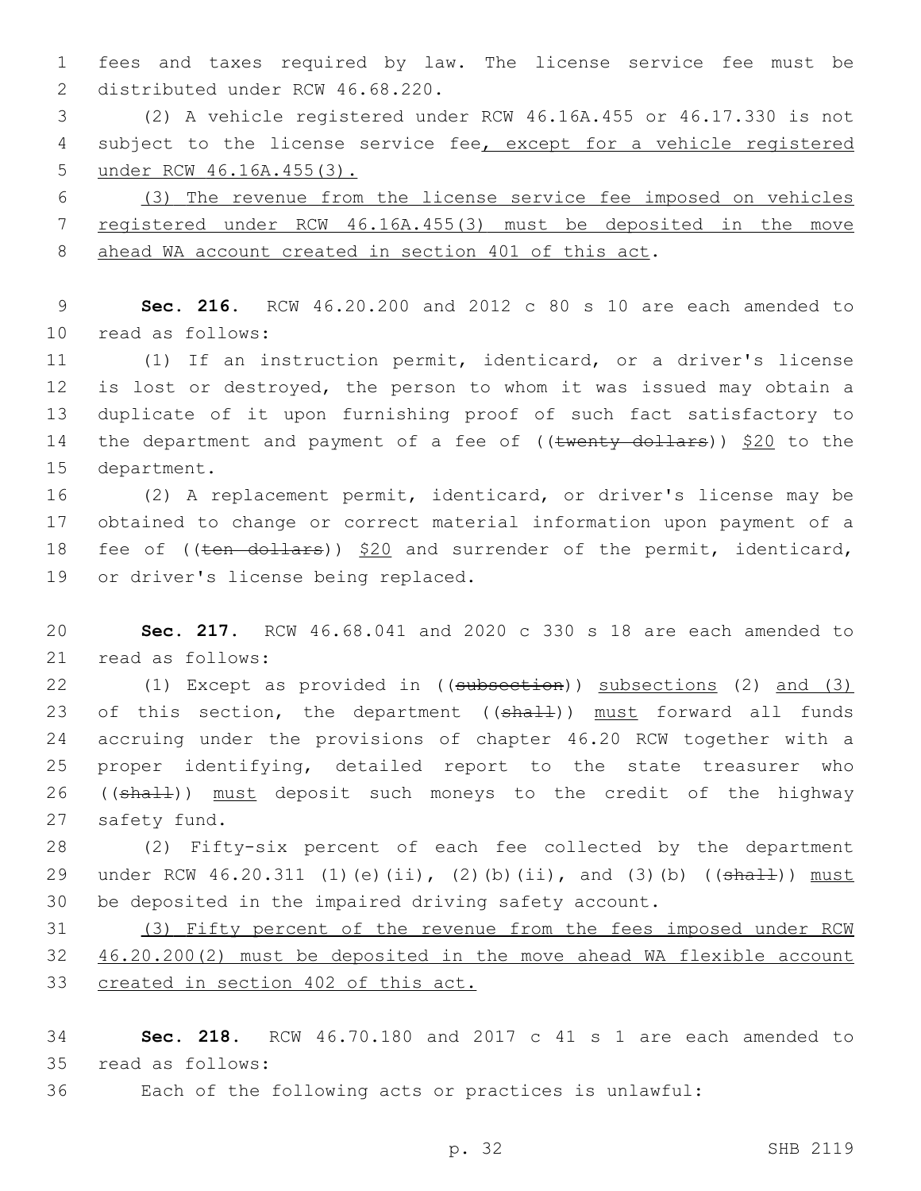fees and taxes required by law. The license service fee must be distributed under RCW 46.68.220.

(2) A vehicle registered under RCW 46.16A.455 or 46.17.330 is not subject to the license service fee, except for a vehicle registered under RCW 46.16A.455(3).

(3) The revenue from the license service fee imposed on vehicles registered under RCW 46.16A.455(3) must be deposited in the move ahead WA account created in section 401 of this act.

**Sec. 216.** RCW 46.20.200 and 2012 c 80 s 10 are each amended to read as follows:

(1) If an instruction permit, identicard, or a driver's license is lost or destroyed, the person to whom it was issued may obtain a duplicate of it upon furnishing proof of such fact satisfactory to the department and payment of a fee of ((~~twenty dollars~~)) $20 to the department.

(2) A replacement permit, identicard, or driver's license may be obtained to change or correct material information upon payment of a fee of ((~~ten dollars~~)) $20 and surrender of the permit, identicard, or driver's license being replaced.

**Sec. 217.** RCW 46.68.041 and 2020 c 330 s 18 are each amended to read as follows:

(1) Except as provided in ((~~subsection~~)) subsections (2) and (3) of this section, the department ((~~shall~~)) must forward all funds accruing under the provisions of chapter 46.20 RCW together with a proper identifying, detailed report to the state treasurer who ((~~shall~~)) must deposit such moneys to the credit of the highway safety fund.

(2) Fifty-six percent of each fee collected by the department under RCW 46.20.311 (1)(e)(ii), (2)(b)(ii), and (3)(b) ((~~shall~~)) must be deposited in the impaired driving safety account.

(3) Fifty percent of the revenue from the fees imposed under RCW 46.20.200(2) must be deposited in the move ahead WA flexible account created in section 402 of this act.

**Sec. 218.** RCW 46.70.180 and 2017 c 41 s 1 are each amended to read as follows:

Each of the following acts or practices is unlawful: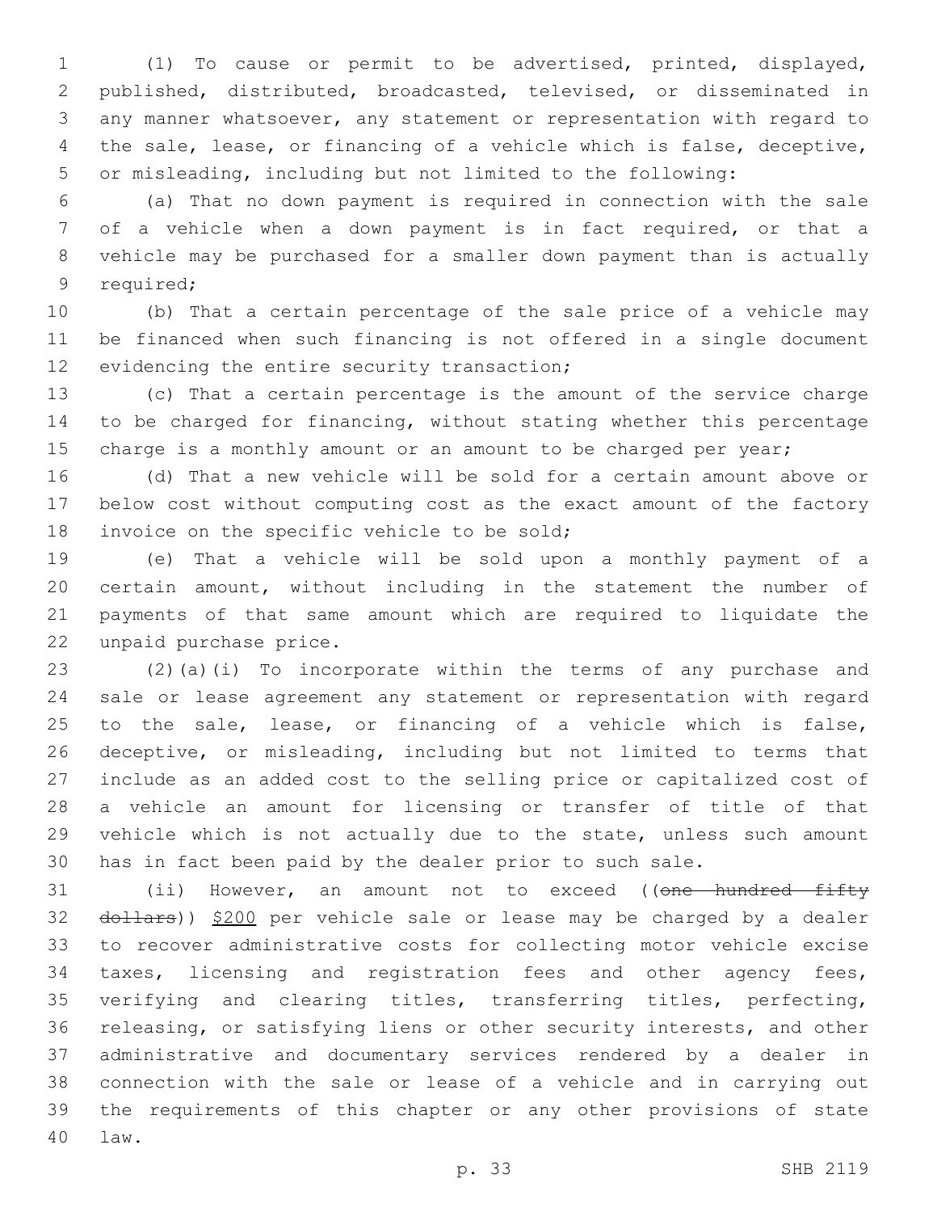(1) To cause or permit to be advertised, printed, displayed, published, distributed, broadcasted, televised, or disseminated in any manner whatsoever, any statement or representation with regard to the sale, lease, or financing of a vehicle which is false, deceptive, or misleading, including but not limited to the following:

(a) That no down payment is required in connection with the sale of a vehicle when a down payment is in fact required, or that a vehicle may be purchased for a smaller down payment than is actually required;

(b) That a certain percentage of the sale price of a vehicle may be financed when such financing is not offered in a single document evidencing the entire security transaction;

(c) That a certain percentage is the amount of the service charge to be charged for financing, without stating whether this percentage charge is a monthly amount or an amount to be charged per year;

(d) That a new vehicle will be sold for a certain amount above or below cost without computing cost as the exact amount of the factory invoice on the specific vehicle to be sold;

(e) That a vehicle will be sold upon a monthly payment of a certain amount, without including in the statement the number of payments of that same amount which are required to liquidate the unpaid purchase price.

(2)(a)(i) To incorporate within the terms of any purchase and sale or lease agreement any statement or representation with regard to the sale, lease, or financing of a vehicle which is false, deceptive, or misleading, including but not limited to terms that include as an added cost to the selling price or capitalized cost of a vehicle an amount for licensing or transfer of title of that vehicle which is not actually due to the state, unless such amount has in fact been paid by the dealer prior to such sale.

(ii) However, an amount not to exceed ((~~one hundred fifty dollars~~)) <u>$200</u> per vehicle sale or lease may be charged by a dealer to recover administrative costs for collecting motor vehicle excise taxes, licensing and registration fees and other agency fees, verifying and clearing titles, transferring titles, perfecting, releasing, or satisfying liens or other security interests, and other administrative and documentary services rendered by a dealer in connection with the sale or lease of a vehicle and in carrying out the requirements of this chapter or any other provisions of state law.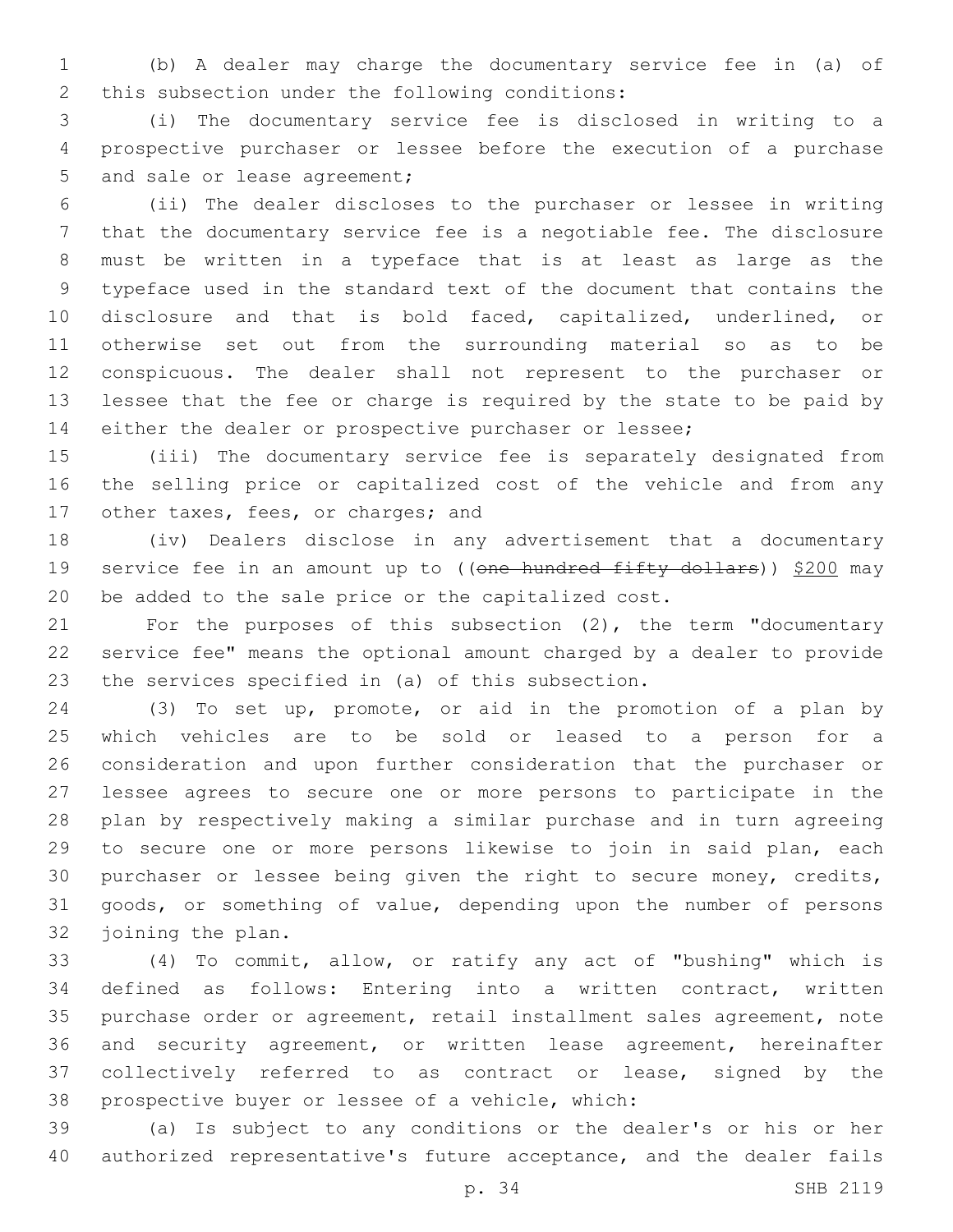(b) A dealer may charge the documentary service fee in (a) of this subsection under the following conditions:

(i) The documentary service fee is disclosed in writing to a prospective purchaser or lessee before the execution of a purchase and sale or lease agreement;

(ii) The dealer discloses to the purchaser or lessee in writing that the documentary service fee is a negotiable fee. The disclosure must be written in a typeface that is at least as large as the typeface used in the standard text of the document that contains the disclosure and that is bold faced, capitalized, underlined, or otherwise set out from the surrounding material so as to be conspicuous. The dealer shall not represent to the purchaser or lessee that the fee or charge is required by the state to be paid by either the dealer or prospective purchaser or lessee;

(iii) The documentary service fee is separately designated from the selling price or capitalized cost of the vehicle and from any other taxes, fees, or charges; and

(iv) Dealers disclose in any advertisement that a documentary service fee in an amount up to ((~~one hundred fifty dollars~~)) <u>$200</u> may be added to the sale price or the capitalized cost.

For the purposes of this subsection (2), the term "documentary service fee" means the optional amount charged by a dealer to provide the services specified in (a) of this subsection.

(3) To set up, promote, or aid in the promotion of a plan by which vehicles are to be sold or leased to a person for a consideration and upon further consideration that the purchaser or lessee agrees to secure one or more persons to participate in the plan by respectively making a similar purchase and in turn agreeing to secure one or more persons likewise to join in said plan, each purchaser or lessee being given the right to secure money, credits, goods, or something of value, depending upon the number of persons joining the plan.

(4) To commit, allow, or ratify any act of "bushing" which is defined as follows: Entering into a written contract, written purchase order or agreement, retail installment sales agreement, note and security agreement, or written lease agreement, hereinafter collectively referred to as contract or lease, signed by the prospective buyer or lessee of a vehicle, which:

(a) Is subject to any conditions or the dealer's or his or her authorized representative's future acceptance, and the dealer fails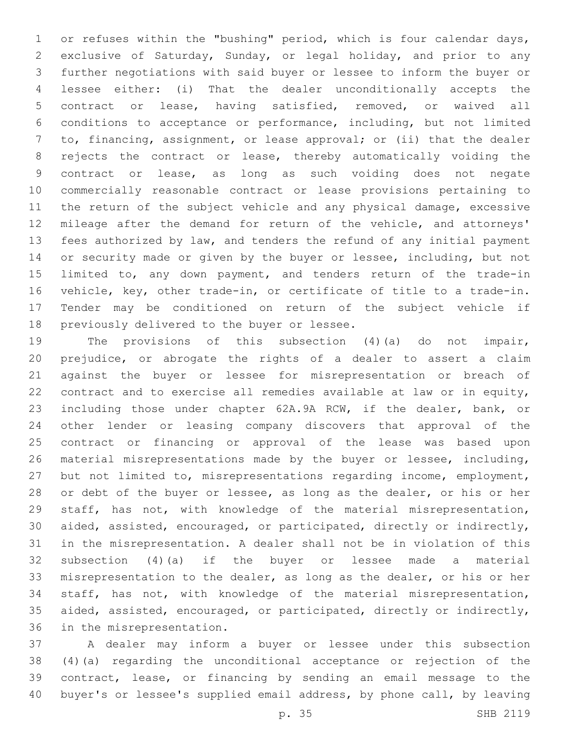or refuses within the "bushing" period, which is four calendar days, exclusive of Saturday, Sunday, or legal holiday, and prior to any further negotiations with said buyer or lessee to inform the buyer or lessee either: (i) That the dealer unconditionally accepts the contract or lease, having satisfied, removed, or waived all conditions to acceptance or performance, including, but not limited to, financing, assignment, or lease approval; or (ii) that the dealer rejects the contract or lease, thereby automatically voiding the contract or lease, as long as such voiding does not negate commercially reasonable contract or lease provisions pertaining to the return of the subject vehicle and any physical damage, excessive mileage after the demand for return of the vehicle, and attorneys' fees authorized by law, and tenders the refund of any initial payment or security made or given by the buyer or lessee, including, but not limited to, any down payment, and tenders return of the trade-in vehicle, key, other trade-in, or certificate of title to a trade-in. Tender may be conditioned on return of the subject vehicle if previously delivered to the buyer or lessee.

The provisions of this subsection (4)(a) do not impair, prejudice, or abrogate the rights of a dealer to assert a claim against the buyer or lessee for misrepresentation or breach of contract and to exercise all remedies available at law or in equity, including those under chapter 62A.9A RCW, if the dealer, bank, or other lender or leasing company discovers that approval of the contract or financing or approval of the lease was based upon material misrepresentations made by the buyer or lessee, including, but not limited to, misrepresentations regarding income, employment, or debt of the buyer or lessee, as long as the dealer, or his or her staff, has not, with knowledge of the material misrepresentation, aided, assisted, encouraged, or participated, directly or indirectly, in the misrepresentation. A dealer shall not be in violation of this subsection (4)(a) if the buyer or lessee made a material misrepresentation to the dealer, as long as the dealer, or his or her staff, has not, with knowledge of the material misrepresentation, aided, assisted, encouraged, or participated, directly or indirectly, in the misrepresentation.

A dealer may inform a buyer or lessee under this subsection (4)(a) regarding the unconditional acceptance or rejection of the contract, lease, or financing by sending an email message to the buyer's or lessee's supplied email address, by phone call, by leaving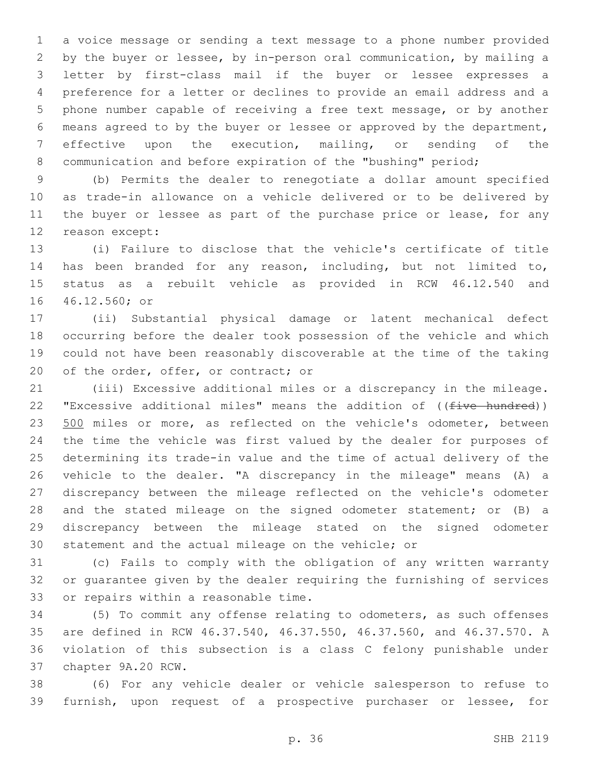a voice message or sending a text message to a phone number provided by the buyer or lessee, by in-person oral communication, by mailing a letter by first-class mail if the buyer or lessee expresses a preference for a letter or declines to provide an email address and a phone number capable of receiving a free text message, or by another means agreed to by the buyer or lessee or approved by the department, effective upon the execution, mailing, or sending of the communication and before expiration of the "bushing" period;

(b) Permits the dealer to renegotiate a dollar amount specified as trade-in allowance on a vehicle delivered or to be delivered by the buyer or lessee as part of the purchase price or lease, for any reason except:

(i) Failure to disclose that the vehicle's certificate of title has been branded for any reason, including, but not limited to, status as a rebuilt vehicle as provided in RCW 46.12.540 and 46.12.560; or

(ii) Substantial physical damage or latent mechanical defect occurring before the dealer took possession of the vehicle and which could not have been reasonably discoverable at the time of the taking of the order, offer, or contract; or

(iii) Excessive additional miles or a discrepancy in the mileage. "Excessive additional miles" means the addition of ((~~five hundred~~)) 500 miles or more, as reflected on the vehicle's odometer, between the time the vehicle was first valued by the dealer for purposes of determining its trade-in value and the time of actual delivery of the vehicle to the dealer. "A discrepancy in the mileage" means (A) a discrepancy between the mileage reflected on the vehicle's odometer and the stated mileage on the signed odometer statement; or (B) a discrepancy between the mileage stated on the signed odometer statement and the actual mileage on the vehicle; or

(c) Fails to comply with the obligation of any written warranty or guarantee given by the dealer requiring the furnishing of services or repairs within a reasonable time.

(5) To commit any offense relating to odometers, as such offenses are defined in RCW 46.37.540, 46.37.550, 46.37.560, and 46.37.570. A violation of this subsection is a class C felony punishable under chapter 9A.20 RCW.

(6) For any vehicle dealer or vehicle salesperson to refuse to furnish, upon request of a prospective purchaser or lessee, for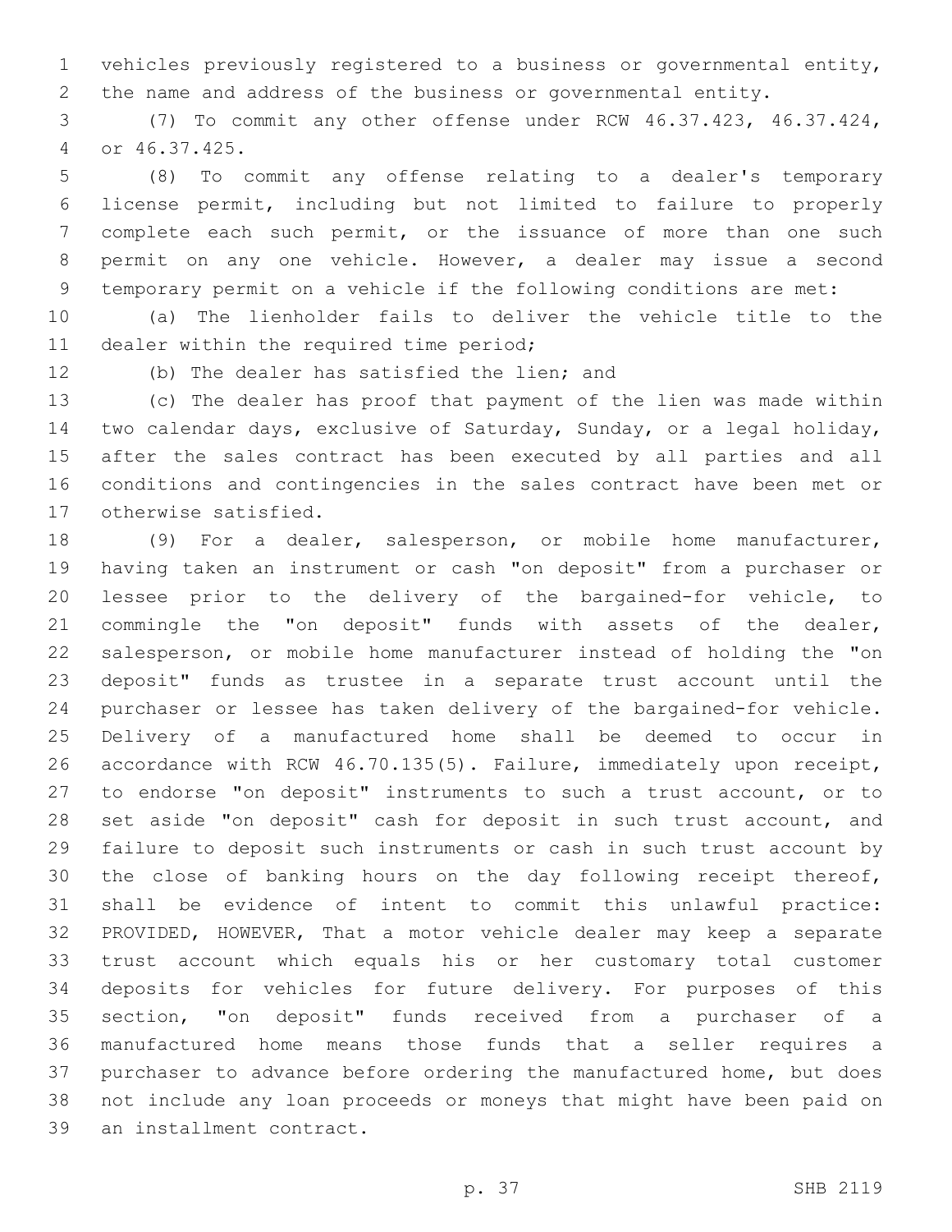vehicles previously registered to a business or governmental entity, the name and address of the business or governmental entity.

(7) To commit any other offense under RCW 46.37.423, 46.37.424, or 46.37.425.

(8) To commit any offense relating to a dealer's temporary license permit, including but not limited to failure to properly complete each such permit, or the issuance of more than one such permit on any one vehicle. However, a dealer may issue a second temporary permit on a vehicle if the following conditions are met:

(a) The lienholder fails to deliver the vehicle title to the dealer within the required time period;

(b) The dealer has satisfied the lien; and

(c) The dealer has proof that payment of the lien was made within two calendar days, exclusive of Saturday, Sunday, or a legal holiday, after the sales contract has been executed by all parties and all conditions and contingencies in the sales contract have been met or otherwise satisfied.

(9) For a dealer, salesperson, or mobile home manufacturer, having taken an instrument or cash "on deposit" from a purchaser or lessee prior to the delivery of the bargained-for vehicle, to commingle the "on deposit" funds with assets of the dealer, salesperson, or mobile home manufacturer instead of holding the "on deposit" funds as trustee in a separate trust account until the purchaser or lessee has taken delivery of the bargained-for vehicle. Delivery of a manufactured home shall be deemed to occur in accordance with RCW 46.70.135(5). Failure, immediately upon receipt, to endorse "on deposit" instruments to such a trust account, or to set aside "on deposit" cash for deposit in such trust account, and failure to deposit such instruments or cash in such trust account by the close of banking hours on the day following receipt thereof, shall be evidence of intent to commit this unlawful practice: PROVIDED, HOWEVER, That a motor vehicle dealer may keep a separate trust account which equals his or her customary total customer deposits for vehicles for future delivery. For purposes of this section, "on deposit" funds received from a purchaser of a manufactured home means those funds that a seller requires a purchaser to advance before ordering the manufactured home, but does not include any loan proceeds or moneys that might have been paid on an installment contract.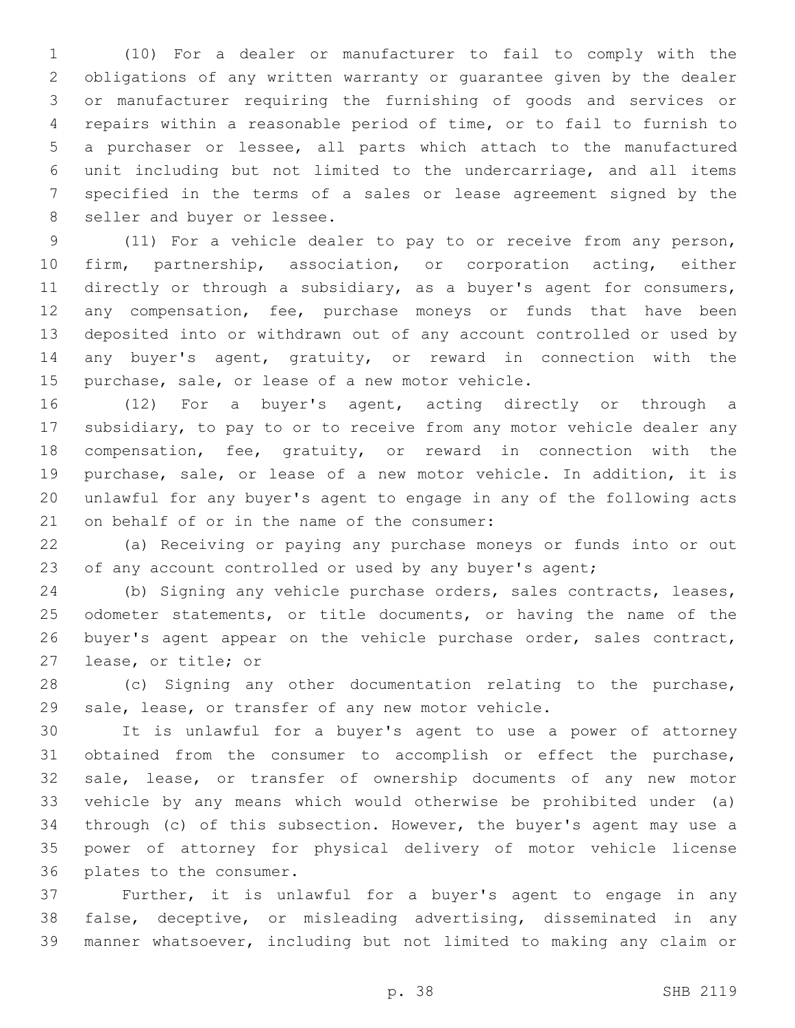(10) For a dealer or manufacturer to fail to comply with the obligations of any written warranty or guarantee given by the dealer or manufacturer requiring the furnishing of goods and services or repairs within a reasonable period of time, or to fail to furnish to a purchaser or lessee, all parts which attach to the manufactured unit including but not limited to the undercarriage, and all items specified in the terms of a sales or lease agreement signed by the seller and buyer or lessee.

(11) For a vehicle dealer to pay to or receive from any person, firm, partnership, association, or corporation acting, either directly or through a subsidiary, as a buyer's agent for consumers, any compensation, fee, purchase moneys or funds that have been deposited into or withdrawn out of any account controlled or used by any buyer's agent, gratuity, or reward in connection with the purchase, sale, or lease of a new motor vehicle.

(12) For a buyer's agent, acting directly or through a subsidiary, to pay to or to receive from any motor vehicle dealer any compensation, fee, gratuity, or reward in connection with the purchase, sale, or lease of a new motor vehicle. In addition, it is unlawful for any buyer's agent to engage in any of the following acts on behalf of or in the name of the consumer:

(a) Receiving or paying any purchase moneys or funds into or out of any account controlled or used by any buyer's agent;

(b) Signing any vehicle purchase orders, sales contracts, leases, odometer statements, or title documents, or having the name of the buyer's agent appear on the vehicle purchase order, sales contract, lease, or title; or

(c) Signing any other documentation relating to the purchase, sale, lease, or transfer of any new motor vehicle.

It is unlawful for a buyer's agent to use a power of attorney obtained from the consumer to accomplish or effect the purchase, sale, lease, or transfer of ownership documents of any new motor vehicle by any means which would otherwise be prohibited under (a) through (c) of this subsection. However, the buyer's agent may use a power of attorney for physical delivery of motor vehicle license plates to the consumer.

Further, it is unlawful for a buyer's agent to engage in any false, deceptive, or misleading advertising, disseminated in any manner whatsoever, including but not limited to making any claim or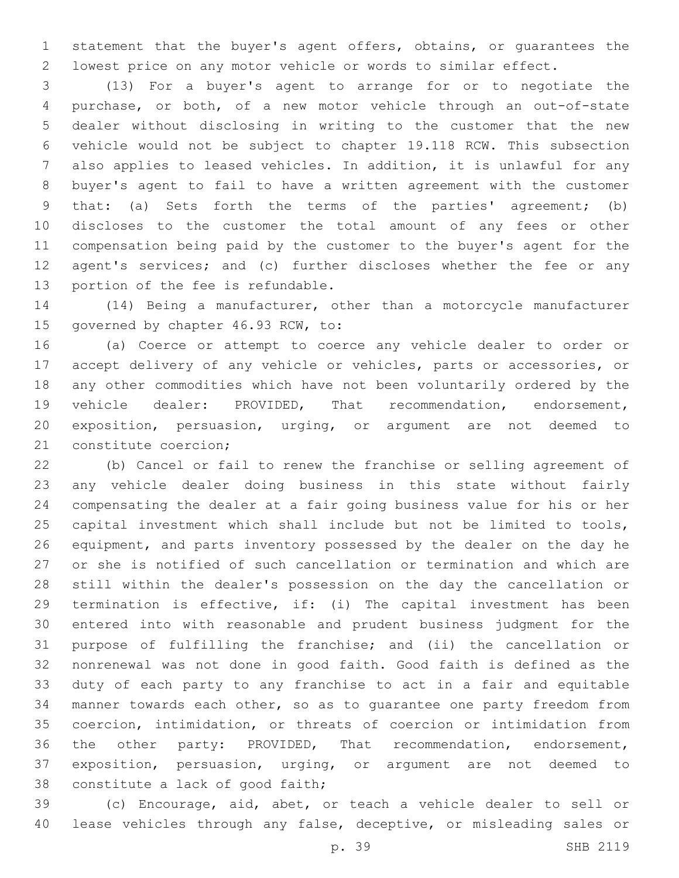statement that the buyer's agent offers, obtains, or guarantees the lowest price on any motor vehicle or words to similar effect.

(13) For a buyer's agent to arrange for or to negotiate the purchase, or both, of a new motor vehicle through an out-of-state dealer without disclosing in writing to the customer that the new vehicle would not be subject to chapter 19.118 RCW. This subsection also applies to leased vehicles. In addition, it is unlawful for any buyer's agent to fail to have a written agreement with the customer that: (a) Sets forth the terms of the parties' agreement; (b) discloses to the customer the total amount of any fees or other compensation being paid by the customer to the buyer's agent for the agent's services; and (c) further discloses whether the fee or any portion of the fee is refundable.

(14) Being a manufacturer, other than a motorcycle manufacturer governed by chapter 46.93 RCW, to:

(a) Coerce or attempt to coerce any vehicle dealer to order or accept delivery of any vehicle or vehicles, parts or accessories, or any other commodities which have not been voluntarily ordered by the vehicle dealer: PROVIDED, That recommendation, endorsement, exposition, persuasion, urging, or argument are not deemed to constitute coercion;

(b) Cancel or fail to renew the franchise or selling agreement of any vehicle dealer doing business in this state without fairly compensating the dealer at a fair going business value for his or her capital investment which shall include but not be limited to tools, equipment, and parts inventory possessed by the dealer on the day he or she is notified of such cancellation or termination and which are still within the dealer's possession on the day the cancellation or termination is effective, if: (i) The capital investment has been entered into with reasonable and prudent business judgment for the purpose of fulfilling the franchise; and (ii) the cancellation or nonrenewal was not done in good faith. Good faith is defined as the duty of each party to any franchise to act in a fair and equitable manner towards each other, so as to guarantee one party freedom from coercion, intimidation, or threats of coercion or intimidation from the other party: PROVIDED, That recommendation, endorsement, exposition, persuasion, urging, or argument are not deemed to constitute a lack of good faith;

(c) Encourage, aid, abet, or teach a vehicle dealer to sell or lease vehicles through any false, deceptive, or misleading sales or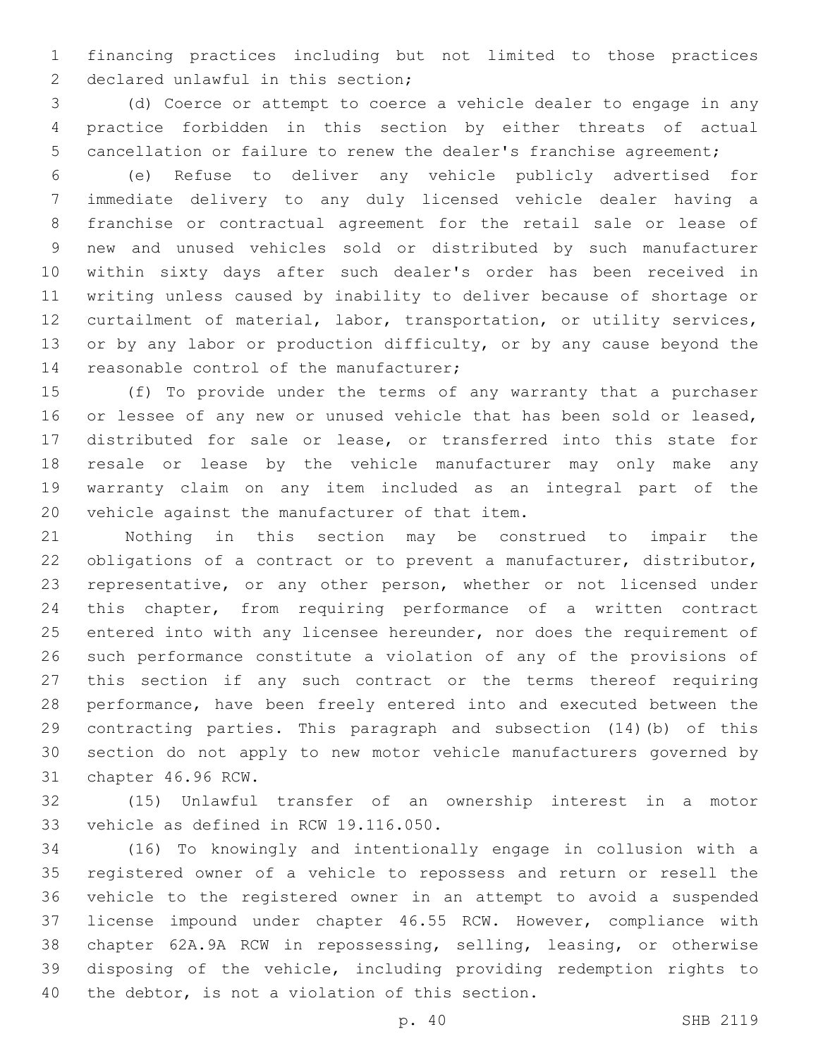financing practices including but not limited to those practices declared unlawful in this section;

(d) Coerce or attempt to coerce a vehicle dealer to engage in any practice forbidden in this section by either threats of actual cancellation or failure to renew the dealer's franchise agreement;

(e) Refuse to deliver any vehicle publicly advertised for immediate delivery to any duly licensed vehicle dealer having a franchise or contractual agreement for the retail sale or lease of new and unused vehicles sold or distributed by such manufacturer within sixty days after such dealer's order has been received in writing unless caused by inability to deliver because of shortage or curtailment of material, labor, transportation, or utility services, or by any labor or production difficulty, or by any cause beyond the reasonable control of the manufacturer;

(f) To provide under the terms of any warranty that a purchaser or lessee of any new or unused vehicle that has been sold or leased, distributed for sale or lease, or transferred into this state for resale or lease by the vehicle manufacturer may only make any warranty claim on any item included as an integral part of the vehicle against the manufacturer of that item.

Nothing in this section may be construed to impair the obligations of a contract or to prevent a manufacturer, distributor, representative, or any other person, whether or not licensed under this chapter, from requiring performance of a written contract entered into with any licensee hereunder, nor does the requirement of such performance constitute a violation of any of the provisions of this section if any such contract or the terms thereof requiring performance, have been freely entered into and executed between the contracting parties. This paragraph and subsection (14)(b) of this section do not apply to new motor vehicle manufacturers governed by chapter 46.96 RCW.

(15) Unlawful transfer of an ownership interest in a motor vehicle as defined in RCW 19.116.050.

(16) To knowingly and intentionally engage in collusion with a registered owner of a vehicle to repossess and return or resell the vehicle to the registered owner in an attempt to avoid a suspended license impound under chapter 46.55 RCW. However, compliance with chapter 62A.9A RCW in repossessing, selling, leasing, or otherwise disposing of the vehicle, including providing redemption rights to the debtor, is not a violation of this section.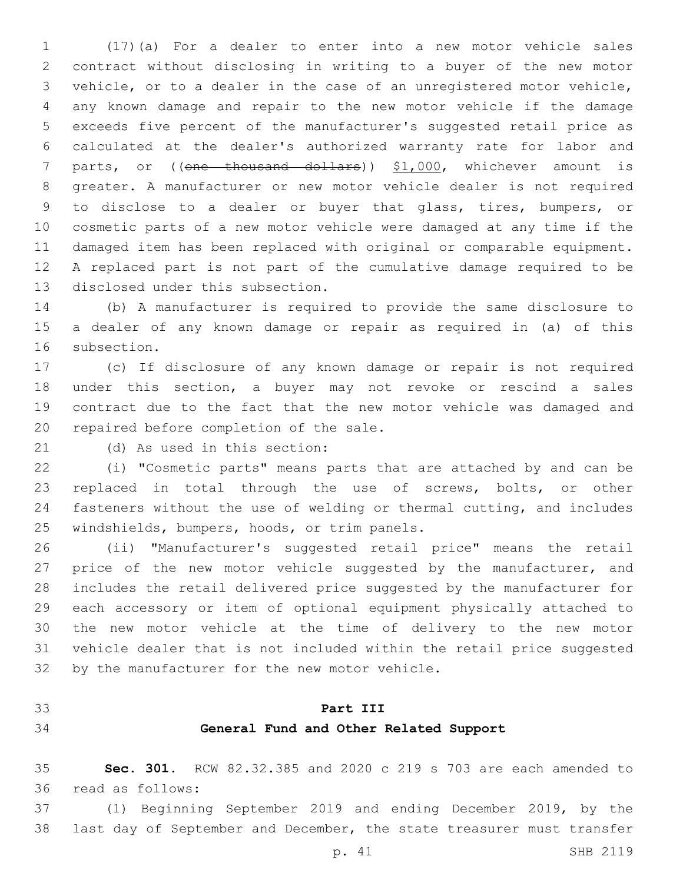(17)(a) For a dealer to enter into a new motor vehicle sales contract without disclosing in writing to a buyer of the new motor vehicle, or to a dealer in the case of an unregistered motor vehicle, any known damage and repair to the new motor vehicle if the damage exceeds five percent of the manufacturer's suggested retail price as calculated at the dealer's authorized warranty rate for labor and parts, or ((~~one thousand dollars~~)) $1,000, whichever amount is greater. A manufacturer or new motor vehicle dealer is not required to disclose to a dealer or buyer that glass, tires, bumpers, or cosmetic parts of a new motor vehicle were damaged at any time if the damaged item has been replaced with original or comparable equipment. A replaced part is not part of the cumulative damage required to be disclosed under this subsection.

(b) A manufacturer is required to provide the same disclosure to a dealer of any known damage or repair as required in (a) of this subsection.

(c) If disclosure of any known damage or repair is not required under this section, a buyer may not revoke or rescind a sales contract due to the fact that the new motor vehicle was damaged and repaired before completion of the sale.

(d) As used in this section:

(i) "Cosmetic parts" means parts that are attached by and can be replaced in total through the use of screws, bolts, or other fasteners without the use of welding or thermal cutting, and includes windshields, bumpers, hoods, or trim panels.

(ii) "Manufacturer's suggested retail price" means the retail price of the new motor vehicle suggested by the manufacturer, and includes the retail delivered price suggested by the manufacturer for each accessory or item of optional equipment physically attached to the new motor vehicle at the time of delivery to the new motor vehicle dealer that is not included within the retail price suggested by the manufacturer for the new motor vehicle.

## Part III
## General Fund and Other Related Support

**Sec. 301.** RCW 82.32.385 and 2020 c 219 s 703 are each amended to read as follows:

(1) Beginning September 2019 and ending December 2019, by the last day of September and December, the state treasurer must transfer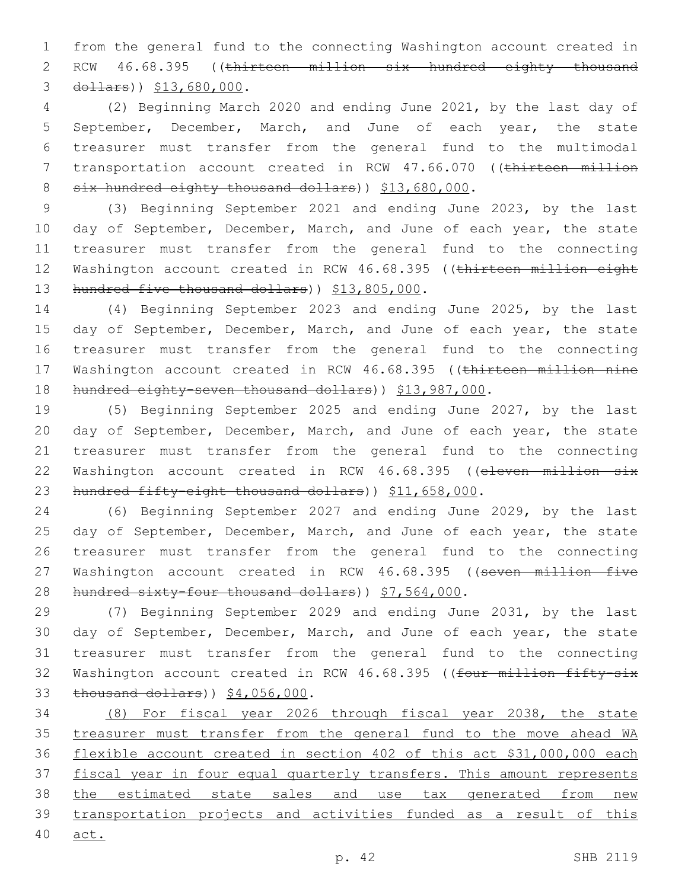from the general fund to the connecting Washington account created in RCW 46.68.395 ((~~thirteen million six hundred eighty thousand dollars~~)) $13,680,000.

(2) Beginning March 2020 and ending June 2021, by the last day of September, December, March, and June of each year, the state treasurer must transfer from the general fund to the multimodal transportation account created in RCW 47.66.070 ((~~thirteen million six hundred eighty thousand dollars~~)) $13,680,000.

(3) Beginning September 2021 and ending June 2023, by the last day of September, December, March, and June of each year, the state treasurer must transfer from the general fund to the connecting Washington account created in RCW 46.68.395 ((~~thirteen million eight hundred five thousand dollars~~)) $13,805,000.

(4) Beginning September 2023 and ending June 2025, by the last day of September, December, March, and June of each year, the state treasurer must transfer from the general fund to the connecting Washington account created in RCW 46.68.395 ((~~thirteen million nine hundred eighty-seven thousand dollars~~)) $13,987,000.

(5) Beginning September 2025 and ending June 2027, by the last day of September, December, March, and June of each year, the state treasurer must transfer from the general fund to the connecting Washington account created in RCW 46.68.395 ((~~eleven million six hundred fifty-eight thousand dollars~~)) $11,658,000.

(6) Beginning September 2027 and ending June 2029, by the last day of September, December, March, and June of each year, the state treasurer must transfer from the general fund to the connecting Washington account created in RCW 46.68.395 ((~~seven million five hundred sixty-four thousand dollars~~)) $7,564,000.

(7) Beginning September 2029 and ending June 2031, by the last day of September, December, March, and June of each year, the state treasurer must transfer from the general fund to the connecting Washington account created in RCW 46.68.395 ((~~four million fifty-six thousand dollars~~)) $4,056,000.

(8) For fiscal year 2026 through fiscal year 2038, the state treasurer must transfer from the general fund to the move ahead WA flexible account created in section 402 of this act $31,000,000 each fiscal year in four equal quarterly transfers. This amount represents the estimated state sales and use tax generated from new transportation projects and activities funded as a result of this act.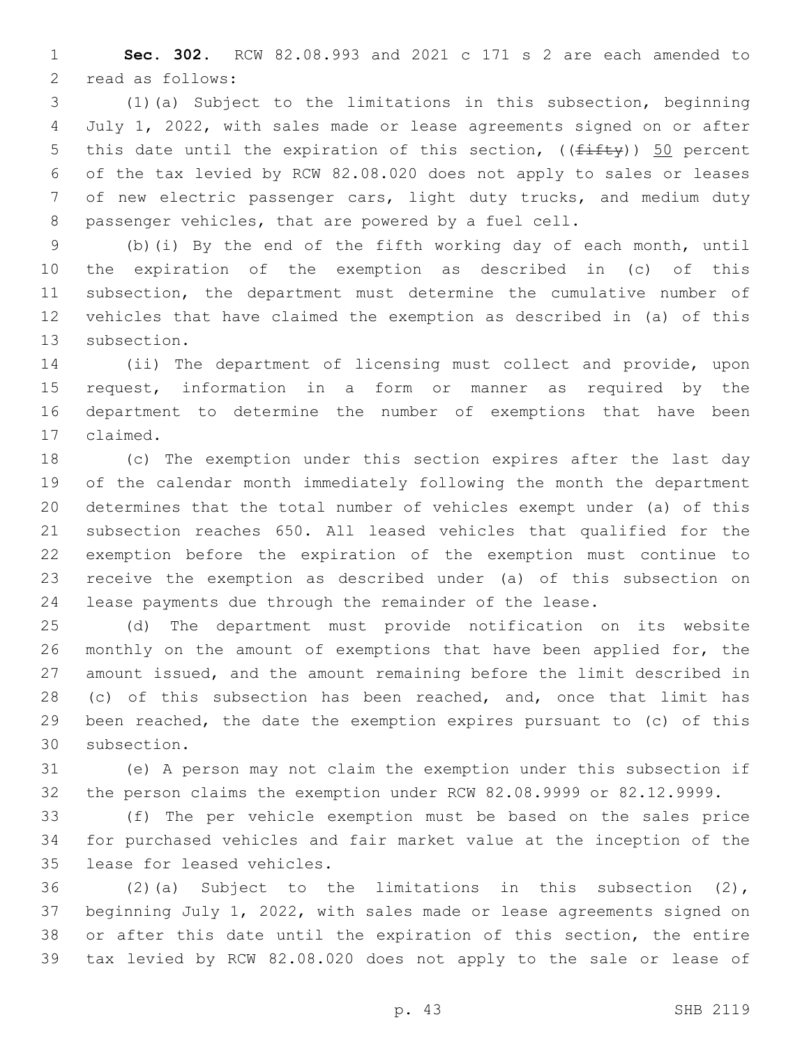**Sec. 302.** RCW 82.08.993 and 2021 c 171 s 2 are each amended to read as follows:

(1)(a) Subject to the limitations in this subsection, beginning July 1, 2022, with sales made or lease agreements signed on or after this date until the expiration of this section, ((~~fifty~~)) 50 percent of the tax levied by RCW 82.08.020 does not apply to sales or leases of new electric passenger cars, light duty trucks, and medium duty passenger vehicles, that are powered by a fuel cell.

(b)(i) By the end of the fifth working day of each month, until the expiration of the exemption as described in (c) of this subsection, the department must determine the cumulative number of vehicles that have claimed the exemption as described in (a) of this subsection.

(ii) The department of licensing must collect and provide, upon request, information in a form or manner as required by the department to determine the number of exemptions that have been claimed.

(c) The exemption under this section expires after the last day of the calendar month immediately following the month the department determines that the total number of vehicles exempt under (a) of this subsection reaches 650. All leased vehicles that qualified for the exemption before the expiration of the exemption must continue to receive the exemption as described under (a) of this subsection on lease payments due through the remainder of the lease.

(d) The department must provide notification on its website monthly on the amount of exemptions that have been applied for, the amount issued, and the amount remaining before the limit described in (c) of this subsection has been reached, and, once that limit has been reached, the date the exemption expires pursuant to (c) of this subsection.

(e) A person may not claim the exemption under this subsection if the person claims the exemption under RCW 82.08.9999 or 82.12.9999.

(f) The per vehicle exemption must be based on the sales price for purchased vehicles and fair market value at the inception of the lease for leased vehicles.

(2)(a) Subject to the limitations in this subsection (2), beginning July 1, 2022, with sales made or lease agreements signed on or after this date until the expiration of this section, the entire tax levied by RCW 82.08.020 does not apply to the sale or lease of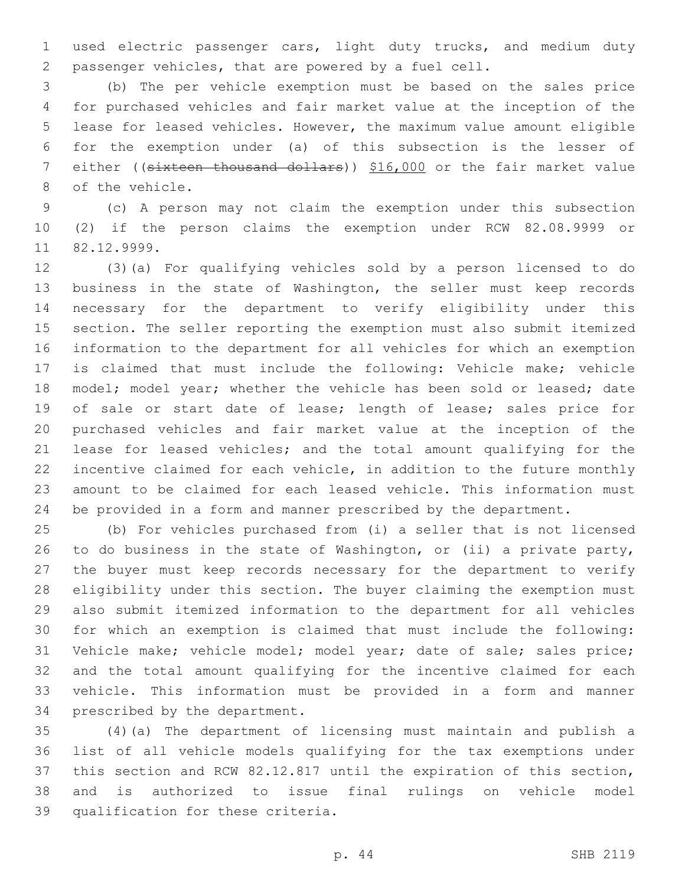used electric passenger cars, light duty trucks, and medium duty passenger vehicles, that are powered by a fuel cell.

(b) The per vehicle exemption must be based on the sales price for purchased vehicles and fair market value at the inception of the lease for leased vehicles. However, the maximum value amount eligible for the exemption under (a) of this subsection is the lesser of either ((~~sixteen thousand dollars~~)) <u>$16,000</u> or the fair market value of the vehicle.

(c) A person may not claim the exemption under this subsection (2) if the person claims the exemption under RCW 82.08.9999 or 82.12.9999.

(3)(a) For qualifying vehicles sold by a person licensed to do business in the state of Washington, the seller must keep records necessary for the department to verify eligibility under this section. The seller reporting the exemption must also submit itemized information to the department for all vehicles for which an exemption is claimed that must include the following: Vehicle make; vehicle model; model year; whether the vehicle has been sold or leased; date of sale or start date of lease; length of lease; sales price for purchased vehicles and fair market value at the inception of the lease for leased vehicles; and the total amount qualifying for the incentive claimed for each vehicle, in addition to the future monthly amount to be claimed for each leased vehicle. This information must be provided in a form and manner prescribed by the department.

(b) For vehicles purchased from (i) a seller that is not licensed to do business in the state of Washington, or (ii) a private party, the buyer must keep records necessary for the department to verify eligibility under this section. The buyer claiming the exemption must also submit itemized information to the department for all vehicles for which an exemption is claimed that must include the following: Vehicle make; vehicle model; model year; date of sale; sales price; and the total amount qualifying for the incentive claimed for each vehicle. This information must be provided in a form and manner prescribed by the department.

(4)(a) The department of licensing must maintain and publish a list of all vehicle models qualifying for the tax exemptions under this section and RCW 82.12.817 until the expiration of this section, and is authorized to issue final rulings on vehicle model qualification for these criteria.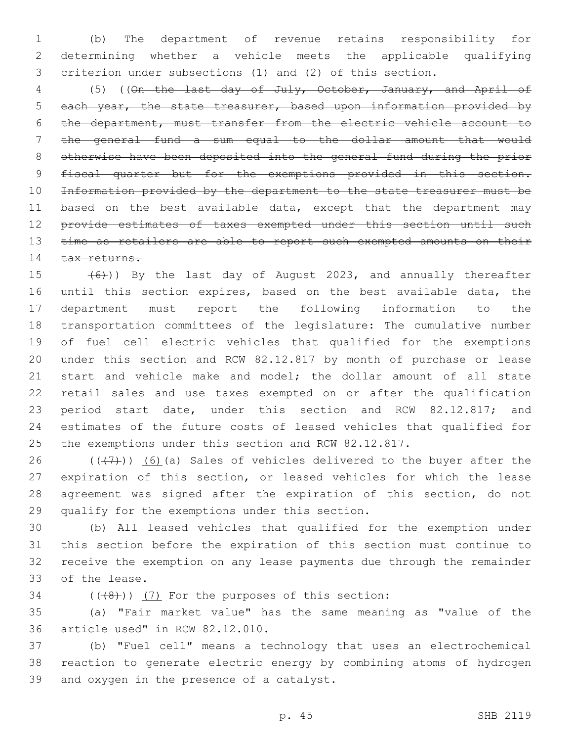(b) The department of revenue retains responsibility for determining whether a vehicle meets the applicable qualifying criterion under subsections (1) and (2) of this section.

(5) ((~~On the last day of July, October, January, and April of each year, the state treasurer, based upon information provided by the department, must transfer from the electric vehicle account to the general fund a sum equal to the dollar amount that would otherwise have been deposited into the general fund during the prior fiscal quarter but for the exemptions provided in this section. Information provided by the department to the state treasurer must be based on the best available data, except that the department may provide estimates of taxes exempted under this section until such time as retailers are able to report such exempted amounts on their tax returns.~~

~~(6)~~)) By the last day of August 2023, and annually thereafter until this section expires, based on the best available data, the department must report the following information to the transportation committees of the legislature: The cumulative number of fuel cell electric vehicles that qualified for the exemptions under this section and RCW 82.12.817 by month of purchase or lease start and vehicle make and model; the dollar amount of all state retail sales and use taxes exempted on or after the qualification period start date, under this section and RCW 82.12.817; and estimates of the future costs of leased vehicles that qualified for the exemptions under this section and RCW 82.12.817.

((~~(7)~~)) <u>(6)</u>(a) Sales of vehicles delivered to the buyer after the expiration of this section, or leased vehicles for which the lease agreement was signed after the expiration of this section, do not qualify for the exemptions under this section.

(b) All leased vehicles that qualified for the exemption under this section before the expiration of this section must continue to receive the exemption on any lease payments due through the remainder of the lease.

((~~(8)~~)) <u>(7)</u> For the purposes of this section:

(a) "Fair market value" has the same meaning as "value of the article used" in RCW 82.12.010.

(b) "Fuel cell" means a technology that uses an electrochemical reaction to generate electric energy by combining atoms of hydrogen and oxygen in the presence of a catalyst.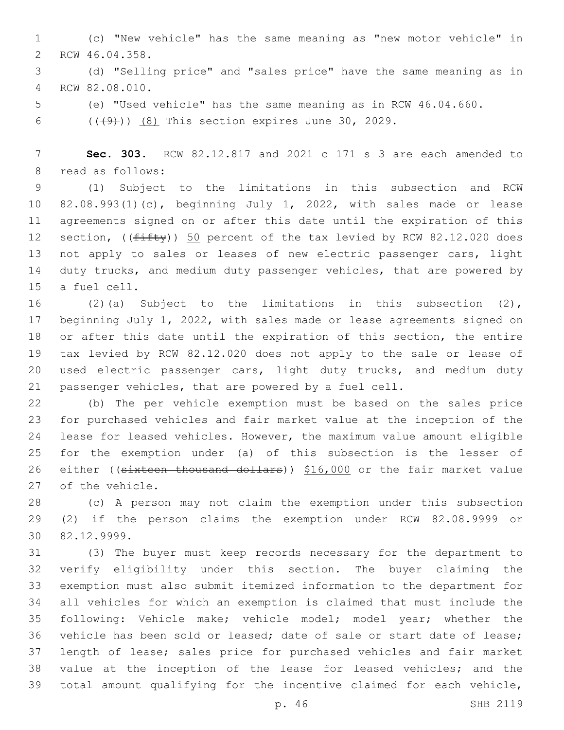(c) "New vehicle" has the same meaning as "new motor vehicle" in RCW 46.04.358.

(d) "Selling price" and "sales price" have the same meaning as in RCW 82.08.010.

(e) "Used vehicle" has the same meaning as in RCW 46.04.660.

(((9))) (8) This section expires June 30, 2029.

**Sec. 303.** RCW 82.12.817 and 2021 c 171 s 3 are each amended to read as follows:

(1) Subject to the limitations in this subsection and RCW 82.08.993(1)(c), beginning July 1, 2022, with sales made or lease agreements signed on or after this date until the expiration of this section, ((~~fifty~~)) 50 percent of the tax levied by RCW 82.12.020 does not apply to sales or leases of new electric passenger cars, light duty trucks, and medium duty passenger vehicles, that are powered by a fuel cell.

(2)(a) Subject to the limitations in this subsection (2), beginning July 1, 2022, with sales made or lease agreements signed on or after this date until the expiration of this section, the entire tax levied by RCW 82.12.020 does not apply to the sale or lease of used electric passenger cars, light duty trucks, and medium duty passenger vehicles, that are powered by a fuel cell.

(b) The per vehicle exemption must be based on the sales price for purchased vehicles and fair market value at the inception of the lease for leased vehicles. However, the maximum value amount eligible for the exemption under (a) of this subsection is the lesser of either ((~~sixteen thousand dollars~~)) $16,000 or the fair market value of the vehicle.

(c) A person may not claim the exemption under this subsection (2) if the person claims the exemption under RCW 82.08.9999 or 82.12.9999.

(3) The buyer must keep records necessary for the department to verify eligibility under this section. The buyer claiming the exemption must also submit itemized information to the department for all vehicles for which an exemption is claimed that must include the following: Vehicle make; vehicle model; model year; whether the vehicle has been sold or leased; date of sale or start date of lease; length of lease; sales price for purchased vehicles and fair market value at the inception of the lease for leased vehicles; and the total amount qualifying for the incentive claimed for each vehicle,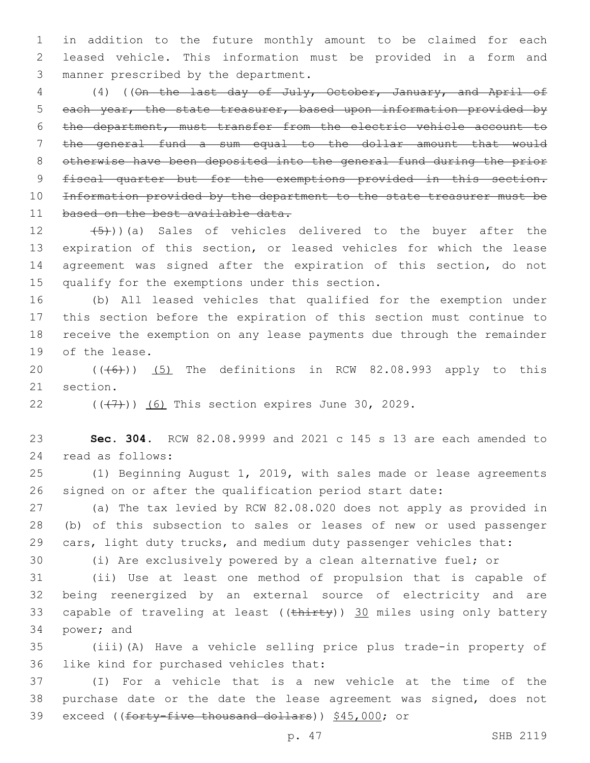in addition to the future monthly amount to be claimed for each leased vehicle. This information must be provided in a form and manner prescribed by the department.

(4) ((~~On the last day of July, October, January, and April of each year, the state treasurer, based upon information provided by the department, must transfer from the electric vehicle account to the general fund a sum equal to the dollar amount that would otherwise have been deposited into the general fund during the prior fiscal quarter but for the exemptions provided in this section. Information provided by the department to the state treasurer must be based on the best available data.~~

~~(5)~~))(a) Sales of vehicles delivered to the buyer after the expiration of this section, or leased vehicles for which the lease agreement was signed after the expiration of this section, do not qualify for the exemptions under this section.

(b) All leased vehicles that qualified for the exemption under this section before the expiration of this section must continue to receive the exemption on any lease payments due through the remainder of the lease.

((~~(6)~~)) <u>(5)</u> The definitions in RCW 82.08.993 apply to this section.

((~~(7)~~)) <u>(6)</u> This section expires June 30, 2029.

**Sec. 304.** RCW 82.08.9999 and 2021 c 145 s 13 are each amended to read as follows:

(1) Beginning August 1, 2019, with sales made or lease agreements signed on or after the qualification period start date:

(a) The tax levied by RCW 82.08.020 does not apply as provided in (b) of this subsection to sales or leases of new or used passenger cars, light duty trucks, and medium duty passenger vehicles that:

(i) Are exclusively powered by a clean alternative fuel; or

(ii) Use at least one method of propulsion that is capable of being reenergized by an external source of electricity and are capable of traveling at least ((~~thirty~~)) <u>30</u> miles using only battery power; and

(iii)(A) Have a vehicle selling price plus trade-in property of like kind for purchased vehicles that:

(I) For a vehicle that is a new vehicle at the time of the purchase date or the date the lease agreement was signed, does not exceed ((~~forty-five thousand dollars~~)) <u>$45,000</u>; or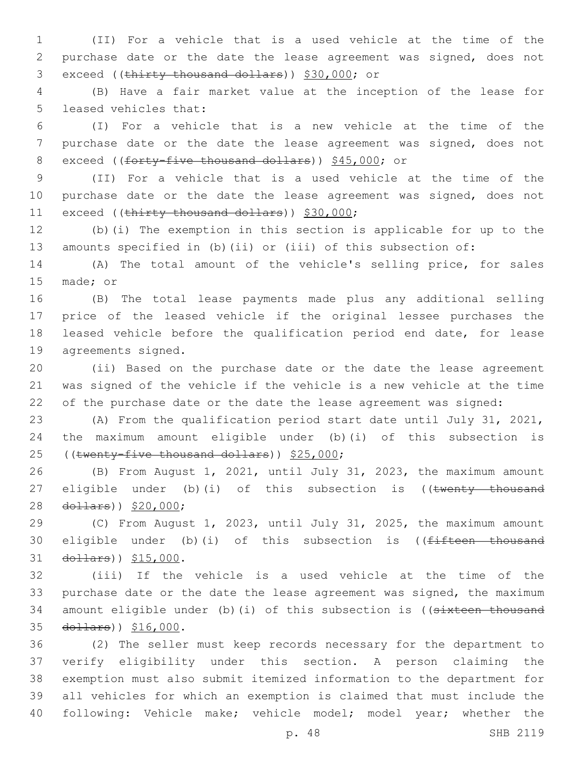(II) For a vehicle that is a used vehicle at the time of the purchase date or the date the lease agreement was signed, does not exceed ((~~thirty thousand dollars~~)) <u>$30,000</u>; or

(B) Have a fair market value at the inception of the lease for leased vehicles that:

(I) For a vehicle that is a new vehicle at the time of the purchase date or the date the lease agreement was signed, does not exceed ((~~forty-five thousand dollars~~)) <u>$45,000</u>; or

(II) For a vehicle that is a used vehicle at the time of the purchase date or the date the lease agreement was signed, does not exceed ((~~thirty thousand dollars~~)) <u>$30,000</u>;

(b)(i) The exemption in this section is applicable for up to the amounts specified in (b)(ii) or (iii) of this subsection of:

(A) The total amount of the vehicle's selling price, for sales made; or

(B) The total lease payments made plus any additional selling price of the leased vehicle if the original lessee purchases the leased vehicle before the qualification period end date, for lease agreements signed.

(ii) Based on the purchase date or the date the lease agreement was signed of the vehicle if the vehicle is a new vehicle at the time of the purchase date or the date the lease agreement was signed:

(A) From the qualification period start date until July 31, 2021, the maximum amount eligible under (b)(i) of this subsection is ((~~twenty-five thousand dollars~~)) <u>$25,000</u>;

(B) From August 1, 2021, until July 31, 2023, the maximum amount eligible under (b)(i) of this subsection is ((~~twenty thousand dollars~~)) <u>$20,000</u>;

(C) From August 1, 2023, until July 31, 2025, the maximum amount eligible under (b)(i) of this subsection is ((~~fifteen thousand dollars~~)) <u>$15,000</u>.

(iii) If the vehicle is a used vehicle at the time of the purchase date or the date the lease agreement was signed, the maximum amount eligible under (b)(i) of this subsection is ((~~sixteen thousand dollars~~)) <u>$16,000</u>.

(2) The seller must keep records necessary for the department to verify eligibility under this section. A person claiming the exemption must also submit itemized information to the department for all vehicles for which an exemption is claimed that must include the following: Vehicle make; vehicle model; model year; whether the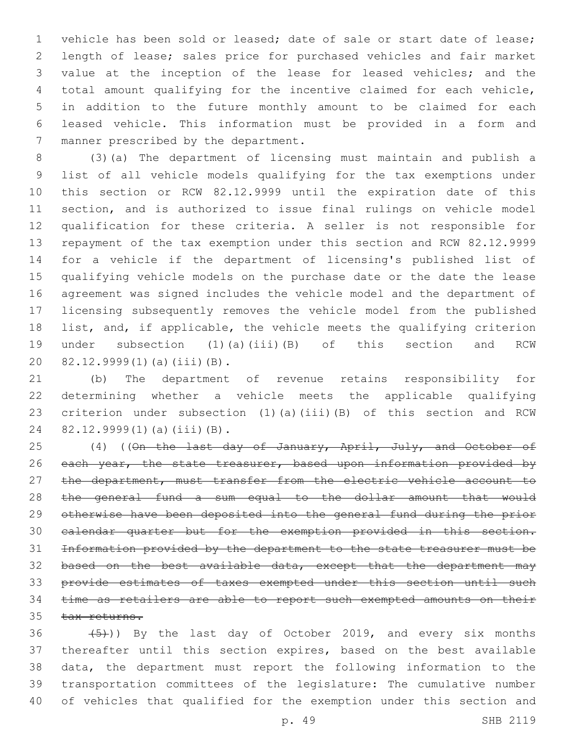vehicle has been sold or leased; date of sale or start date of lease; length of lease; sales price for purchased vehicles and fair market value at the inception of the lease for leased vehicles; and the total amount qualifying for the incentive claimed for each vehicle, in addition to the future monthly amount to be claimed for each leased vehicle. This information must be provided in a form and manner prescribed by the department.

(3)(a) The department of licensing must maintain and publish a list of all vehicle models qualifying for the tax exemptions under this section or RCW 82.12.9999 until the expiration date of this section, and is authorized to issue final rulings on vehicle model qualification for these criteria. A seller is not responsible for repayment of the tax exemption under this section and RCW 82.12.9999 for a vehicle if the department of licensing's published list of qualifying vehicle models on the purchase date or the date the lease agreement was signed includes the vehicle model and the department of licensing subsequently removes the vehicle model from the published list, and, if applicable, the vehicle meets the qualifying criterion under subsection (1)(a)(iii)(B) of this section and RCW 82.12.9999(1)(a)(iii)(B).

(b) The department of revenue retains responsibility for determining whether a vehicle meets the applicable qualifying criterion under subsection (1)(a)(iii)(B) of this section and RCW 82.12.9999(1)(a)(iii)(B).

(4) ((~~On the last day of January, April, July, and October of each year, the state treasurer, based upon information provided by the department, must transfer from the electric vehicle account to the general fund a sum equal to the dollar amount that would otherwise have been deposited into the general fund during the prior calendar quarter but for the exemption provided in this section. Information provided by the department to the state treasurer must be based on the best available data, except that the department may provide estimates of taxes exempted under this section until such time as retailers are able to report such exempted amounts on their tax returns.~~

~~(5)~~)) By the last day of October 2019, and every six months thereafter until this section expires, based on the best available data, the department must report the following information to the transportation committees of the legislature: The cumulative number of vehicles that qualified for the exemption under this section and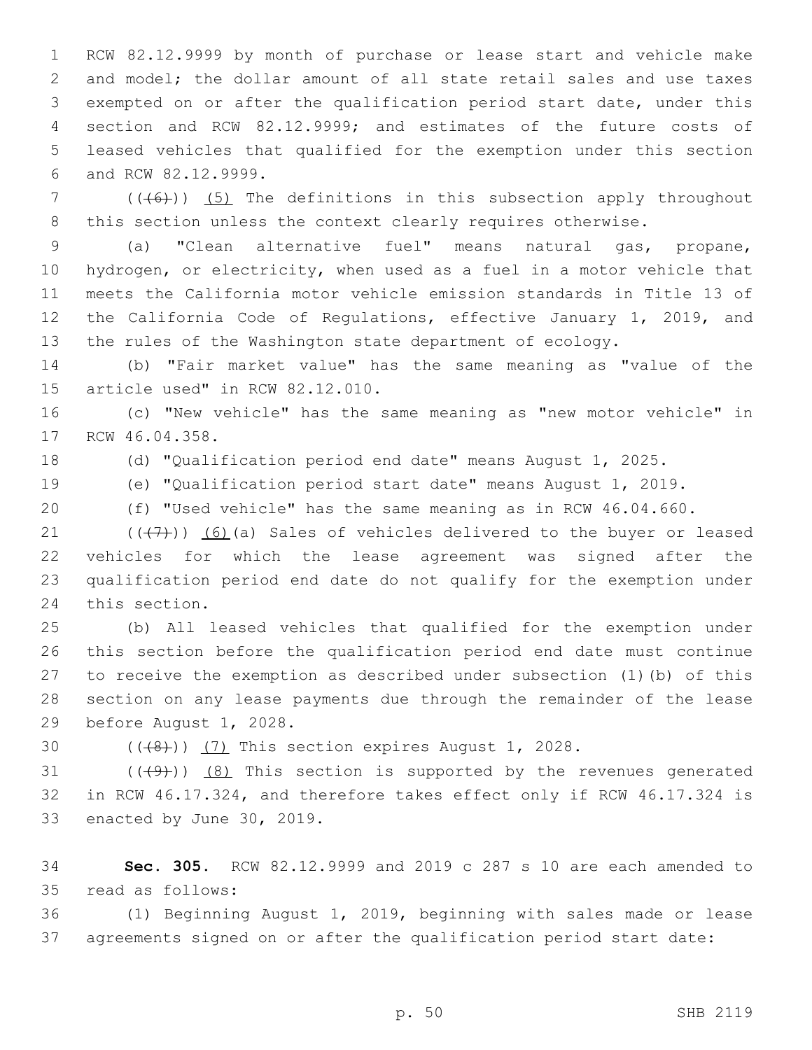RCW 82.12.9999 by month of purchase or lease start and vehicle make and model; the dollar amount of all state retail sales and use taxes exempted on or after the qualification period start date, under this section and RCW 82.12.9999; and estimates of the future costs of leased vehicles that qualified for the exemption under this section and RCW 82.12.9999.

((~~(6)~~)) (5) The definitions in this subsection apply throughout this section unless the context clearly requires otherwise.

(a) "Clean alternative fuel" means natural gas, propane, hydrogen, or electricity, when used as a fuel in a motor vehicle that meets the California motor vehicle emission standards in Title 13 of the California Code of Regulations, effective January 1, 2019, and the rules of the Washington state department of ecology.

(b) "Fair market value" has the same meaning as "value of the article used" in RCW 82.12.010.

(c) "New vehicle" has the same meaning as "new motor vehicle" in RCW 46.04.358.

(d) "Qualification period end date" means August 1, 2025.

(e) "Qualification period start date" means August 1, 2019.

(f) "Used vehicle" has the same meaning as in RCW 46.04.660.

((~~(7)~~)) (6)(a) Sales of vehicles delivered to the buyer or leased vehicles for which the lease agreement was signed after the qualification period end date do not qualify for the exemption under this section.

(b) All leased vehicles that qualified for the exemption under this section before the qualification period end date must continue to receive the exemption as described under subsection (1)(b) of this section on any lease payments due through the remainder of the lease before August 1, 2028.

((~~(8)~~)) (7) This section expires August 1, 2028.

((~~(9)~~)) (8) This section is supported by the revenues generated in RCW 46.17.324, and therefore takes effect only if RCW 46.17.324 is enacted by June 30, 2019.

**Sec. 305.** RCW 82.12.9999 and 2019 c 287 s 10 are each amended to read as follows:

(1) Beginning August 1, 2019, beginning with sales made or lease agreements signed on or after the qualification period start date: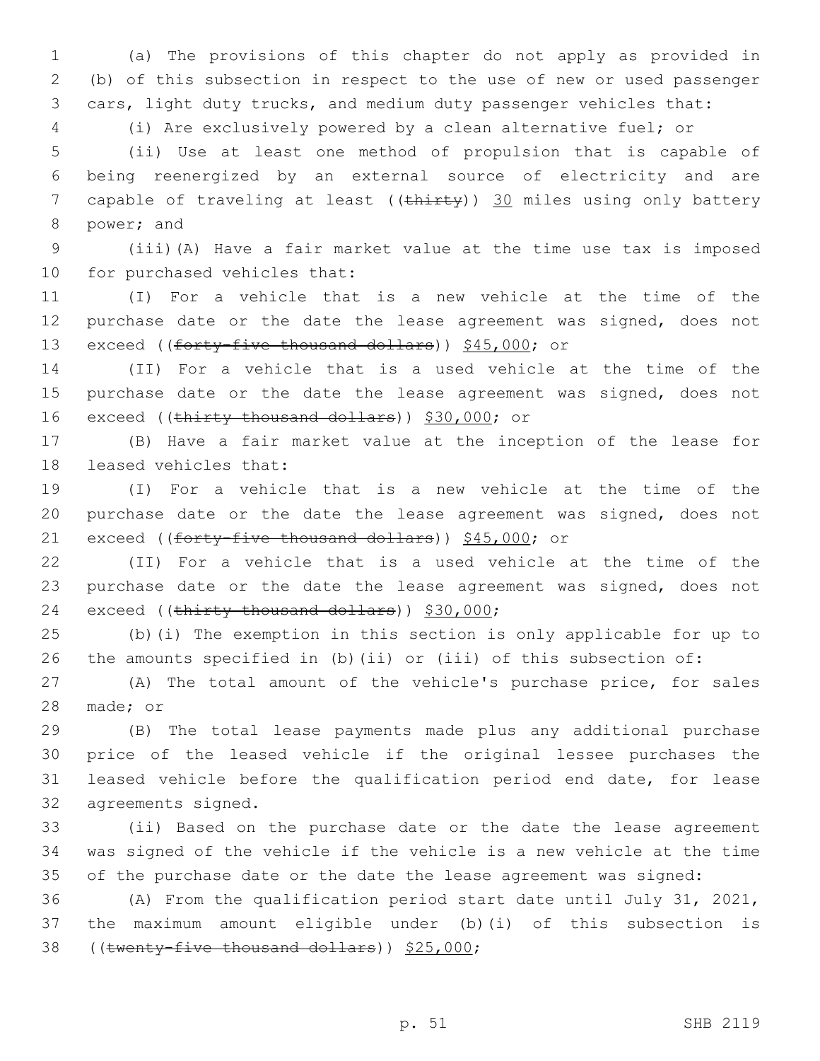(a) The provisions of this chapter do not apply as provided in (b) of this subsection in respect to the use of new or used passenger cars, light duty trucks, and medium duty passenger vehicles that:

(i) Are exclusively powered by a clean alternative fuel; or

(ii) Use at least one method of propulsion that is capable of being reenergized by an external source of electricity and are capable of traveling at least ((~~thirty~~)) 30 miles using only battery power; and

(iii)(A) Have a fair market value at the time use tax is imposed for purchased vehicles that:

(I) For a vehicle that is a new vehicle at the time of the purchase date or the date the lease agreement was signed, does not exceed ((~~forty-five thousand dollars~~)) $45,000; or

(II) For a vehicle that is a used vehicle at the time of the purchase date or the date the lease agreement was signed, does not exceed ((~~thirty thousand dollars~~)) $30,000; or

(B) Have a fair market value at the inception of the lease for leased vehicles that:

(I) For a vehicle that is a new vehicle at the time of the purchase date or the date the lease agreement was signed, does not exceed ((~~forty-five thousand dollars~~)) $45,000; or

(II) For a vehicle that is a used vehicle at the time of the purchase date or the date the lease agreement was signed, does not exceed ((~~thirty thousand dollars~~)) $30,000;

(b)(i) The exemption in this section is only applicable for up to the amounts specified in (b)(ii) or (iii) of this subsection of:

(A) The total amount of the vehicle's purchase price, for sales made; or

(B) The total lease payments made plus any additional purchase price of the leased vehicle if the original lessee purchases the leased vehicle before the qualification period end date, for lease agreements signed.

(ii) Based on the purchase date or the date the lease agreement was signed of the vehicle if the vehicle is a new vehicle at the time of the purchase date or the date the lease agreement was signed:

(A) From the qualification period start date until July 31, 2021, the maximum amount eligible under (b)(i) of this subsection is ((~~twenty-five thousand dollars~~)) $25,000;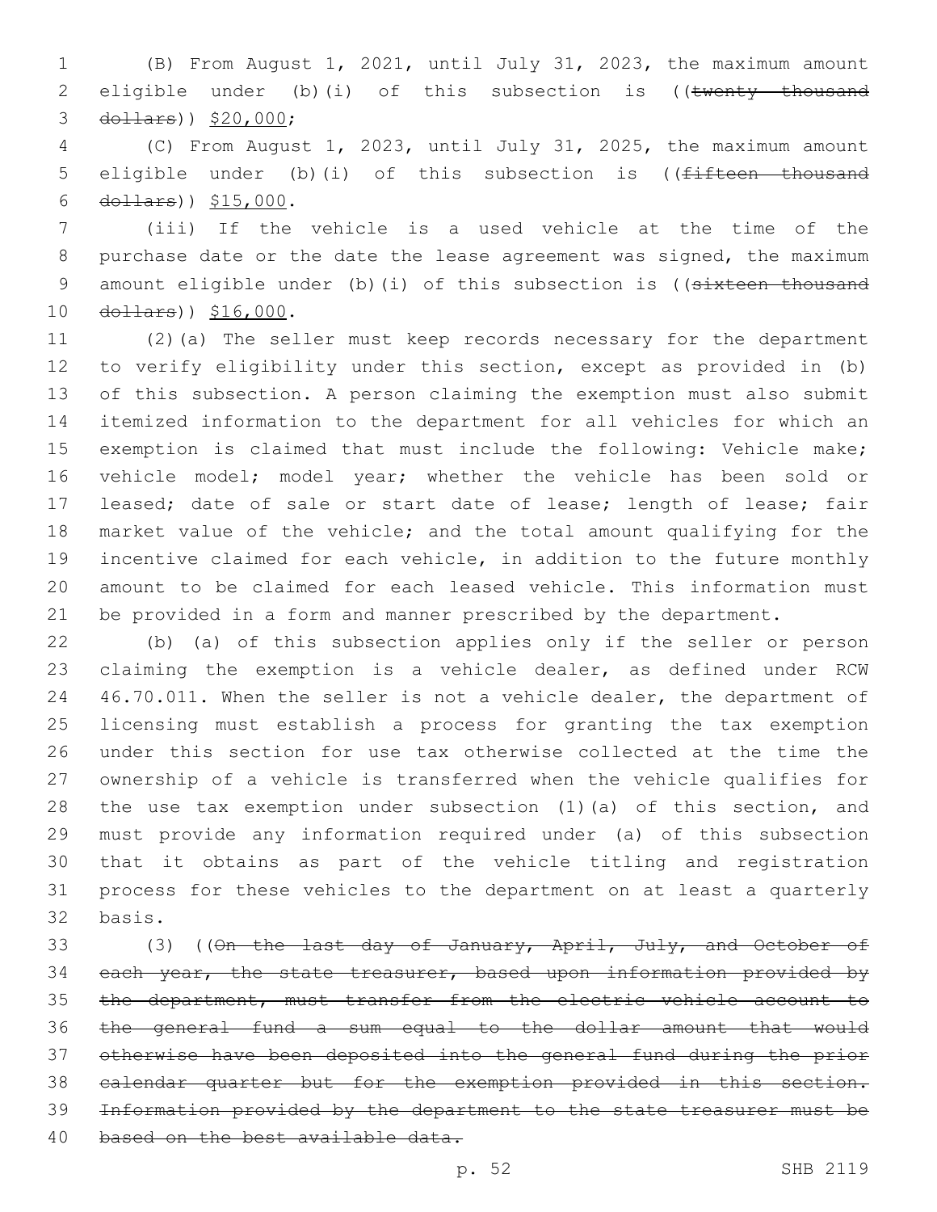(B) From August 1, 2021, until July 31, 2023, the maximum amount eligible under (b)(i) of this subsection is ((~~twenty thousand dollars~~)) $20,000;

(C) From August 1, 2023, until July 31, 2025, the maximum amount eligible under (b)(i) of this subsection is ((~~fifteen thousand dollars~~)) $15,000.

(iii) If the vehicle is a used vehicle at the time of the purchase date or the date the lease agreement was signed, the maximum amount eligible under (b)(i) of this subsection is ((~~sixteen thousand dollars~~)) $16,000.

(2)(a) The seller must keep records necessary for the department to verify eligibility under this section, except as provided in (b) of this subsection. A person claiming the exemption must also submit itemized information to the department for all vehicles for which an exemption is claimed that must include the following: Vehicle make; vehicle model; model year; whether the vehicle has been sold or leased; date of sale or start date of lease; length of lease; fair market value of the vehicle; and the total amount qualifying for the incentive claimed for each vehicle, in addition to the future monthly amount to be claimed for each leased vehicle. This information must be provided in a form and manner prescribed by the department.

(b) (a) of this subsection applies only if the seller or person claiming the exemption is a vehicle dealer, as defined under RCW 46.70.011. When the seller is not a vehicle dealer, the department of licensing must establish a process for granting the tax exemption under this section for use tax otherwise collected at the time the ownership of a vehicle is transferred when the vehicle qualifies for the use tax exemption under subsection (1)(a) of this section, and must provide any information required under (a) of this subsection that it obtains as part of the vehicle titling and registration process for these vehicles to the department on at least a quarterly basis.

(3) ((~~On the last day of January, April, July, and October of each year, the state treasurer, based upon information provided by the department, must transfer from the electric vehicle account to the general fund a sum equal to the dollar amount that would otherwise have been deposited into the general fund during the prior calendar quarter but for the exemption provided in this section. Information provided by the department to the state treasurer must be based on the best available data.~~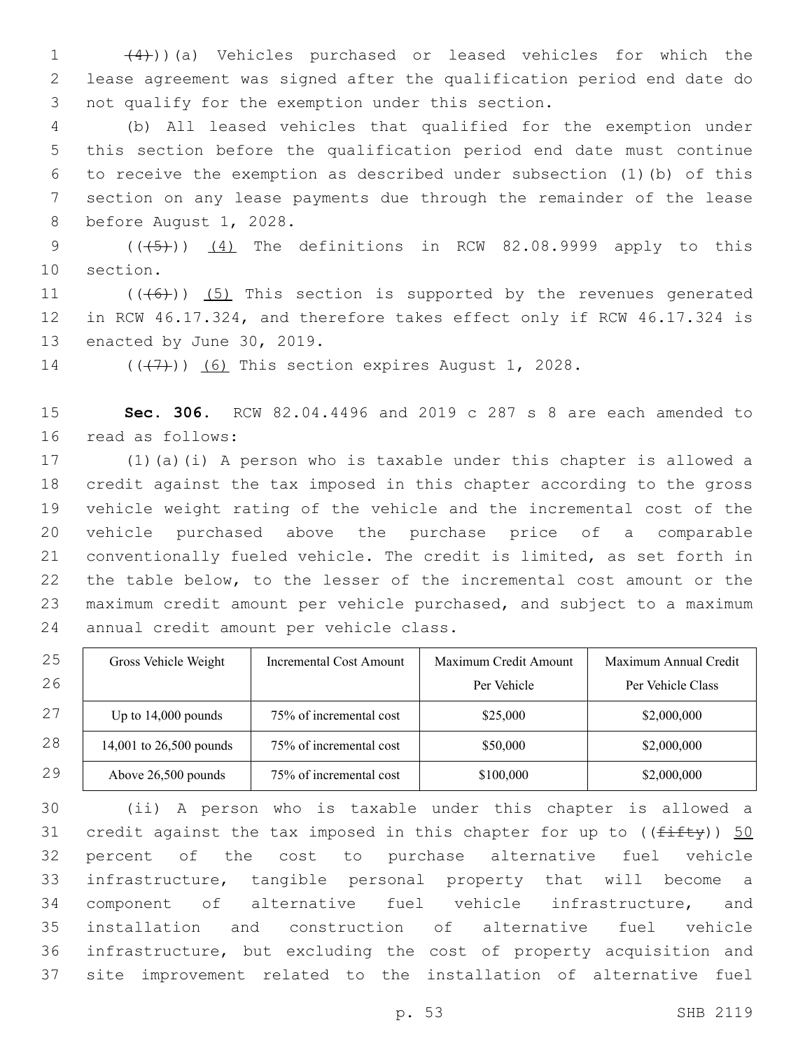((~~(4)~~))(a) Vehicles purchased or leased vehicles for which the lease agreement was signed after the qualification period end date do not qualify for the exemption under this section.

(b) All leased vehicles that qualified for the exemption under this section before the qualification period end date must continue to receive the exemption as described under subsection (1)(b) of this section on any lease payments due through the remainder of the lease before August 1, 2028.

((~~(5)~~)) (4) The definitions in RCW 82.08.9999 apply to this section.

((~~(6)~~)) (5) This section is supported by the revenues generated in RCW 46.17.324, and therefore takes effect only if RCW 46.17.324 is enacted by June 30, 2019.

((~~(7)~~)) (6) This section expires August 1, 2028.

**Sec. 306.** RCW 82.04.4496 and 2019 c 287 s 8 are each amended to read as follows:

(1)(a)(i) A person who is taxable under this chapter is allowed a credit against the tax imposed in this chapter according to the gross vehicle weight rating of the vehicle and the incremental cost of the vehicle purchased above the purchase price of a comparable conventionally fueled vehicle. The credit is limited, as set forth in the table below, to the lesser of the incremental cost amount or the maximum credit amount per vehicle purchased, and subject to a maximum annual credit amount per vehicle class.

| Gross Vehicle Weight | Incremental Cost Amount | Maximum Credit Amount Per Vehicle | Maximum Annual Credit Per Vehicle Class |
| --- | --- | --- | --- |
| Up to 14,000 pounds | 75% of incremental cost | $25,000 | $2,000,000 |
| 14,001 to 26,500 pounds | 75% of incremental cost | $50,000 | $2,000,000 |
| Above 26,500 pounds | 75% of incremental cost | $100,000 | $2,000,000 |

(ii) A person who is taxable under this chapter is allowed a credit against the tax imposed in this chapter for up to ((~~fifty~~)) 50 percent of the cost to purchase alternative fuel vehicle infrastructure, tangible personal property that will become a component of alternative fuel vehicle infrastructure, and installation and construction of alternative fuel vehicle infrastructure, but excluding the cost of property acquisition and site improvement related to the installation of alternative fuel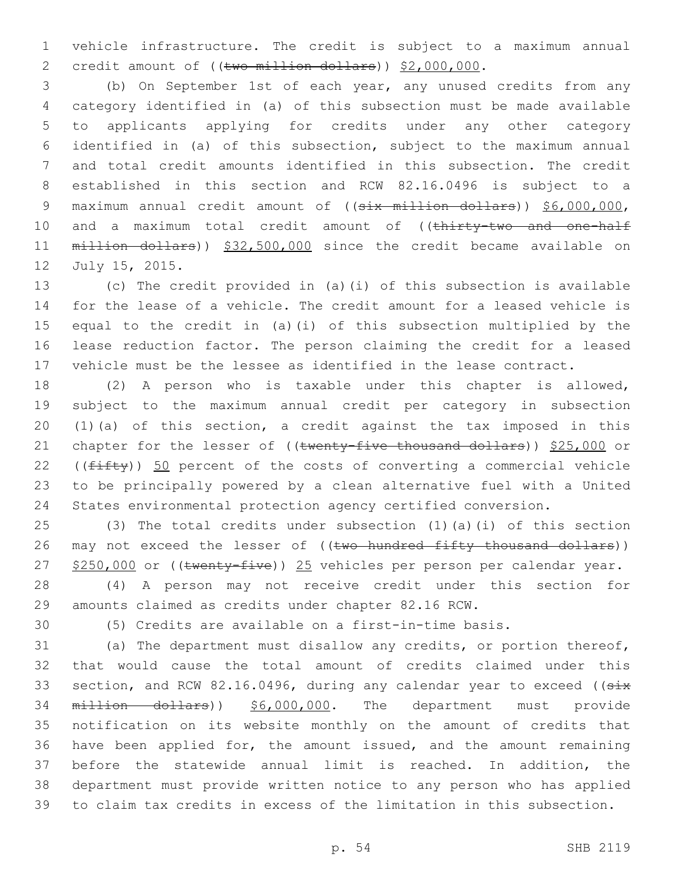vehicle infrastructure. The credit is subject to a maximum annual credit amount of ((~~two million dollars~~)) $2,000,000.

(b) On September 1st of each year, any unused credits from any category identified in (a) of this subsection must be made available to applicants applying for credits under any other category identified in (a) of this subsection, subject to the maximum annual and total credit amounts identified in this subsection. The credit established in this section and RCW 82.16.0496 is subject to a maximum annual credit amount of ((~~six million dollars~~)) $6,000,000, and a maximum total credit amount of ((~~thirty-two and one-half million dollars~~)) $32,500,000 since the credit became available on July 15, 2015.

(c) The credit provided in (a)(i) of this subsection is available for the lease of a vehicle. The credit amount for a leased vehicle is equal to the credit in (a)(i) of this subsection multiplied by the lease reduction factor. The person claiming the credit for a leased vehicle must be the lessee as identified in the lease contract.

(2) A person who is taxable under this chapter is allowed, subject to the maximum annual credit per category in subsection (1)(a) of this section, a credit against the tax imposed in this chapter for the lesser of ((~~twenty-five thousand dollars~~)) $25,000 or ((~~fifty~~)) 50 percent of the costs of converting a commercial vehicle to be principally powered by a clean alternative fuel with a United States environmental protection agency certified conversion.

(3) The total credits under subsection (1)(a)(i) of this section may not exceed the lesser of ((~~two hundred fifty thousand dollars~~)) $250,000 or ((~~twenty-five~~)) 25 vehicles per person per calendar year.

(4) A person may not receive credit under this section for amounts claimed as credits under chapter 82.16 RCW.

(5) Credits are available on a first-in-time basis.

(a) The department must disallow any credits, or portion thereof, that would cause the total amount of credits claimed under this section, and RCW 82.16.0496, during any calendar year to exceed ((~~six million dollars~~)) $6,000,000. The department must provide notification on its website monthly on the amount of credits that have been applied for, the amount issued, and the amount remaining before the statewide annual limit is reached. In addition, the department must provide written notice to any person who has applied to claim tax credits in excess of the limitation in this subsection.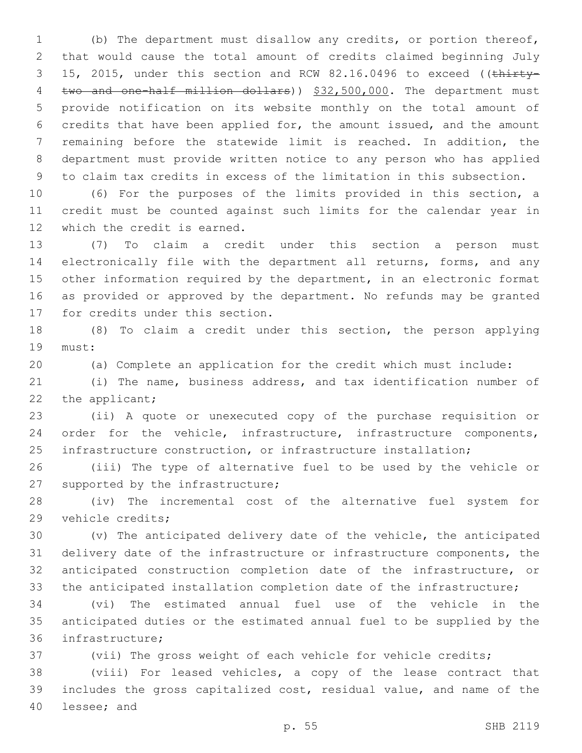(b) The department must disallow any credits, or portion thereof, that would cause the total amount of credits claimed beginning July 15, 2015, under this section and RCW 82.16.0496 to exceed ((~~thirty-two and one-half million dollars~~)) <u>$32,500,000</u>. The department must provide notification on its website monthly on the total amount of credits that have been applied for, the amount issued, and the amount remaining before the statewide limit is reached. In addition, the department must provide written notice to any person who has applied to claim tax credits in excess of the limitation in this subsection.

(6) For the purposes of the limits provided in this section, a credit must be counted against such limits for the calendar year in which the credit is earned.

(7) To claim a credit under this section a person must electronically file with the department all returns, forms, and any other information required by the department, in an electronic format as provided or approved by the department. No refunds may be granted for credits under this section.

(8) To claim a credit under this section, the person applying must:

(a) Complete an application for the credit which must include:

(i) The name, business address, and tax identification number of the applicant;

(ii) A quote or unexecuted copy of the purchase requisition or order for the vehicle, infrastructure, infrastructure components, infrastructure construction, or infrastructure installation;

(iii) The type of alternative fuel to be used by the vehicle or supported by the infrastructure;

(iv) The incremental cost of the alternative fuel system for vehicle credits;

(v) The anticipated delivery date of the vehicle, the anticipated delivery date of the infrastructure or infrastructure components, the anticipated construction completion date of the infrastructure, or the anticipated installation completion date of the infrastructure;

(vi) The estimated annual fuel use of the vehicle in the anticipated duties or the estimated annual fuel to be supplied by the infrastructure;

(vii) The gross weight of each vehicle for vehicle credits;

(viii) For leased vehicles, a copy of the lease contract that includes the gross capitalized cost, residual value, and name of the lessee; and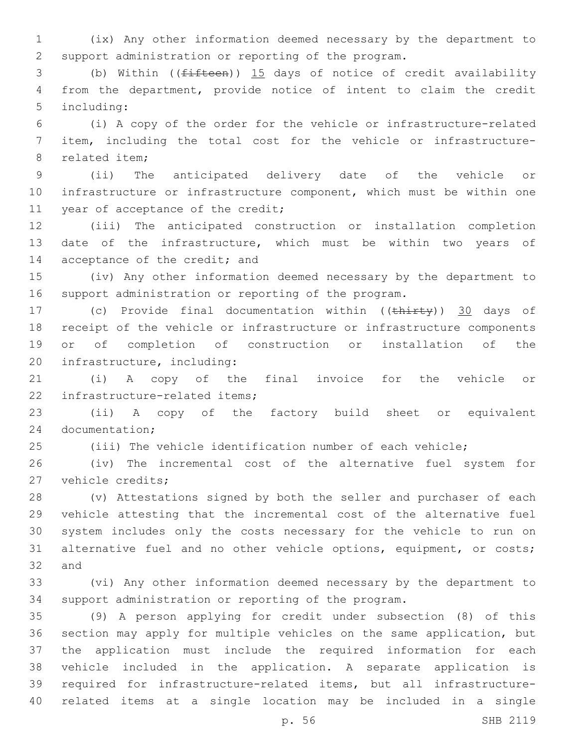(ix) Any other information deemed necessary by the department to support administration or reporting of the program.

(b) Within ((~~fifteen~~)) 15 days of notice of credit availability from the department, provide notice of intent to claim the credit including:

(i) A copy of the order for the vehicle or infrastructure-related item, including the total cost for the vehicle or infrastructure-related item;

(ii) The anticipated delivery date of the vehicle or infrastructure or infrastructure component, which must be within one year of acceptance of the credit;

(iii) The anticipated construction or installation completion date of the infrastructure, which must be within two years of acceptance of the credit; and

(iv) Any other information deemed necessary by the department to support administration or reporting of the program.

(c) Provide final documentation within ((~~thirty~~)) 30 days of receipt of the vehicle or infrastructure or infrastructure components or of completion of construction or installation of the infrastructure, including:

(i) A copy of the final invoice for the vehicle or infrastructure-related items;

(ii) A copy of the factory build sheet or equivalent documentation;

(iii) The vehicle identification number of each vehicle;

(iv) The incremental cost of the alternative fuel system for vehicle credits;

(v) Attestations signed by both the seller and purchaser of each vehicle attesting that the incremental cost of the alternative fuel system includes only the costs necessary for the vehicle to run on alternative fuel and no other vehicle options, equipment, or costs; and

(vi) Any other information deemed necessary by the department to support administration or reporting of the program.

(9) A person applying for credit under subsection (8) of this section may apply for multiple vehicles on the same application, but the application must include the required information for each vehicle included in the application. A separate application is required for infrastructure-related items, but all infrastructure-related items at a single location may be included in a single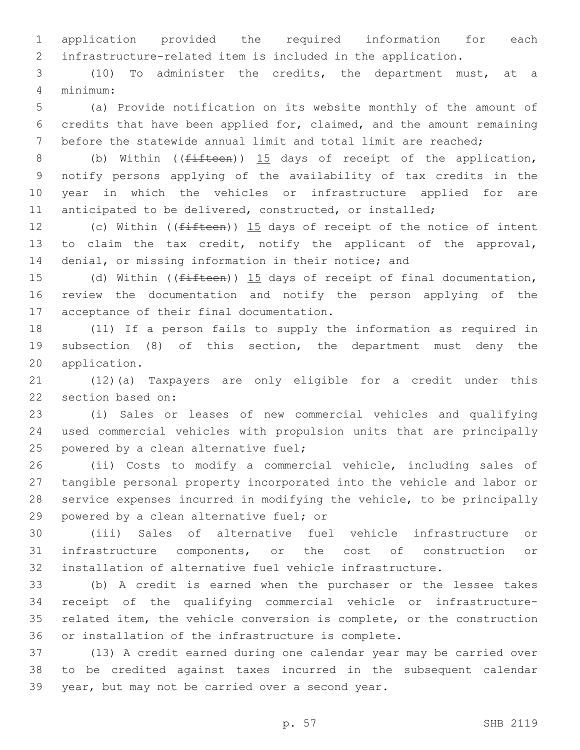application provided the required information for each infrastructure-related item is included in the application.

(10) To administer the credits, the department must, at a minimum:

(a) Provide notification on its website monthly of the amount of credits that have been applied for, claimed, and the amount remaining before the statewide annual limit and total limit are reached;

(b) Within ((~~fifteen~~)) 15 days of receipt of the application, notify persons applying of the availability of tax credits in the year in which the vehicles or infrastructure applied for are anticipated to be delivered, constructed, or installed;

(c) Within ((~~fifteen~~)) 15 days of receipt of the notice of intent to claim the tax credit, notify the applicant of the approval, denial, or missing information in their notice; and

(d) Within ((~~fifteen~~)) 15 days of receipt of final documentation, review the documentation and notify the person applying of the acceptance of their final documentation.

(11) If a person fails to supply the information as required in subsection (8) of this section, the department must deny the application.

(12)(a) Taxpayers are only eligible for a credit under this section based on:

(i) Sales or leases of new commercial vehicles and qualifying used commercial vehicles with propulsion units that are principally powered by a clean alternative fuel;

(ii) Costs to modify a commercial vehicle, including sales of tangible personal property incorporated into the vehicle and labor or service expenses incurred in modifying the vehicle, to be principally powered by a clean alternative fuel; or

(iii) Sales of alternative fuel vehicle infrastructure or infrastructure components, or the cost of construction or installation of alternative fuel vehicle infrastructure.

(b) A credit is earned when the purchaser or the lessee takes receipt of the qualifying commercial vehicle or infrastructure-related item, the vehicle conversion is complete, or the construction or installation of the infrastructure is complete.

(13) A credit earned during one calendar year may be carried over to be credited against taxes incurred in the subsequent calendar year, but may not be carried over a second year.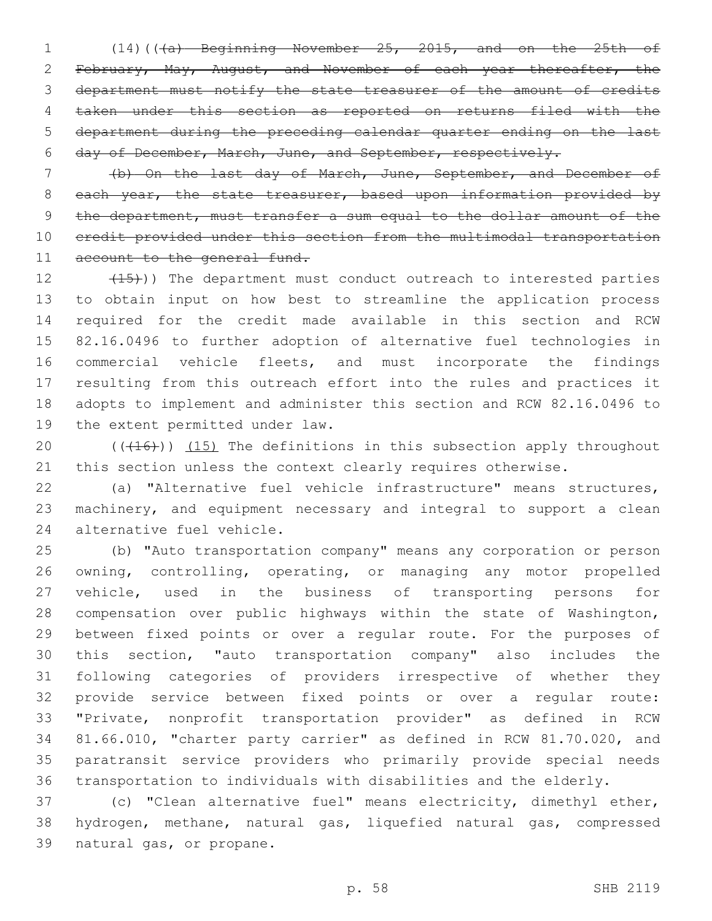(14)(((a) Beginning November 25, 2015, and on the 25th of February, May, August, and November of each year thereafter, the department must notify the state treasurer of the amount of credits taken under this section as reported on returns filed with the department during the preceding calendar quarter ending on the last day of December, March, June, and September, respectively.

(b) On the last day of March, June, September, and December of each year, the state treasurer, based upon information provided by the department, must transfer a sum equal to the dollar amount of the credit provided under this section from the multimodal transportation account to the general fund.

(15))) The department must conduct outreach to interested parties to obtain input on how best to streamline the application process required for the credit made available in this section and RCW 82.16.0496 to further adoption of alternative fuel technologies in commercial vehicle fleets, and must incorporate the findings resulting from this outreach effort into the rules and practices it adopts to implement and administer this section and RCW 82.16.0496 to the extent permitted under law.

(((16))) (15) The definitions in this subsection apply throughout this section unless the context clearly requires otherwise.

(a) "Alternative fuel vehicle infrastructure" means structures, machinery, and equipment necessary and integral to support a clean alternative fuel vehicle.

(b) "Auto transportation company" means any corporation or person owning, controlling, operating, or managing any motor propelled vehicle, used in the business of transporting persons for compensation over public highways within the state of Washington, between fixed points or over a regular route. For the purposes of this section, "auto transportation company" also includes the following categories of providers irrespective of whether they provide service between fixed points or over a regular route: "Private, nonprofit transportation provider" as defined in RCW 81.66.010, "charter party carrier" as defined in RCW 81.70.020, and paratransit service providers who primarily provide special needs transportation to individuals with disabilities and the elderly.

(c) "Clean alternative fuel" means electricity, dimethyl ether, hydrogen, methane, natural gas, liquefied natural gas, compressed natural gas, or propane.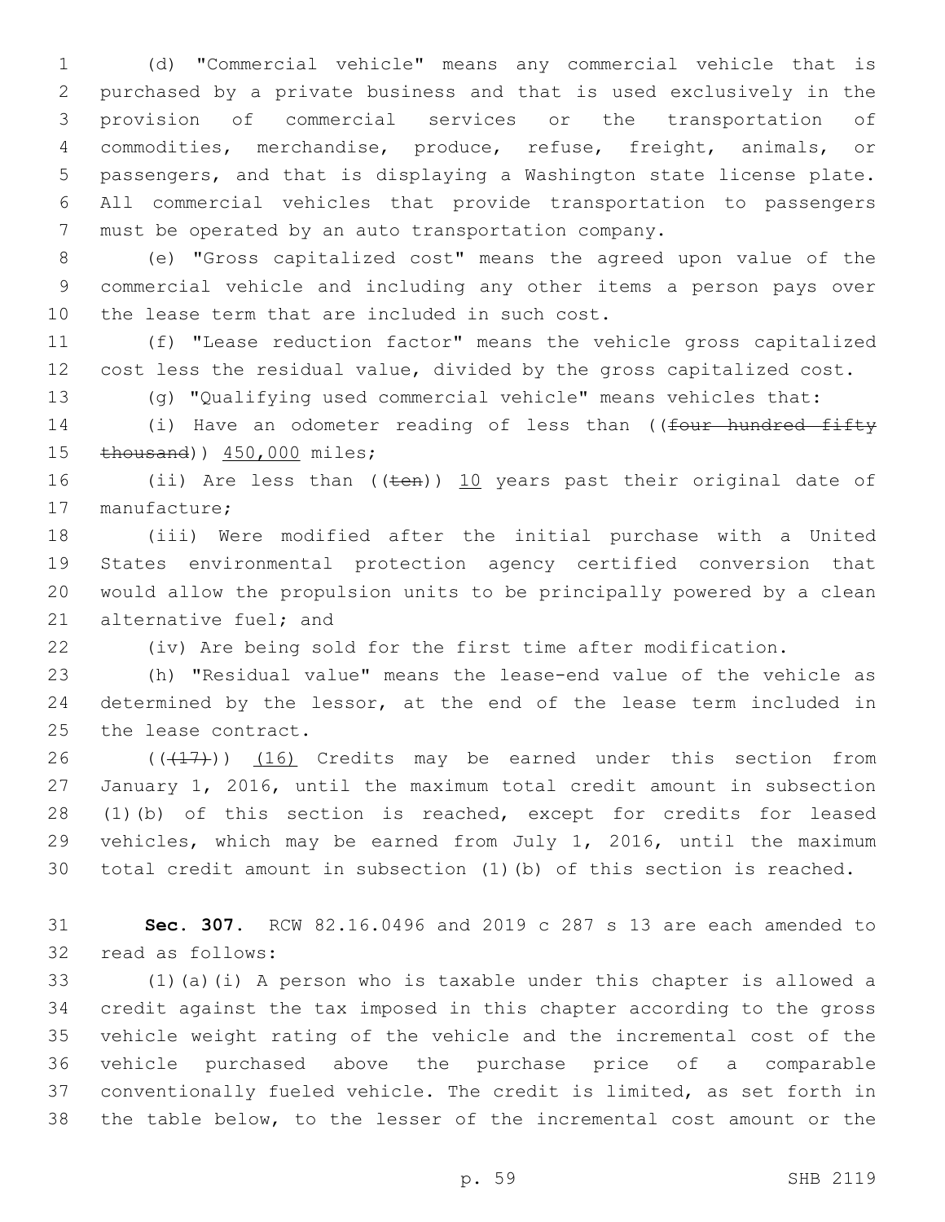(d) "Commercial vehicle" means any commercial vehicle that is purchased by a private business and that is used exclusively in the provision of commercial services or the transportation of commodities, merchandise, produce, refuse, freight, animals, or passengers, and that is displaying a Washington state license plate. All commercial vehicles that provide transportation to passengers must be operated by an auto transportation company.

(e) "Gross capitalized cost" means the agreed upon value of the commercial vehicle and including any other items a person pays over the lease term that are included in such cost.

(f) "Lease reduction factor" means the vehicle gross capitalized cost less the residual value, divided by the gross capitalized cost.

(g) "Qualifying used commercial vehicle" means vehicles that:

(i) Have an odometer reading of less than ((~~four hundred fifty thousand~~)) 450,000 miles;

(ii) Are less than ((~~ten~~)) 10 years past their original date of manufacture;

(iii) Were modified after the initial purchase with a United States environmental protection agency certified conversion that would allow the propulsion units to be principally powered by a clean alternative fuel; and

(iv) Are being sold for the first time after modification.

(h) "Residual value" means the lease-end value of the vehicle as determined by the lessor, at the end of the lease term included in the lease contract.

((~~(17)~~)) (16) Credits may be earned under this section from January 1, 2016, until the maximum total credit amount in subsection (1)(b) of this section is reached, except for credits for leased vehicles, which may be earned from July 1, 2016, until the maximum total credit amount in subsection (1)(b) of this section is reached.

**Sec. 307.** RCW 82.16.0496 and 2019 c 287 s 13 are each amended to read as follows:

(1)(a)(i) A person who is taxable under this chapter is allowed a credit against the tax imposed in this chapter according to the gross vehicle weight rating of the vehicle and the incremental cost of the vehicle purchased above the purchase price of a comparable conventionally fueled vehicle. The credit is limited, as set forth in the table below, to the lesser of the incremental cost amount or the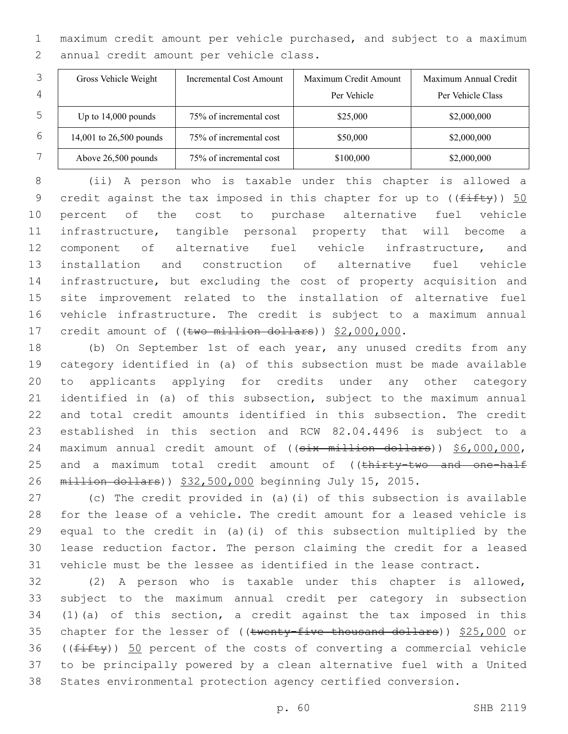maximum credit amount per vehicle purchased, and subject to a maximum annual credit amount per vehicle class.

| Gross Vehicle Weight | Incremental Cost Amount | Maximum Credit Amount Per Vehicle | Maximum Annual Credit Per Vehicle Class |
|---|---|---|---|
| Up to 14,000 pounds | 75% of incremental cost | $25,000 | $2,000,000 |
| 14,001 to 26,500 pounds | 75% of incremental cost | $50,000 | $2,000,000 |
| Above 26,500 pounds | 75% of incremental cost | $100,000 | $2,000,000 |

(ii) A person who is taxable under this chapter is allowed a credit against the tax imposed in this chapter for up to ((~~fifty~~)) 50 percent of the cost to purchase alternative fuel vehicle infrastructure, tangible personal property that will become a component of alternative fuel vehicle infrastructure, and installation and construction of alternative fuel vehicle infrastructure, but excluding the cost of property acquisition and site improvement related to the installation of alternative fuel vehicle infrastructure. The credit is subject to a maximum annual credit amount of ((~~two million dollars~~)) $2,000,000.

(b) On September 1st of each year, any unused credits from any category identified in (a) of this subsection must be made available to applicants applying for credits under any other category identified in (a) of this subsection, subject to the maximum annual and total credit amounts identified in this subsection. The credit established in this section and RCW 82.04.4496 is subject to a maximum annual credit amount of ((~~six million dollars~~)) $6,000,000, and a maximum total credit amount of ((~~thirty-two and one-half million dollars~~)) $32,500,000 beginning July 15, 2015.

(c) The credit provided in (a)(i) of this subsection is available for the lease of a vehicle. The credit amount for a leased vehicle is equal to the credit in (a)(i) of this subsection multiplied by the lease reduction factor. The person claiming the credit for a leased vehicle must be the lessee as identified in the lease contract.

(2) A person who is taxable under this chapter is allowed, subject to the maximum annual credit per category in subsection (1)(a) of this section, a credit against the tax imposed in this chapter for the lesser of ((~~twenty-five thousand dollars~~)) $25,000 or ((~~fifty~~)) 50 percent of the costs of converting a commercial vehicle to be principally powered by a clean alternative fuel with a United States environmental protection agency certified conversion.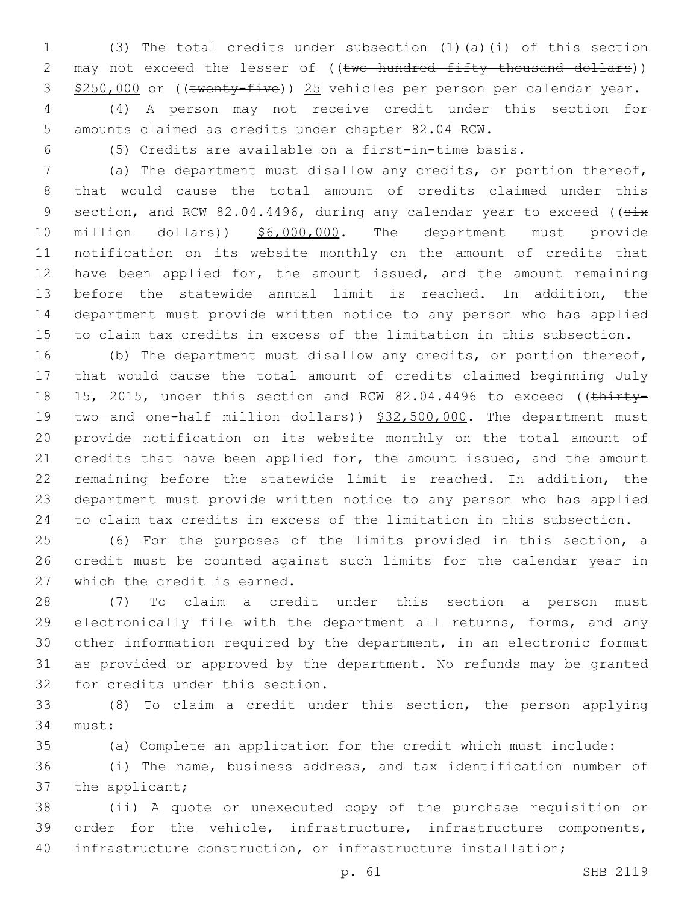(3) The total credits under subsection (1)(a)(i) of this section may not exceed the lesser of ((~~two hundred fifty thousand dollars~~)) <u>$250,000</u> or ((~~twenty-five~~)) <u>25</u> vehicles per person per calendar year.

(4) A person may not receive credit under this section for amounts claimed as credits under chapter 82.04 RCW.

(5) Credits are available on a first-in-time basis.

(a) The department must disallow any credits, or portion thereof, that would cause the total amount of credits claimed under this section, and RCW 82.04.4496, during any calendar year to exceed ((~~six million dollars~~)) <u>$6,000,000</u>. The department must provide notification on its website monthly on the amount of credits that have been applied for, the amount issued, and the amount remaining before the statewide annual limit is reached. In addition, the department must provide written notice to any person who has applied to claim tax credits in excess of the limitation in this subsection.

(b) The department must disallow any credits, or portion thereof, that would cause the total amount of credits claimed beginning July 15, 2015, under this section and RCW 82.04.4496 to exceed ((~~thirty-two and one-half million dollars~~)) <u>$32,500,000</u>. The department must provide notification on its website monthly on the total amount of credits that have been applied for, the amount issued, and the amount remaining before the statewide limit is reached. In addition, the department must provide written notice to any person who has applied to claim tax credits in excess of the limitation in this subsection.

(6) For the purposes of the limits provided in this section, a credit must be counted against such limits for the calendar year in which the credit is earned.

(7) To claim a credit under this section a person must electronically file with the department all returns, forms, and any other information required by the department, in an electronic format as provided or approved by the department. No refunds may be granted for credits under this section.

(8) To claim a credit under this section, the person applying must:

(a) Complete an application for the credit which must include:

(i) The name, business address, and tax identification number of the applicant;

(ii) A quote or unexecuted copy of the purchase requisition or order for the vehicle, infrastructure, infrastructure components, infrastructure construction, or infrastructure installation;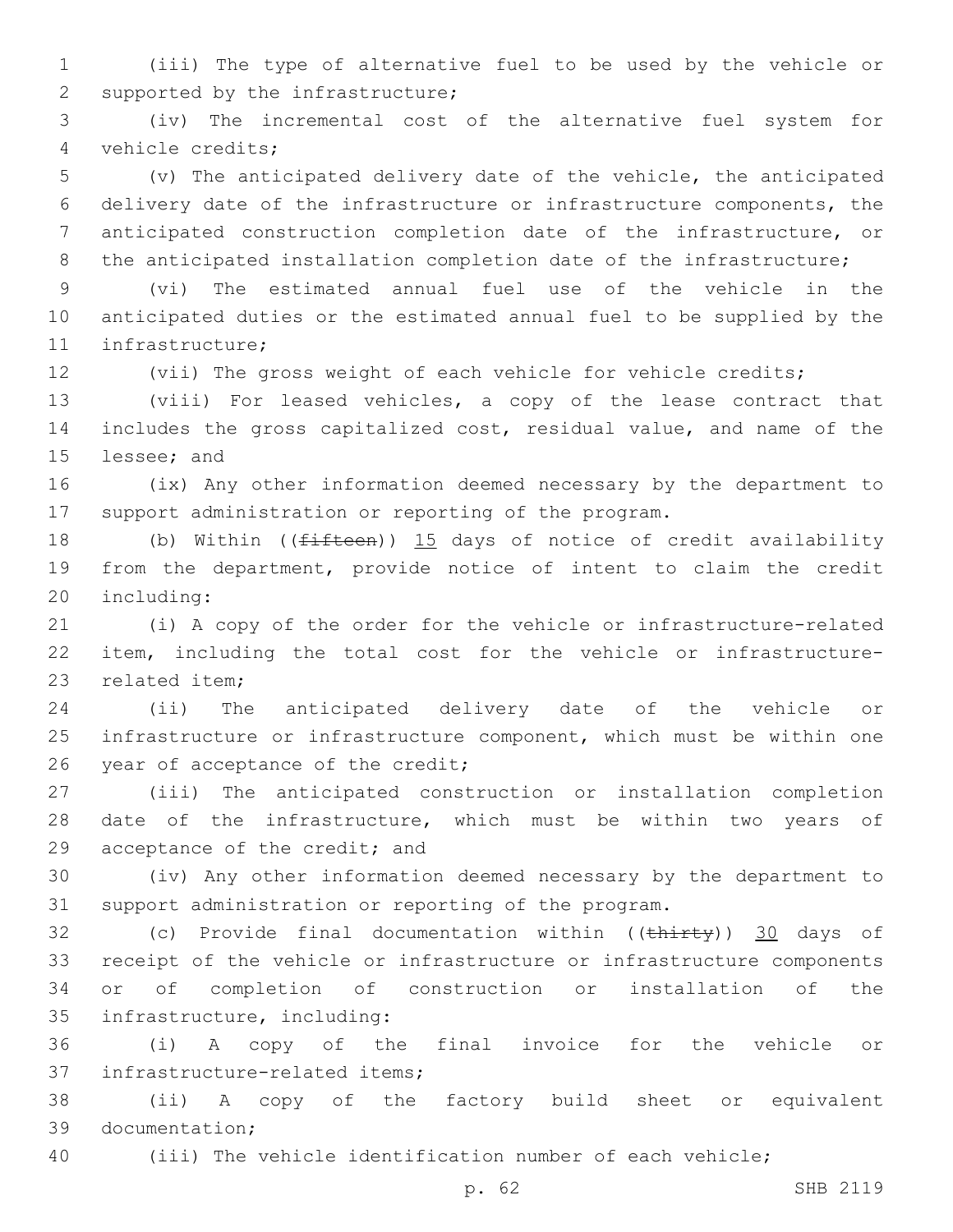(iii) The type of alternative fuel to be used by the vehicle or supported by the infrastructure;

(iv) The incremental cost of the alternative fuel system for vehicle credits;

(v) The anticipated delivery date of the vehicle, the anticipated delivery date of the infrastructure or infrastructure components, the anticipated construction completion date of the infrastructure, or the anticipated installation completion date of the infrastructure;

(vi) The estimated annual fuel use of the vehicle in the anticipated duties or the estimated annual fuel to be supplied by the infrastructure;

(vii) The gross weight of each vehicle for vehicle credits;

(viii) For leased vehicles, a copy of the lease contract that includes the gross capitalized cost, residual value, and name of the lessee; and

(ix) Any other information deemed necessary by the department to support administration or reporting of the program.

(b) Within ((~~fifteen~~)) <u>15</u> days of notice of credit availability from the department, provide notice of intent to claim the credit including:

(i) A copy of the order for the vehicle or infrastructure-related item, including the total cost for the vehicle or infrastructure-related item;

(ii) The anticipated delivery date of the vehicle or infrastructure or infrastructure component, which must be within one year of acceptance of the credit;

(iii) The anticipated construction or installation completion date of the infrastructure, which must be within two years of acceptance of the credit; and

(iv) Any other information deemed necessary by the department to support administration or reporting of the program.

(c) Provide final documentation within ((~~thirty~~)) <u>30</u> days of receipt of the vehicle or infrastructure or infrastructure components or of completion of construction or installation of the infrastructure, including:

(i) A copy of the final invoice for the vehicle or infrastructure-related items;

(ii) A copy of the factory build sheet or equivalent documentation;

(iii) The vehicle identification number of each vehicle;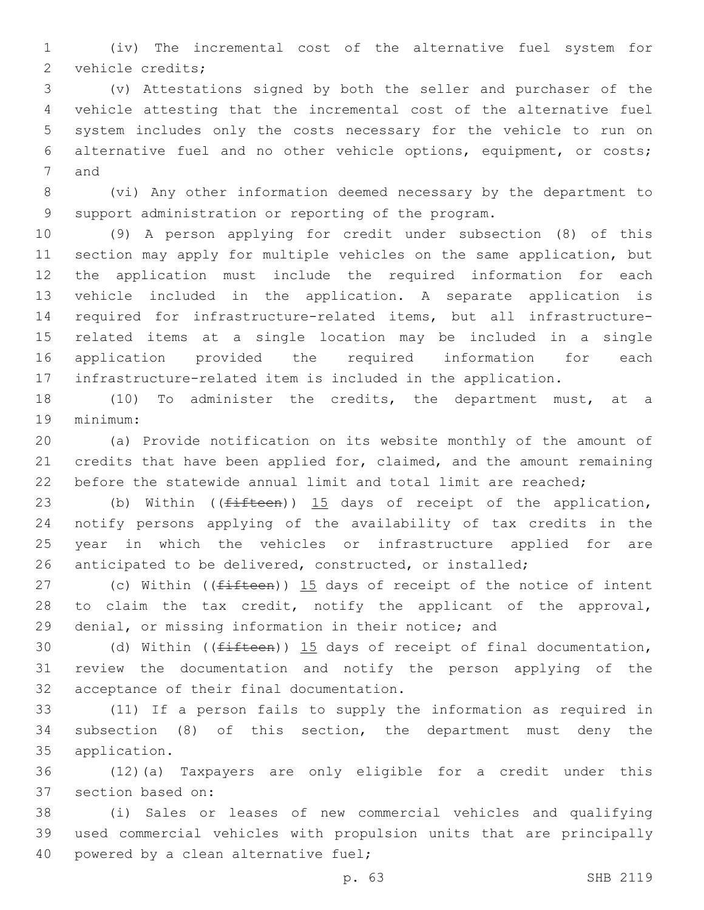(iv) The incremental cost of the alternative fuel system for vehicle credits;

(v) Attestations signed by both the seller and purchaser of the vehicle attesting that the incremental cost of the alternative fuel system includes only the costs necessary for the vehicle to run on alternative fuel and no other vehicle options, equipment, or costs; and

(vi) Any other information deemed necessary by the department to support administration or reporting of the program.

(9) A person applying for credit under subsection (8) of this section may apply for multiple vehicles on the same application, but the application must include the required information for each vehicle included in the application. A separate application is required for infrastructure-related items, but all infrastructure-related items at a single location may be included in a single application provided the required information for each infrastructure-related item is included in the application.

(10) To administer the credits, the department must, at a minimum:

(a) Provide notification on its website monthly of the amount of credits that have been applied for, claimed, and the amount remaining before the statewide annual limit and total limit are reached;

(b) Within ((~~fifteen~~)) 15 days of receipt of the application, notify persons applying of the availability of tax credits in the year in which the vehicles or infrastructure applied for are anticipated to be delivered, constructed, or installed;

(c) Within ((~~fifteen~~)) 15 days of receipt of the notice of intent to claim the tax credit, notify the applicant of the approval, denial, or missing information in their notice; and

(d) Within ((~~fifteen~~)) 15 days of receipt of final documentation, review the documentation and notify the person applying of the acceptance of their final documentation.

(11) If a person fails to supply the information as required in subsection (8) of this section, the department must deny the application.

(12)(a) Taxpayers are only eligible for a credit under this section based on:

(i) Sales or leases of new commercial vehicles and qualifying used commercial vehicles with propulsion units that are principally powered by a clean alternative fuel;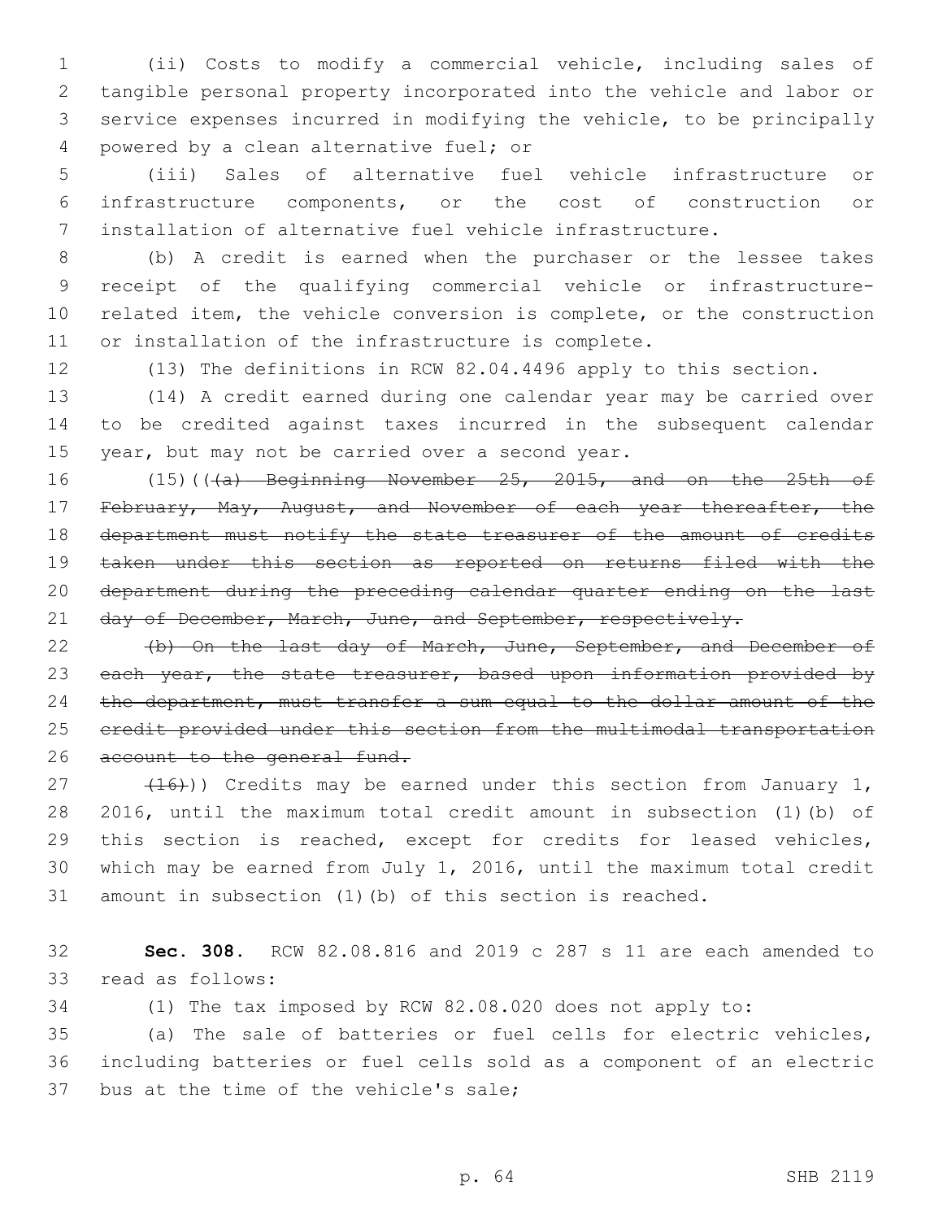(ii) Costs to modify a commercial vehicle, including sales of tangible personal property incorporated into the vehicle and labor or service expenses incurred in modifying the vehicle, to be principally powered by a clean alternative fuel; or

(iii) Sales of alternative fuel vehicle infrastructure or infrastructure components, or the cost of construction or installation of alternative fuel vehicle infrastructure.

(b) A credit is earned when the purchaser or the lessee takes receipt of the qualifying commercial vehicle or infrastructure-related item, the vehicle conversion is complete, or the construction or installation of the infrastructure is complete.

(13) The definitions in RCW 82.04.4496 apply to this section.

(14) A credit earned during one calendar year may be carried over to be credited against taxes incurred in the subsequent calendar year, but may not be carried over a second year.

(15)((~~(a) Beginning November 25, 2015, and on the 25th of February, May, August, and November of each year thereafter, the department must notify the state treasurer of the amount of credits taken under this section as reported on returns filed with the department during the preceding calendar quarter ending on the last day of December, March, June, and September, respectively.~~

~~(b) On the last day of March, June, September, and December of each year, the state treasurer, based upon information provided by the department, must transfer a sum equal to the dollar amount of the credit provided under this section from the multimodal transportation account to the general fund.~~

~~(16)~~)) Credits may be earned under this section from January 1, 2016, until the maximum total credit amount in subsection (1)(b) of this section is reached, except for credits for leased vehicles, which may be earned from July 1, 2016, until the maximum total credit amount in subsection (1)(b) of this section is reached.

**Sec. 308.** RCW 82.08.816 and 2019 c 287 s 11 are each amended to read as follows:

(1) The tax imposed by RCW 82.08.020 does not apply to:

(a) The sale of batteries or fuel cells for electric vehicles, including batteries or fuel cells sold as a component of an electric bus at the time of the vehicle's sale;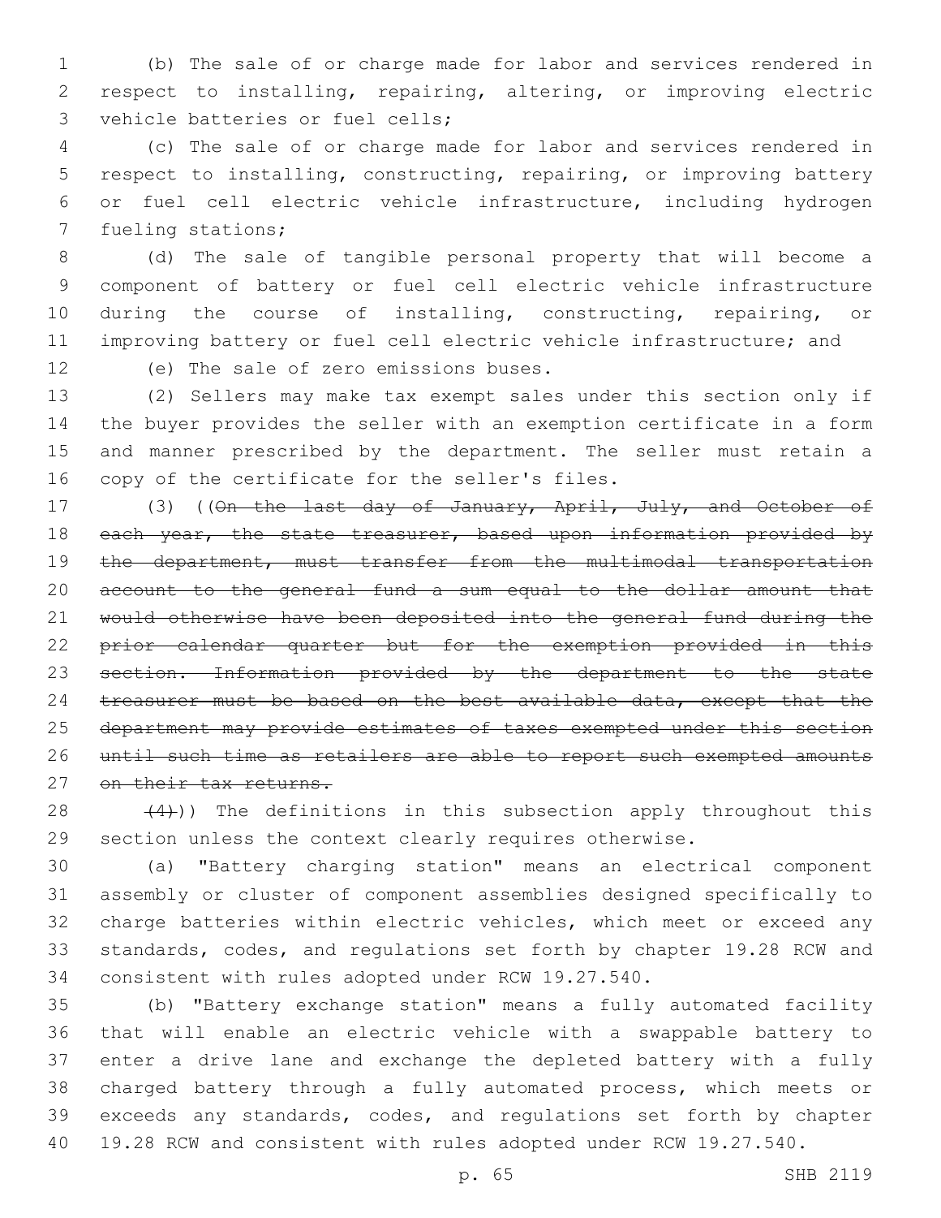(b) The sale of or charge made for labor and services rendered in respect to installing, repairing, altering, or improving electric vehicle batteries or fuel cells;

(c) The sale of or charge made for labor and services rendered in respect to installing, constructing, repairing, or improving battery or fuel cell electric vehicle infrastructure, including hydrogen fueling stations;

(d) The sale of tangible personal property that will become a component of battery or fuel cell electric vehicle infrastructure during the course of installing, constructing, repairing, or improving battery or fuel cell electric vehicle infrastructure; and

(e) The sale of zero emissions buses.

(2) Sellers may make tax exempt sales under this section only if the buyer provides the seller with an exemption certificate in a form and manner prescribed by the department. The seller must retain a copy of the certificate for the seller's files.

(3) ((~~On the last day of January, April, July, and October of each year, the state treasurer, based upon information provided by the department, must transfer from the multimodal transportation account to the general fund a sum equal to the dollar amount that would otherwise have been deposited into the general fund during the prior calendar quarter but for the exemption provided in this section. Information provided by the department to the state treasurer must be based on the best available data, except that the department may provide estimates of taxes exempted under this section until such time as retailers are able to report such exempted amounts on their tax returns.~~

~~(4)~~)) The definitions in this subsection apply throughout this section unless the context clearly requires otherwise.

(a) "Battery charging station" means an electrical component assembly or cluster of component assemblies designed specifically to charge batteries within electric vehicles, which meet or exceed any standards, codes, and regulations set forth by chapter 19.28 RCW and consistent with rules adopted under RCW 19.27.540.

(b) "Battery exchange station" means a fully automated facility that will enable an electric vehicle with a swappable battery to enter a drive lane and exchange the depleted battery with a fully charged battery through a fully automated process, which meets or exceeds any standards, codes, and regulations set forth by chapter 19.28 RCW and consistent with rules adopted under RCW 19.27.540.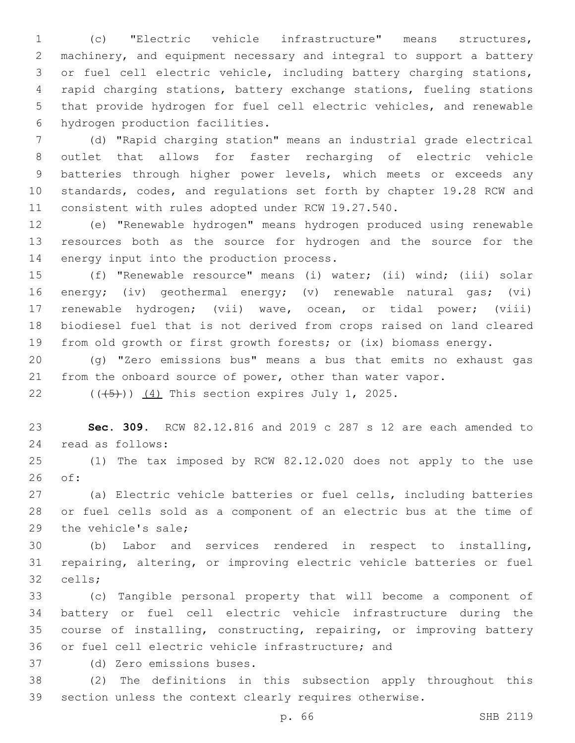(c) "Electric vehicle infrastructure" means structures, machinery, and equipment necessary and integral to support a battery or fuel cell electric vehicle, including battery charging stations, rapid charging stations, battery exchange stations, fueling stations that provide hydrogen for fuel cell electric vehicles, and renewable hydrogen production facilities.

(d) "Rapid charging station" means an industrial grade electrical outlet that allows for faster recharging of electric vehicle batteries through higher power levels, which meets or exceeds any standards, codes, and regulations set forth by chapter 19.28 RCW and consistent with rules adopted under RCW 19.27.540.

(e) "Renewable hydrogen" means hydrogen produced using renewable resources both as the source for hydrogen and the source for the energy input into the production process.

(f) "Renewable resource" means (i) water; (ii) wind; (iii) solar energy; (iv) geothermal energy; (v) renewable natural gas; (vi) renewable hydrogen; (vii) wave, ocean, or tidal power; (viii) biodiesel fuel that is not derived from crops raised on land cleared from old growth or first growth forests; or (ix) biomass energy.

(g) "Zero emissions bus" means a bus that emits no exhaust gas from the onboard source of power, other than water vapor.

((~~(5)~~)) <u>(4)</u> This section expires July 1, 2025.

**Sec. 309.** RCW 82.12.816 and 2019 c 287 s 12 are each amended to read as follows:

(1) The tax imposed by RCW 82.12.020 does not apply to the use of:

(a) Electric vehicle batteries or fuel cells, including batteries or fuel cells sold as a component of an electric bus at the time of the vehicle's sale;

(b) Labor and services rendered in respect to installing, repairing, altering, or improving electric vehicle batteries or fuel cells;

(c) Tangible personal property that will become a component of battery or fuel cell electric vehicle infrastructure during the course of installing, constructing, repairing, or improving battery or fuel cell electric vehicle infrastructure; and

(d) Zero emissions buses.

(2) The definitions in this subsection apply throughout this section unless the context clearly requires otherwise.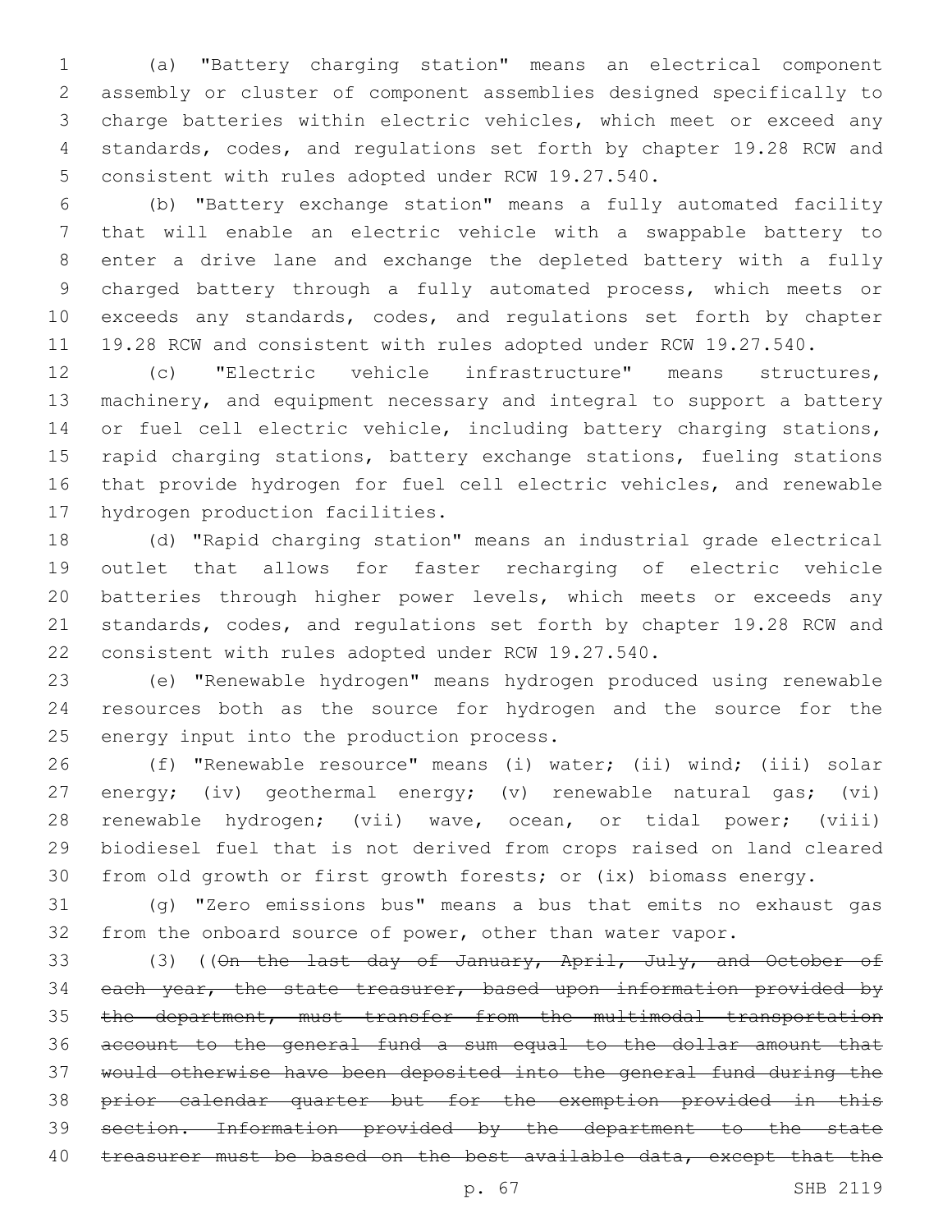(a) "Battery charging station" means an electrical component assembly or cluster of component assemblies designed specifically to charge batteries within electric vehicles, which meet or exceed any standards, codes, and regulations set forth by chapter 19.28 RCW and consistent with rules adopted under RCW 19.27.540.

(b) "Battery exchange station" means a fully automated facility that will enable an electric vehicle with a swappable battery to enter a drive lane and exchange the depleted battery with a fully charged battery through a fully automated process, which meets or exceeds any standards, codes, and regulations set forth by chapter 19.28 RCW and consistent with rules adopted under RCW 19.27.540.

(c) "Electric vehicle infrastructure" means structures, machinery, and equipment necessary and integral to support a battery or fuel cell electric vehicle, including battery charging stations, rapid charging stations, battery exchange stations, fueling stations that provide hydrogen for fuel cell electric vehicles, and renewable hydrogen production facilities.

(d) "Rapid charging station" means an industrial grade electrical outlet that allows for faster recharging of electric vehicle batteries through higher power levels, which meets or exceeds any standards, codes, and regulations set forth by chapter 19.28 RCW and consistent with rules adopted under RCW 19.27.540.

(e) "Renewable hydrogen" means hydrogen produced using renewable resources both as the source for hydrogen and the source for the energy input into the production process.

(f) "Renewable resource" means (i) water; (ii) wind; (iii) solar energy; (iv) geothermal energy; (v) renewable natural gas; (vi) renewable hydrogen; (vii) wave, ocean, or tidal power; (viii) biodiesel fuel that is not derived from crops raised on land cleared from old growth or first growth forests; or (ix) biomass energy.

(g) "Zero emissions bus" means a bus that emits no exhaust gas from the onboard source of power, other than water vapor.

(3) ((~~On the last day of January, April, July, and October of each year, the state treasurer, based upon information provided by the department, must transfer from the multimodal transportation account to the general fund a sum equal to the dollar amount that would otherwise have been deposited into the general fund during the prior calendar quarter but for the exemption provided in this section. Information provided by the department to the state treasurer must be based on the best available data, except that the~~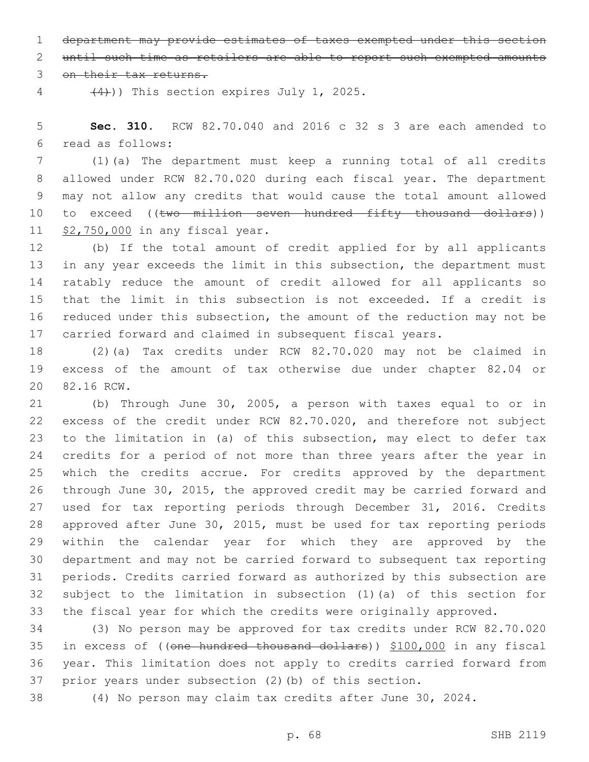~~department may provide estimates of taxes exempted under this section until such time as retailers are able to report such exempted amounts on their tax returns.~~

~~(4)~~)) This section expires July 1, 2025.

**Sec. 310.** RCW 82.70.040 and 2016 c 32 s 3 are each amended to read as follows:

(1)(a) The department must keep a running total of all credits allowed under RCW 82.70.020 during each fiscal year. The department may not allow any credits that would cause the total amount allowed to exceed ((~~two million seven hundred fifty thousand dollars~~)) <u>$2,750,000</u> in any fiscal year.

(b) If the total amount of credit applied for by all applicants in any year exceeds the limit in this subsection, the department must ratably reduce the amount of credit allowed for all applicants so that the limit in this subsection is not exceeded. If a credit is reduced under this subsection, the amount of the reduction may not be carried forward and claimed in subsequent fiscal years.

(2)(a) Tax credits under RCW 82.70.020 may not be claimed in excess of the amount of tax otherwise due under chapter 82.04 or 82.16 RCW.

(b) Through June 30, 2005, a person with taxes equal to or in excess of the credit under RCW 82.70.020, and therefore not subject to the limitation in (a) of this subsection, may elect to defer tax credits for a period of not more than three years after the year in which the credits accrue. For credits approved by the department through June 30, 2015, the approved credit may be carried forward and used for tax reporting periods through December 31, 2016. Credits approved after June 30, 2015, must be used for tax reporting periods within the calendar year for which they are approved by the department and may not be carried forward to subsequent tax reporting periods. Credits carried forward as authorized by this subsection are subject to the limitation in subsection (1)(a) of this section for the fiscal year for which the credits were originally approved.

(3) No person may be approved for tax credits under RCW 82.70.020 in excess of ((~~one hundred thousand dollars~~)) <u>$100,000</u> in any fiscal year. This limitation does not apply to credits carried forward from prior years under subsection (2)(b) of this section.

(4) No person may claim tax credits after June 30, 2024.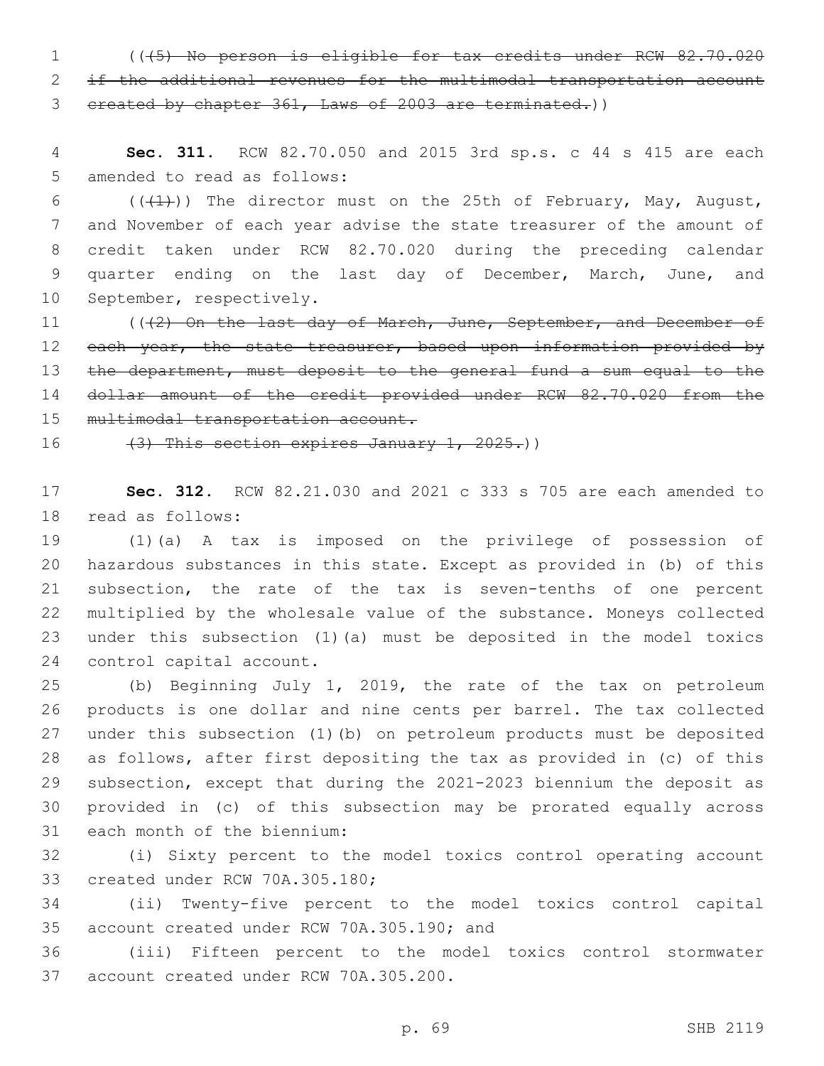((~~(5) No person is eligible for tax credits under RCW 82.70.020 if the additional revenues for the multimodal transportation account created by chapter 361, Laws of 2003 are terminated.~~))

**Sec. 311.** RCW 82.70.050 and 2015 3rd sp.s. c 44 s 415 are each amended to read as follows:

((~~(1)~~)) The director must on the 25th of February, May, August, and November of each year advise the state treasurer of the amount of credit taken under RCW 82.70.020 during the preceding calendar quarter ending on the last day of December, March, June, and September, respectively.

((~~(2) On the last day of March, June, September, and December of each year, the state treasurer, based upon information provided by the department, must deposit to the general fund a sum equal to the dollar amount of the credit provided under RCW 82.70.020 from the multimodal transportation account.~~

~~(3) This section expires January 1, 2025.~~))

**Sec. 312.** RCW 82.21.030 and 2021 c 333 s 705 are each amended to read as follows:

(1)(a) A tax is imposed on the privilege of possession of hazardous substances in this state. Except as provided in (b) of this subsection, the rate of the tax is seven-tenths of one percent multiplied by the wholesale value of the substance. Moneys collected under this subsection (1)(a) must be deposited in the model toxics control capital account.

(b) Beginning July 1, 2019, the rate of the tax on petroleum products is one dollar and nine cents per barrel. The tax collected under this subsection (1)(b) on petroleum products must be deposited as follows, after first depositing the tax as provided in (c) of this subsection, except that during the 2021-2023 biennium the deposit as provided in (c) of this subsection may be prorated equally across each month of the biennium:

(i) Sixty percent to the model toxics control operating account created under RCW 70A.305.180;

(ii) Twenty-five percent to the model toxics control capital account created under RCW 70A.305.190; and

(iii) Fifteen percent to the model toxics control stormwater account created under RCW 70A.305.200.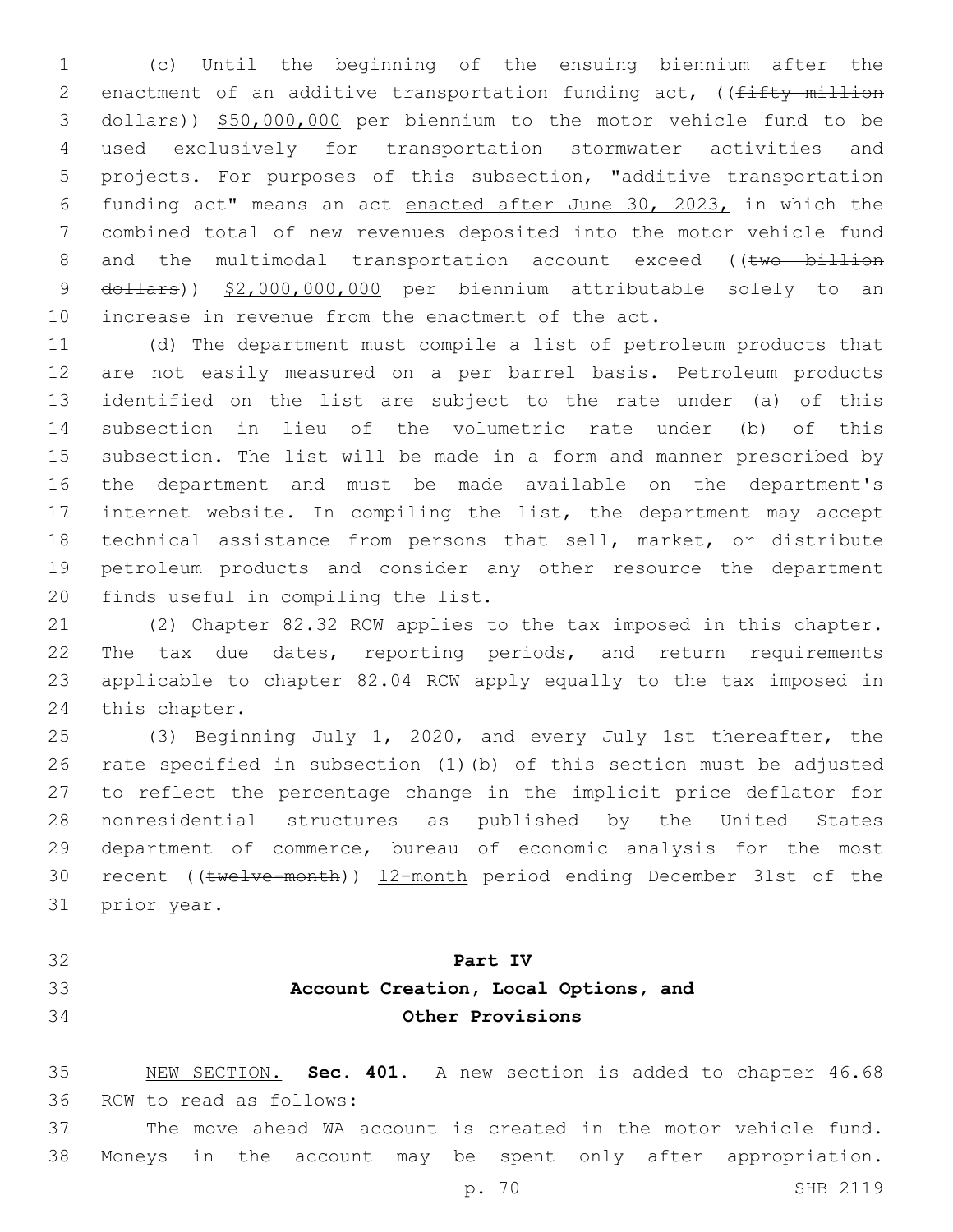(c) Until the beginning of the ensuing biennium after the enactment of an additive transportation funding act, ((~~fifty million dollars~~)) <u>$50,000,000</u> per biennium to the motor vehicle fund to be used exclusively for transportation stormwater activities and projects. For purposes of this subsection, "additive transportation funding act" means an act <u>enacted after June 30, 2023,</u> in which the combined total of new revenues deposited into the motor vehicle fund and the multimodal transportation account exceed ((~~two billion dollars~~)) <u>$2,000,000,000</u> per biennium attributable solely to an increase in revenue from the enactment of the act.

(d) The department must compile a list of petroleum products that are not easily measured on a per barrel basis. Petroleum products identified on the list are subject to the rate under (a) of this subsection in lieu of the volumetric rate under (b) of this subsection. The list will be made in a form and manner prescribed by the department and must be made available on the department's internet website. In compiling the list, the department may accept technical assistance from persons that sell, market, or distribute petroleum products and consider any other resource the department finds useful in compiling the list.

(2) Chapter 82.32 RCW applies to the tax imposed in this chapter. The tax due dates, reporting periods, and return requirements applicable to chapter 82.04 RCW apply equally to the tax imposed in this chapter.

(3) Beginning July 1, 2020, and every July 1st thereafter, the rate specified in subsection (1)(b) of this section must be adjusted to reflect the percentage change in the implicit price deflator for nonresidential structures as published by the United States department of commerce, bureau of economic analysis for the most recent ((~~twelve-month~~)) <u>12-month</u> period ending December 31st of the prior year.

## Part IV
## Account Creation, Local Options, and Other Provisions

<u>NEW SECTION.</u> **Sec. 401.** A new section is added to chapter 46.68 RCW to read as follows:

The move ahead WA account is created in the motor vehicle fund. Moneys in the account may be spent only after appropriation.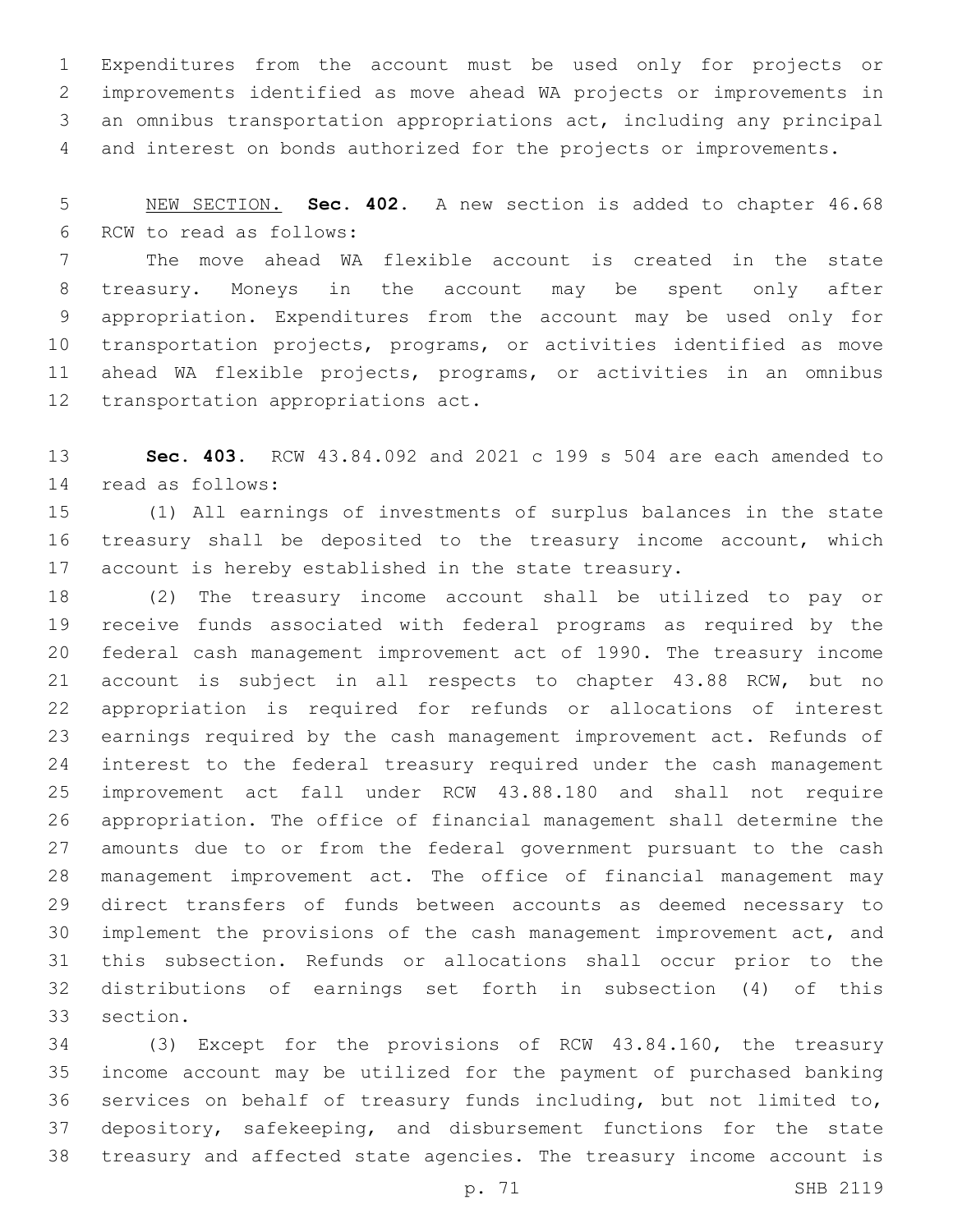Expenditures from the account must be used only for projects or improvements identified as move ahead WA projects or improvements in an omnibus transportation appropriations act, including any principal and interest on bonds authorized for the projects or improvements.

NEW SECTION. **Sec. 402.** A new section is added to chapter 46.68 RCW to read as follows:

The move ahead WA flexible account is created in the state treasury. Moneys in the account may be spent only after appropriation. Expenditures from the account may be used only for transportation projects, programs, or activities identified as move ahead WA flexible projects, programs, or activities in an omnibus transportation appropriations act.

**Sec. 403.** RCW 43.84.092 and 2021 c 199 s 504 are each amended to read as follows:

(1) All earnings of investments of surplus balances in the state treasury shall be deposited to the treasury income account, which account is hereby established in the state treasury.

(2) The treasury income account shall be utilized to pay or receive funds associated with federal programs as required by the federal cash management improvement act of 1990. The treasury income account is subject in all respects to chapter 43.88 RCW, but no appropriation is required for refunds or allocations of interest earnings required by the cash management improvement act. Refunds of interest to the federal treasury required under the cash management improvement act fall under RCW 43.88.180 and shall not require appropriation. The office of financial management shall determine the amounts due to or from the federal government pursuant to the cash management improvement act. The office of financial management may direct transfers of funds between accounts as deemed necessary to implement the provisions of the cash management improvement act, and this subsection. Refunds or allocations shall occur prior to the distributions of earnings set forth in subsection (4) of this section.

(3) Except for the provisions of RCW 43.84.160, the treasury income account may be utilized for the payment of purchased banking services on behalf of treasury funds including, but not limited to, depository, safekeeping, and disbursement functions for the state treasury and affected state agencies. The treasury income account is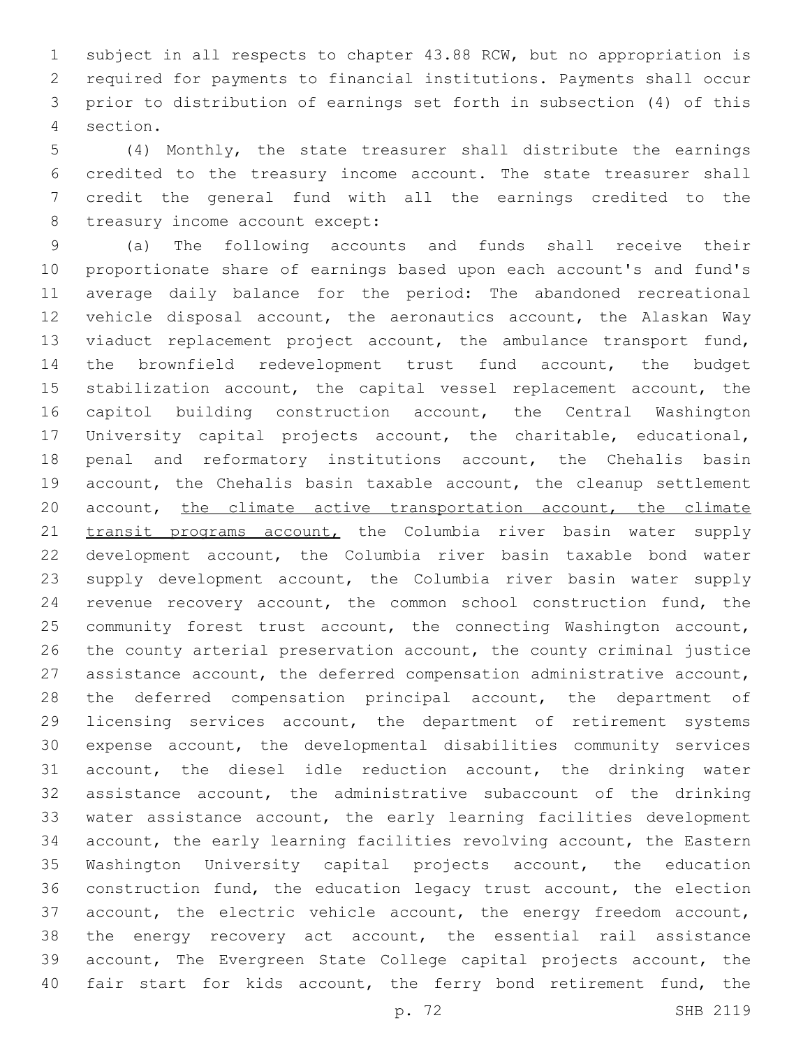subject in all respects to chapter 43.88 RCW, but no appropriation is required for payments to financial institutions. Payments shall occur prior to distribution of earnings set forth in subsection (4) of this section.

(4) Monthly, the state treasurer shall distribute the earnings credited to the treasury income account. The state treasurer shall credit the general fund with all the earnings credited to the treasury income account except:

(a) The following accounts and funds shall receive their proportionate share of earnings based upon each account's and fund's average daily balance for the period: The abandoned recreational vehicle disposal account, the aeronautics account, the Alaskan Way viaduct replacement project account, the ambulance transport fund, the brownfield redevelopment trust fund account, the budget stabilization account, the capital vessel replacement account, the capitol building construction account, the Central Washington University capital projects account, the charitable, educational, penal and reformatory institutions account, the Chehalis basin account, the Chehalis basin taxable account, the cleanup settlement account, <u>the climate active transportation account, the climate transit programs account,</u> the Columbia river basin water supply development account, the Columbia river basin taxable bond water supply development account, the Columbia river basin water supply revenue recovery account, the common school construction fund, the community forest trust account, the connecting Washington account, the county arterial preservation account, the county criminal justice assistance account, the deferred compensation administrative account, the deferred compensation principal account, the department of licensing services account, the department of retirement systems expense account, the developmental disabilities community services account, the diesel idle reduction account, the drinking water assistance account, the administrative subaccount of the drinking water assistance account, the early learning facilities development account, the early learning facilities revolving account, the Eastern Washington University capital projects account, the education construction fund, the education legacy trust account, the election account, the electric vehicle account, the energy freedom account, the energy recovery act account, the essential rail assistance account, The Evergreen State College capital projects account, the fair start for kids account, the ferry bond retirement fund, the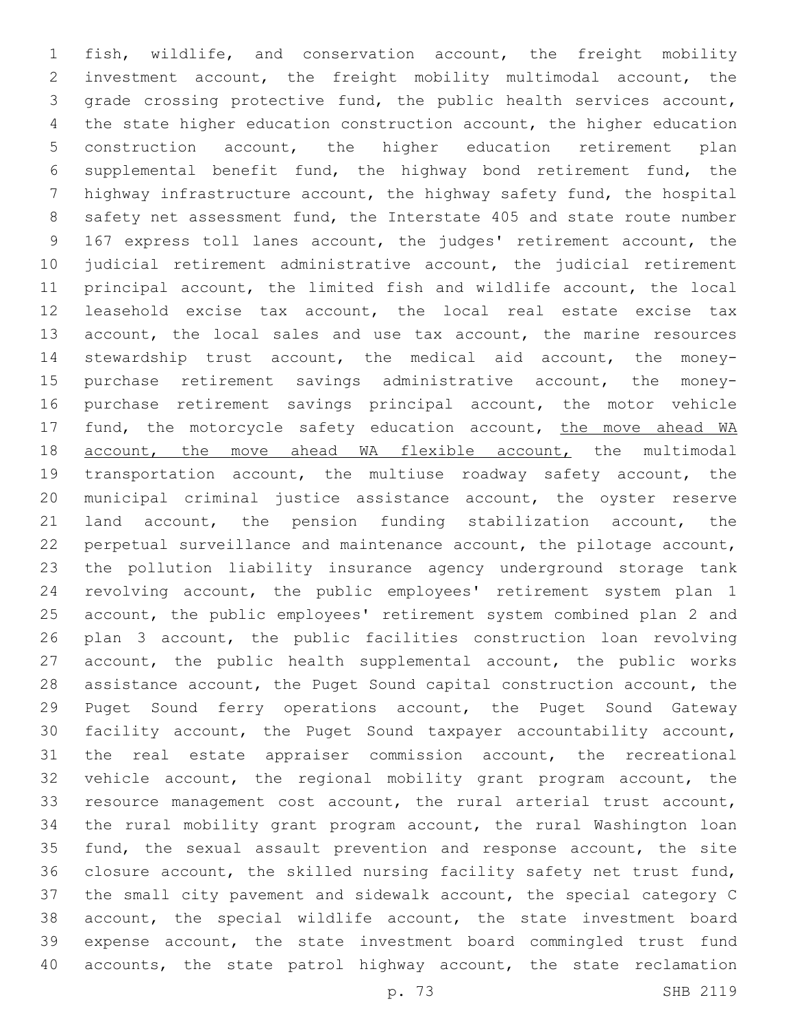fish, wildlife, and conservation account, the freight mobility investment account, the freight mobility multimodal account, the grade crossing protective fund, the public health services account, the state higher education construction account, the higher education construction account, the higher education retirement plan supplemental benefit fund, the highway bond retirement fund, the highway infrastructure account, the highway safety fund, the hospital safety net assessment fund, the Interstate 405 and state route number 167 express toll lanes account, the judges' retirement account, the judicial retirement administrative account, the judicial retirement principal account, the limited fish and wildlife account, the local leasehold excise tax account, the local real estate excise tax account, the local sales and use tax account, the marine resources stewardship trust account, the medical aid account, the money-purchase retirement savings administrative account, the money-purchase retirement savings principal account, the motor vehicle fund, the motorcycle safety education account, <u>the move ahead WA account, the move ahead WA flexible account,</u> the multimodal transportation account, the multiuse roadway safety account, the municipal criminal justice assistance account, the oyster reserve land account, the pension funding stabilization account, the perpetual surveillance and maintenance account, the pilotage account, the pollution liability insurance agency underground storage tank revolving account, the public employees' retirement system plan 1 account, the public employees' retirement system combined plan 2 and plan 3 account, the public facilities construction loan revolving account, the public health supplemental account, the public works assistance account, the Puget Sound capital construction account, the Puget Sound ferry operations account, the Puget Sound Gateway facility account, the Puget Sound taxpayer accountability account, the real estate appraiser commission account, the recreational vehicle account, the regional mobility grant program account, the resource management cost account, the rural arterial trust account, the rural mobility grant program account, the rural Washington loan fund, the sexual assault prevention and response account, the site closure account, the skilled nursing facility safety net trust fund, the small city pavement and sidewalk account, the special category C account, the special wildlife account, the state investment board expense account, the state investment board commingled trust fund accounts, the state patrol highway account, the state reclamation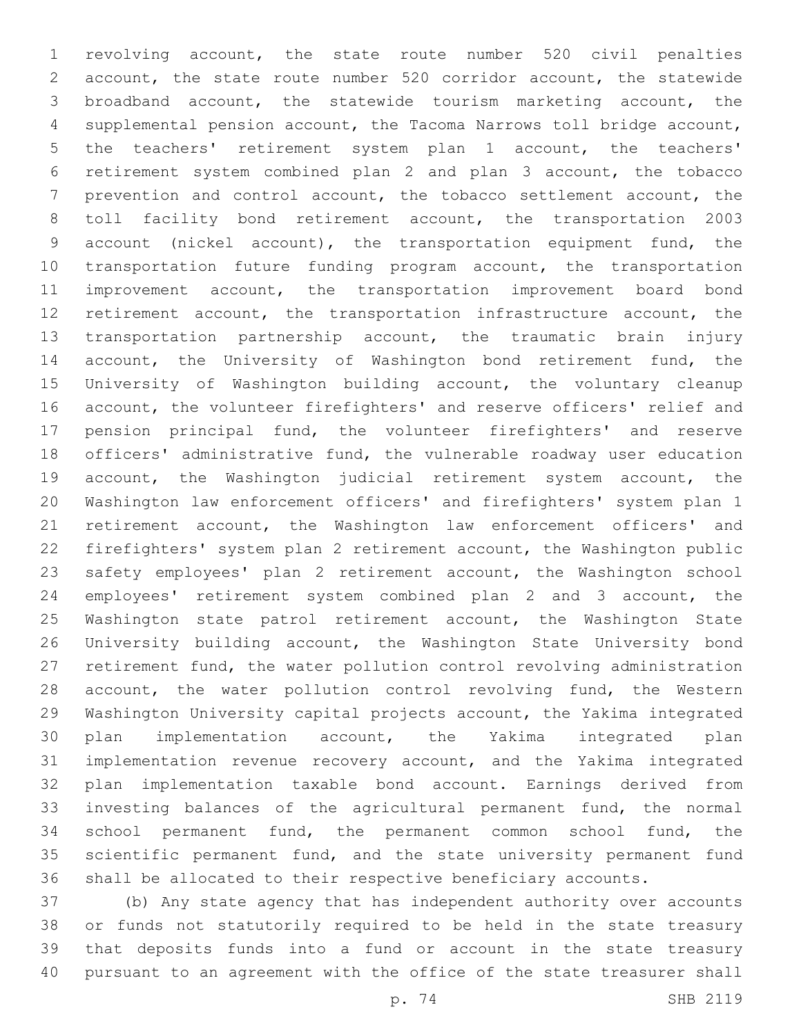revolving account, the state route number 520 civil penalties account, the state route number 520 corridor account, the statewide broadband account, the statewide tourism marketing account, the supplemental pension account, the Tacoma Narrows toll bridge account, the teachers' retirement system plan 1 account, the teachers' retirement system combined plan 2 and plan 3 account, the tobacco prevention and control account, the tobacco settlement account, the toll facility bond retirement account, the transportation 2003 account (nickel account), the transportation equipment fund, the transportation future funding program account, the transportation improvement account, the transportation improvement board bond retirement account, the transportation infrastructure account, the transportation partnership account, the traumatic brain injury account, the University of Washington bond retirement fund, the University of Washington building account, the voluntary cleanup account, the volunteer firefighters' and reserve officers' relief and pension principal fund, the volunteer firefighters' and reserve officers' administrative fund, the vulnerable roadway user education account, the Washington judicial retirement system account, the Washington law enforcement officers' and firefighters' system plan 1 retirement account, the Washington law enforcement officers' and firefighters' system plan 2 retirement account, the Washington public safety employees' plan 2 retirement account, the Washington school employees' retirement system combined plan 2 and 3 account, the Washington state patrol retirement account, the Washington State University building account, the Washington State University bond retirement fund, the water pollution control revolving administration account, the water pollution control revolving fund, the Western Washington University capital projects account, the Yakima integrated plan implementation account, the Yakima integrated plan implementation revenue recovery account, and the Yakima integrated plan implementation taxable bond account. Earnings derived from investing balances of the agricultural permanent fund, the normal school permanent fund, the permanent common school fund, the scientific permanent fund, and the state university permanent fund shall be allocated to their respective beneficiary accounts.

(b) Any state agency that has independent authority over accounts or funds not statutorily required to be held in the state treasury that deposits funds into a fund or account in the state treasury pursuant to an agreement with the office of the state treasurer shall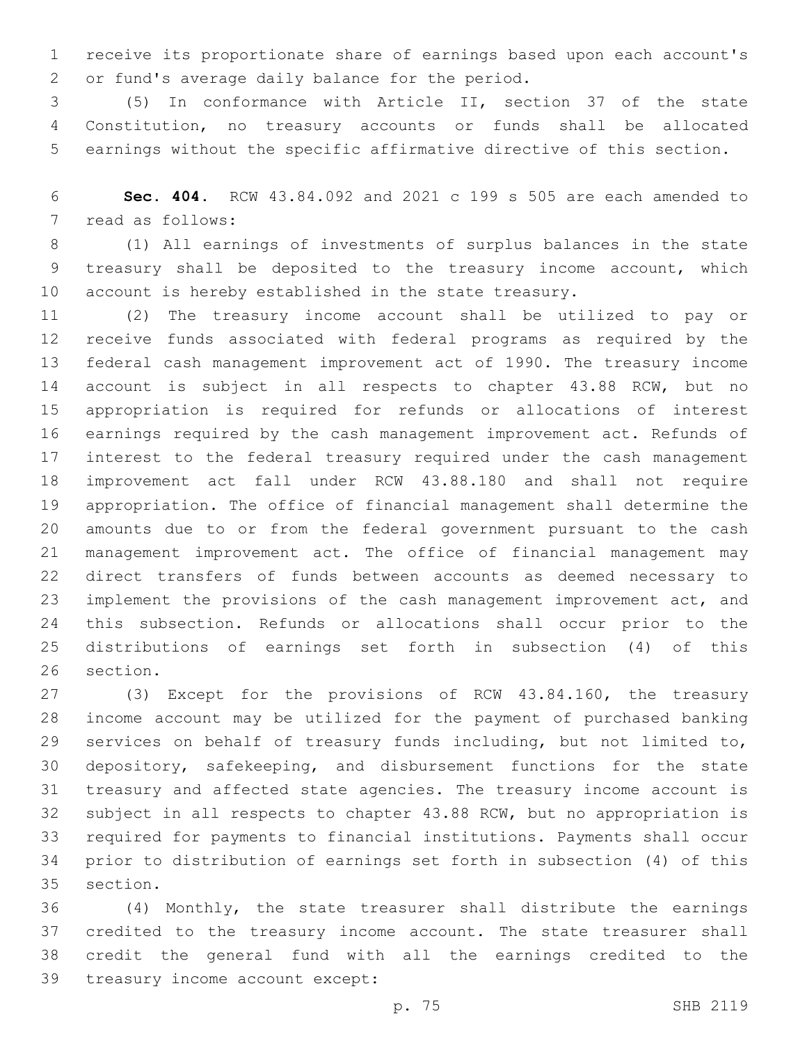receive its proportionate share of earnings based upon each account's or fund's average daily balance for the period.

(5) In conformance with Article II, section 37 of the state Constitution, no treasury accounts or funds shall be allocated earnings without the specific affirmative directive of this section.

**Sec. 404.** RCW 43.84.092 and 2021 c 199 s 505 are each amended to read as follows:

(1) All earnings of investments of surplus balances in the state treasury shall be deposited to the treasury income account, which account is hereby established in the state treasury.

(2) The treasury income account shall be utilized to pay or receive funds associated with federal programs as required by the federal cash management improvement act of 1990. The treasury income account is subject in all respects to chapter 43.88 RCW, but no appropriation is required for refunds or allocations of interest earnings required by the cash management improvement act. Refunds of interest to the federal treasury required under the cash management improvement act fall under RCW 43.88.180 and shall not require appropriation. The office of financial management shall determine the amounts due to or from the federal government pursuant to the cash management improvement act. The office of financial management may direct transfers of funds between accounts as deemed necessary to implement the provisions of the cash management improvement act, and this subsection. Refunds or allocations shall occur prior to the distributions of earnings set forth in subsection (4) of this section.

(3) Except for the provisions of RCW 43.84.160, the treasury income account may be utilized for the payment of purchased banking services on behalf of treasury funds including, but not limited to, depository, safekeeping, and disbursement functions for the state treasury and affected state agencies. The treasury income account is subject in all respects to chapter 43.88 RCW, but no appropriation is required for payments to financial institutions. Payments shall occur prior to distribution of earnings set forth in subsection (4) of this section.

(4) Monthly, the state treasurer shall distribute the earnings credited to the treasury income account. The state treasurer shall credit the general fund with all the earnings credited to the treasury income account except: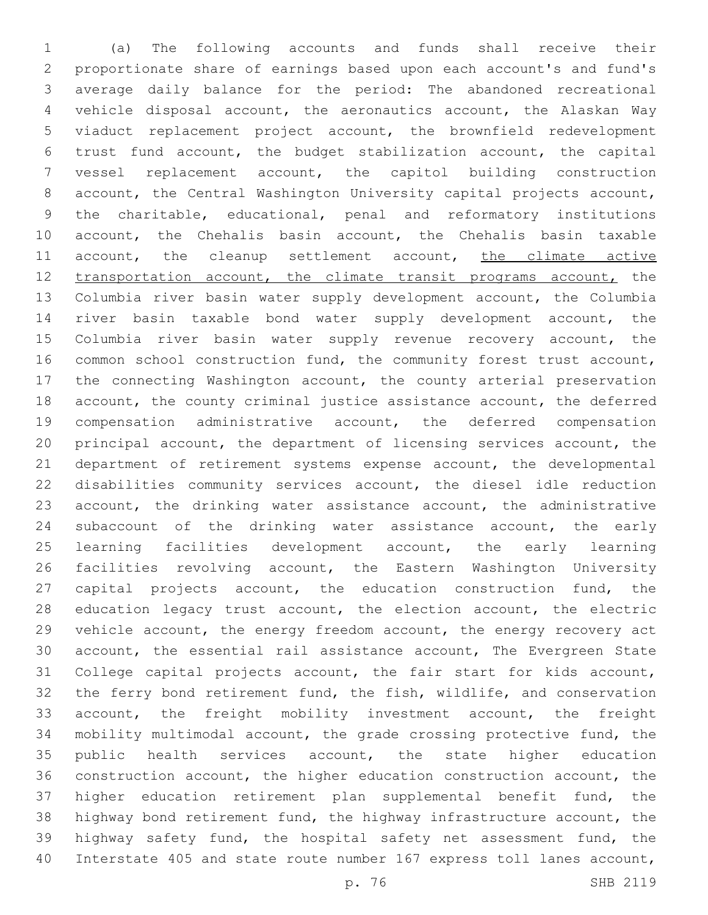(a) The following accounts and funds shall receive their proportionate share of earnings based upon each account's and fund's average daily balance for the period: The abandoned recreational vehicle disposal account, the aeronautics account, the Alaskan Way viaduct replacement project account, the brownfield redevelopment trust fund account, the budget stabilization account, the capital vessel replacement account, the capitol building construction account, the Central Washington University capital projects account, the charitable, educational, penal and reformatory institutions account, the Chehalis basin account, the Chehalis basin taxable account, the cleanup settlement account, the climate active transportation account, the climate transit programs account, the Columbia river basin water supply development account, the Columbia river basin taxable bond water supply development account, the Columbia river basin water supply revenue recovery account, the common school construction fund, the community forest trust account, the connecting Washington account, the county arterial preservation account, the county criminal justice assistance account, the deferred compensation administrative account, the deferred compensation principal account, the department of licensing services account, the department of retirement systems expense account, the developmental disabilities community services account, the diesel idle reduction account, the drinking water assistance account, the administrative subaccount of the drinking water assistance account, the early learning facilities development account, the early learning facilities revolving account, the Eastern Washington University capital projects account, the education construction fund, the education legacy trust account, the election account, the electric vehicle account, the energy freedom account, the energy recovery act account, the essential rail assistance account, The Evergreen State College capital projects account, the fair start for kids account, the ferry bond retirement fund, the fish, wildlife, and conservation account, the freight mobility investment account, the freight mobility multimodal account, the grade crossing protective fund, the public health services account, the state higher education construction account, the higher education construction account, the higher education retirement plan supplemental benefit fund, the highway bond retirement fund, the highway infrastructure account, the highway safety fund, the hospital safety net assessment fund, the Interstate 405 and state route number 167 express toll lanes account,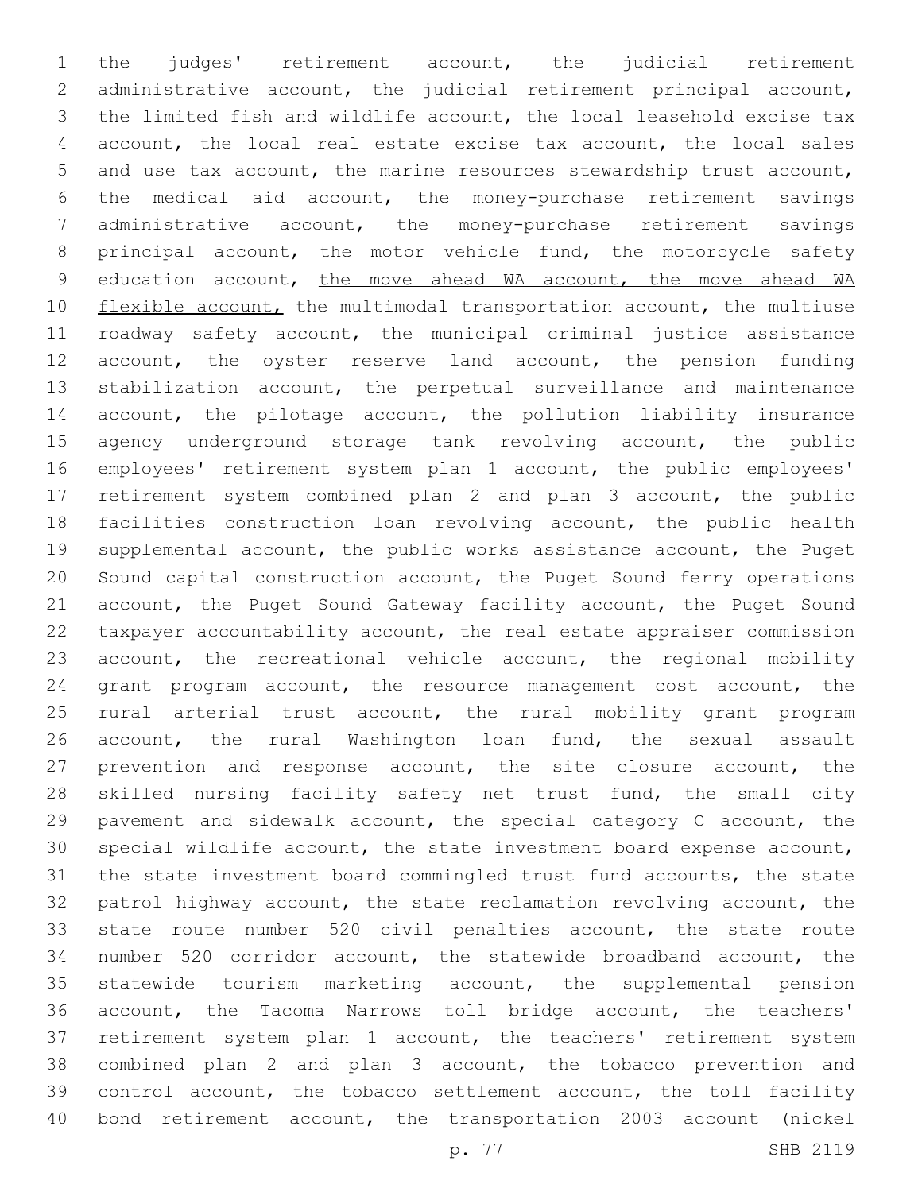the judges' retirement account, the judicial retirement administrative account, the judicial retirement principal account, the limited fish and wildlife account, the local leasehold excise tax account, the local real estate excise tax account, the local sales and use tax account, the marine resources stewardship trust account, the medical aid account, the money-purchase retirement savings administrative account, the money-purchase retirement savings principal account, the motor vehicle fund, the motorcycle safety education account, <u>the move ahead WA account, the move ahead WA flexible account,</u> the multimodal transportation account, the multiuse roadway safety account, the municipal criminal justice assistance account, the oyster reserve land account, the pension funding stabilization account, the perpetual surveillance and maintenance account, the pilotage account, the pollution liability insurance agency underground storage tank revolving account, the public employees' retirement system plan 1 account, the public employees' retirement system combined plan 2 and plan 3 account, the public facilities construction loan revolving account, the public health supplemental account, the public works assistance account, the Puget Sound capital construction account, the Puget Sound ferry operations account, the Puget Sound Gateway facility account, the Puget Sound taxpayer accountability account, the real estate appraiser commission account, the recreational vehicle account, the regional mobility grant program account, the resource management cost account, the rural arterial trust account, the rural mobility grant program account, the rural Washington loan fund, the sexual assault prevention and response account, the site closure account, the skilled nursing facility safety net trust fund, the small city pavement and sidewalk account, the special category C account, the special wildlife account, the state investment board expense account, the state investment board commingled trust fund accounts, the state patrol highway account, the state reclamation revolving account, the state route number 520 civil penalties account, the state route number 520 corridor account, the statewide broadband account, the statewide tourism marketing account, the supplemental pension account, the Tacoma Narrows toll bridge account, the teachers' retirement system plan 1 account, the teachers' retirement system combined plan 2 and plan 3 account, the tobacco prevention and control account, the tobacco settlement account, the toll facility bond retirement account, the transportation 2003 account (nickel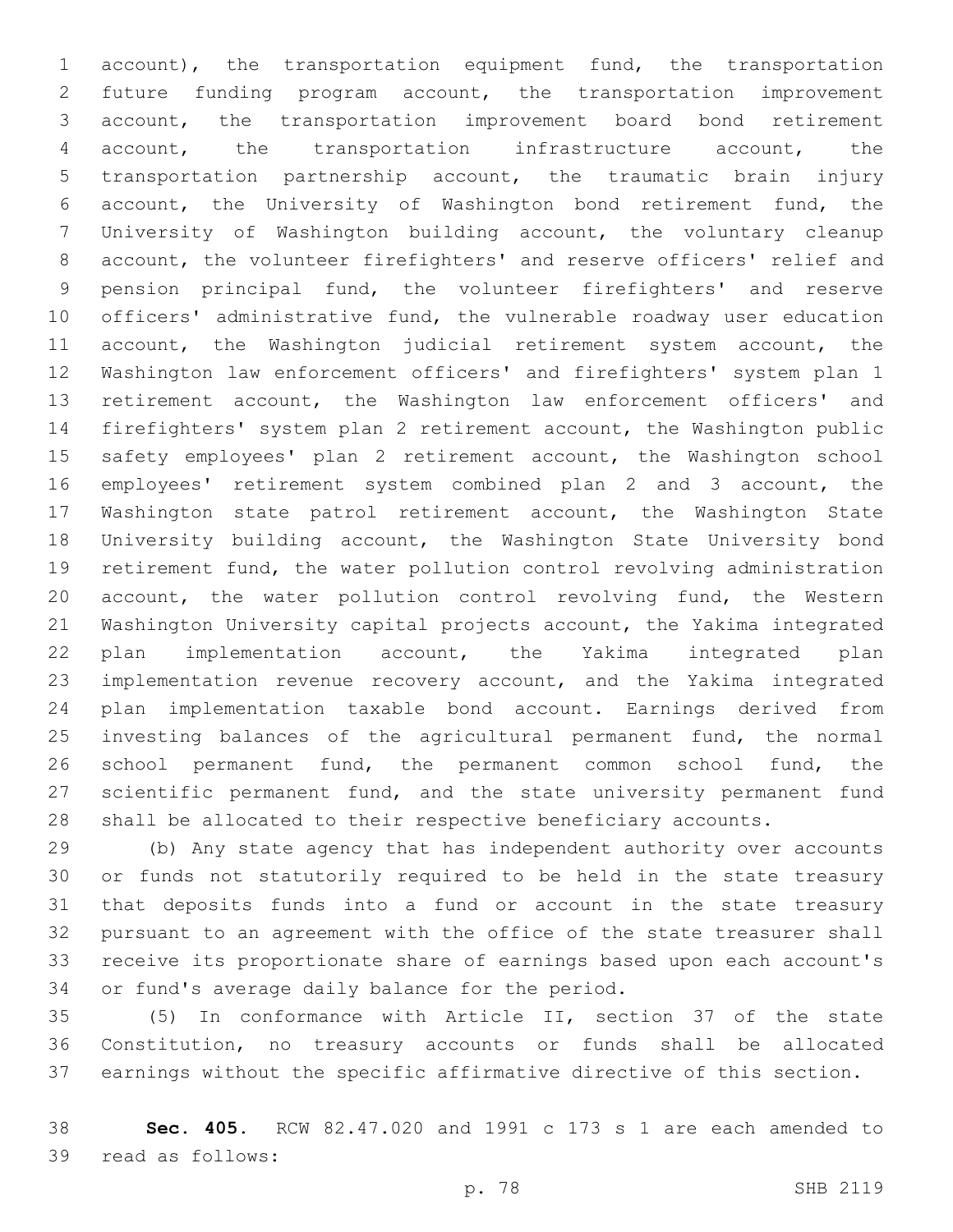account), the transportation equipment fund, the transportation future funding program account, the transportation improvement account, the transportation improvement board bond retirement account, the transportation infrastructure account, the transportation partnership account, the traumatic brain injury account, the University of Washington bond retirement fund, the University of Washington building account, the voluntary cleanup account, the volunteer firefighters' and reserve officers' relief and pension principal fund, the volunteer firefighters' and reserve officers' administrative fund, the vulnerable roadway user education account, the Washington judicial retirement system account, the Washington law enforcement officers' and firefighters' system plan 1 retirement account, the Washington law enforcement officers' and firefighters' system plan 2 retirement account, the Washington public safety employees' plan 2 retirement account, the Washington school employees' retirement system combined plan 2 and 3 account, the Washington state patrol retirement account, the Washington State University building account, the Washington State University bond retirement fund, the water pollution control revolving administration account, the water pollution control revolving fund, the Western Washington University capital projects account, the Yakima integrated plan implementation account, the Yakima integrated plan implementation revenue recovery account, and the Yakima integrated plan implementation taxable bond account. Earnings derived from investing balances of the agricultural permanent fund, the normal school permanent fund, the permanent common school fund, the scientific permanent fund, and the state university permanent fund shall be allocated to their respective beneficiary accounts.

(b) Any state agency that has independent authority over accounts or funds not statutorily required to be held in the state treasury that deposits funds into a fund or account in the state treasury pursuant to an agreement with the office of the state treasurer shall receive its proportionate share of earnings based upon each account's or fund's average daily balance for the period.

(5) In conformance with Article II, section 37 of the state Constitution, no treasury accounts or funds shall be allocated earnings without the specific affirmative directive of this section.

**Sec. 405.** RCW 82.47.020 and 1991 c 173 s 1 are each amended to read as follows: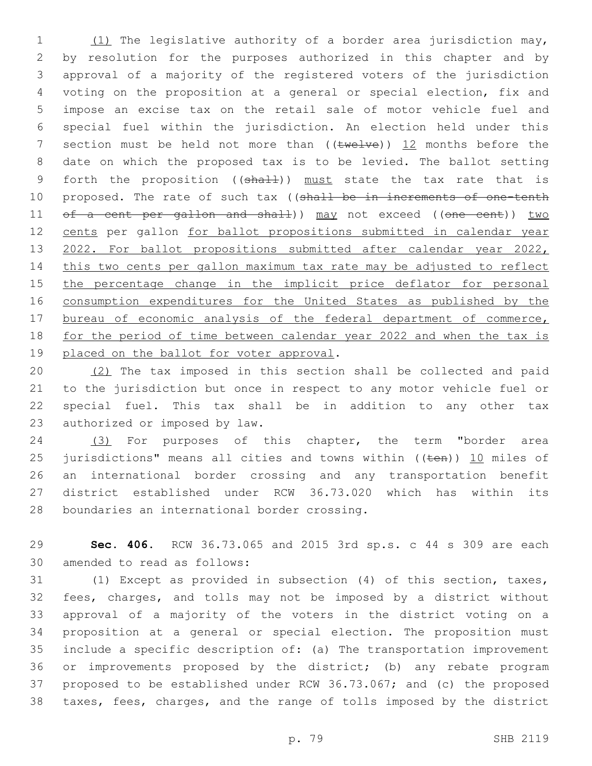(1) The legislative authority of a border area jurisdiction may, by resolution for the purposes authorized in this chapter and by approval of a majority of the registered voters of the jurisdiction voting on the proposition at a general or special election, fix and impose an excise tax on the retail sale of motor vehicle fuel and special fuel within the jurisdiction. An election held under this section must be held not more than ((twelve)) 12 months before the date on which the proposed tax is to be levied. The ballot setting forth the proposition ((shall)) must state the tax rate that is proposed. The rate of such tax ((shall be in increments of one-tenth of a cent per gallon and shall)) may not exceed ((one cent)) two cents per gallon for ballot propositions submitted in calendar year 2022. For ballot propositions submitted after calendar year 2022, this two cents per gallon maximum tax rate may be adjusted to reflect the percentage change in the implicit price deflator for personal consumption expenditures for the United States as published by the bureau of economic analysis of the federal department of commerce, for the period of time between calendar year 2022 and when the tax is placed on the ballot for voter approval.

(2) The tax imposed in this section shall be collected and paid to the jurisdiction but once in respect to any motor vehicle fuel or special fuel. This tax shall be in addition to any other tax authorized or imposed by law.

(3) For purposes of this chapter, the term "border area jurisdictions" means all cities and towns within ((ten)) 10 miles of an international border crossing and any transportation benefit district established under RCW 36.73.020 which has within its boundaries an international border crossing.

**Sec. 406.** RCW 36.73.065 and 2015 3rd sp.s. c 44 s 309 are each amended to read as follows:

(1) Except as provided in subsection (4) of this section, taxes, fees, charges, and tolls may not be imposed by a district without approval of a majority of the voters in the district voting on a proposition at a general or special election. The proposition must include a specific description of: (a) The transportation improvement or improvements proposed by the district; (b) any rebate program proposed to be established under RCW 36.73.067; and (c) the proposed taxes, fees, charges, and the range of tolls imposed by the district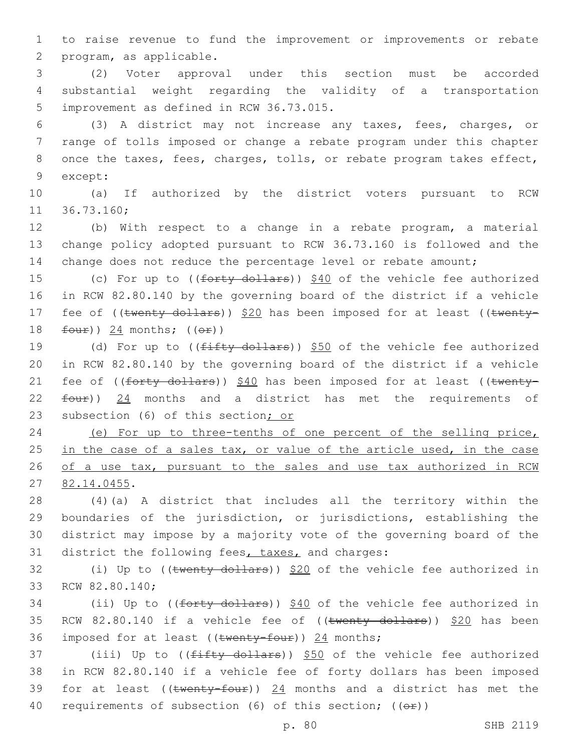to raise revenue to fund the improvement or improvements or rebate program, as applicable.

(2) Voter approval under this section must be accorded substantial weight regarding the validity of a transportation improvement as defined in RCW 36.73.015.

(3) A district may not increase any taxes, fees, charges, or range of tolls imposed or change a rebate program under this chapter once the taxes, fees, charges, tolls, or rebate program takes effect, except:

(a) If authorized by the district voters pursuant to RCW 36.73.160;

(b) With respect to a change in a rebate program, a material change policy adopted pursuant to RCW 36.73.160 is followed and the change does not reduce the percentage level or rebate amount;

(c) For up to ((~~forty dollars~~)) $40 of the vehicle fee authorized in RCW 82.80.140 by the governing board of the district if a vehicle fee of ((~~twenty dollars~~)) $20 has been imposed for at least ((~~twenty-four~~)) 24 months; ((~~or~~))

(d) For up to ((~~fifty dollars~~)) $50 of the vehicle fee authorized in RCW 82.80.140 by the governing board of the district if a vehicle fee of ((~~forty dollars~~)) $40 has been imposed for at least ((~~twenty-four~~)) 24 months and a district has met the requirements of subsection (6) of this section; or

(e) For up to three-tenths of one percent of the selling price, in the case of a sales tax, or value of the article used, in the case of a use tax, pursuant to the sales and use tax authorized in RCW 82.14.0455.

(4)(a) A district that includes all the territory within the boundaries of the jurisdiction, or jurisdictions, establishing the district may impose by a majority vote of the governing board of the district the following fees, taxes, and charges:

(i) Up to ((~~twenty dollars~~)) $20 of the vehicle fee authorized in RCW 82.80.140;

(ii) Up to ((~~forty dollars~~)) $40 of the vehicle fee authorized in RCW 82.80.140 if a vehicle fee of ((~~twenty dollars~~)) $20 has been imposed for at least ((~~twenty-four~~)) 24 months;

(iii) Up to ((~~fifty dollars~~)) $50 of the vehicle fee authorized in RCW 82.80.140 if a vehicle fee of forty dollars has been imposed for at least ((~~twenty-four~~)) 24 months and a district has met the requirements of subsection (6) of this section; ((~~or~~))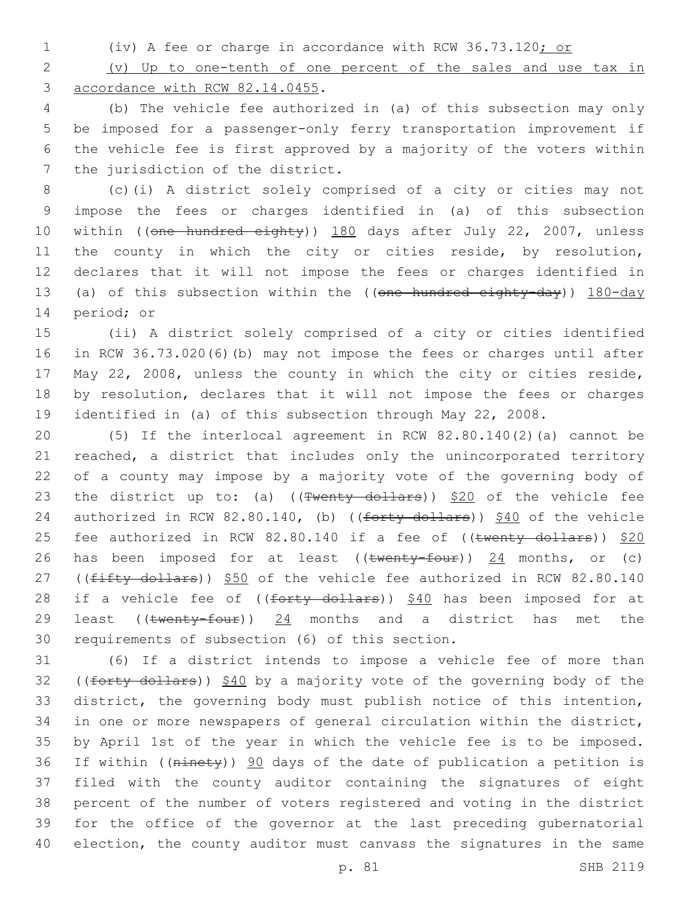(iv) A fee or charge in accordance with RCW 36.73.120; or

(v) Up to one-tenth of one percent of the sales and use tax in accordance with RCW 82.14.0455.

(b) The vehicle fee authorized in (a) of this subsection may only be imposed for a passenger-only ferry transportation improvement if the vehicle fee is first approved by a majority of the voters within the jurisdiction of the district.

(c)(i) A district solely comprised of a city or cities may not impose the fees or charges identified in (a) of this subsection within ((one hundred eighty)) 180 days after July 22, 2007, unless the county in which the city or cities reside, by resolution, declares that it will not impose the fees or charges identified in (a) of this subsection within the ((one hundred eighty-day)) 180-day period; or

(ii) A district solely comprised of a city or cities identified in RCW 36.73.020(6)(b) may not impose the fees or charges until after May 22, 2008, unless the county in which the city or cities reside, by resolution, declares that it will not impose the fees or charges identified in (a) of this subsection through May 22, 2008.

(5) If the interlocal agreement in RCW 82.80.140(2)(a) cannot be reached, a district that includes only the unincorporated territory of a county may impose by a majority vote of the governing body of the district up to: (a) ((Twenty dollars)) $20 of the vehicle fee authorized in RCW 82.80.140, (b) ((forty dollars)) $40 of the vehicle fee authorized in RCW 82.80.140 if a fee of ((twenty dollars)) $20 has been imposed for at least ((twenty-four)) 24 months, or (c) ((fifty dollars)) $50 of the vehicle fee authorized in RCW 82.80.140 if a vehicle fee of ((forty dollars)) $40 has been imposed for at least ((twenty-four)) 24 months and a district has met the requirements of subsection (6) of this section.

(6) If a district intends to impose a vehicle fee of more than ((forty dollars)) $40 by a majority vote of the governing body of the district, the governing body must publish notice of this intention, in one or more newspapers of general circulation within the district, by April 1st of the year in which the vehicle fee is to be imposed. If within ((ninety)) 90 days of the date of publication a petition is filed with the county auditor containing the signatures of eight percent of the number of voters registered and voting in the district for the office of the governor at the last preceding gubernatorial election, the county auditor must canvass the signatures in the same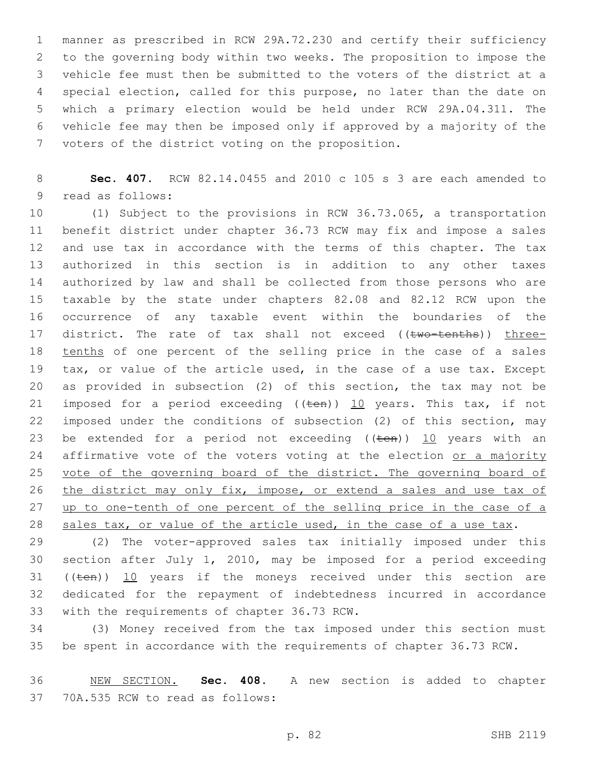manner as prescribed in RCW 29A.72.230 and certify their sufficiency to the governing body within two weeks. The proposition to impose the vehicle fee must then be submitted to the voters of the district at a special election, called for this purpose, no later than the date on which a primary election would be held under RCW 29A.04.311. The vehicle fee may then be imposed only if approved by a majority of the voters of the district voting on the proposition.

**Sec. 407.** RCW 82.14.0455 and 2010 c 105 s 3 are each amended to read as follows:

(1) Subject to the provisions in RCW 36.73.065, a transportation benefit district under chapter 36.73 RCW may fix and impose a sales and use tax in accordance with the terms of this chapter. The tax authorized in this section is in addition to any other taxes authorized by law and shall be collected from those persons who are taxable by the state under chapters 82.08 and 82.12 RCW upon the occurrence of any taxable event within the boundaries of the district. The rate of tax shall not exceed ((~~two-tenths~~)) <u>three-tenths</u> of one percent of the selling price in the case of a sales tax, or value of the article used, in the case of a use tax. Except as provided in subsection (2) of this section, the tax may not be imposed for a period exceeding ((~~ten~~)) <u>10</u> years. This tax, if not imposed under the conditions of subsection (2) of this section, may be extended for a period not exceeding ((~~ten~~)) <u>10</u> years with an affirmative vote of the voters voting at the election <u>or a majority vote of the governing board of the district. The governing board of the district may only fix, impose, or extend a sales and use tax of up to one-tenth of one percent of the selling price in the case of a sales tax, or value of the article used, in the case of a use tax</u>.

(2) The voter-approved sales tax initially imposed under this section after July 1, 2010, may be imposed for a period exceeding ((~~ten~~)) <u>10</u> years if the moneys received under this section are dedicated for the repayment of indebtedness incurred in accordance with the requirements of chapter 36.73 RCW.

(3) Money received from the tax imposed under this section must be spent in accordance with the requirements of chapter 36.73 RCW.

<u>NEW SECTION.</u> **Sec. 408.** A new section is added to chapter 70A.535 RCW to read as follows: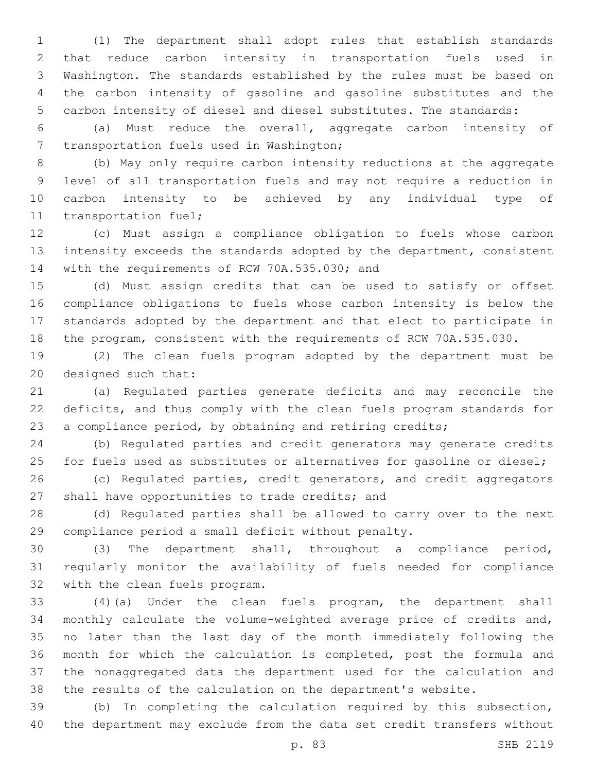(1) The department shall adopt rules that establish standards that reduce carbon intensity in transportation fuels used in Washington. The standards established by the rules must be based on the carbon intensity of gasoline and gasoline substitutes and the carbon intensity of diesel and diesel substitutes. The standards:

(a) Must reduce the overall, aggregate carbon intensity of transportation fuels used in Washington;

(b) May only require carbon intensity reductions at the aggregate level of all transportation fuels and may not require a reduction in carbon intensity to be achieved by any individual type of transportation fuel;

(c) Must assign a compliance obligation to fuels whose carbon intensity exceeds the standards adopted by the department, consistent with the requirements of RCW 70A.535.030; and

(d) Must assign credits that can be used to satisfy or offset compliance obligations to fuels whose carbon intensity is below the standards adopted by the department and that elect to participate in the program, consistent with the requirements of RCW 70A.535.030.

(2) The clean fuels program adopted by the department must be designed such that:

(a) Regulated parties generate deficits and may reconcile the deficits, and thus comply with the clean fuels program standards for a compliance period, by obtaining and retiring credits;

(b) Regulated parties and credit generators may generate credits for fuels used as substitutes or alternatives for gasoline or diesel;

(c) Regulated parties, credit generators, and credit aggregators shall have opportunities to trade credits; and

(d) Regulated parties shall be allowed to carry over to the next compliance period a small deficit without penalty.

(3) The department shall, throughout a compliance period, regularly monitor the availability of fuels needed for compliance with the clean fuels program.

(4)(a) Under the clean fuels program, the department shall monthly calculate the volume-weighted average price of credits and, no later than the last day of the month immediately following the month for which the calculation is completed, post the formula and the nonaggregated data the department used for the calculation and the results of the calculation on the department's website.

(b) In completing the calculation required by this subsection, the department may exclude from the data set credit transfers without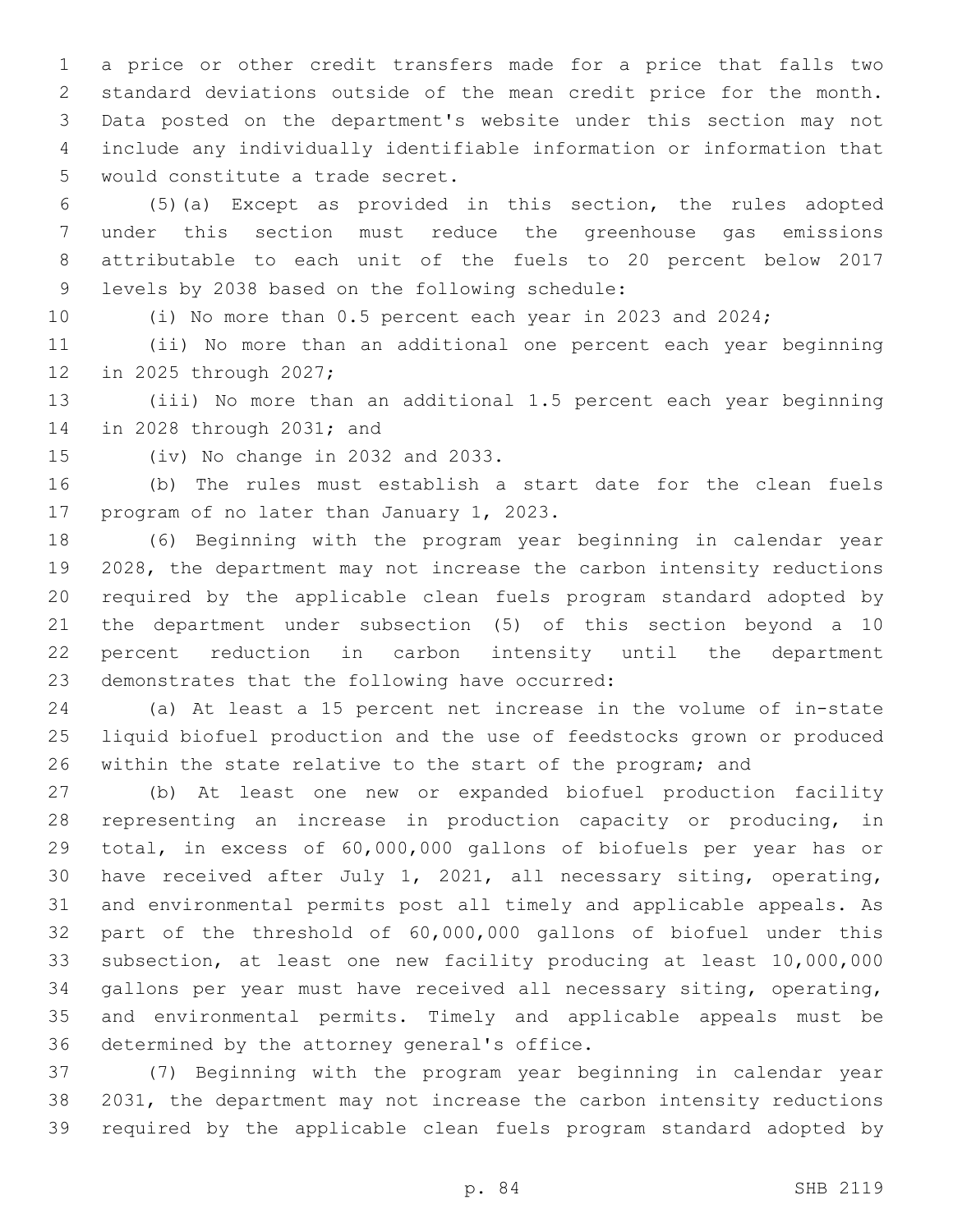a price or other credit transfers made for a price that falls two standard deviations outside of the mean credit price for the month. Data posted on the department's website under this section may not include any individually identifiable information or information that would constitute a trade secret.

(5)(a) Except as provided in this section, the rules adopted under this section must reduce the greenhouse gas emissions attributable to each unit of the fuels to 20 percent below 2017 levels by 2038 based on the following schedule:

(i) No more than 0.5 percent each year in 2023 and 2024;

(ii) No more than an additional one percent each year beginning in 2025 through 2027;

(iii) No more than an additional 1.5 percent each year beginning in 2028 through 2031; and

(iv) No change in 2032 and 2033.

(b) The rules must establish a start date for the clean fuels program of no later than January 1, 2023.

(6) Beginning with the program year beginning in calendar year 2028, the department may not increase the carbon intensity reductions required by the applicable clean fuels program standard adopted by the department under subsection (5) of this section beyond a 10 percent reduction in carbon intensity until the department demonstrates that the following have occurred:

(a) At least a 15 percent net increase in the volume of in-state liquid biofuel production and the use of feedstocks grown or produced within the state relative to the start of the program; and

(b) At least one new or expanded biofuel production facility representing an increase in production capacity or producing, in total, in excess of 60,000,000 gallons of biofuels per year has or have received after July 1, 2021, all necessary siting, operating, and environmental permits post all timely and applicable appeals. As part of the threshold of 60,000,000 gallons of biofuel under this subsection, at least one new facility producing at least 10,000,000 gallons per year must have received all necessary siting, operating, and environmental permits. Timely and applicable appeals must be determined by the attorney general's office.

(7) Beginning with the program year beginning in calendar year 2031, the department may not increase the carbon intensity reductions required by the applicable clean fuels program standard adopted by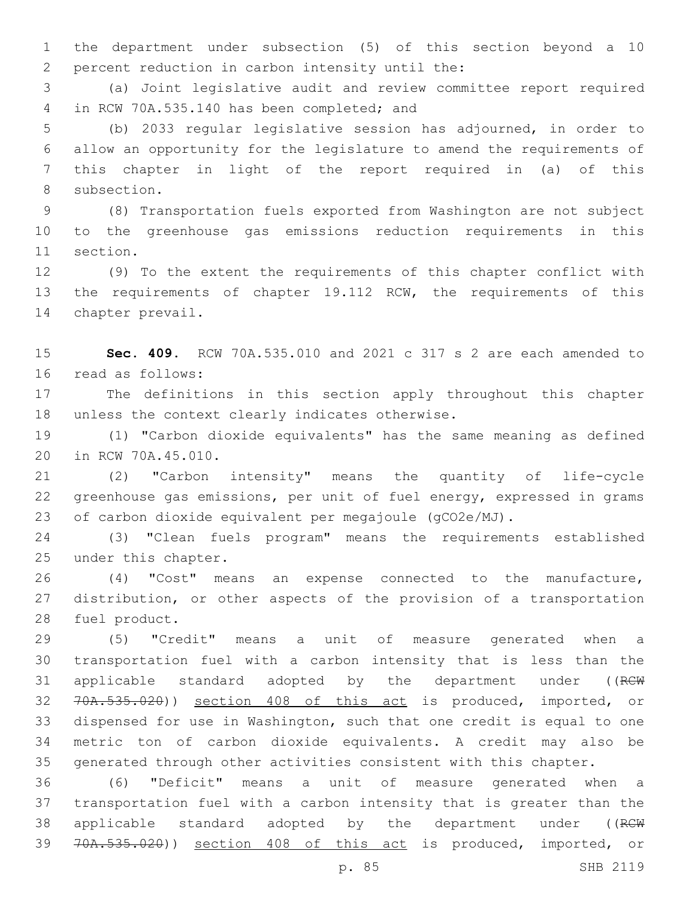the department under subsection (5) of this section beyond a 10 percent reduction in carbon intensity until the:

(a) Joint legislative audit and review committee report required in RCW 70A.535.140 has been completed; and

(b) 2033 regular legislative session has adjourned, in order to allow an opportunity for the legislature to amend the requirements of this chapter in light of the report required in (a) of this subsection.

(8) Transportation fuels exported from Washington are not subject to the greenhouse gas emissions reduction requirements in this section.

(9) To the extent the requirements of this chapter conflict with the requirements of chapter 19.112 RCW, the requirements of this chapter prevail.

**Sec. 409.** RCW 70A.535.010 and 2021 c 317 s 2 are each amended to read as follows:

The definitions in this section apply throughout this chapter unless the context clearly indicates otherwise.

(1) "Carbon dioxide equivalents" has the same meaning as defined in RCW 70A.45.010.

(2) "Carbon intensity" means the quantity of life-cycle greenhouse gas emissions, per unit of fuel energy, expressed in grams of carbon dioxide equivalent per megajoule (gCO2e/MJ).

(3) "Clean fuels program" means the requirements established under this chapter.

(4) "Cost" means an expense connected to the manufacture, distribution, or other aspects of the provision of a transportation fuel product.

(5) "Credit" means a unit of measure generated when a transportation fuel with a carbon intensity that is less than the applicable standard adopted by the department under ((~~RCW 70A.535.020~~)) section 408 of this act is produced, imported, or dispensed for use in Washington, such that one credit is equal to one metric ton of carbon dioxide equivalents. A credit may also be generated through other activities consistent with this chapter.

(6) "Deficit" means a unit of measure generated when a transportation fuel with a carbon intensity that is greater than the applicable standard adopted by the department under ((~~RCW 70A.535.020~~)) section 408 of this act is produced, imported, or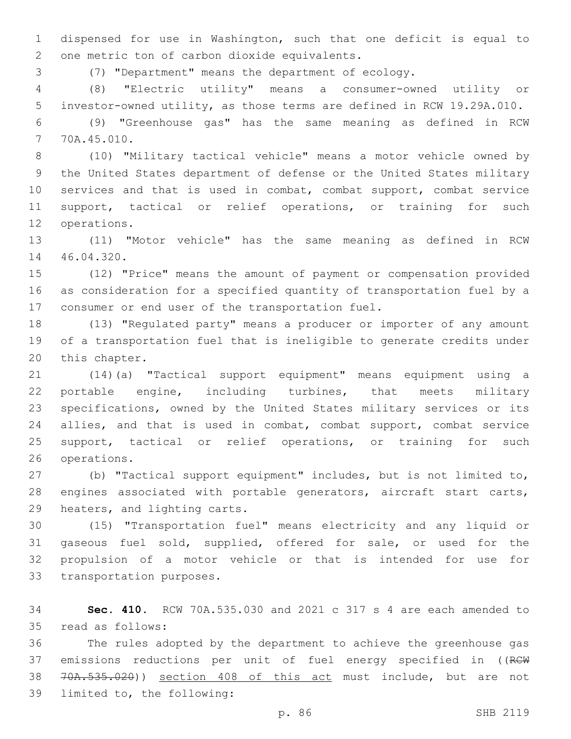dispensed for use in Washington, such that one deficit is equal to one metric ton of carbon dioxide equivalents.

(7) "Department" means the department of ecology.

(8) "Electric utility" means a consumer-owned utility or investor-owned utility, as those terms are defined in RCW 19.29A.010.

(9) "Greenhouse gas" has the same meaning as defined in RCW 70A.45.010.

(10) "Military tactical vehicle" means a motor vehicle owned by the United States department of defense or the United States military services and that is used in combat, combat support, combat service support, tactical or relief operations, or training for such operations.

(11) "Motor vehicle" has the same meaning as defined in RCW 46.04.320.

(12) "Price" means the amount of payment or compensation provided as consideration for a specified quantity of transportation fuel by a consumer or end user of the transportation fuel.

(13) "Regulated party" means a producer or importer of any amount of a transportation fuel that is ineligible to generate credits under this chapter.

(14)(a) "Tactical support equipment" means equipment using a portable engine, including turbines, that meets military specifications, owned by the United States military services or its allies, and that is used in combat, combat support, combat service support, tactical or relief operations, or training for such operations.

(b) "Tactical support equipment" includes, but is not limited to, engines associated with portable generators, aircraft start carts, heaters, and lighting carts.

(15) "Transportation fuel" means electricity and any liquid or gaseous fuel sold, supplied, offered for sale, or used for the propulsion of a motor vehicle or that is intended for use for transportation purposes.

**Sec. 410.** RCW 70A.535.030 and 2021 c 317 s 4 are each amended to read as follows:

The rules adopted by the department to achieve the greenhouse gas emissions reductions per unit of fuel energy specified in ((~~RCW 70A.535.020~~)) <u>section 408 of this act</u> must include, but are not limited to, the following: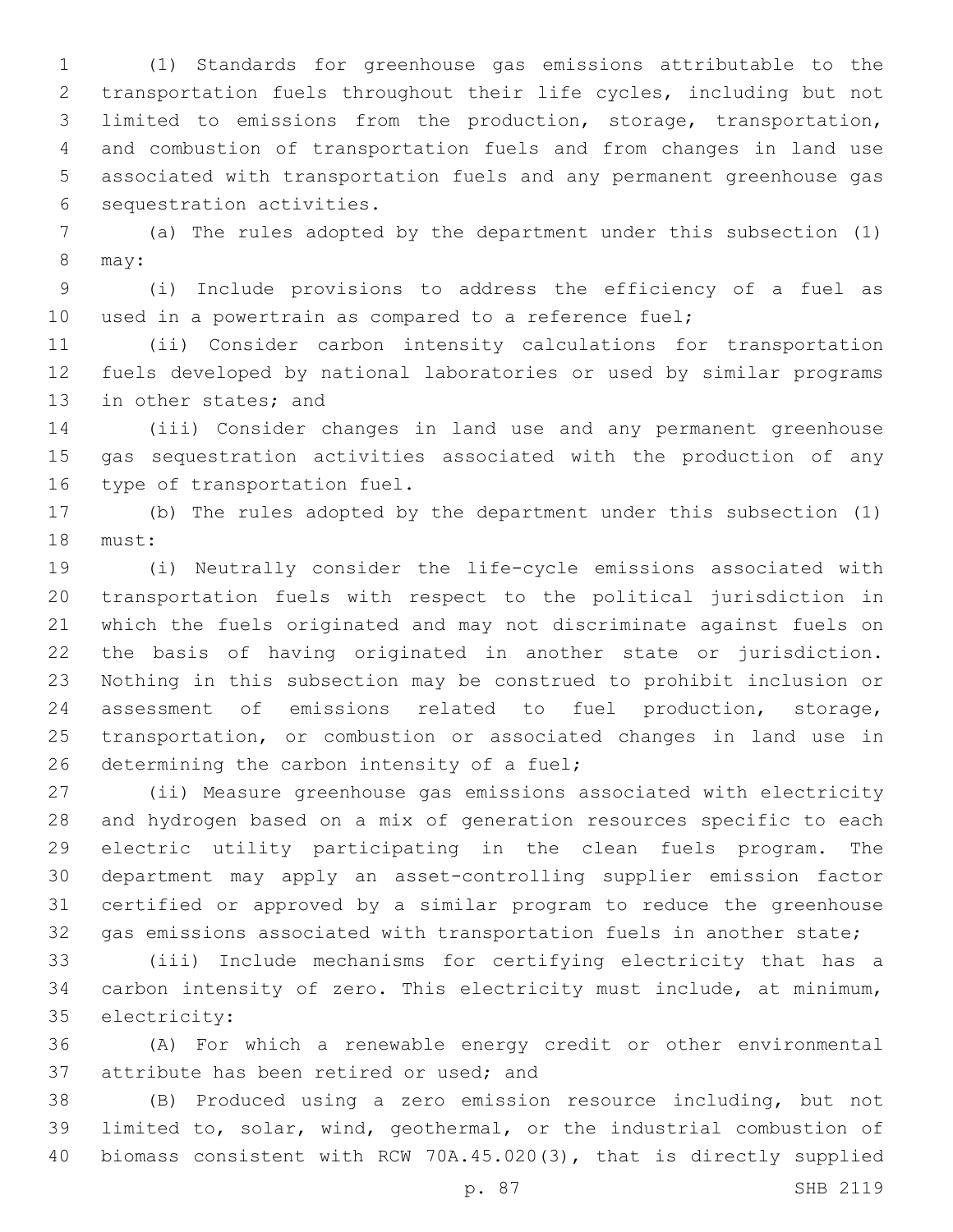(1) Standards for greenhouse gas emissions attributable to the transportation fuels throughout their life cycles, including but not limited to emissions from the production, storage, transportation, and combustion of transportation fuels and from changes in land use associated with transportation fuels and any permanent greenhouse gas sequestration activities.

(a) The rules adopted by the department under this subsection (1) may:

(i) Include provisions to address the efficiency of a fuel as used in a powertrain as compared to a reference fuel;

(ii) Consider carbon intensity calculations for transportation fuels developed by national laboratories or used by similar programs in other states; and

(iii) Consider changes in land use and any permanent greenhouse gas sequestration activities associated with the production of any type of transportation fuel.

(b) The rules adopted by the department under this subsection (1) must:

(i) Neutrally consider the life-cycle emissions associated with transportation fuels with respect to the political jurisdiction in which the fuels originated and may not discriminate against fuels on the basis of having originated in another state or jurisdiction. Nothing in this subsection may be construed to prohibit inclusion or assessment of emissions related to fuel production, storage, transportation, or combustion or associated changes in land use in determining the carbon intensity of a fuel;

(ii) Measure greenhouse gas emissions associated with electricity and hydrogen based on a mix of generation resources specific to each electric utility participating in the clean fuels program. The department may apply an asset-controlling supplier emission factor certified or approved by a similar program to reduce the greenhouse gas emissions associated with transportation fuels in another state;

(iii) Include mechanisms for certifying electricity that has a carbon intensity of zero. This electricity must include, at minimum, electricity:

(A) For which a renewable energy credit or other environmental attribute has been retired or used; and

(B) Produced using a zero emission resource including, but not limited to, solar, wind, geothermal, or the industrial combustion of biomass consistent with RCW 70A.45.020(3), that is directly supplied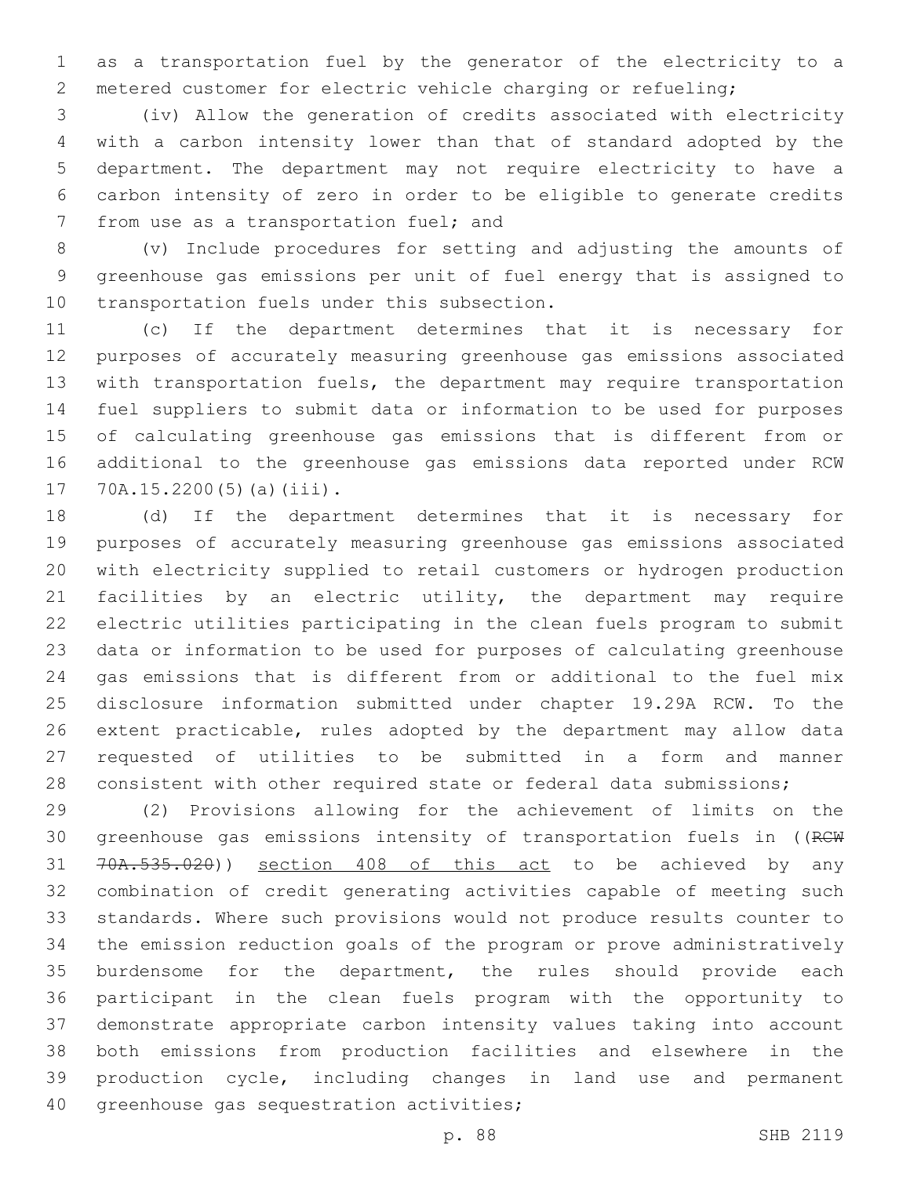as a transportation fuel by the generator of the electricity to a metered customer for electric vehicle charging or refueling;

(iv) Allow the generation of credits associated with electricity with a carbon intensity lower than that of standard adopted by the department. The department may not require electricity to have a carbon intensity of zero in order to be eligible to generate credits from use as a transportation fuel; and

(v) Include procedures for setting and adjusting the amounts of greenhouse gas emissions per unit of fuel energy that is assigned to transportation fuels under this subsection.

(c) If the department determines that it is necessary for purposes of accurately measuring greenhouse gas emissions associated with transportation fuels, the department may require transportation fuel suppliers to submit data or information to be used for purposes of calculating greenhouse gas emissions that is different from or additional to the greenhouse gas emissions data reported under RCW 70A.15.2200(5)(a)(iii).

(d) If the department determines that it is necessary for purposes of accurately measuring greenhouse gas emissions associated with electricity supplied to retail customers or hydrogen production facilities by an electric utility, the department may require electric utilities participating in the clean fuels program to submit data or information to be used for purposes of calculating greenhouse gas emissions that is different from or additional to the fuel mix disclosure information submitted under chapter 19.29A RCW. To the extent practicable, rules adopted by the department may allow data requested of utilities to be submitted in a form and manner consistent with other required state or federal data submissions;

(2) Provisions allowing for the achievement of limits on the greenhouse gas emissions intensity of transportation fuels in ((~~RCW 70A.535.020~~)) <u>section 408 of this act</u> to be achieved by any combination of credit generating activities capable of meeting such standards. Where such provisions would not produce results counter to the emission reduction goals of the program or prove administratively burdensome for the department, the rules should provide each participant in the clean fuels program with the opportunity to demonstrate appropriate carbon intensity values taking into account both emissions from production facilities and elsewhere in the production cycle, including changes in land use and permanent greenhouse gas sequestration activities;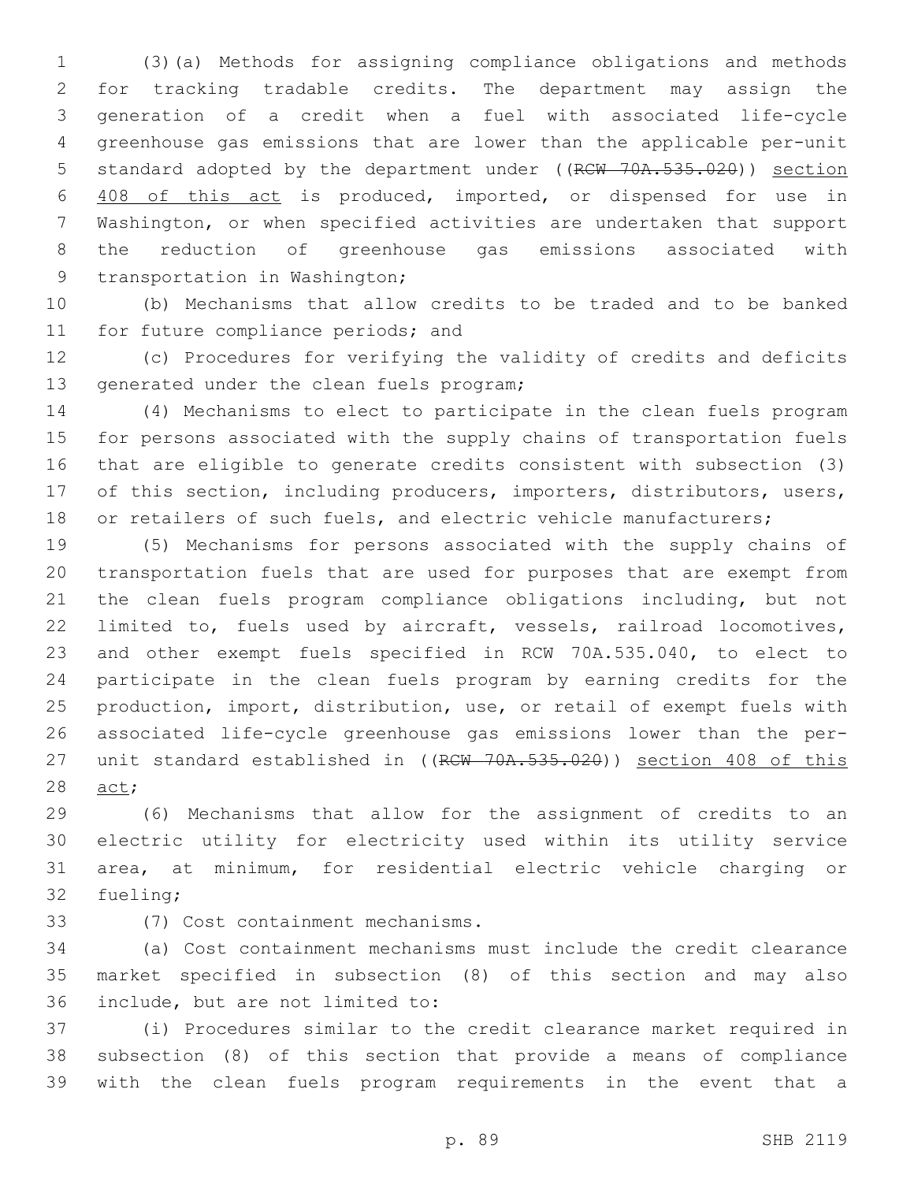(3)(a) Methods for assigning compliance obligations and methods for tracking tradable credits. The department may assign the generation of a credit when a fuel with associated life-cycle greenhouse gas emissions that are lower than the applicable per-unit standard adopted by the department under ((~~RCW 70A.535.020~~)) <u>section 408 of this act</u> is produced, imported, or dispensed for use in Washington, or when specified activities are undertaken that support the reduction of greenhouse gas emissions associated with transportation in Washington;

(b) Mechanisms that allow credits to be traded and to be banked for future compliance periods; and

(c) Procedures for verifying the validity of credits and deficits generated under the clean fuels program;

(4) Mechanisms to elect to participate in the clean fuels program for persons associated with the supply chains of transportation fuels that are eligible to generate credits consistent with subsection (3) of this section, including producers, importers, distributors, users, or retailers of such fuels, and electric vehicle manufacturers;

(5) Mechanisms for persons associated with the supply chains of transportation fuels that are used for purposes that are exempt from the clean fuels program compliance obligations including, but not limited to, fuels used by aircraft, vessels, railroad locomotives, and other exempt fuels specified in RCW 70A.535.040, to elect to participate in the clean fuels program by earning credits for the production, import, distribution, use, or retail of exempt fuels with associated life-cycle greenhouse gas emissions lower than the per-unit standard established in ((~~RCW 70A.535.020~~)) <u>section 408 of this act</u>;

(6) Mechanisms that allow for the assignment of credits to an electric utility for electricity used within its utility service area, at minimum, for residential electric vehicle charging or fueling;

(7) Cost containment mechanisms.

(a) Cost containment mechanisms must include the credit clearance market specified in subsection (8) of this section and may also include, but are not limited to:

(i) Procedures similar to the credit clearance market required in subsection (8) of this section that provide a means of compliance with the clean fuels program requirements in the event that a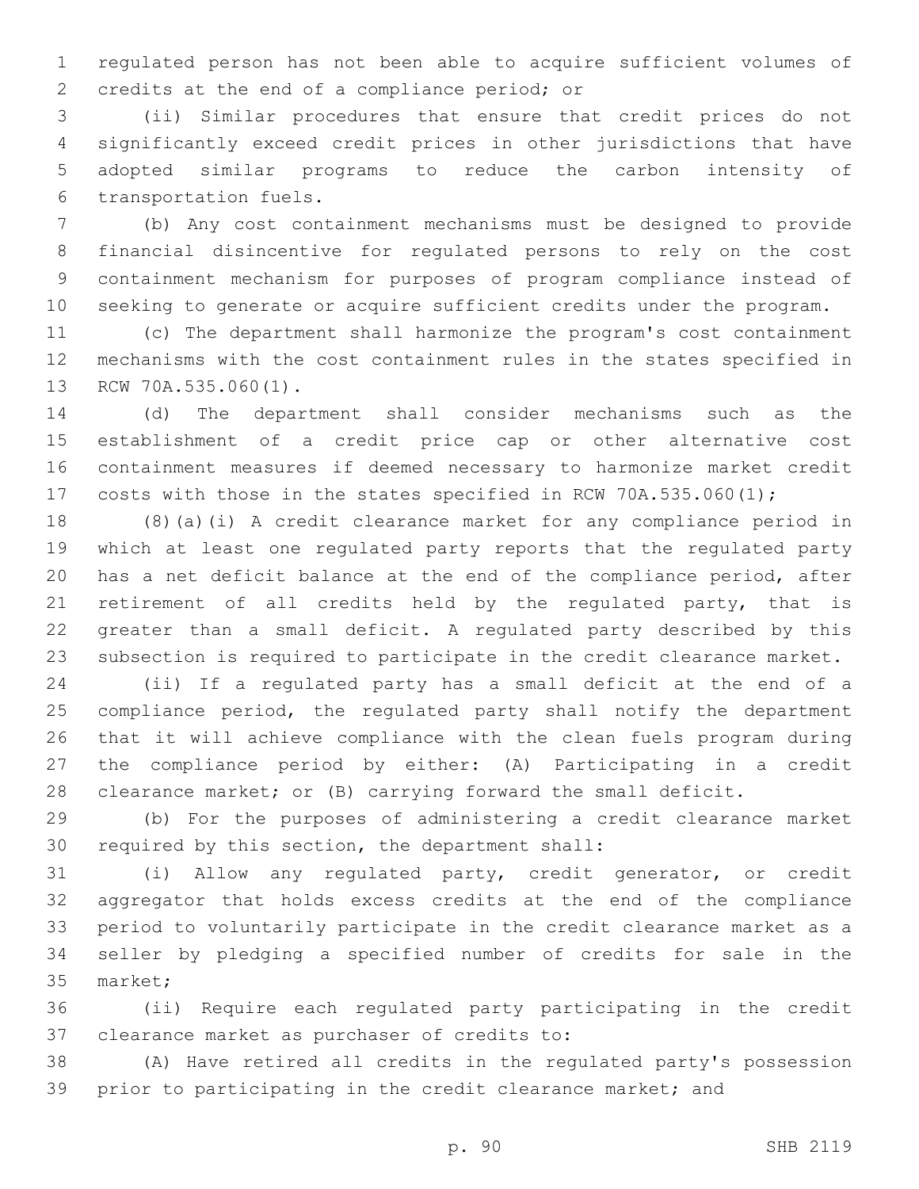regulated person has not been able to acquire sufficient volumes of credits at the end of a compliance period; or

(ii) Similar procedures that ensure that credit prices do not significantly exceed credit prices in other jurisdictions that have adopted similar programs to reduce the carbon intensity of transportation fuels.

(b) Any cost containment mechanisms must be designed to provide financial disincentive for regulated persons to rely on the cost containment mechanism for purposes of program compliance instead of seeking to generate or acquire sufficient credits under the program.

(c) The department shall harmonize the program's cost containment mechanisms with the cost containment rules in the states specified in RCW 70A.535.060(1).

(d) The department shall consider mechanisms such as the establishment of a credit price cap or other alternative cost containment measures if deemed necessary to harmonize market credit costs with those in the states specified in RCW 70A.535.060(1);

(8)(a)(i) A credit clearance market for any compliance period in which at least one regulated party reports that the regulated party has a net deficit balance at the end of the compliance period, after retirement of all credits held by the regulated party, that is greater than a small deficit. A regulated party described by this subsection is required to participate in the credit clearance market.

(ii) If a regulated party has a small deficit at the end of a compliance period, the regulated party shall notify the department that it will achieve compliance with the clean fuels program during the compliance period by either: (A) Participating in a credit clearance market; or (B) carrying forward the small deficit.

(b) For the purposes of administering a credit clearance market required by this section, the department shall:

(i) Allow any regulated party, credit generator, or credit aggregator that holds excess credits at the end of the compliance period to voluntarily participate in the credit clearance market as a seller by pledging a specified number of credits for sale in the market;

(ii) Require each regulated party participating in the credit clearance market as purchaser of credits to:

(A) Have retired all credits in the regulated party's possession prior to participating in the credit clearance market; and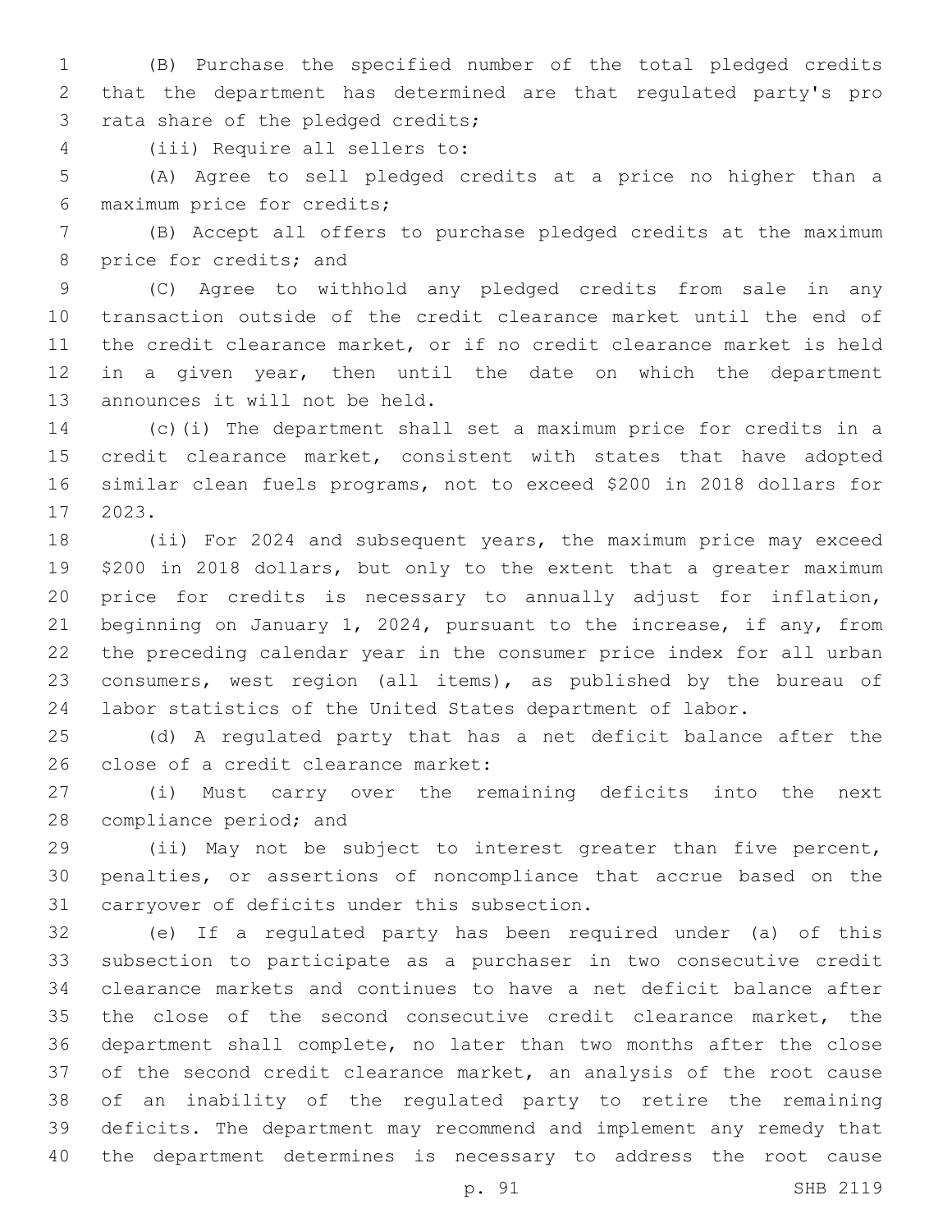(B) Purchase the specified number of the total pledged credits that the department has determined are that regulated party's pro rata share of the pledged credits;

(iii) Require all sellers to:

(A) Agree to sell pledged credits at a price no higher than a maximum price for credits;

(B) Accept all offers to purchase pledged credits at the maximum price for credits; and

(C) Agree to withhold any pledged credits from sale in any transaction outside of the credit clearance market until the end of the credit clearance market, or if no credit clearance market is held in a given year, then until the date on which the department announces it will not be held.

(c)(i) The department shall set a maximum price for credits in a credit clearance market, consistent with states that have adopted similar clean fuels programs, not to exceed $200 in 2018 dollars for 2023.

(ii) For 2024 and subsequent years, the maximum price may exceed $200 in 2018 dollars, but only to the extent that a greater maximum price for credits is necessary to annually adjust for inflation, beginning on January 1, 2024, pursuant to the increase, if any, from the preceding calendar year in the consumer price index for all urban consumers, west region (all items), as published by the bureau of labor statistics of the United States department of labor.

(d) A regulated party that has a net deficit balance after the close of a credit clearance market:

(i) Must carry over the remaining deficits into the next compliance period; and

(ii) May not be subject to interest greater than five percent, penalties, or assertions of noncompliance that accrue based on the carryover of deficits under this subsection.

(e) If a regulated party has been required under (a) of this subsection to participate as a purchaser in two consecutive credit clearance markets and continues to have a net deficit balance after the close of the second consecutive credit clearance market, the department shall complete, no later than two months after the close of the second credit clearance market, an analysis of the root cause of an inability of the regulated party to retire the remaining deficits. The department may recommend and implement any remedy that the department determines is necessary to address the root cause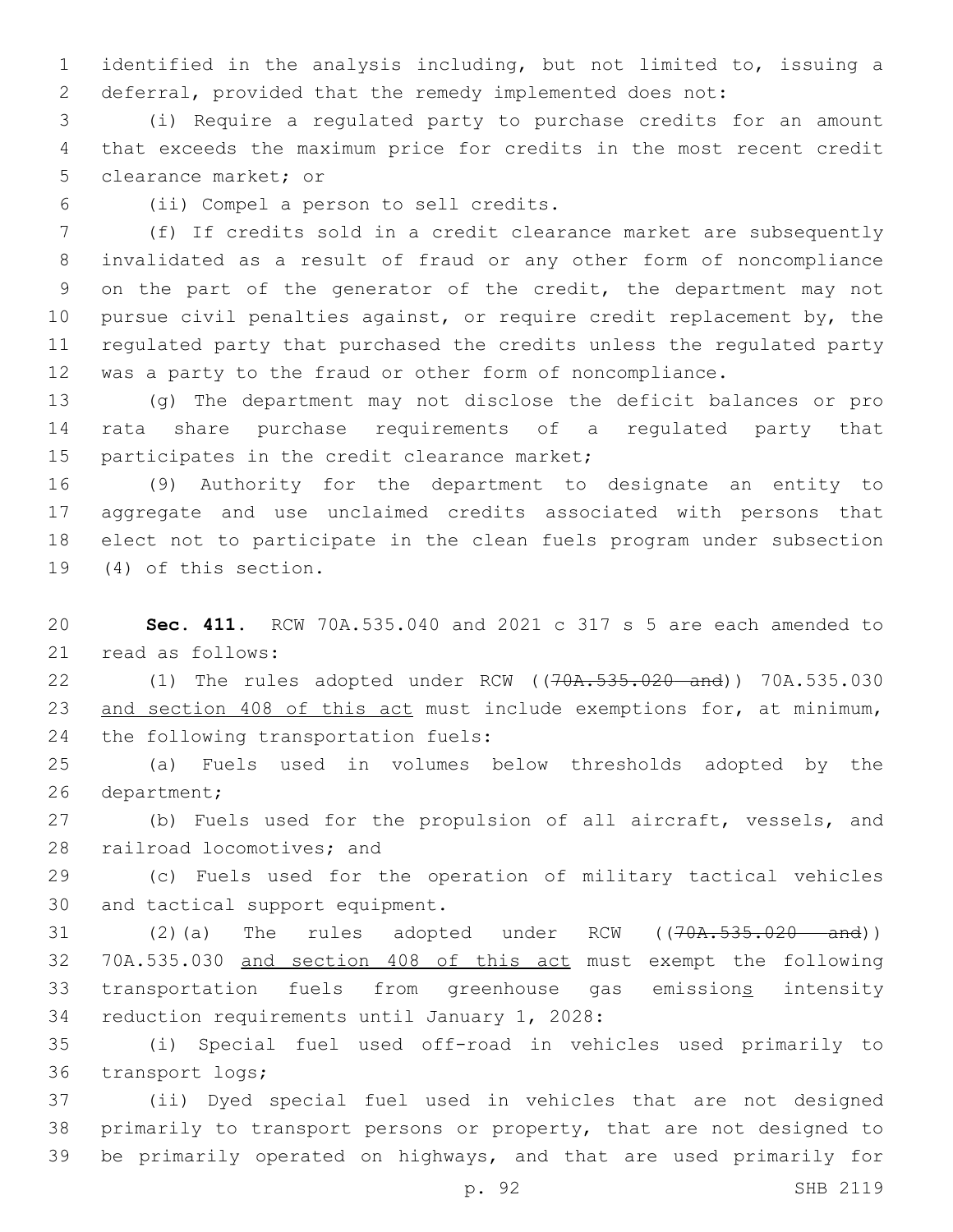identified in the analysis including, but not limited to, issuing a deferral, provided that the remedy implemented does not:

(i) Require a regulated party to purchase credits for an amount that exceeds the maximum price for credits in the most recent credit clearance market; or

(ii) Compel a person to sell credits.

(f) If credits sold in a credit clearance market are subsequently invalidated as a result of fraud or any other form of noncompliance on the part of the generator of the credit, the department may not pursue civil penalties against, or require credit replacement by, the regulated party that purchased the credits unless the regulated party was a party to the fraud or other form of noncompliance.

(g) The department may not disclose the deficit balances or pro rata share purchase requirements of a regulated party that participates in the credit clearance market;

(9) Authority for the department to designate an entity to aggregate and use unclaimed credits associated with persons that elect not to participate in the clean fuels program under subsection (4) of this section.

**Sec. 411.** RCW 70A.535.040 and 2021 c 317 s 5 are each amended to read as follows:

(1) The rules adopted under RCW ((~~70A.535.020 and~~)) 70A.535.030 <u>and section 408 of this act</u> must include exemptions for, at minimum, the following transportation fuels:

(a) Fuels used in volumes below thresholds adopted by the department;

(b) Fuels used for the propulsion of all aircraft, vessels, and railroad locomotives; and

(c) Fuels used for the operation of military tactical vehicles and tactical support equipment.

(2)(a) The rules adopted under RCW ((~~70A.535.020 and~~)) 70A.535.030 <u>and section 408 of this act</u> must exempt the following transportation fuels from greenhouse gas emission<u>s</u> intensity reduction requirements until January 1, 2028:

(i) Special fuel used off-road in vehicles used primarily to transport logs;

(ii) Dyed special fuel used in vehicles that are not designed primarily to transport persons or property, that are not designed to be primarily operated on highways, and that are used primarily for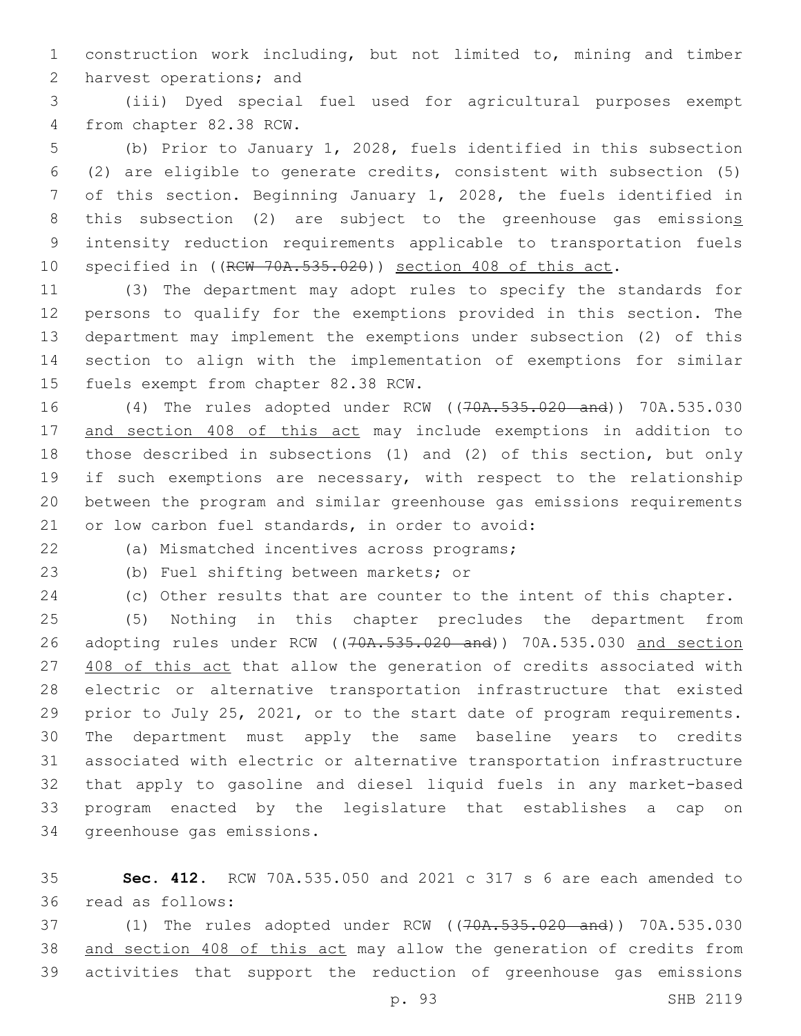construction work including, but not limited to, mining and timber harvest operations; and

(iii) Dyed special fuel used for agricultural purposes exempt from chapter 82.38 RCW.

(b) Prior to January 1, 2028, fuels identified in this subsection (2) are eligible to generate credits, consistent with subsection (5) of this section. Beginning January 1, 2028, the fuels identified in this subsection (2) are subject to the greenhouse gas emissions intensity reduction requirements applicable to transportation fuels specified in ((~~RCW 70A.535.020~~)) <u>section 408 of this act</u>.

(3) The department may adopt rules to specify the standards for persons to qualify for the exemptions provided in this section. The department may implement the exemptions under subsection (2) of this section to align with the implementation of exemptions for similar fuels exempt from chapter 82.38 RCW.

(4) The rules adopted under RCW ((~~70A.535.020 and~~)) 70A.535.030 <u>and section 408 of this act</u> may include exemptions in addition to those described in subsections (1) and (2) of this section, but only if such exemptions are necessary, with respect to the relationship between the program and similar greenhouse gas emissions requirements or low carbon fuel standards, in order to avoid:

(a) Mismatched incentives across programs;

(b) Fuel shifting between markets; or

(c) Other results that are counter to the intent of this chapter.

(5) Nothing in this chapter precludes the department from adopting rules under RCW ((~~70A.535.020 and~~)) 70A.535.030 <u>and section 408 of this act</u> that allow the generation of credits associated with electric or alternative transportation infrastructure that existed prior to July 25, 2021, or to the start date of program requirements. The department must apply the same baseline years to credits associated with electric or alternative transportation infrastructure that apply to gasoline and diesel liquid fuels in any market-based program enacted by the legislature that establishes a cap on greenhouse gas emissions.

**Sec. 412.** RCW 70A.535.050 and 2021 c 317 s 6 are each amended to read as follows:

(1) The rules adopted under RCW ((~~70A.535.020 and~~)) 70A.535.030 <u>and section 408 of this act</u> may allow the generation of credits from activities that support the reduction of greenhouse gas emissions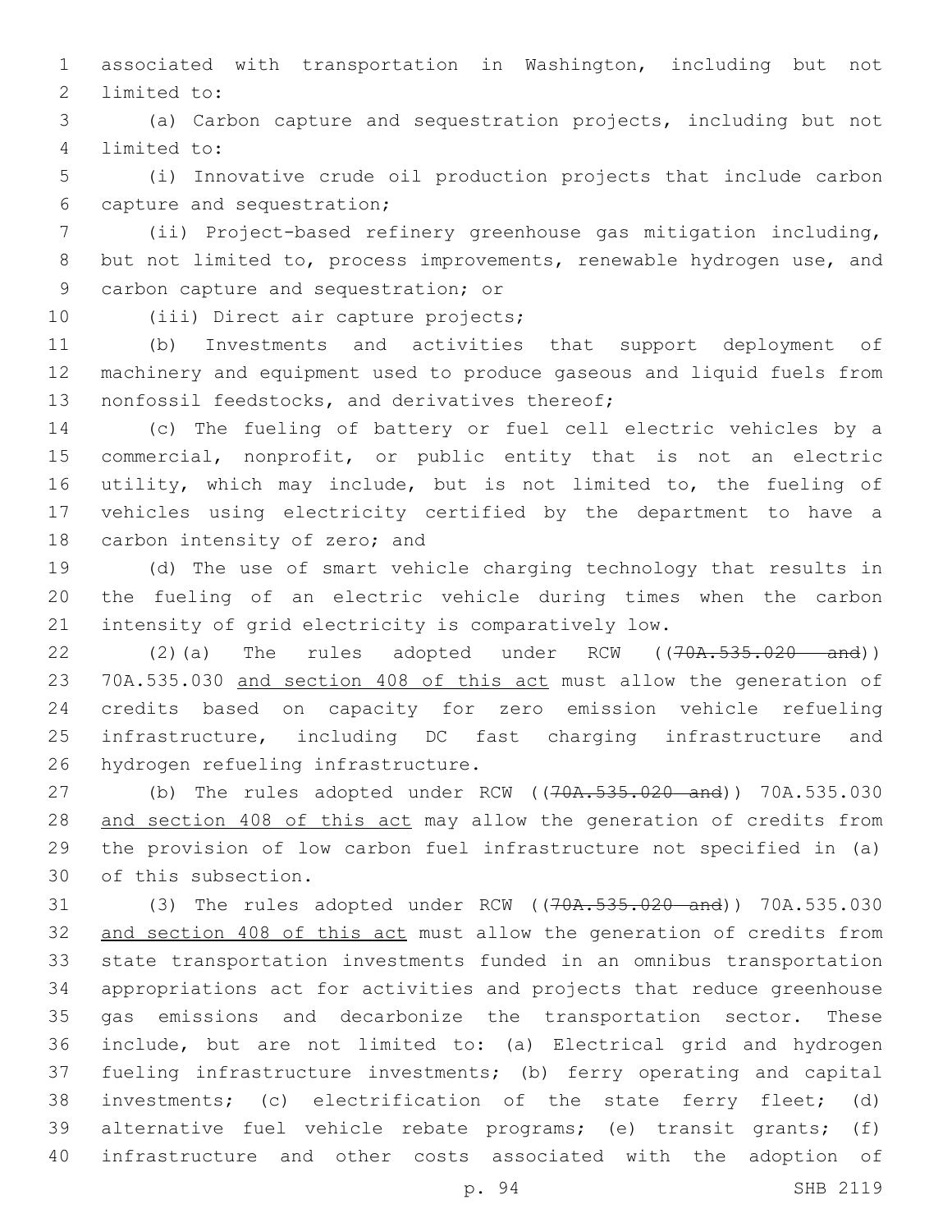associated with transportation in Washington, including but not limited to:

(a) Carbon capture and sequestration projects, including but not limited to:

(i) Innovative crude oil production projects that include carbon capture and sequestration;

(ii) Project-based refinery greenhouse gas mitigation including, but not limited to, process improvements, renewable hydrogen use, and carbon capture and sequestration; or

(iii) Direct air capture projects;

(b) Investments and activities that support deployment of machinery and equipment used to produce gaseous and liquid fuels from nonfossil feedstocks, and derivatives thereof;

(c) The fueling of battery or fuel cell electric vehicles by a commercial, nonprofit, or public entity that is not an electric utility, which may include, but is not limited to, the fueling of vehicles using electricity certified by the department to have a carbon intensity of zero; and

(d) The use of smart vehicle charging technology that results in the fueling of an electric vehicle during times when the carbon intensity of grid electricity is comparatively low.

(2)(a) The rules adopted under RCW ((~~70A.535.020 and~~)) 70A.535.030 and section 408 of this act must allow the generation of credits based on capacity for zero emission vehicle refueling infrastructure, including DC fast charging infrastructure and hydrogen refueling infrastructure.

(b) The rules adopted under RCW ((~~70A.535.020 and~~)) 70A.535.030 and section 408 of this act may allow the generation of credits from the provision of low carbon fuel infrastructure not specified in (a) of this subsection.

(3) The rules adopted under RCW ((~~70A.535.020 and~~)) 70A.535.030 and section 408 of this act must allow the generation of credits from state transportation investments funded in an omnibus transportation appropriations act for activities and projects that reduce greenhouse gas emissions and decarbonize the transportation sector. These include, but are not limited to: (a) Electrical grid and hydrogen fueling infrastructure investments; (b) ferry operating and capital investments; (c) electrification of the state ferry fleet; (d) alternative fuel vehicle rebate programs; (e) transit grants; (f) infrastructure and other costs associated with the adoption of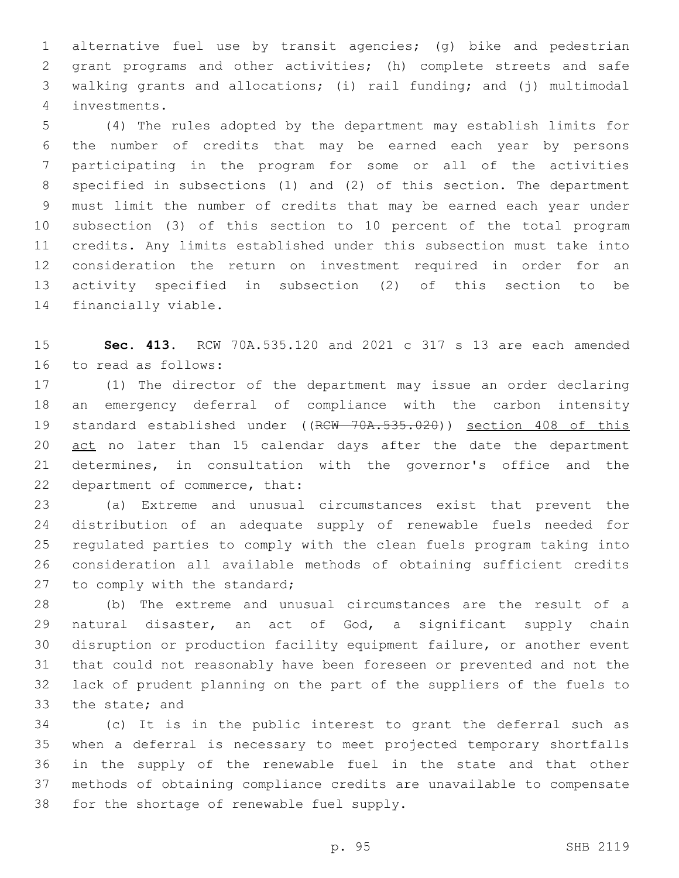alternative fuel use by transit agencies; (g) bike and pedestrian grant programs and other activities; (h) complete streets and safe walking grants and allocations; (i) rail funding; and (j) multimodal investments.

(4) The rules adopted by the department may establish limits for the number of credits that may be earned each year by persons participating in the program for some or all of the activities specified in subsections (1) and (2) of this section. The department must limit the number of credits that may be earned each year under subsection (3) of this section to 10 percent of the total program credits. Any limits established under this subsection must take into consideration the return on investment required in order for an activity specified in subsection (2) of this section to be financially viable.

**Sec. 413.** RCW 70A.535.120 and 2021 c 317 s 13 are each amended to read as follows:

(1) The director of the department may issue an order declaring an emergency deferral of compliance with the carbon intensity standard established under ((~~RCW 70A.535.020~~)) section 408 of this act no later than 15 calendar days after the date the department determines, in consultation with the governor's office and the department of commerce, that:

(a) Extreme and unusual circumstances exist that prevent the distribution of an adequate supply of renewable fuels needed for regulated parties to comply with the clean fuels program taking into consideration all available methods of obtaining sufficient credits to comply with the standard;

(b) The extreme and unusual circumstances are the result of a natural disaster, an act of God, a significant supply chain disruption or production facility equipment failure, or another event that could not reasonably have been foreseen or prevented and not the lack of prudent planning on the part of the suppliers of the fuels to the state; and

(c) It is in the public interest to grant the deferral such as when a deferral is necessary to meet projected temporary shortfalls in the supply of the renewable fuel in the state and that other methods of obtaining compliance credits are unavailable to compensate for the shortage of renewable fuel supply.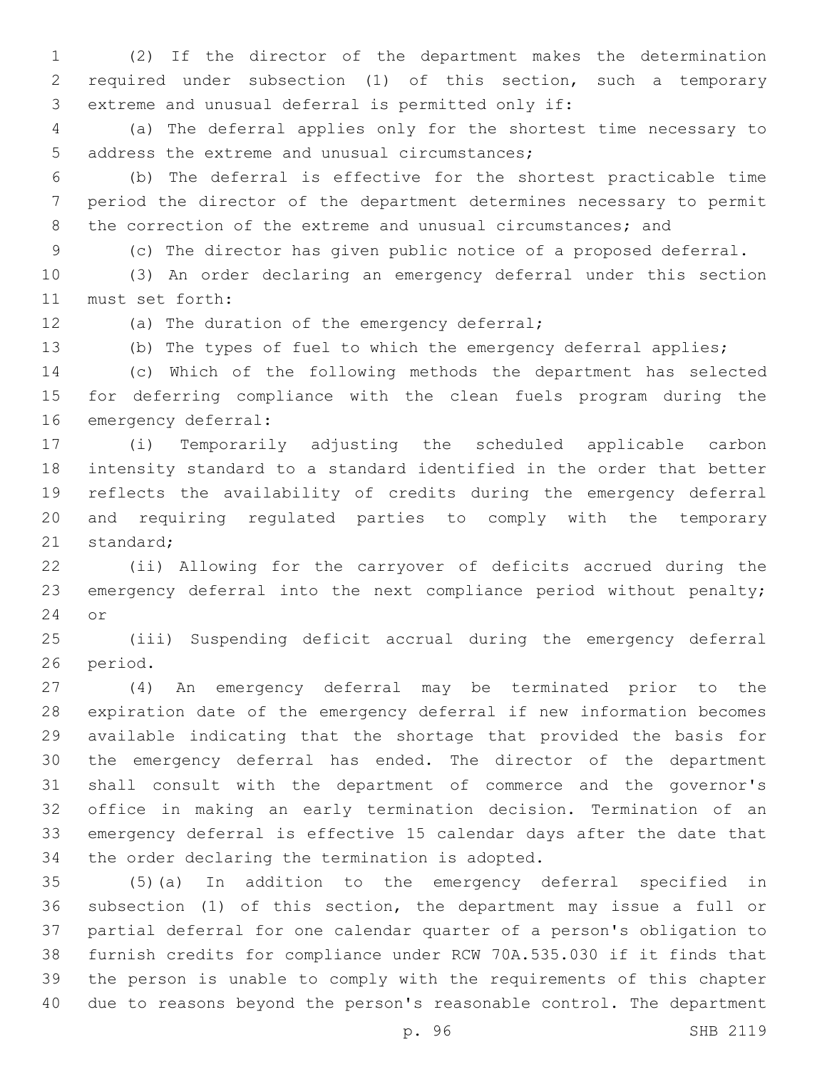(2) If the director of the department makes the determination required under subsection (1) of this section, such a temporary extreme and unusual deferral is permitted only if:

(a) The deferral applies only for the shortest time necessary to address the extreme and unusual circumstances;

(b) The deferral is effective for the shortest practicable time period the director of the department determines necessary to permit the correction of the extreme and unusual circumstances; and

(c) The director has given public notice of a proposed deferral.

(3) An order declaring an emergency deferral under this section must set forth:

(a) The duration of the emergency deferral;

(b) The types of fuel to which the emergency deferral applies;

(c) Which of the following methods the department has selected for deferring compliance with the clean fuels program during the emergency deferral:

(i) Temporarily adjusting the scheduled applicable carbon intensity standard to a standard identified in the order that better reflects the availability of credits during the emergency deferral and requiring regulated parties to comply with the temporary standard;

(ii) Allowing for the carryover of deficits accrued during the emergency deferral into the next compliance period without penalty; or

(iii) Suspending deficit accrual during the emergency deferral period.

(4) An emergency deferral may be terminated prior to the expiration date of the emergency deferral if new information becomes available indicating that the shortage that provided the basis for the emergency deferral has ended. The director of the department shall consult with the department of commerce and the governor's office in making an early termination decision. Termination of an emergency deferral is effective 15 calendar days after the date that the order declaring the termination is adopted.

(5)(a) In addition to the emergency deferral specified in subsection (1) of this section, the department may issue a full or partial deferral for one calendar quarter of a person's obligation to furnish credits for compliance under RCW 70A.535.030 if it finds that the person is unable to comply with the requirements of this chapter due to reasons beyond the person's reasonable control. The department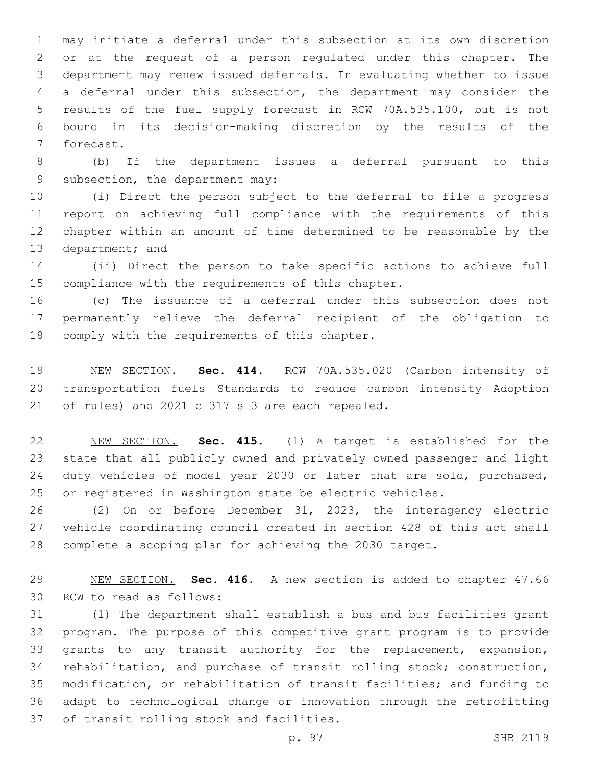may initiate a deferral under this subsection at its own discretion or at the request of a person regulated under this chapter. The department may renew issued deferrals. In evaluating whether to issue a deferral under this subsection, the department may consider the results of the fuel supply forecast in RCW 70A.535.100, but is not bound in its decision-making discretion by the results of the forecast.

(b) If the department issues a deferral pursuant to this subsection, the department may:

(i) Direct the person subject to the deferral to file a progress report on achieving full compliance with the requirements of this chapter within an amount of time determined to be reasonable by the department; and

(ii) Direct the person to take specific actions to achieve full compliance with the requirements of this chapter.

(c) The issuance of a deferral under this subsection does not permanently relieve the deferral recipient of the obligation to comply with the requirements of this chapter.

NEW SECTION. **Sec. 414.** RCW 70A.535.020 (Carbon intensity of transportation fuels—Standards to reduce carbon intensity—Adoption of rules) and 2021 c 317 s 3 are each repealed.

NEW SECTION. **Sec. 415.** (1) A target is established for the state that all publicly owned and privately owned passenger and light duty vehicles of model year 2030 or later that are sold, purchased, or registered in Washington state be electric vehicles.

(2) On or before December 31, 2023, the interagency electric vehicle coordinating council created in section 428 of this act shall complete a scoping plan for achieving the 2030 target.

NEW SECTION. **Sec. 416.** A new section is added to chapter 47.66 RCW to read as follows:

(1) The department shall establish a bus and bus facilities grant program. The purpose of this competitive grant program is to provide grants to any transit authority for the replacement, expansion, rehabilitation, and purchase of transit rolling stock; construction, modification, or rehabilitation of transit facilities; and funding to adapt to technological change or innovation through the retrofitting of transit rolling stock and facilities.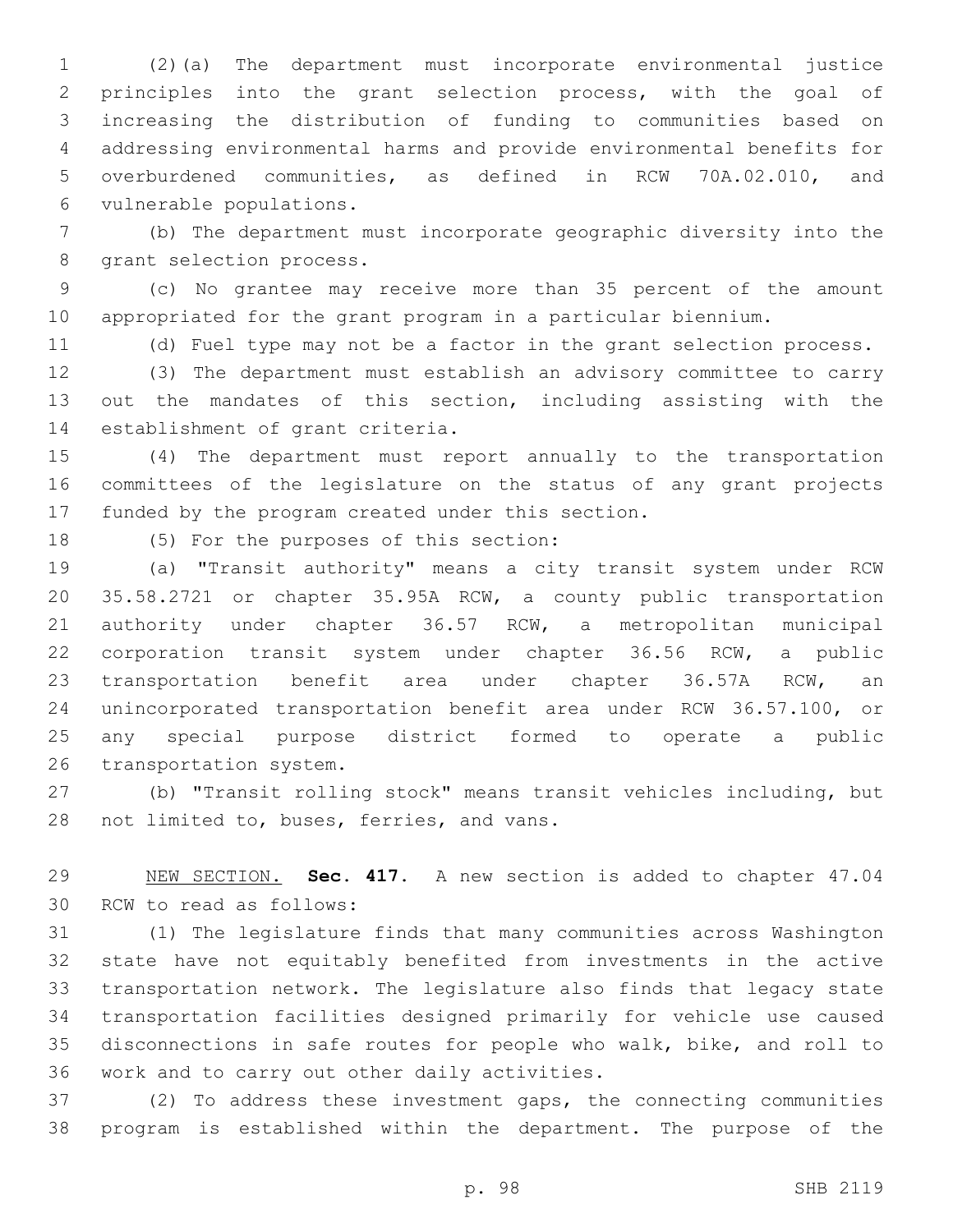(2)(a) The department must incorporate environmental justice principles into the grant selection process, with the goal of increasing the distribution of funding to communities based on addressing environmental harms and provide environmental benefits for overburdened communities, as defined in RCW 70A.02.010, and vulnerable populations.

(b) The department must incorporate geographic diversity into the grant selection process.

(c) No grantee may receive more than 35 percent of the amount appropriated for the grant program in a particular biennium.

(d) Fuel type may not be a factor in the grant selection process.

(3) The department must establish an advisory committee to carry out the mandates of this section, including assisting with the establishment of grant criteria.

(4) The department must report annually to the transportation committees of the legislature on the status of any grant projects funded by the program created under this section.

(5) For the purposes of this section:

(a) "Transit authority" means a city transit system under RCW 35.58.2721 or chapter 35.95A RCW, a county public transportation authority under chapter 36.57 RCW, a metropolitan municipal corporation transit system under chapter 36.56 RCW, a public transportation benefit area under chapter 36.57A RCW, an unincorporated transportation benefit area under RCW 36.57.100, or any special purpose district formed to operate a public transportation system.

(b) "Transit rolling stock" means transit vehicles including, but not limited to, buses, ferries, and vans.

NEW SECTION. **Sec. 417.** A new section is added to chapter 47.04 RCW to read as follows:

(1) The legislature finds that many communities across Washington state have not equitably benefited from investments in the active transportation network. The legislature also finds that legacy state transportation facilities designed primarily for vehicle use caused disconnections in safe routes for people who walk, bike, and roll to work and to carry out other daily activities.

(2) To address these investment gaps, the connecting communities program is established within the department. The purpose of the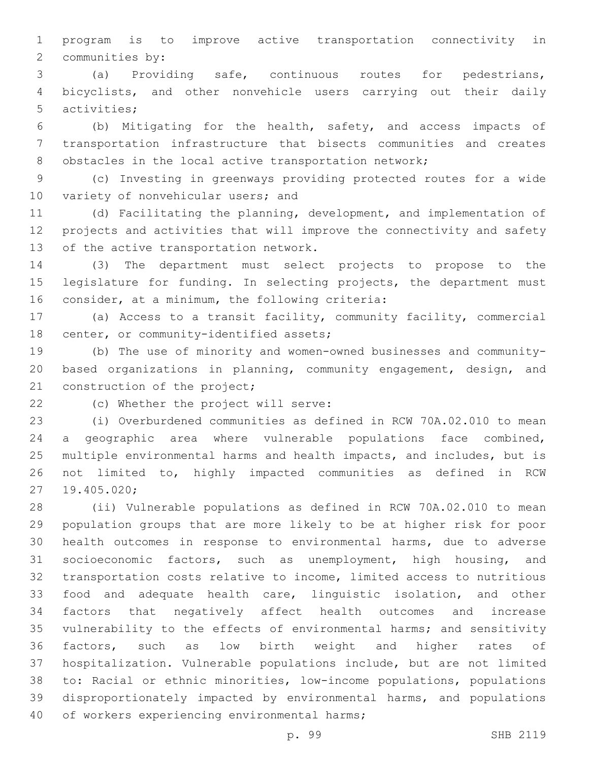program is to improve active transportation connectivity in communities by:

(a) Providing safe, continuous routes for pedestrians, bicyclists, and other nonvehicle users carrying out their daily activities;

(b) Mitigating for the health, safety, and access impacts of transportation infrastructure that bisects communities and creates obstacles in the local active transportation network;

(c) Investing in greenways providing protected routes for a wide variety of nonvehicular users; and

(d) Facilitating the planning, development, and implementation of projects and activities that will improve the connectivity and safety of the active transportation network.

(3) The department must select projects to propose to the legislature for funding. In selecting projects, the department must consider, at a minimum, the following criteria:

(a) Access to a transit facility, community facility, commercial center, or community-identified assets;

(b) The use of minority and women-owned businesses and community-based organizations in planning, community engagement, design, and construction of the project;

(c) Whether the project will serve:

(i) Overburdened communities as defined in RCW 70A.02.010 to mean a geographic area where vulnerable populations face combined, multiple environmental harms and health impacts, and includes, but is not limited to, highly impacted communities as defined in RCW 19.405.020;

(ii) Vulnerable populations as defined in RCW 70A.02.010 to mean population groups that are more likely to be at higher risk for poor health outcomes in response to environmental harms, due to adverse socioeconomic factors, such as unemployment, high housing, and transportation costs relative to income, limited access to nutritious food and adequate health care, linguistic isolation, and other factors that negatively affect health outcomes and increase vulnerability to the effects of environmental harms; and sensitivity factors, such as low birth weight and higher rates of hospitalization. Vulnerable populations include, but are not limited to: Racial or ethnic minorities, low-income populations, populations disproportionately impacted by environmental harms, and populations of workers experiencing environmental harms;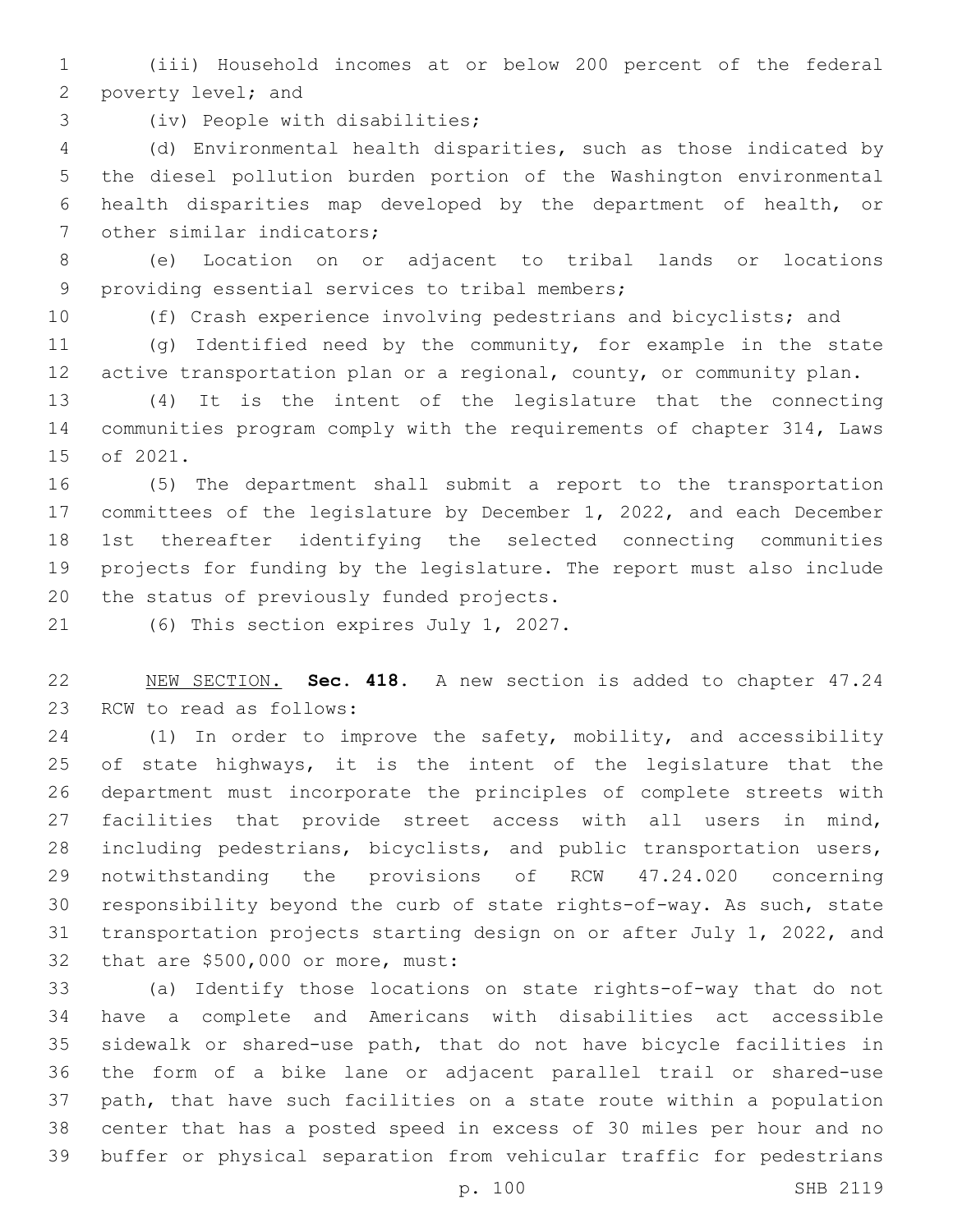(iii) Household incomes at or below 200 percent of the federal poverty level; and

(iv) People with disabilities;

(d) Environmental health disparities, such as those indicated by the diesel pollution burden portion of the Washington environmental health disparities map developed by the department of health, or other similar indicators;

(e) Location on or adjacent to tribal lands or locations providing essential services to tribal members;

(f) Crash experience involving pedestrians and bicyclists; and

(g) Identified need by the community, for example in the state active transportation plan or a regional, county, or community plan.

(4) It is the intent of the legislature that the connecting communities program comply with the requirements of chapter 314, Laws of 2021.

(5) The department shall submit a report to the transportation committees of the legislature by December 1, 2022, and each December 1st thereafter identifying the selected connecting communities projects for funding by the legislature. The report must also include the status of previously funded projects.

(6) This section expires July 1, 2027.

NEW SECTION. **Sec. 418.** A new section is added to chapter 47.24 RCW to read as follows:

(1) In order to improve the safety, mobility, and accessibility of state highways, it is the intent of the legislature that the department must incorporate the principles of complete streets with facilities that provide street access with all users in mind, including pedestrians, bicyclists, and public transportation users, notwithstanding the provisions of RCW 47.24.020 concerning responsibility beyond the curb of state rights-of-way. As such, state transportation projects starting design on or after July 1, 2022, and that are $500,000 or more, must:

(a) Identify those locations on state rights-of-way that do not have a complete and Americans with disabilities act accessible sidewalk or shared-use path, that do not have bicycle facilities in the form of a bike lane or adjacent parallel trail or shared-use path, that have such facilities on a state route within a population center that has a posted speed in excess of 30 miles per hour and no buffer or physical separation from vehicular traffic for pedestrians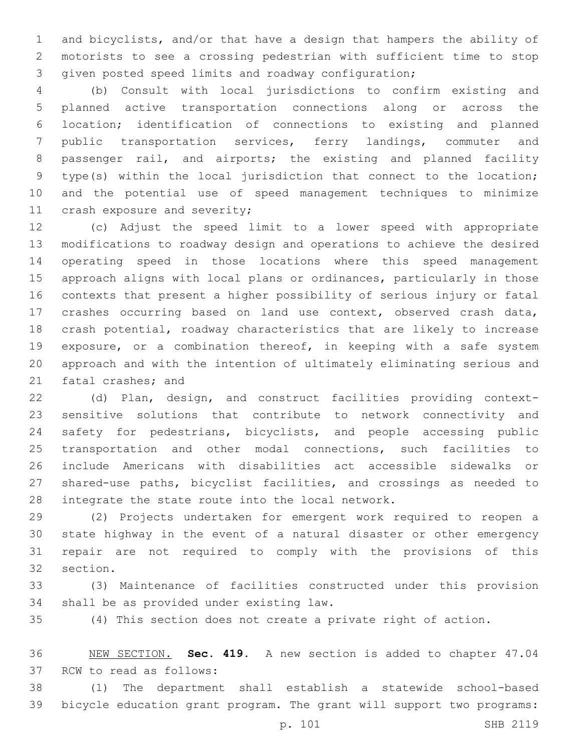and bicyclists, and/or that have a design that hampers the ability of motorists to see a crossing pedestrian with sufficient time to stop given posted speed limits and roadway configuration;

(b) Consult with local jurisdictions to confirm existing and planned active transportation connections along or across the location; identification of connections to existing and planned public transportation services, ferry landings, commuter and passenger rail, and airports; the existing and planned facility type(s) within the local jurisdiction that connect to the location; and the potential use of speed management techniques to minimize crash exposure and severity;

(c) Adjust the speed limit to a lower speed with appropriate modifications to roadway design and operations to achieve the desired operating speed in those locations where this speed management approach aligns with local plans or ordinances, particularly in those contexts that present a higher possibility of serious injury or fatal crashes occurring based on land use context, observed crash data, crash potential, roadway characteristics that are likely to increase exposure, or a combination thereof, in keeping with a safe system approach and with the intention of ultimately eliminating serious and fatal crashes; and

(d) Plan, design, and construct facilities providing context-sensitive solutions that contribute to network connectivity and safety for pedestrians, bicyclists, and people accessing public transportation and other modal connections, such facilities to include Americans with disabilities act accessible sidewalks or shared-use paths, bicyclist facilities, and crossings as needed to integrate the state route into the local network.

(2) Projects undertaken for emergent work required to reopen a state highway in the event of a natural disaster or other emergency repair are not required to comply with the provisions of this section.

(3) Maintenance of facilities constructed under this provision shall be as provided under existing law.

(4) This section does not create a private right of action.

NEW SECTION. **Sec. 419.** A new section is added to chapter 47.04 RCW to read as follows:

(1) The department shall establish a statewide school-based bicycle education grant program. The grant will support two programs: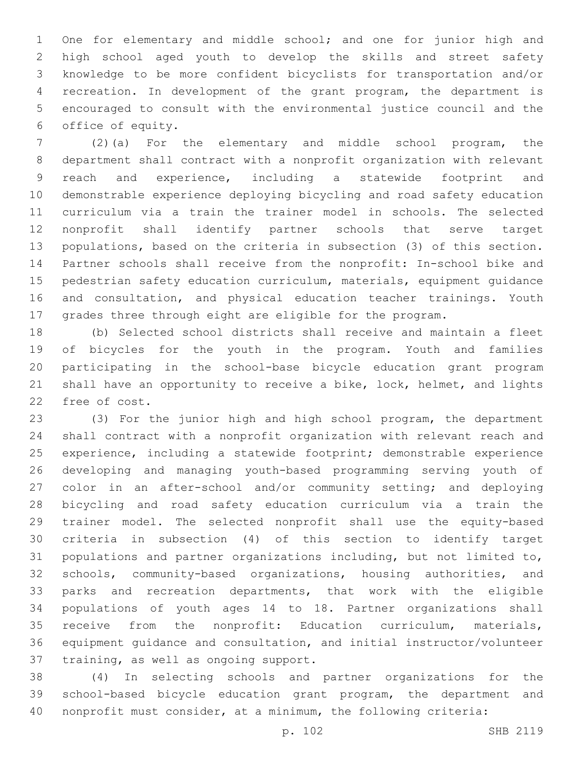One for elementary and middle school; and one for junior high and high school aged youth to develop the skills and street safety knowledge to be more confident bicyclists for transportation and/or recreation. In development of the grant program, the department is encouraged to consult with the environmental justice council and the office of equity.

(2)(a) For the elementary and middle school program, the department shall contract with a nonprofit organization with relevant reach and experience, including a statewide footprint and demonstrable experience deploying bicycling and road safety education curriculum via a train the trainer model in schools. The selected nonprofit shall identify partner schools that serve target populations, based on the criteria in subsection (3) of this section. Partner schools shall receive from the nonprofit: In-school bike and pedestrian safety education curriculum, materials, equipment guidance and consultation, and physical education teacher trainings. Youth grades three through eight are eligible for the program.

(b) Selected school districts shall receive and maintain a fleet of bicycles for the youth in the program. Youth and families participating in the school-base bicycle education grant program shall have an opportunity to receive a bike, lock, helmet, and lights free of cost.

(3) For the junior high and high school program, the department shall contract with a nonprofit organization with relevant reach and experience, including a statewide footprint; demonstrable experience developing and managing youth-based programming serving youth of color in an after-school and/or community setting; and deploying bicycling and road safety education curriculum via a train the trainer model. The selected nonprofit shall use the equity-based criteria in subsection (4) of this section to identify target populations and partner organizations including, but not limited to, schools, community-based organizations, housing authorities, and parks and recreation departments, that work with the eligible populations of youth ages 14 to 18. Partner organizations shall receive from the nonprofit: Education curriculum, materials, equipment guidance and consultation, and initial instructor/volunteer training, as well as ongoing support.

(4) In selecting schools and partner organizations for the school-based bicycle education grant program, the department and nonprofit must consider, at a minimum, the following criteria: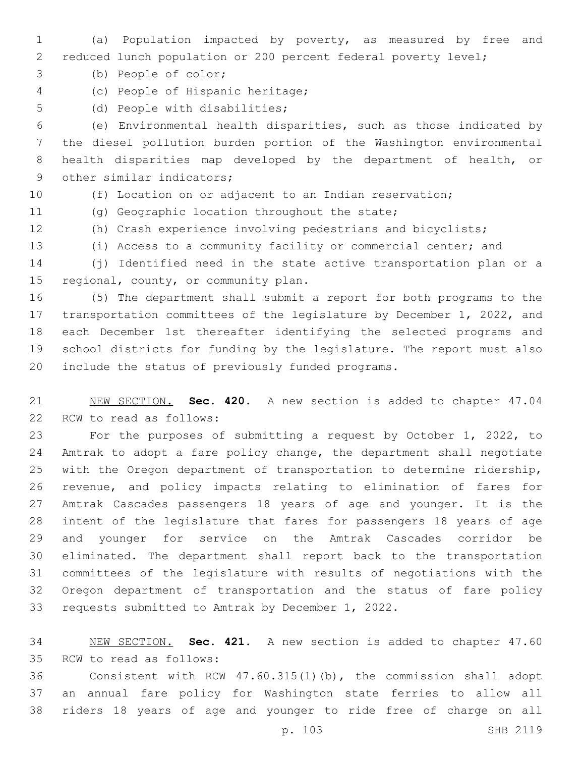(a) Population impacted by poverty, as measured by free and reduced lunch population or 200 percent federal poverty level;

(b) People of color;

(c) People of Hispanic heritage;

(d) People with disabilities;

(e) Environmental health disparities, such as those indicated by the diesel pollution burden portion of the Washington environmental health disparities map developed by the department of health, or other similar indicators;

(f) Location on or adjacent to an Indian reservation;

(g) Geographic location throughout the state;

(h) Crash experience involving pedestrians and bicyclists;

(i) Access to a community facility or commercial center; and

(j) Identified need in the state active transportation plan or a regional, county, or community plan.

(5) The department shall submit a report for both programs to the transportation committees of the legislature by December 1, 2022, and each December 1st thereafter identifying the selected programs and school districts for funding by the legislature. The report must also include the status of previously funded programs.

NEW SECTION. **Sec. 420.** A new section is added to chapter 47.04 RCW to read as follows:

For the purposes of submitting a request by October 1, 2022, to Amtrak to adopt a fare policy change, the department shall negotiate with the Oregon department of transportation to determine ridership, revenue, and policy impacts relating to elimination of fares for Amtrak Cascades passengers 18 years of age and younger. It is the intent of the legislature that fares for passengers 18 years of age and younger for service on the Amtrak Cascades corridor be eliminated. The department shall report back to the transportation committees of the legislature with results of negotiations with the Oregon department of transportation and the status of fare policy requests submitted to Amtrak by December 1, 2022.

NEW SECTION. **Sec. 421.** A new section is added to chapter 47.60 RCW to read as follows:

Consistent with RCW 47.60.315(1)(b), the commission shall adopt an annual fare policy for Washington state ferries to allow all riders 18 years of age and younger to ride free of charge on all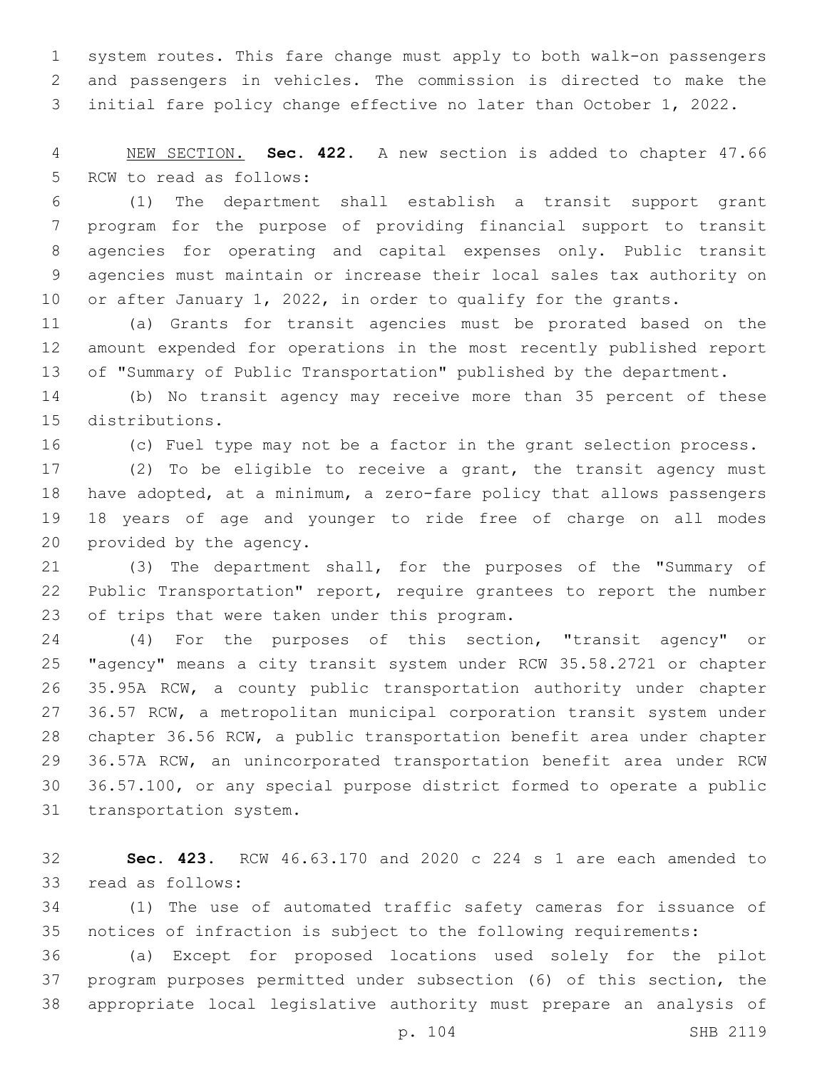system routes. This fare change must apply to both walk-on passengers and passengers in vehicles. The commission is directed to make the initial fare policy change effective no later than October 1, 2022.

NEW SECTION. **Sec. 422.** A new section is added to chapter 47.66 RCW to read as follows:

(1) The department shall establish a transit support grant program for the purpose of providing financial support to transit agencies for operating and capital expenses only. Public transit agencies must maintain or increase their local sales tax authority on or after January 1, 2022, in order to qualify for the grants.

(a) Grants for transit agencies must be prorated based on the amount expended for operations in the most recently published report of "Summary of Public Transportation" published by the department.

(b) No transit agency may receive more than 35 percent of these distributions.

(c) Fuel type may not be a factor in the grant selection process.

(2) To be eligible to receive a grant, the transit agency must have adopted, at a minimum, a zero-fare policy that allows passengers 18 years of age and younger to ride free of charge on all modes provided by the agency.

(3) The department shall, for the purposes of the "Summary of Public Transportation" report, require grantees to report the number of trips that were taken under this program.

(4) For the purposes of this section, "transit agency" or "agency" means a city transit system under RCW 35.58.2721 or chapter 35.95A RCW, a county public transportation authority under chapter 36.57 RCW, a metropolitan municipal corporation transit system under chapter 36.56 RCW, a public transportation benefit area under chapter 36.57A RCW, an unincorporated transportation benefit area under RCW 36.57.100, or any special purpose district formed to operate a public transportation system.

**Sec. 423.** RCW 46.63.170 and 2020 c 224 s 1 are each amended to read as follows:

(1) The use of automated traffic safety cameras for issuance of notices of infraction is subject to the following requirements:

(a) Except for proposed locations used solely for the pilot program purposes permitted under subsection (6) of this section, the appropriate local legislative authority must prepare an analysis of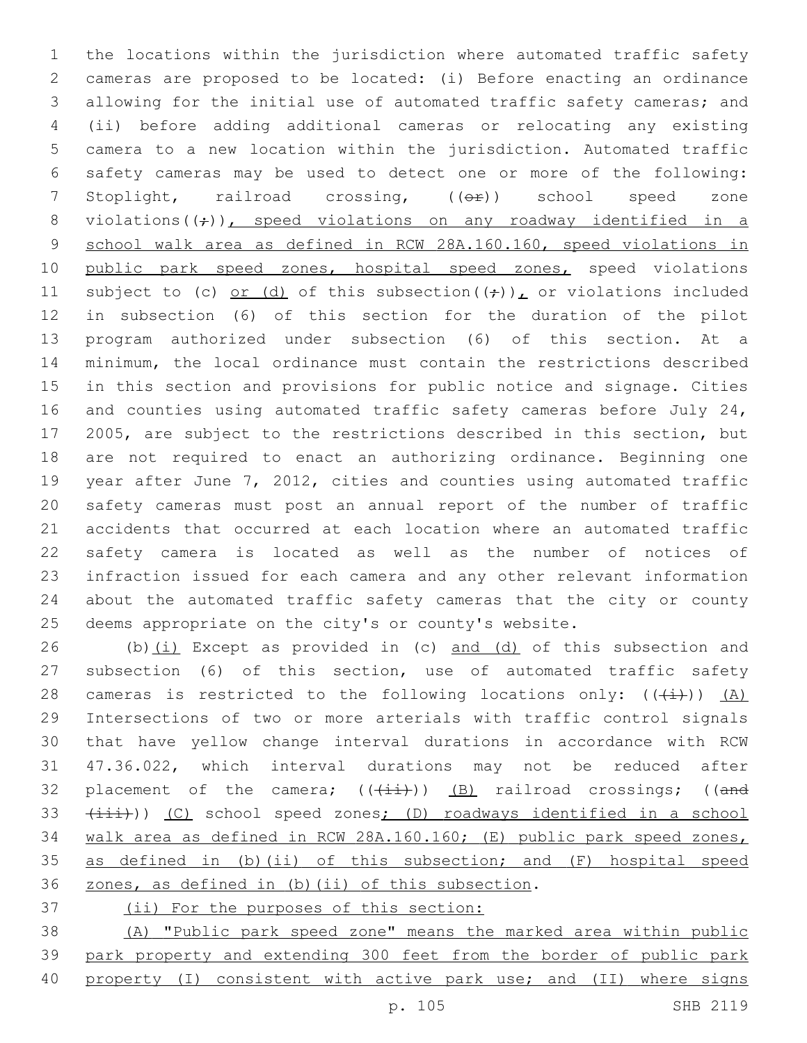the locations within the jurisdiction where automated traffic safety cameras are proposed to be located: (i) Before enacting an ordinance allowing for the initial use of automated traffic safety cameras; and (ii) before adding additional cameras or relocating any existing camera to a new location within the jurisdiction. Automated traffic safety cameras may be used to detect one or more of the following: Stoplight, railroad crossing, ((~~or~~)) school speed zone violations((~~;~~)), speed violations on any roadway identified in a school walk area as defined in RCW 28A.160.160, speed violations in public park speed zones, hospital speed zones, speed violations subject to (c) or (d) of this subsection((~~;~~)), or violations included in subsection (6) of this section for the duration of the pilot program authorized under subsection (6) of this section. At a minimum, the local ordinance must contain the restrictions described in this section and provisions for public notice and signage. Cities and counties using automated traffic safety cameras before July 24, 2005, are subject to the restrictions described in this section, but are not required to enact an authorizing ordinance. Beginning one year after June 7, 2012, cities and counties using automated traffic safety cameras must post an annual report of the number of traffic accidents that occurred at each location where an automated traffic safety camera is located as well as the number of notices of infraction issued for each camera and any other relevant information about the automated traffic safety cameras that the city or county deems appropriate on the city's or county's website.

(b)(i) Except as provided in (c) and (d) of this subsection and subsection (6) of this section, use of automated traffic safety cameras is restricted to the following locations only: ((~~(i)~~)) (A) Intersections of two or more arterials with traffic control signals that have yellow change interval durations in accordance with RCW 47.36.022, which interval durations may not be reduced after placement of the camera; ((~~(ii)~~)) (B) railroad crossings; ((~~and (iii)~~)) (C) school speed zones; (D) roadways identified in a school walk area as defined in RCW 28A.160.160; (E) public park speed zones, as defined in (b)(ii) of this subsection; and (F) hospital speed zones, as defined in (b)(ii) of this subsection.

(ii) For the purposes of this section:

(A) "Public park speed zone" means the marked area within public park property and extending 300 feet from the border of public park property (I) consistent with active park use; and (II) where signs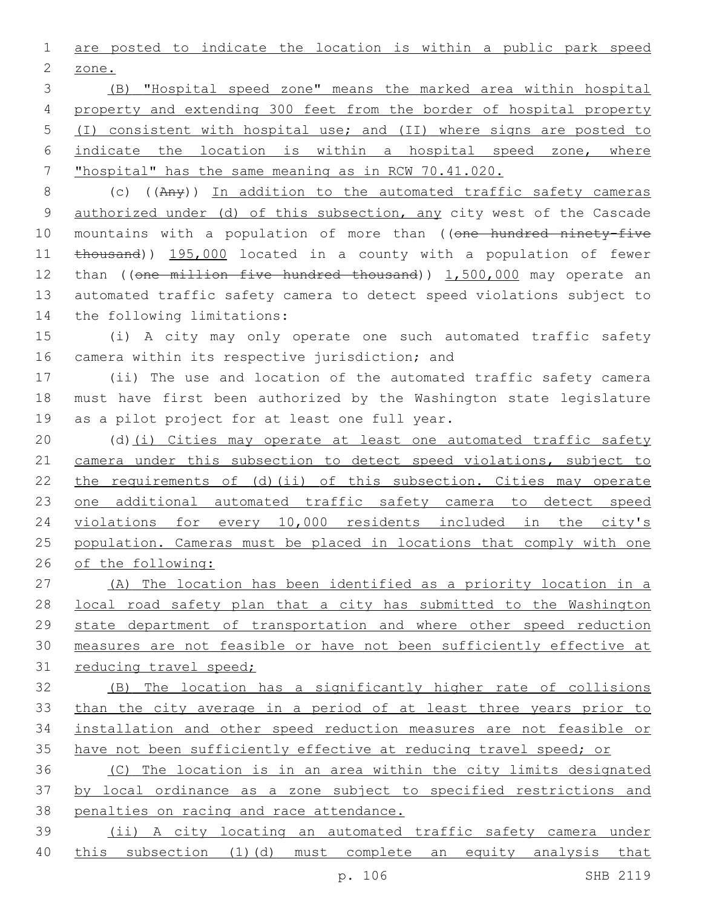are posted to indicate the location is within a public park speed zone.

(B) "Hospital speed zone" means the marked area within hospital property and extending 300 feet from the border of hospital property (I) consistent with hospital use; and (II) where signs are posted to indicate the location is within a hospital speed zone, where "hospital" has the same meaning as in RCW 70.41.020.

(c) ((~~Any~~)) In addition to the automated traffic safety cameras authorized under (d) of this subsection, any city west of the Cascade mountains with a population of more than ((~~one hundred ninety-five thousand~~)) 195,000 located in a county with a population of fewer than ((~~one million five hundred thousand~~)) 1,500,000 may operate an automated traffic safety camera to detect speed violations subject to the following limitations:

(i) A city may only operate one such automated traffic safety camera within its respective jurisdiction; and

(ii) The use and location of the automated traffic safety camera must have first been authorized by the Washington state legislature as a pilot project for at least one full year.

(d)(i) Cities may operate at least one automated traffic safety camera under this subsection to detect speed violations, subject to the requirements of (d)(ii) of this subsection. Cities may operate one additional automated traffic safety camera to detect speed violations for every 10,000 residents included in the city's population. Cameras must be placed in locations that comply with one of the following:

(A) The location has been identified as a priority location in a local road safety plan that a city has submitted to the Washington state department of transportation and where other speed reduction measures are not feasible or have not been sufficiently effective at reducing travel speed;

(B) The location has a significantly higher rate of collisions than the city average in a period of at least three years prior to installation and other speed reduction measures are not feasible or have not been sufficiently effective at reducing travel speed; or

(C) The location is in an area within the city limits designated by local ordinance as a zone subject to specified restrictions and penalties on racing and race attendance.

(ii) A city locating an automated traffic safety camera under this subsection (1)(d) must complete an equity analysis that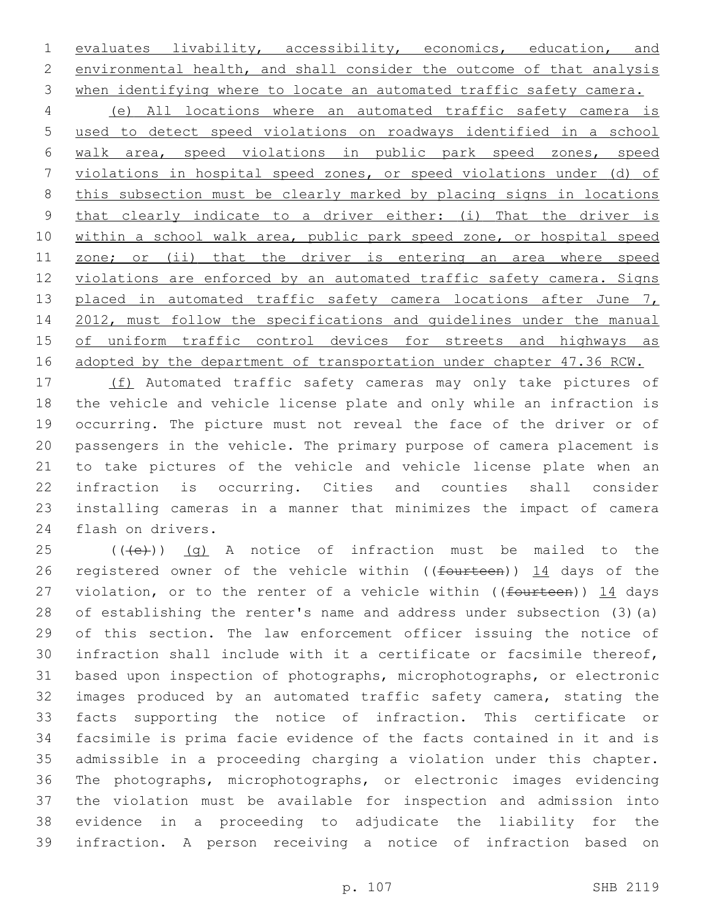evaluates livability, accessibility, economics, education, and environmental health, and shall consider the outcome of that analysis when identifying where to locate an automated traffic safety camera.

(e) All locations where an automated traffic safety camera is used to detect speed violations on roadways identified in a school walk area, speed violations in public park speed zones, speed violations in hospital speed zones, or speed violations under (d) of this subsection must be clearly marked by placing signs in locations that clearly indicate to a driver either: (i) That the driver is within a school walk area, public park speed zone, or hospital speed zone; or (ii) that the driver is entering an area where speed violations are enforced by an automated traffic safety camera. Signs placed in automated traffic safety camera locations after June 7, 2012, must follow the specifications and guidelines under the manual of uniform traffic control devices for streets and highways as adopted by the department of transportation under chapter 47.36 RCW.

(f) Automated traffic safety cameras may only take pictures of the vehicle and vehicle license plate and only while an infraction is occurring. The picture must not reveal the face of the driver or of passengers in the vehicle. The primary purpose of camera placement is to take pictures of the vehicle and vehicle license plate when an infraction is occurring. Cities and counties shall consider installing cameras in a manner that minimizes the impact of camera flash on drivers.

~~((e))~~ (g) A notice of infraction must be mailed to the registered owner of the vehicle within ((~~fourteen~~)) 14 days of the violation, or to the renter of a vehicle within ((~~fourteen~~)) 14 days of establishing the renter's name and address under subsection (3)(a) of this section. The law enforcement officer issuing the notice of infraction shall include with it a certificate or facsimile thereof, based upon inspection of photographs, microphotographs, or electronic images produced by an automated traffic safety camera, stating the facts supporting the notice of infraction. This certificate or facsimile is prima facie evidence of the facts contained in it and is admissible in a proceeding charging a violation under this chapter. The photographs, microphotographs, or electronic images evidencing the violation must be available for inspection and admission into evidence in a proceeding to adjudicate the liability for the infraction. A person receiving a notice of infraction based on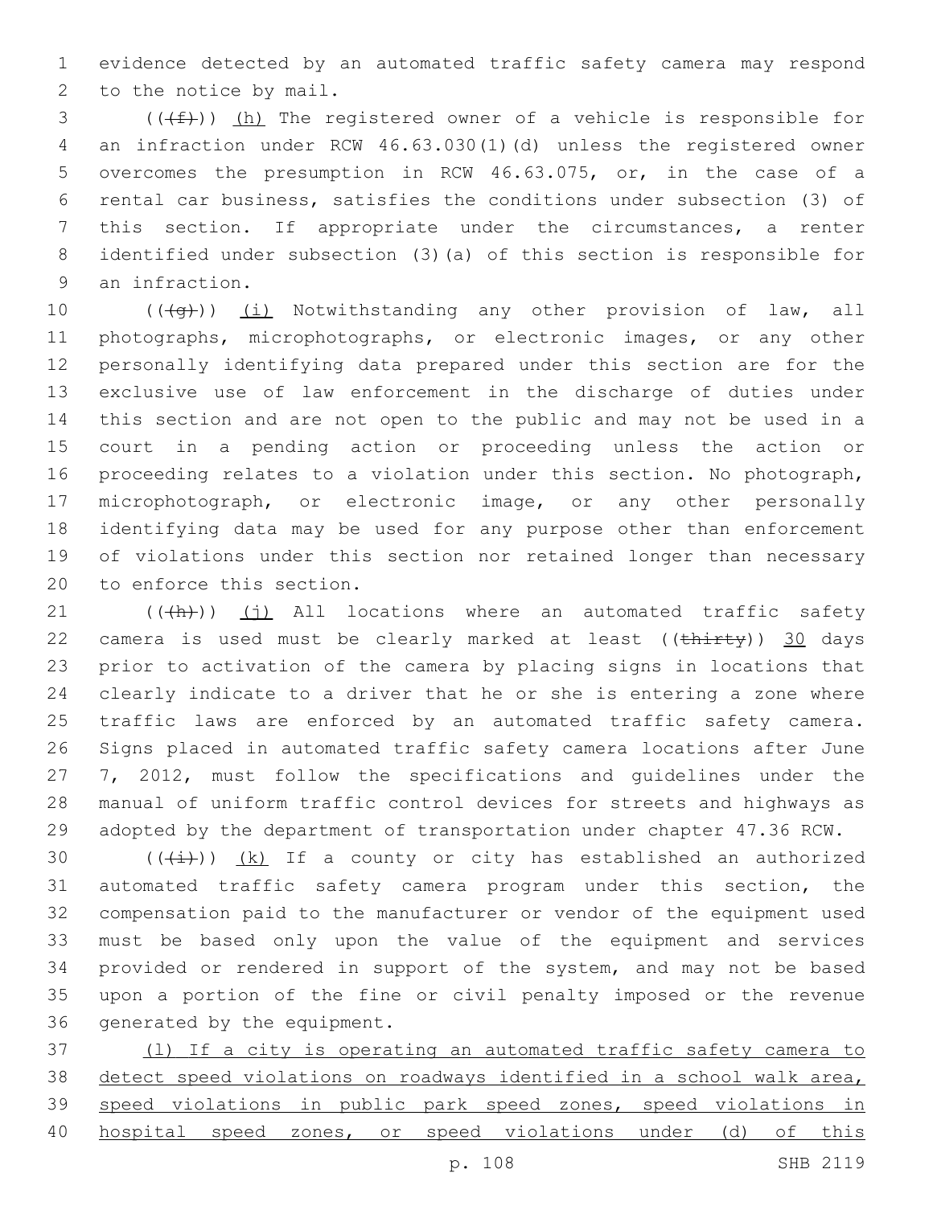evidence detected by an automated traffic safety camera may respond to the notice by mail.

(((f))) (h) The registered owner of a vehicle is responsible for an infraction under RCW 46.63.030(1)(d) unless the registered owner overcomes the presumption in RCW 46.63.075, or, in the case of a rental car business, satisfies the conditions under subsection (3) of this section. If appropriate under the circumstances, a renter identified under subsection (3)(a) of this section is responsible for an infraction.

(((g))) (i) Notwithstanding any other provision of law, all photographs, microphotographs, or electronic images, or any other personally identifying data prepared under this section are for the exclusive use of law enforcement in the discharge of duties under this section and are not open to the public and may not be used in a court in a pending action or proceeding unless the action or proceeding relates to a violation under this section. No photograph, microphotograph, or electronic image, or any other personally identifying data may be used for any purpose other than enforcement of violations under this section nor retained longer than necessary to enforce this section.

(((h))) (j) All locations where an automated traffic safety camera is used must be clearly marked at least ((~~thirty~~)) 30 days prior to activation of the camera by placing signs in locations that clearly indicate to a driver that he or she is entering a zone where traffic laws are enforced by an automated traffic safety camera. Signs placed in automated traffic safety camera locations after June 7, 2012, must follow the specifications and guidelines under the manual of uniform traffic control devices for streets and highways as adopted by the department of transportation under chapter 47.36 RCW.

(((i))) (k) If a county or city has established an authorized automated traffic safety camera program under this section, the compensation paid to the manufacturer or vendor of the equipment used must be based only upon the value of the equipment and services provided or rendered in support of the system, and may not be based upon a portion of the fine or civil penalty imposed or the revenue generated by the equipment.

(l) If a city is operating an automated traffic safety camera to detect speed violations on roadways identified in a school walk area, speed violations in public park speed zones, speed violations in hospital speed zones, or speed violations under (d) of this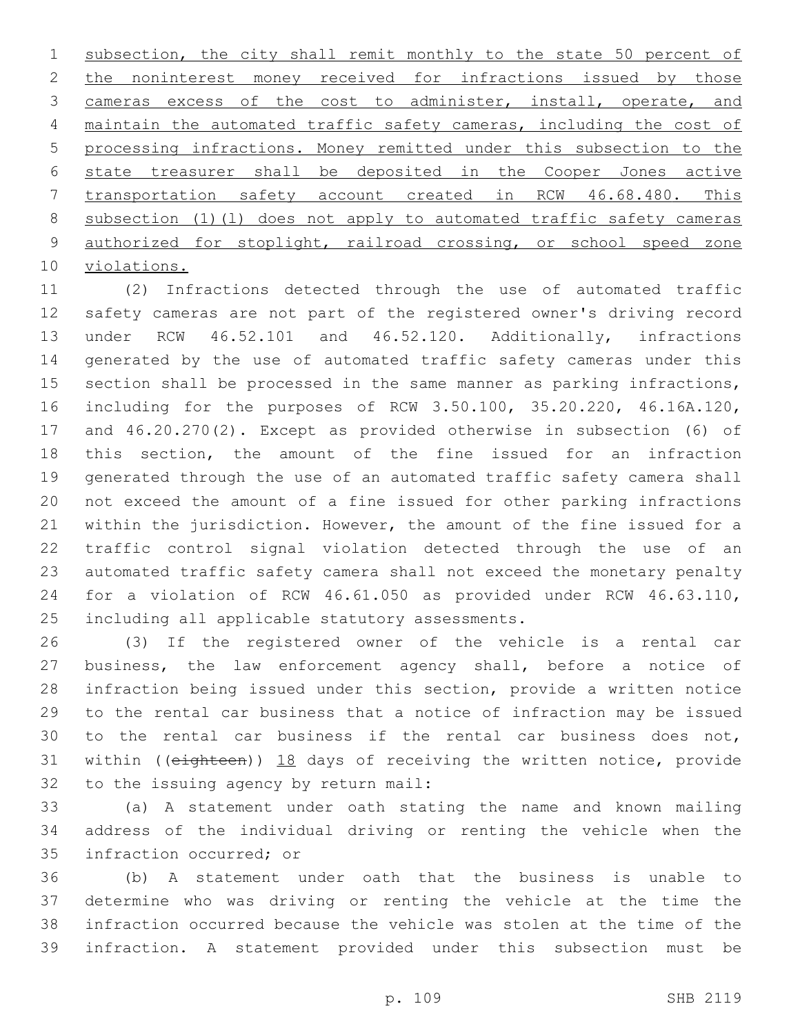subsection, the city shall remit monthly to the state 50 percent of the noninterest money received for infractions issued by those cameras excess of the cost to administer, install, operate, and maintain the automated traffic safety cameras, including the cost of processing infractions. Money remitted under this subsection to the state treasurer shall be deposited in the Cooper Jones active transportation safety account created in RCW 46.68.480. This subsection (1)(l) does not apply to automated traffic safety cameras authorized for stoplight, railroad crossing, or school speed zone violations.

(2) Infractions detected through the use of automated traffic safety cameras are not part of the registered owner's driving record under RCW 46.52.101 and 46.52.120. Additionally, infractions generated by the use of automated traffic safety cameras under this section shall be processed in the same manner as parking infractions, including for the purposes of RCW 3.50.100, 35.20.220, 46.16A.120, and 46.20.270(2). Except as provided otherwise in subsection (6) of this section, the amount of the fine issued for an infraction generated through the use of an automated traffic safety camera shall not exceed the amount of a fine issued for other parking infractions within the jurisdiction. However, the amount of the fine issued for a traffic control signal violation detected through the use of an automated traffic safety camera shall not exceed the monetary penalty for a violation of RCW 46.61.050 as provided under RCW 46.63.110, including all applicable statutory assessments.

(3) If the registered owner of the vehicle is a rental car business, the law enforcement agency shall, before a notice of infraction being issued under this section, provide a written notice to the rental car business that a notice of infraction may be issued to the rental car business if the rental car business does not, within ((~~eighteen~~)) 18 days of receiving the written notice, provide to the issuing agency by return mail:

(a) A statement under oath stating the name and known mailing address of the individual driving or renting the vehicle when the infraction occurred; or

(b) A statement under oath that the business is unable to determine who was driving or renting the vehicle at the time the infraction occurred because the vehicle was stolen at the time of the infraction. A statement provided under this subsection must be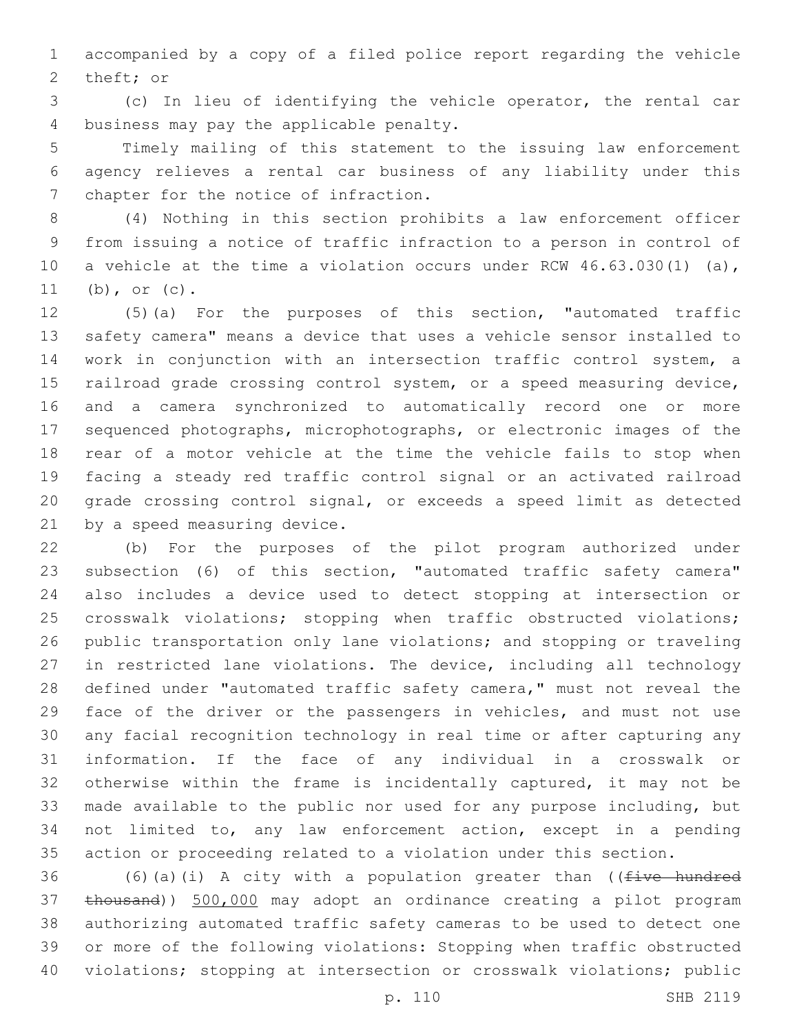accompanied by a copy of a filed police report regarding the vehicle theft; or

(c) In lieu of identifying the vehicle operator, the rental car business may pay the applicable penalty.

Timely mailing of this statement to the issuing law enforcement agency relieves a rental car business of any liability under this chapter for the notice of infraction.

(4) Nothing in this section prohibits a law enforcement officer from issuing a notice of traffic infraction to a person in control of a vehicle at the time a violation occurs under RCW 46.63.030(1) (a), (b), or (c).

(5)(a) For the purposes of this section, "automated traffic safety camera" means a device that uses a vehicle sensor installed to work in conjunction with an intersection traffic control system, a railroad grade crossing control system, or a speed measuring device, and a camera synchronized to automatically record one or more sequenced photographs, microphotographs, or electronic images of the rear of a motor vehicle at the time the vehicle fails to stop when facing a steady red traffic control signal or an activated railroad grade crossing control signal, or exceeds a speed limit as detected by a speed measuring device.

(b) For the purposes of the pilot program authorized under subsection (6) of this section, "automated traffic safety camera" also includes a device used to detect stopping at intersection or crosswalk violations; stopping when traffic obstructed violations; public transportation only lane violations; and stopping or traveling in restricted lane violations. The device, including all technology defined under "automated traffic safety camera," must not reveal the face of the driver or the passengers in vehicles, and must not use any facial recognition technology in real time or after capturing any information. If the face of any individual in a crosswalk or otherwise within the frame is incidentally captured, it may not be made available to the public nor used for any purpose including, but not limited to, any law enforcement action, except in a pending action or proceeding related to a violation under this section.

(6)(a)(i) A city with a population greater than ((~~five hundred thousand~~)) 500,000 may adopt an ordinance creating a pilot program authorizing automated traffic safety cameras to be used to detect one or more of the following violations: Stopping when traffic obstructed violations; stopping at intersection or crosswalk violations; public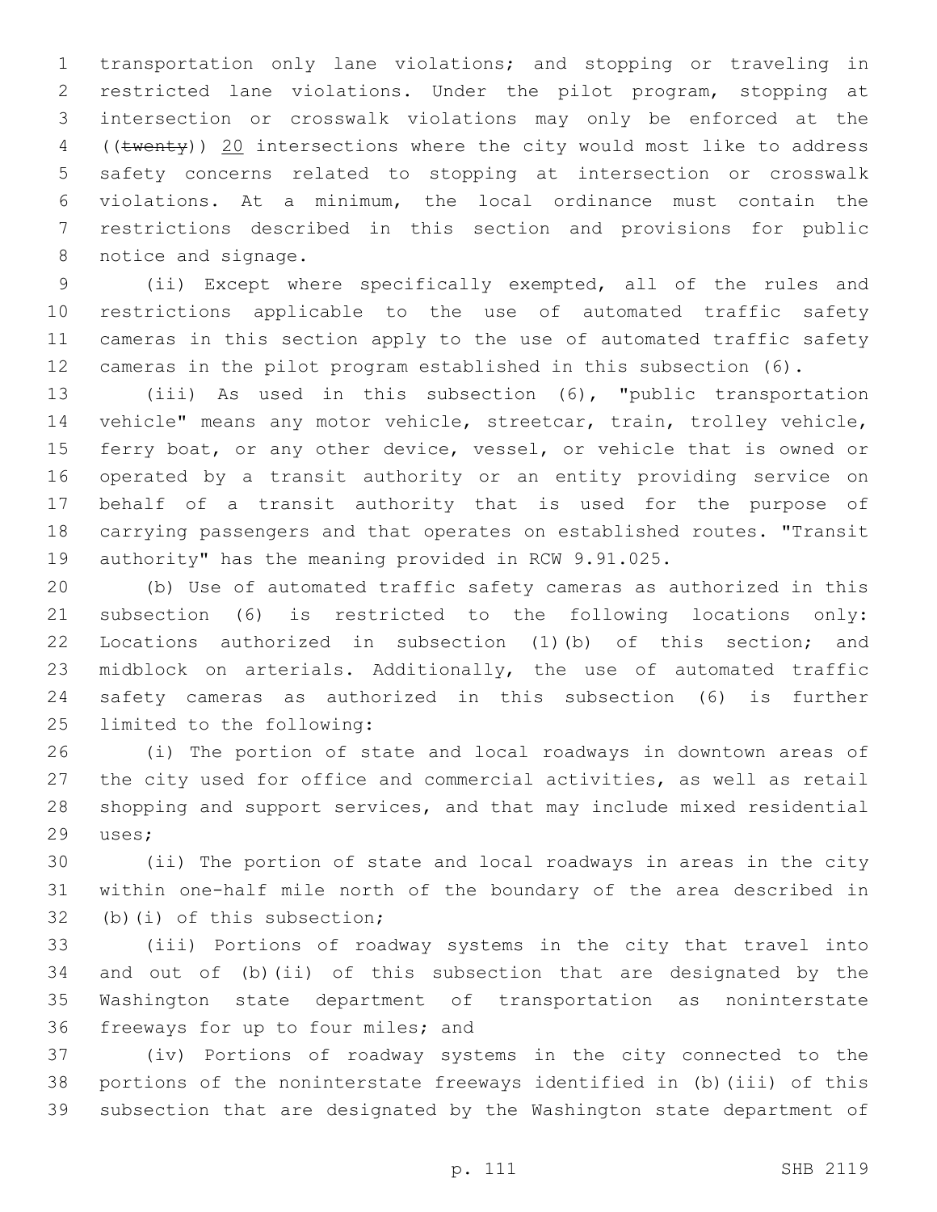transportation only lane violations; and stopping or traveling in restricted lane violations. Under the pilot program, stopping at intersection or crosswalk violations may only be enforced at the ((~~twenty~~)) 20 intersections where the city would most like to address safety concerns related to stopping at intersection or crosswalk violations. At a minimum, the local ordinance must contain the restrictions described in this section and provisions for public notice and signage.

(ii) Except where specifically exempted, all of the rules and restrictions applicable to the use of automated traffic safety cameras in this section apply to the use of automated traffic safety cameras in the pilot program established in this subsection (6).

(iii) As used in this subsection (6), "public transportation vehicle" means any motor vehicle, streetcar, train, trolley vehicle, ferry boat, or any other device, vessel, or vehicle that is owned or operated by a transit authority or an entity providing service on behalf of a transit authority that is used for the purpose of carrying passengers and that operates on established routes. "Transit authority" has the meaning provided in RCW 9.91.025.

(b) Use of automated traffic safety cameras as authorized in this subsection (6) is restricted to the following locations only: Locations authorized in subsection (1)(b) of this section; and midblock on arterials. Additionally, the use of automated traffic safety cameras as authorized in this subsection (6) is further limited to the following:

(i) The portion of state and local roadways in downtown areas of the city used for office and commercial activities, as well as retail shopping and support services, and that may include mixed residential uses;

(ii) The portion of state and local roadways in areas in the city within one-half mile north of the boundary of the area described in (b)(i) of this subsection;

(iii) Portions of roadway systems in the city that travel into and out of (b)(ii) of this subsection that are designated by the Washington state department of transportation as noninterstate freeways for up to four miles; and

(iv) Portions of roadway systems in the city connected to the portions of the noninterstate freeways identified in (b)(iii) of this subsection that are designated by the Washington state department of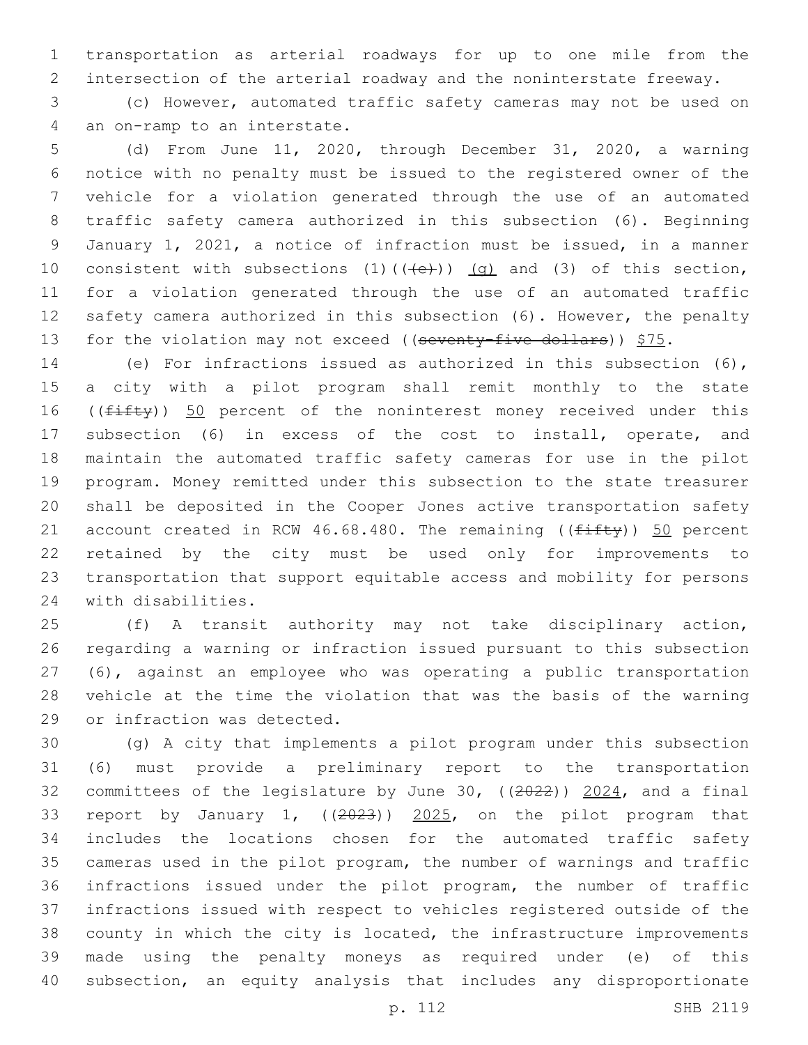transportation as arterial roadways for up to one mile from the intersection of the arterial roadway and the noninterstate freeway.

(c) However, automated traffic safety cameras may not be used on an on-ramp to an interstate.

(d) From June 11, 2020, through December 31, 2020, a warning notice with no penalty must be issued to the registered owner of the vehicle for a violation generated through the use of an automated traffic safety camera authorized in this subsection (6). Beginning January 1, 2021, a notice of infraction must be issued, in a manner consistent with subsections (1)((~~(e)~~)) <u>(g)</u> and (3) of this section, for a violation generated through the use of an automated traffic safety camera authorized in this subsection (6). However, the penalty for the violation may not exceed ((~~seventy-five dollars~~)) <u>$75</u>.

(e) For infractions issued as authorized in this subsection (6), a city with a pilot program shall remit monthly to the state ((~~fifty~~)) <u>50</u> percent of the noninterest money received under this subsection (6) in excess of the cost to install, operate, and maintain the automated traffic safety cameras for use in the pilot program. Money remitted under this subsection to the state treasurer shall be deposited in the Cooper Jones active transportation safety account created in RCW 46.68.480. The remaining ((~~fifty~~)) <u>50</u> percent retained by the city must be used only for improvements to transportation that support equitable access and mobility for persons with disabilities.

(f) A transit authority may not take disciplinary action, regarding a warning or infraction issued pursuant to this subsection (6), against an employee who was operating a public transportation vehicle at the time the violation that was the basis of the warning or infraction was detected.

(g) A city that implements a pilot program under this subsection (6) must provide a preliminary report to the transportation committees of the legislature by June 30, ((~~2022~~)) <u>2024</u>, and a final report by January 1, ((~~2023~~)) <u>2025</u>, on the pilot program that includes the locations chosen for the automated traffic safety cameras used in the pilot program, the number of warnings and traffic infractions issued under the pilot program, the number of traffic infractions issued with respect to vehicles registered outside of the county in which the city is located, the infrastructure improvements made using the penalty moneys as required under (e) of this subsection, an equity analysis that includes any disproportionate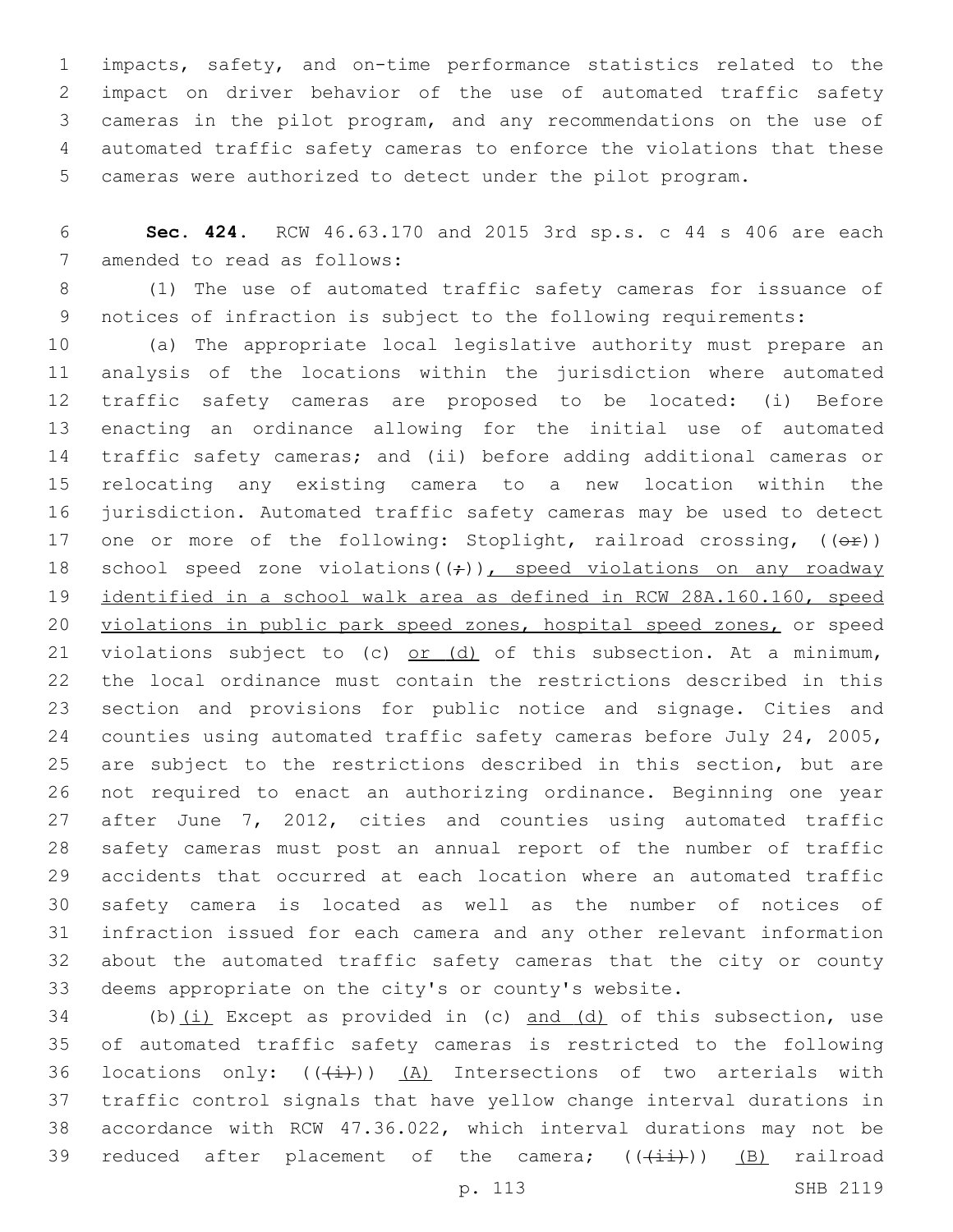impacts, safety, and on-time performance statistics related to the impact on driver behavior of the use of automated traffic safety cameras in the pilot program, and any recommendations on the use of automated traffic safety cameras to enforce the violations that these cameras were authorized to detect under the pilot program.

**Sec. 424.** RCW 46.63.170 and 2015 3rd sp.s. c 44 s 406 are each amended to read as follows:

(1) The use of automated traffic safety cameras for issuance of notices of infraction is subject to the following requirements:

(a) The appropriate local legislative authority must prepare an analysis of the locations within the jurisdiction where automated traffic safety cameras are proposed to be located: (i) Before enacting an ordinance allowing for the initial use of automated traffic safety cameras; and (ii) before adding additional cameras or relocating any existing camera to a new location within the jurisdiction. Automated traffic safety cameras may be used to detect one or more of the following: Stoplight, railroad crossing, ((~~or~~)) school speed zone violations((~~;~~)), speed violations on any roadway identified in a school walk area as defined in RCW 28A.160.160, speed violations in public park speed zones, hospital speed zones, or speed violations subject to (c) or (d) of this subsection. At a minimum, the local ordinance must contain the restrictions described in this section and provisions for public notice and signage. Cities and counties using automated traffic safety cameras before July 24, 2005, are subject to the restrictions described in this section, but are not required to enact an authorizing ordinance. Beginning one year after June 7, 2012, cities and counties using automated traffic safety cameras must post an annual report of the number of traffic accidents that occurred at each location where an automated traffic safety camera is located as well as the number of notices of infraction issued for each camera and any other relevant information about the automated traffic safety cameras that the city or county deems appropriate on the city's or county's website.

(b)(i) Except as provided in (c) and (d) of this subsection, use of automated traffic safety cameras is restricted to the following locations only: ((~~(i)~~)) (A) Intersections of two arterials with traffic control signals that have yellow change interval durations in accordance with RCW 47.36.022, which interval durations may not be reduced after placement of the camera; ((~~(ii)~~)) (B) railroad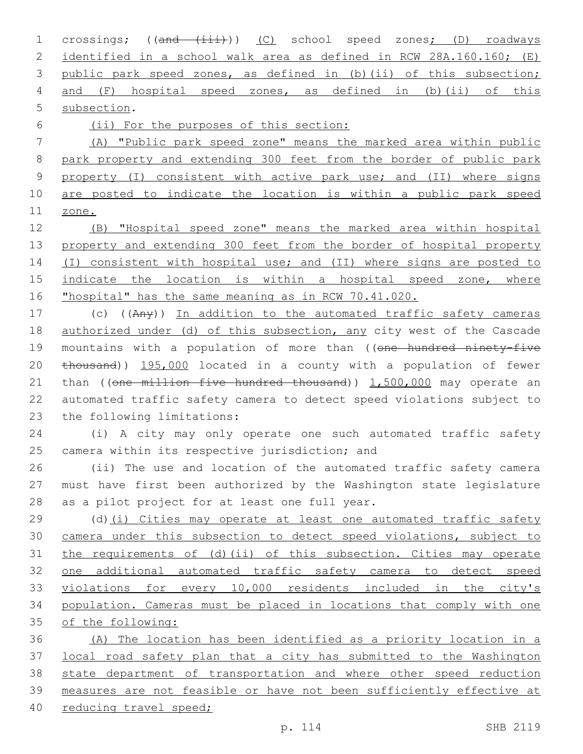crossings; ((~~and (iii)~~)) (C) school speed zones; (D) roadways identified in a school walk area as defined in RCW 28A.160.160; (E) public park speed zones, as defined in (b)(ii) of this subsection; and (F) hospital speed zones, as defined in (b)(ii) of this subsection.

(ii) For the purposes of this section:

(A) "Public park speed zone" means the marked area within public park property and extending 300 feet from the border of public park property (I) consistent with active park use; and (II) where signs are posted to indicate the location is within a public park speed zone.

(B) "Hospital speed zone" means the marked area within hospital property and extending 300 feet from the border of hospital property (I) consistent with hospital use; and (II) where signs are posted to indicate the location is within a hospital speed zone, where "hospital" has the same meaning as in RCW 70.41.020.

(c) ((~~Any~~)) In addition to the automated traffic safety cameras authorized under (d) of this subsection, any city west of the Cascade mountains with a population of more than ((~~one hundred ninety-five thousand~~)) 195,000 located in a county with a population of fewer than ((~~one million five hundred thousand~~)) 1,500,000 may operate an automated traffic safety camera to detect speed violations subject to the following limitations:

(i) A city may only operate one such automated traffic safety camera within its respective jurisdiction; and

(ii) The use and location of the automated traffic safety camera must have first been authorized by the Washington state legislature as a pilot project for at least one full year.

(d)(i) Cities may operate at least one automated traffic safety camera under this subsection to detect speed violations, subject to the requirements of (d)(ii) of this subsection. Cities may operate one additional automated traffic safety camera to detect speed violations for every 10,000 residents included in the city's population. Cameras must be placed in locations that comply with one of the following:

(A) The location has been identified as a priority location in a local road safety plan that a city has submitted to the Washington state department of transportation and where other speed reduction measures are not feasible or have not been sufficiently effective at reducing travel speed;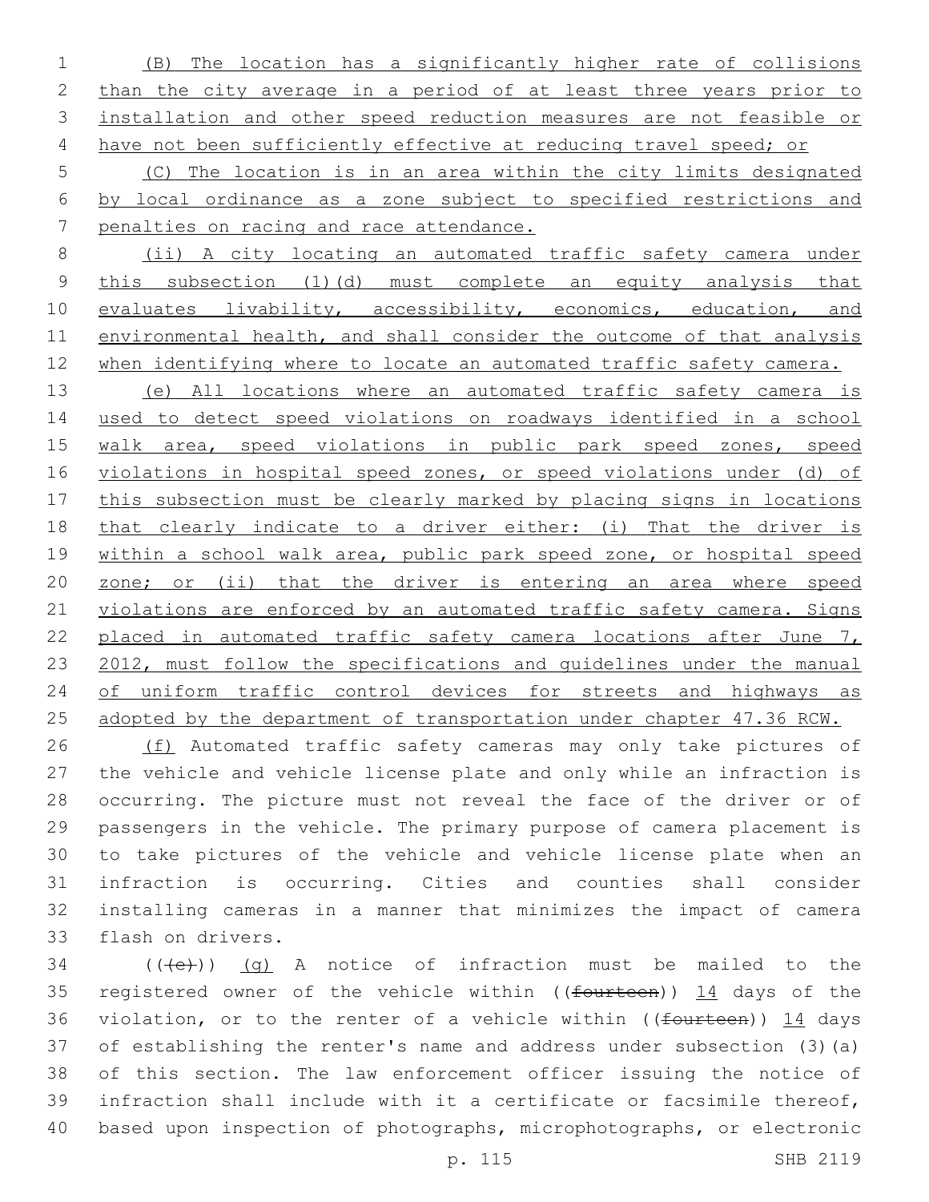(B) The location has a significantly higher rate of collisions than the city average in a period of at least three years prior to installation and other speed reduction measures are not feasible or have not been sufficiently effective at reducing travel speed; or

(C) The location is in an area within the city limits designated by local ordinance as a zone subject to specified restrictions and penalties on racing and race attendance.

(ii) A city locating an automated traffic safety camera under this subsection (1)(d) must complete an equity analysis that evaluates livability, accessibility, economics, education, and environmental health, and shall consider the outcome of that analysis when identifying where to locate an automated traffic safety camera.

(e) All locations where an automated traffic safety camera is used to detect speed violations on roadways identified in a school walk area, speed violations in public park speed zones, speed violations in hospital speed zones, or speed violations under (d) of this subsection must be clearly marked by placing signs in locations that clearly indicate to a driver either: (i) That the driver is within a school walk area, public park speed zone, or hospital speed zone; or (ii) that the driver is entering an area where speed violations are enforced by an automated traffic safety camera. Signs placed in automated traffic safety camera locations after June 7, 2012, must follow the specifications and guidelines under the manual of uniform traffic control devices for streets and highways as adopted by the department of transportation under chapter 47.36 RCW.

(f) Automated traffic safety cameras may only take pictures of the vehicle and vehicle license plate and only while an infraction is occurring. The picture must not reveal the face of the driver or of passengers in the vehicle. The primary purpose of camera placement is to take pictures of the vehicle and vehicle license plate when an infraction is occurring. Cities and counties shall consider installing cameras in a manner that minimizes the impact of camera flash on drivers.

(((e))) (g) A notice of infraction must be mailed to the registered owner of the vehicle within ((fourteen)) 14 days of the violation, or to the renter of a vehicle within ((fourteen)) 14 days of establishing the renter's name and address under subsection (3)(a) of this section. The law enforcement officer issuing the notice of infraction shall include with it a certificate or facsimile thereof, based upon inspection of photographs, microphotographs, or electronic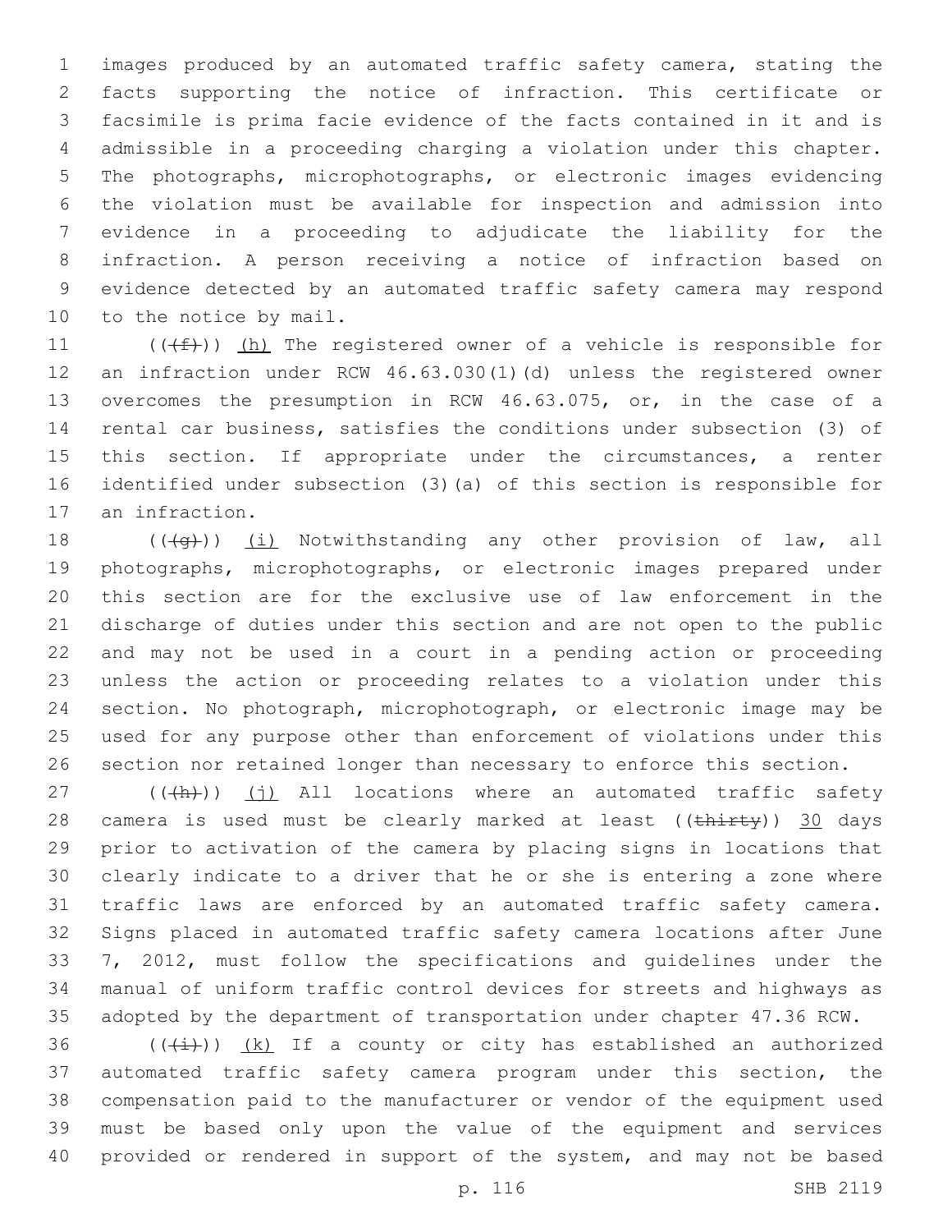images produced by an automated traffic safety camera, stating the facts supporting the notice of infraction. This certificate or facsimile is prima facie evidence of the facts contained in it and is admissible in a proceeding charging a violation under this chapter. The photographs, microphotographs, or electronic images evidencing the violation must be available for inspection and admission into evidence in a proceeding to adjudicate the liability for the infraction. A person receiving a notice of infraction based on evidence detected by an automated traffic safety camera may respond to the notice by mail.

(((f))) (h) The registered owner of a vehicle is responsible for an infraction under RCW 46.63.030(1)(d) unless the registered owner overcomes the presumption in RCW 46.63.075, or, in the case of a rental car business, satisfies the conditions under subsection (3) of this section. If appropriate under the circumstances, a renter identified under subsection (3)(a) of this section is responsible for an infraction.

(((g))) (i) Notwithstanding any other provision of law, all photographs, microphotographs, or electronic images prepared under this section are for the exclusive use of law enforcement in the discharge of duties under this section and are not open to the public and may not be used in a court in a pending action or proceeding unless the action or proceeding relates to a violation under this section. No photograph, microphotograph, or electronic image may be used for any purpose other than enforcement of violations under this section nor retained longer than necessary to enforce this section.

(((h))) (j) All locations where an automated traffic safety camera is used must be clearly marked at least ((~~thirty~~)) 30 days prior to activation of the camera by placing signs in locations that clearly indicate to a driver that he or she is entering a zone where traffic laws are enforced by an automated traffic safety camera. Signs placed in automated traffic safety camera locations after June 7, 2012, must follow the specifications and guidelines under the manual of uniform traffic control devices for streets and highways as adopted by the department of transportation under chapter 47.36 RCW.

(((i))) (k) If a county or city has established an authorized automated traffic safety camera program under this section, the compensation paid to the manufacturer or vendor of the equipment used must be based only upon the value of the equipment and services provided or rendered in support of the system, and may not be based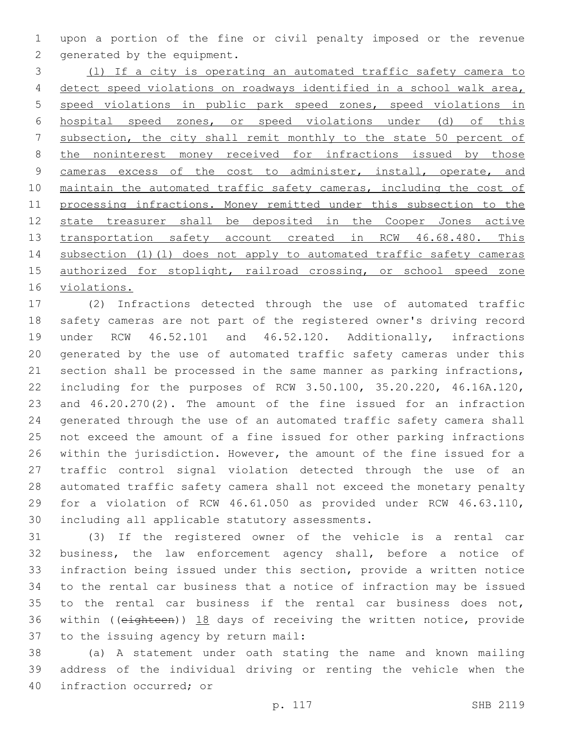upon a portion of the fine or civil penalty imposed or the revenue generated by the equipment.

(l) If a city is operating an automated traffic safety camera to detect speed violations on roadways identified in a school walk area, speed violations in public park speed zones, speed violations in hospital speed zones, or speed violations under (d) of this subsection, the city shall remit monthly to the state 50 percent of the noninterest money received for infractions issued by those cameras excess of the cost to administer, install, operate, and maintain the automated traffic safety cameras, including the cost of processing infractions. Money remitted under this subsection to the state treasurer shall be deposited in the Cooper Jones active transportation safety account created in RCW 46.68.480. This subsection (1)(l) does not apply to automated traffic safety cameras authorized for stoplight, railroad crossing, or school speed zone violations.

(2) Infractions detected through the use of automated traffic safety cameras are not part of the registered owner's driving record under RCW 46.52.101 and 46.52.120. Additionally, infractions generated by the use of automated traffic safety cameras under this section shall be processed in the same manner as parking infractions, including for the purposes of RCW 3.50.100, 35.20.220, 46.16A.120, and 46.20.270(2). The amount of the fine issued for an infraction generated through the use of an automated traffic safety camera shall not exceed the amount of a fine issued for other parking infractions within the jurisdiction. However, the amount of the fine issued for a traffic control signal violation detected through the use of an automated traffic safety camera shall not exceed the monetary penalty for a violation of RCW 46.61.050 as provided under RCW 46.63.110, including all applicable statutory assessments.

(3) If the registered owner of the vehicle is a rental car business, the law enforcement agency shall, before a notice of infraction being issued under this section, provide a written notice to the rental car business that a notice of infraction may be issued to the rental car business if the rental car business does not, within ((~~eighteen~~)) 18 days of receiving the written notice, provide to the issuing agency by return mail:

(a) A statement under oath stating the name and known mailing address of the individual driving or renting the vehicle when the infraction occurred; or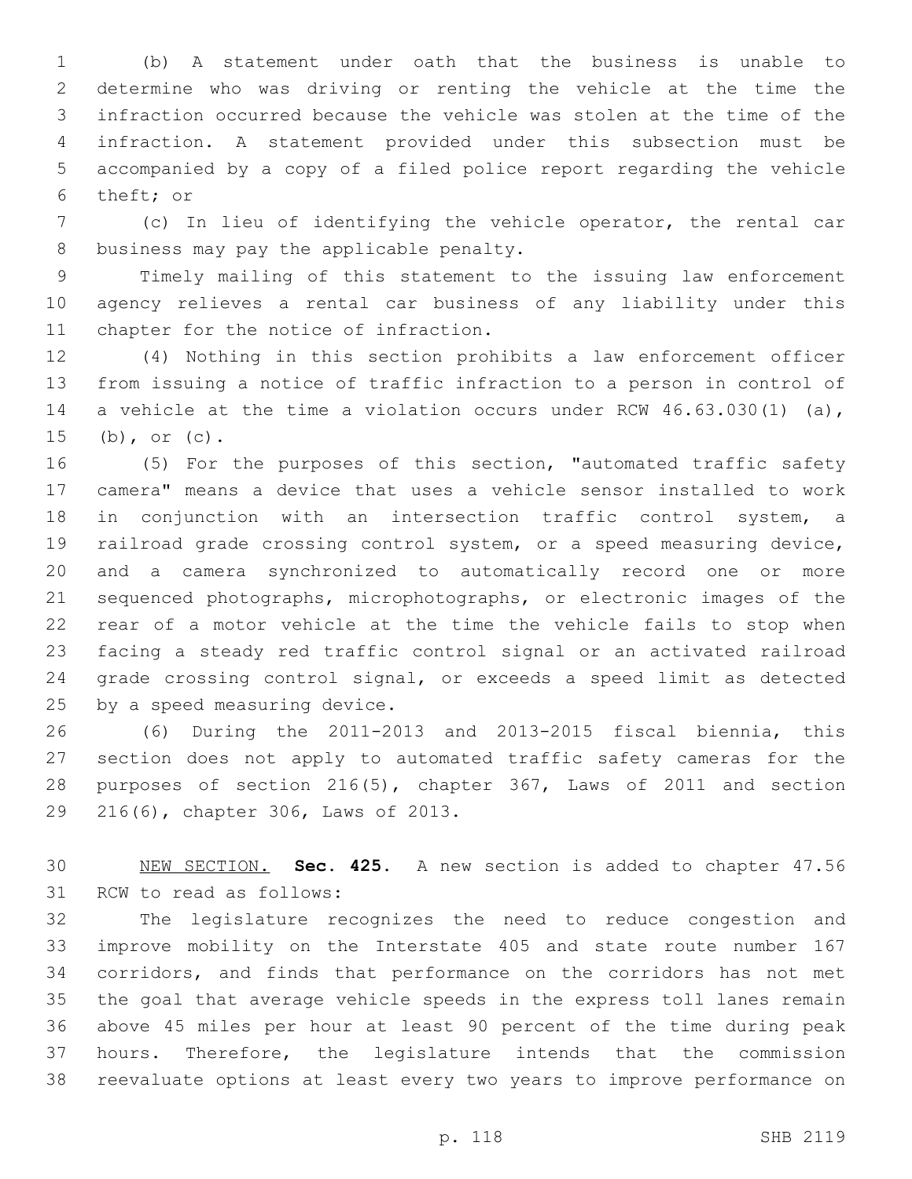(b) A statement under oath that the business is unable to determine who was driving or renting the vehicle at the time the infraction occurred because the vehicle was stolen at the time of the infraction. A statement provided under this subsection must be accompanied by a copy of a filed police report regarding the vehicle theft; or

(c) In lieu of identifying the vehicle operator, the rental car business may pay the applicable penalty.

Timely mailing of this statement to the issuing law enforcement agency relieves a rental car business of any liability under this chapter for the notice of infraction.

(4) Nothing in this section prohibits a law enforcement officer from issuing a notice of traffic infraction to a person in control of a vehicle at the time a violation occurs under RCW 46.63.030(1) (a), (b), or (c).

(5) For the purposes of this section, "automated traffic safety camera" means a device that uses a vehicle sensor installed to work in conjunction with an intersection traffic control system, a railroad grade crossing control system, or a speed measuring device, and a camera synchronized to automatically record one or more sequenced photographs, microphotographs, or electronic images of the rear of a motor vehicle at the time the vehicle fails to stop when facing a steady red traffic control signal or an activated railroad grade crossing control signal, or exceeds a speed limit as detected by a speed measuring device.

(6) During the 2011-2013 and 2013-2015 fiscal biennia, this section does not apply to automated traffic safety cameras for the purposes of section 216(5), chapter 367, Laws of 2011 and section 216(6), chapter 306, Laws of 2013.

NEW SECTION. **Sec. 425.** A new section is added to chapter 47.56 RCW to read as follows:

The legislature recognizes the need to reduce congestion and improve mobility on the Interstate 405 and state route number 167 corridors, and finds that performance on the corridors has not met the goal that average vehicle speeds in the express toll lanes remain above 45 miles per hour at least 90 percent of the time during peak hours. Therefore, the legislature intends that the commission reevaluate options at least every two years to improve performance on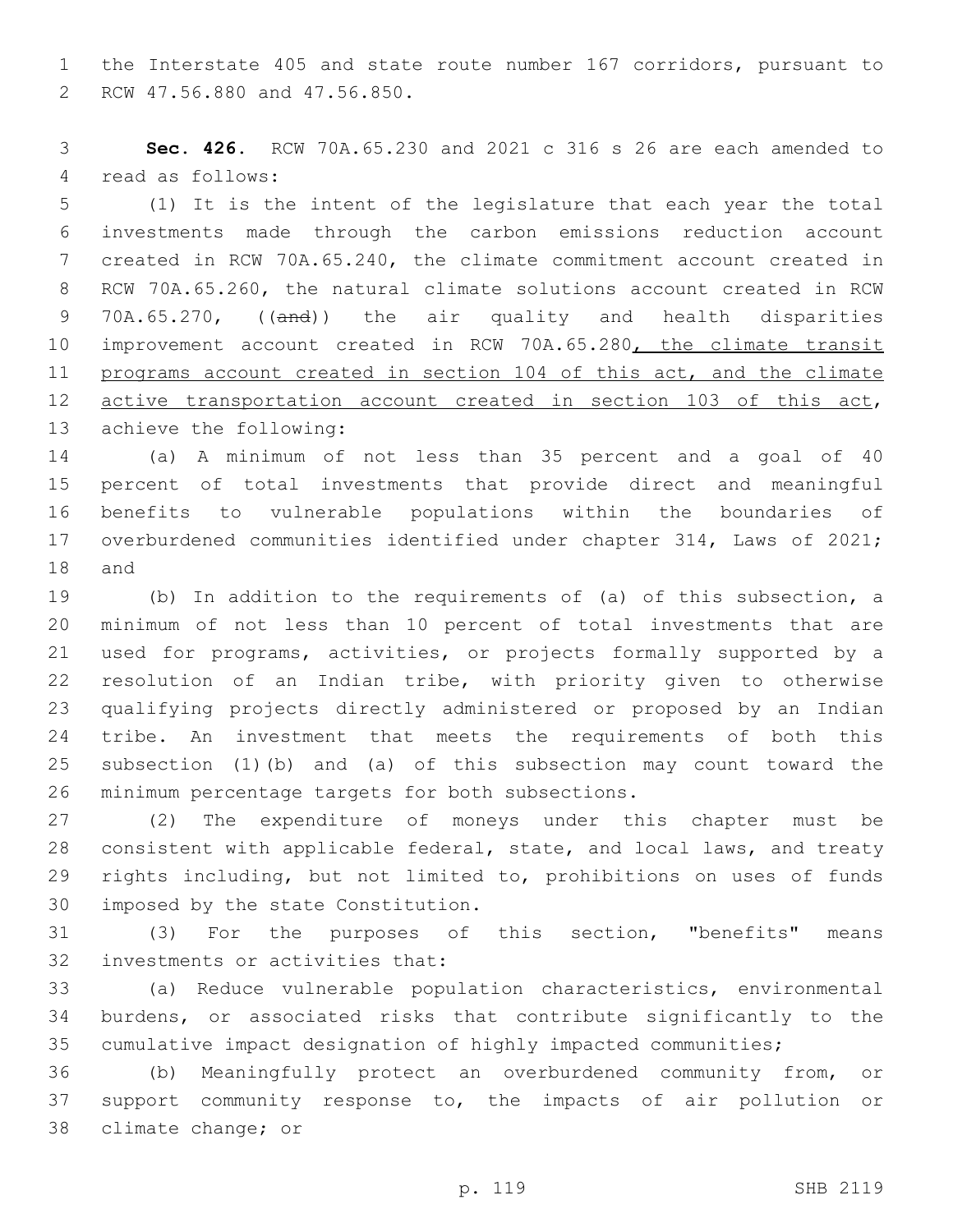the Interstate 405 and state route number 167 corridors, pursuant to RCW 47.56.880 and 47.56.850.

**Sec. 426.** RCW 70A.65.230 and 2021 c 316 s 26 are each amended to read as follows:

(1) It is the intent of the legislature that each year the total investments made through the carbon emissions reduction account created in RCW 70A.65.240, the climate commitment account created in RCW 70A.65.260, the natural climate solutions account created in RCW 70A.65.270, ((~~and~~)) the air quality and health disparities improvement account created in RCW 70A.65.280, the climate transit programs account created in section 104 of this act, and the climate active transportation account created in section 103 of this act, achieve the following:

(a) A minimum of not less than 35 percent and a goal of 40 percent of total investments that provide direct and meaningful benefits to vulnerable populations within the boundaries of overburdened communities identified under chapter 314, Laws of 2021; and

(b) In addition to the requirements of (a) of this subsection, a minimum of not less than 10 percent of total investments that are used for programs, activities, or projects formally supported by a resolution of an Indian tribe, with priority given to otherwise qualifying projects directly administered or proposed by an Indian tribe. An investment that meets the requirements of both this subsection (1)(b) and (a) of this subsection may count toward the minimum percentage targets for both subsections.

(2) The expenditure of moneys under this chapter must be consistent with applicable federal, state, and local laws, and treaty rights including, but not limited to, prohibitions on uses of funds imposed by the state Constitution.

(3) For the purposes of this section, "benefits" means investments or activities that:

(a) Reduce vulnerable population characteristics, environmental burdens, or associated risks that contribute significantly to the cumulative impact designation of highly impacted communities;

(b) Meaningfully protect an overburdened community from, or support community response to, the impacts of air pollution or climate change; or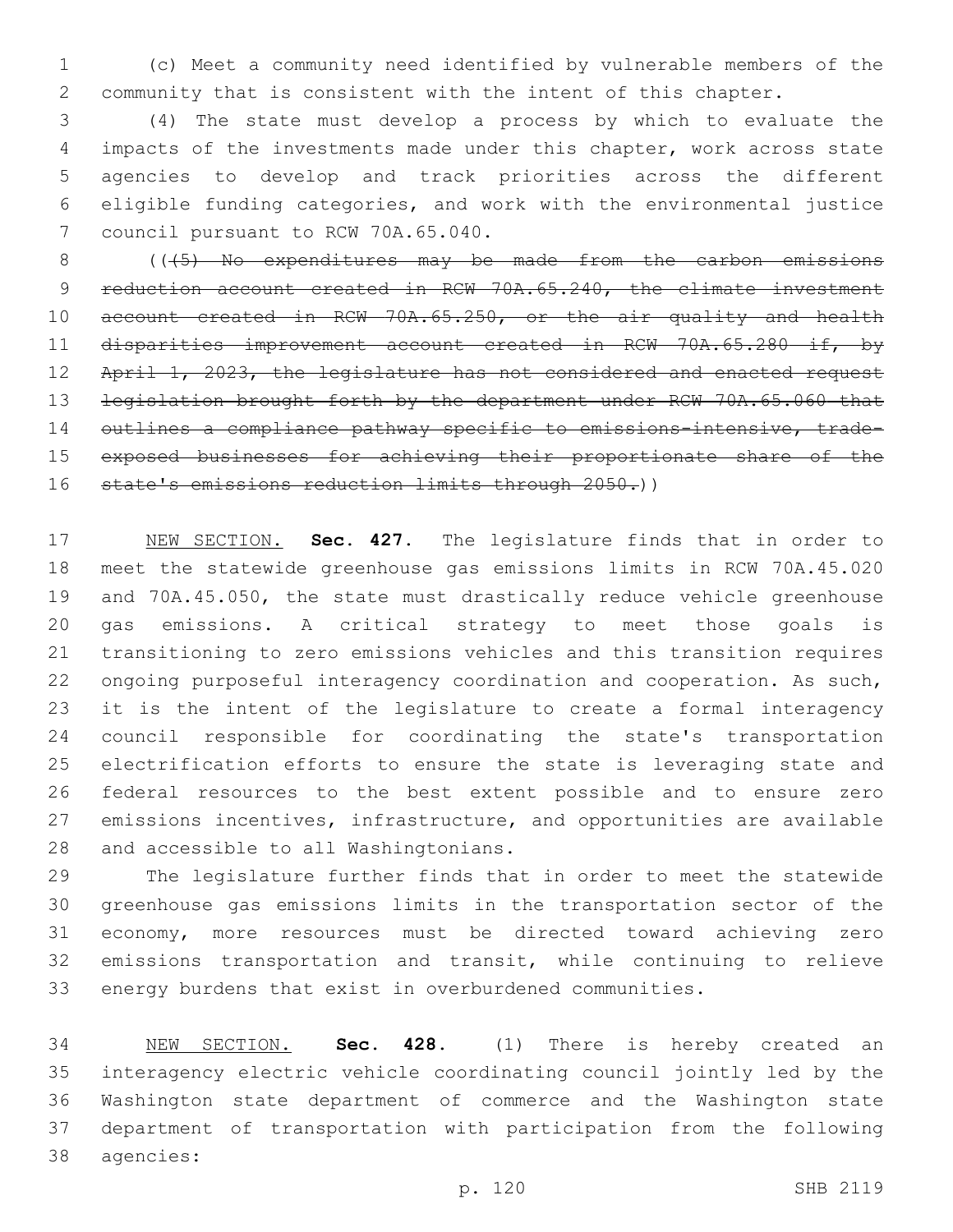(c) Meet a community need identified by vulnerable members of the community that is consistent with the intent of this chapter.

(4) The state must develop a process by which to evaluate the impacts of the investments made under this chapter, work across state agencies to develop and track priorities across the different eligible funding categories, and work with the environmental justice council pursuant to RCW 70A.65.040.

((~~(5) No expenditures may be made from the carbon emissions reduction account created in RCW 70A.65.240, the climate investment account created in RCW 70A.65.250, or the air quality and health disparities improvement account created in RCW 70A.65.280 if, by April 1, 2023, the legislature has not considered and enacted request legislation brought forth by the department under RCW 70A.65.060 that outlines a compliance pathway specific to emissions-intensive, trade-exposed businesses for achieving their proportionate share of the state's emissions reduction limits through 2050.~~))

NEW SECTION. **Sec. 427.** The legislature finds that in order to meet the statewide greenhouse gas emissions limits in RCW 70A.45.020 and 70A.45.050, the state must drastically reduce vehicle greenhouse gas emissions. A critical strategy to meet those goals is transitioning to zero emissions vehicles and this transition requires ongoing purposeful interagency coordination and cooperation. As such, it is the intent of the legislature to create a formal interagency council responsible for coordinating the state's transportation electrification efforts to ensure the state is leveraging state and federal resources to the best extent possible and to ensure zero emissions incentives, infrastructure, and opportunities are available and accessible to all Washingtonians.

The legislature further finds that in order to meet the statewide greenhouse gas emissions limits in the transportation sector of the economy, more resources must be directed toward achieving zero emissions transportation and transit, while continuing to relieve energy burdens that exist in overburdened communities.

NEW SECTION. **Sec. 428.** (1) There is hereby created an interagency electric vehicle coordinating council jointly led by the Washington state department of commerce and the Washington state department of transportation with participation from the following agencies: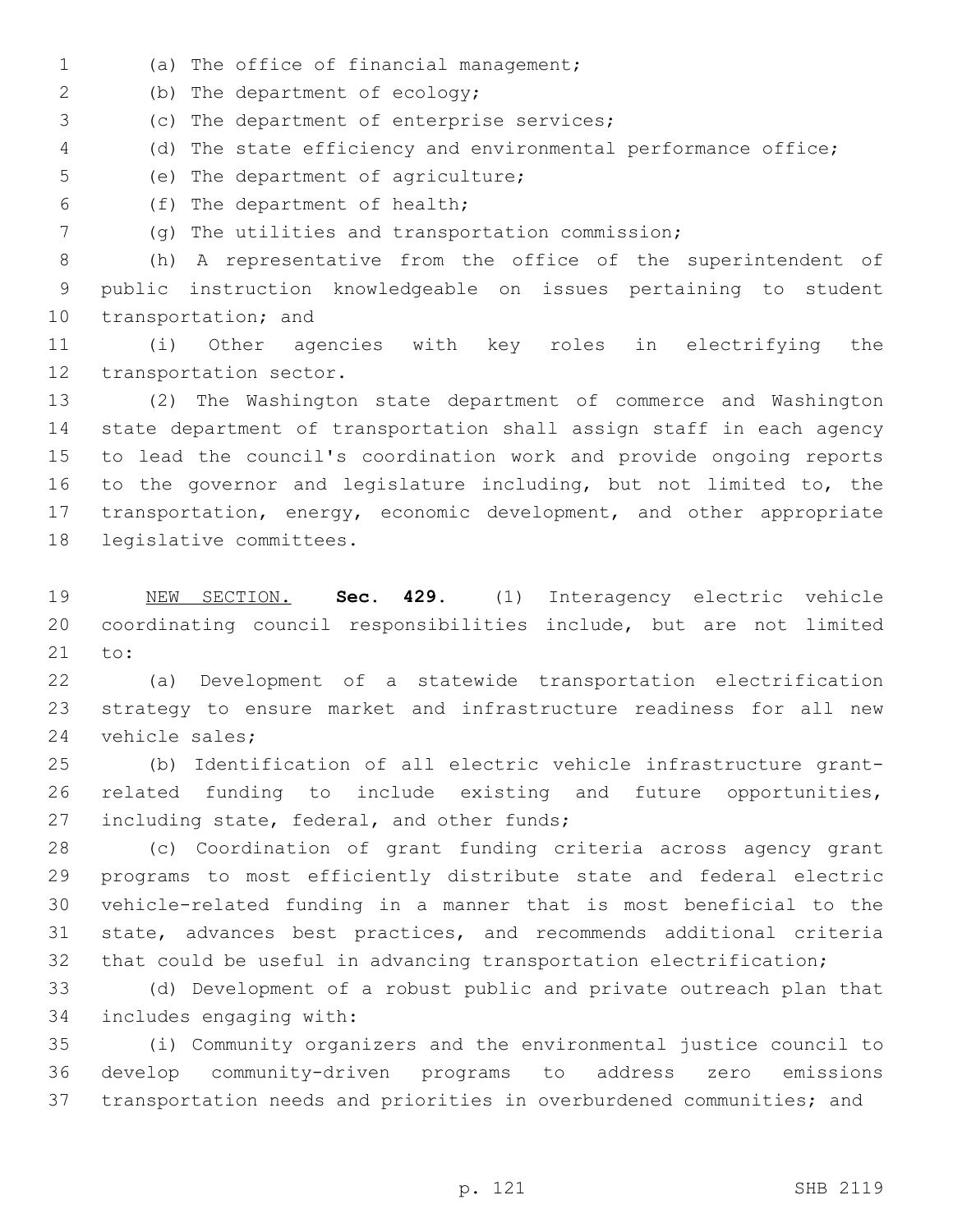(a) The office of financial management;

(b) The department of ecology;

(c) The department of enterprise services;

(d) The state efficiency and environmental performance office;

(e) The department of agriculture;

(f) The department of health;

(g) The utilities and transportation commission;

(h) A representative from the office of the superintendent of public instruction knowledgeable on issues pertaining to student transportation; and

(i) Other agencies with key roles in electrifying the transportation sector.

(2) The Washington state department of commerce and Washington state department of transportation shall assign staff in each agency to lead the council's coordination work and provide ongoing reports to the governor and legislature including, but not limited to, the transportation, energy, economic development, and other appropriate legislative committees.

NEW SECTION. **Sec. 429.** (1) Interagency electric vehicle coordinating council responsibilities include, but are not limited to:

(a) Development of a statewide transportation electrification strategy to ensure market and infrastructure readiness for all new vehicle sales;

(b) Identification of all electric vehicle infrastructure grant-related funding to include existing and future opportunities, including state, federal, and other funds;

(c) Coordination of grant funding criteria across agency grant programs to most efficiently distribute state and federal electric vehicle-related funding in a manner that is most beneficial to the state, advances best practices, and recommends additional criteria that could be useful in advancing transportation electrification;

(d) Development of a robust public and private outreach plan that includes engaging with:

(i) Community organizers and the environmental justice council to develop community-driven programs to address zero emissions transportation needs and priorities in overburdened communities; and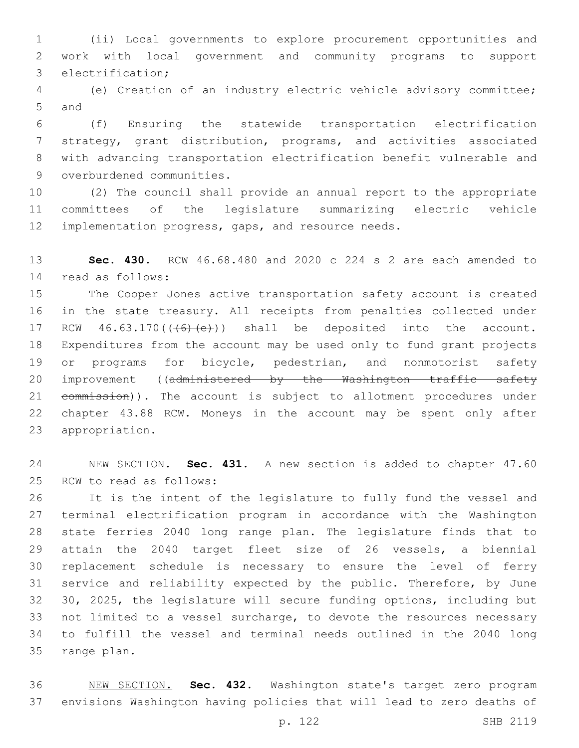(ii) Local governments to explore procurement opportunities and work with local government and community programs to support electrification;

(e) Creation of an industry electric vehicle advisory committee; and

(f) Ensuring the statewide transportation electrification strategy, grant distribution, programs, and activities associated with advancing transportation electrification benefit vulnerable and overburdened communities.

(2) The council shall provide an annual report to the appropriate committees of the legislature summarizing electric vehicle implementation progress, gaps, and resource needs.

**Sec. 430.** RCW 46.68.480 and 2020 c 224 s 2 are each amended to read as follows:

The Cooper Jones active transportation safety account is created in the state treasury. All receipts from penalties collected under RCW 46.63.170((~~(6)(e)~~)) shall be deposited into the account. Expenditures from the account may be used only to fund grant projects or programs for bicycle, pedestrian, and nonmotorist safety improvement ((~~administered by the Washington traffic safety commission~~)). The account is subject to allotment procedures under chapter 43.88 RCW. Moneys in the account may be spent only after appropriation.

NEW SECTION. **Sec. 431.** A new section is added to chapter 47.60 RCW to read as follows:

It is the intent of the legislature to fully fund the vessel and terminal electrification program in accordance with the Washington state ferries 2040 long range plan. The legislature finds that to attain the 2040 target fleet size of 26 vessels, a biennial replacement schedule is necessary to ensure the level of ferry service and reliability expected by the public. Therefore, by June 30, 2025, the legislature will secure funding options, including but not limited to a vessel surcharge, to devote the resources necessary to fulfill the vessel and terminal needs outlined in the 2040 long range plan.

NEW SECTION. **Sec. 432.** Washington state's target zero program envisions Washington having policies that will lead to zero deaths of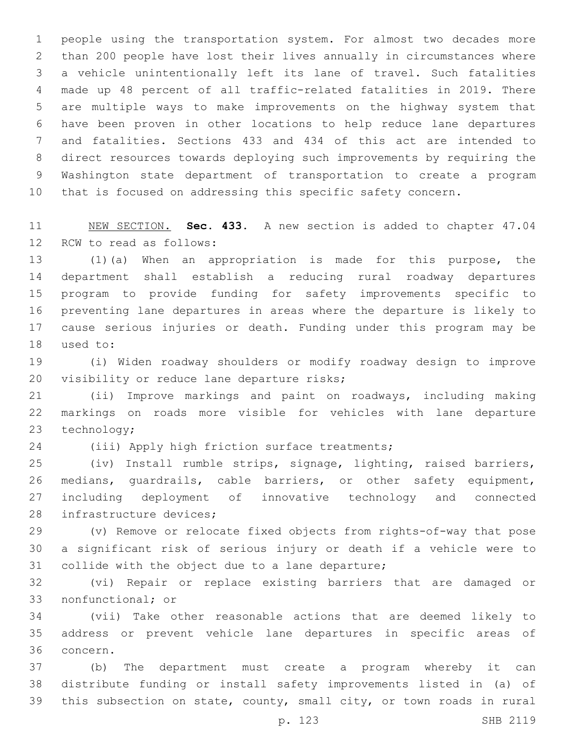people using the transportation system. For almost two decades more than 200 people have lost their lives annually in circumstances where a vehicle unintentionally left its lane of travel. Such fatalities made up 48 percent of all traffic-related fatalities in 2019. There are multiple ways to make improvements on the highway system that have been proven in other locations to help reduce lane departures and fatalities. Sections 433 and 434 of this act are intended to direct resources towards deploying such improvements by requiring the Washington state department of transportation to create a program that is focused on addressing this specific safety concern.

NEW SECTION. **Sec. 433.** A new section is added to chapter 47.04 RCW to read as follows:

(1)(a) When an appropriation is made for this purpose, the department shall establish a reducing rural roadway departures program to provide funding for safety improvements specific to preventing lane departures in areas where the departure is likely to cause serious injuries or death. Funding under this program may be used to:

(i) Widen roadway shoulders or modify roadway design to improve visibility or reduce lane departure risks;

(ii) Improve markings and paint on roadways, including making markings on roads more visible for vehicles with lane departure technology;

(iii) Apply high friction surface treatments;

(iv) Install rumble strips, signage, lighting, raised barriers, medians, guardrails, cable barriers, or other safety equipment, including deployment of innovative technology and connected infrastructure devices;

(v) Remove or relocate fixed objects from rights-of-way that pose a significant risk of serious injury or death if a vehicle were to collide with the object due to a lane departure;

(vi) Repair or replace existing barriers that are damaged or nonfunctional; or

(vii) Take other reasonable actions that are deemed likely to address or prevent vehicle lane departures in specific areas of concern.

(b) The department must create a program whereby it can distribute funding or install safety improvements listed in (a) of this subsection on state, county, small city, or town roads in rural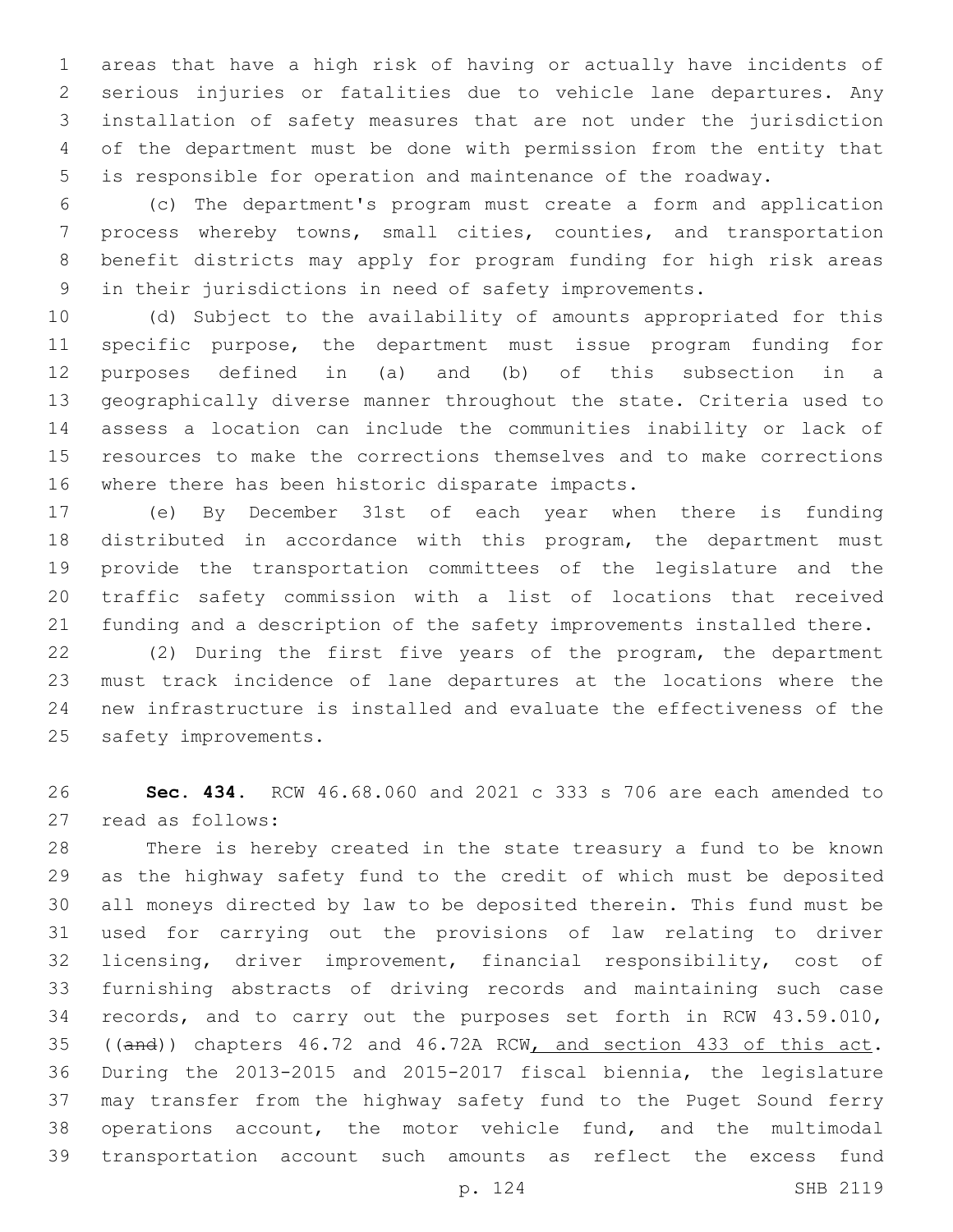areas that have a high risk of having or actually have incidents of serious injuries or fatalities due to vehicle lane departures. Any installation of safety measures that are not under the jurisdiction of the department must be done with permission from the entity that is responsible for operation and maintenance of the roadway.

(c) The department's program must create a form and application process whereby towns, small cities, counties, and transportation benefit districts may apply for program funding for high risk areas in their jurisdictions in need of safety improvements.

(d) Subject to the availability of amounts appropriated for this specific purpose, the department must issue program funding for purposes defined in (a) and (b) of this subsection in a geographically diverse manner throughout the state. Criteria used to assess a location can include the communities inability or lack of resources to make the corrections themselves and to make corrections where there has been historic disparate impacts.

(e) By December 31st of each year when there is funding distributed in accordance with this program, the department must provide the transportation committees of the legislature and the traffic safety commission with a list of locations that received funding and a description of the safety improvements installed there.

(2) During the first five years of the program, the department must track incidence of lane departures at the locations where the new infrastructure is installed and evaluate the effectiveness of the safety improvements.

**Sec. 434.** RCW 46.68.060 and 2021 c 333 s 706 are each amended to read as follows:

There is hereby created in the state treasury a fund to be known as the highway safety fund to the credit of which must be deposited all moneys directed by law to be deposited therein. This fund must be used for carrying out the provisions of law relating to driver licensing, driver improvement, financial responsibility, cost of furnishing abstracts of driving records and maintaining such case records, and to carry out the purposes set forth in RCW 43.59.010, ((~~and~~)) chapters 46.72 and 46.72A RCW, and section 433 of this act. During the 2013-2015 and 2015-2017 fiscal biennia, the legislature may transfer from the highway safety fund to the Puget Sound ferry operations account, the motor vehicle fund, and the multimodal transportation account such amounts as reflect the excess fund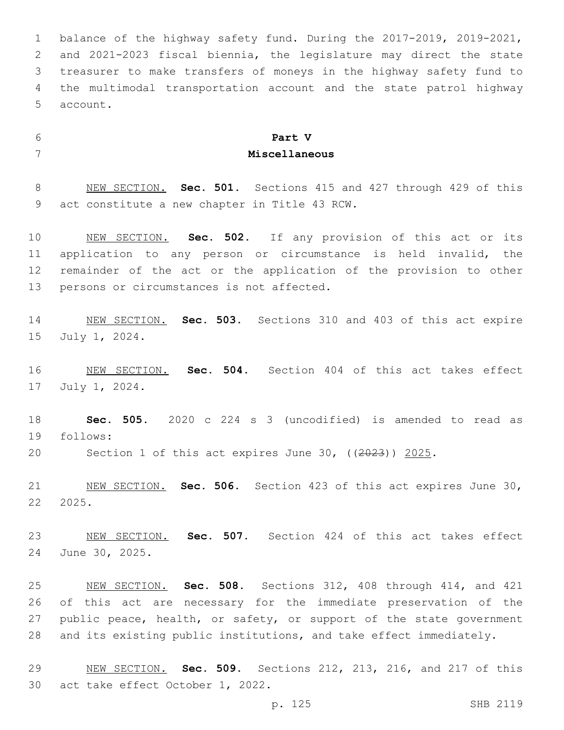balance of the highway safety fund. During the 2017-2019, 2019-2021, and 2021-2023 fiscal biennia, the legislature may direct the state treasurer to make transfers of moneys in the highway safety fund to the multimodal transportation account and the state patrol highway account.

## Part V
## Miscellaneous

NEW SECTION. **Sec. 501.** Sections 415 and 427 through 429 of this act constitute a new chapter in Title 43 RCW.

NEW SECTION. **Sec. 502.** If any provision of this act or its application to any person or circumstance is held invalid, the remainder of the act or the application of the provision to other persons or circumstances is not affected.

NEW SECTION. **Sec. 503.** Sections 310 and 403 of this act expire July 1, 2024.

NEW SECTION. **Sec. 504.** Section 404 of this act takes effect July 1, 2024.

**Sec. 505.** 2020 c 224 s 3 (uncodified) is amended to read as follows:

Section 1 of this act expires June 30, ((~~2023~~)) 2025.

NEW SECTION. **Sec. 506.** Section 423 of this act expires June 30, 2025.

NEW SECTION. **Sec. 507.** Section 424 of this act takes effect June 30, 2025.

NEW SECTION. **Sec. 508.** Sections 312, 408 through 414, and 421 of this act are necessary for the immediate preservation of the public peace, health, or safety, or support of the state government and its existing public institutions, and take effect immediately.

NEW SECTION. **Sec. 509.** Sections 212, 213, 216, and 217 of this act take effect October 1, 2022.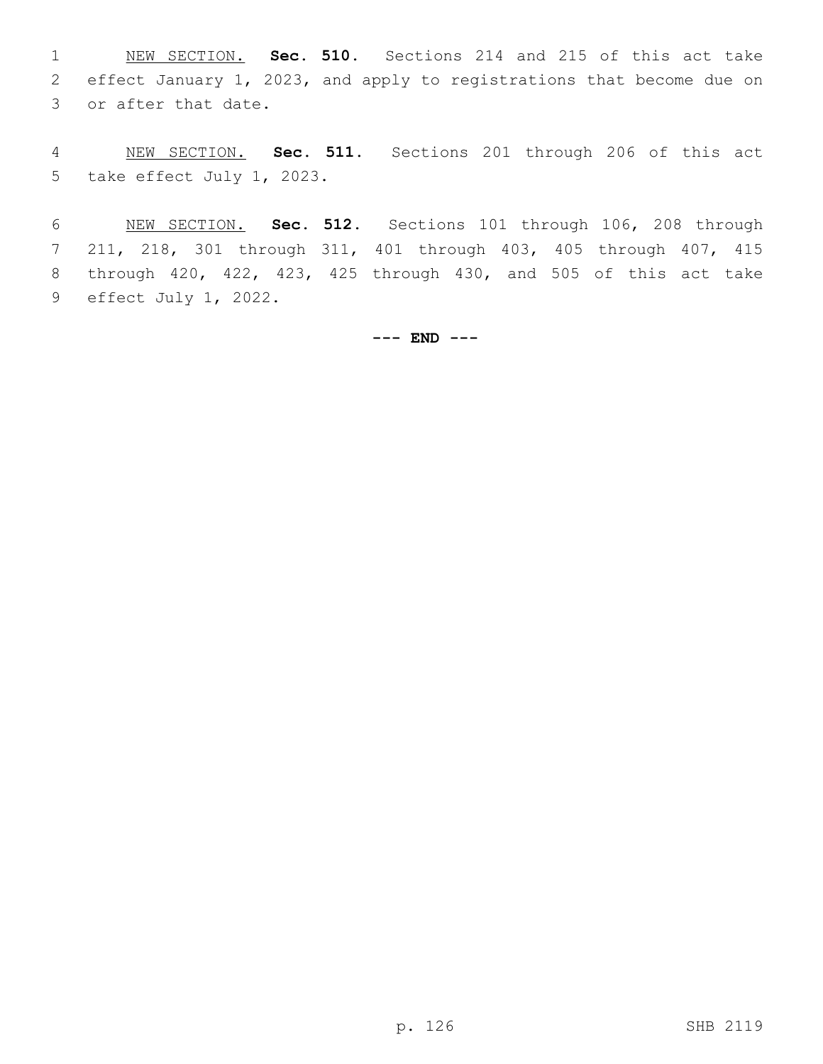NEW SECTION. **Sec. 510.** Sections 214 and 215 of this act take effect January 1, 2023, and apply to registrations that become due on or after that date.

NEW SECTION. **Sec. 511.** Sections 201 through 206 of this act take effect July 1, 2023.

NEW SECTION. **Sec. 512.** Sections 101 through 106, 208 through 211, 218, 301 through 311, 401 through 403, 405 through 407, 415 through 420, 422, 423, 425 through 430, and 505 of this act take effect July 1, 2022.

**--- END ---**